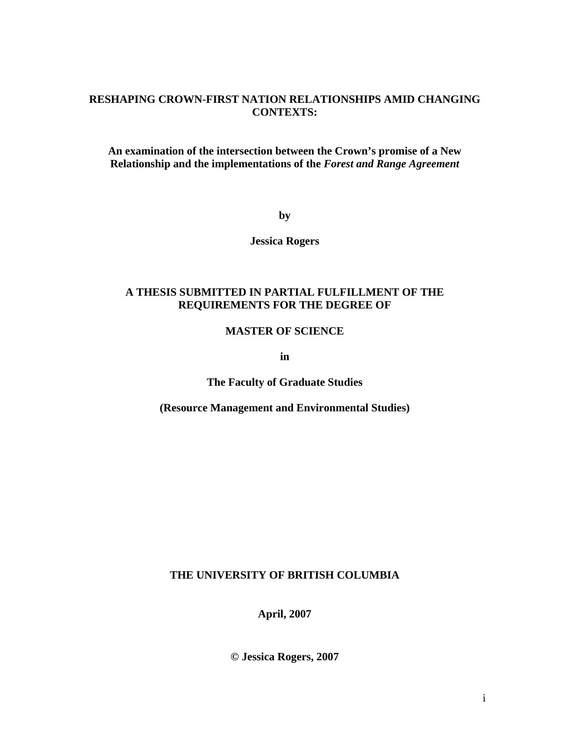# RESHAPING CROWN-FIRST NATION RELATIONSHIPS AMID CHANGING CONTEXTS:

## An examination of the intersection between the Crown's promise of a New Relationship and the implementations of the *Forest and Range Agreement*

**by**

**Jessica Rogers**

**A THESIS SUBMITTED IN PARTIAL FULFILLMENT OF THE REQUIREMENTS FOR THE DEGREE OF**

**MASTER OF SCIENCE**

**in**

**The Faculty of Graduate Studies**

**(Resource Management and Environmental Studies)**

**THE UNIVERSITY OF BRITISH COLUMBIA**

**April, 2007**

**© Jessica Rogers, 2007**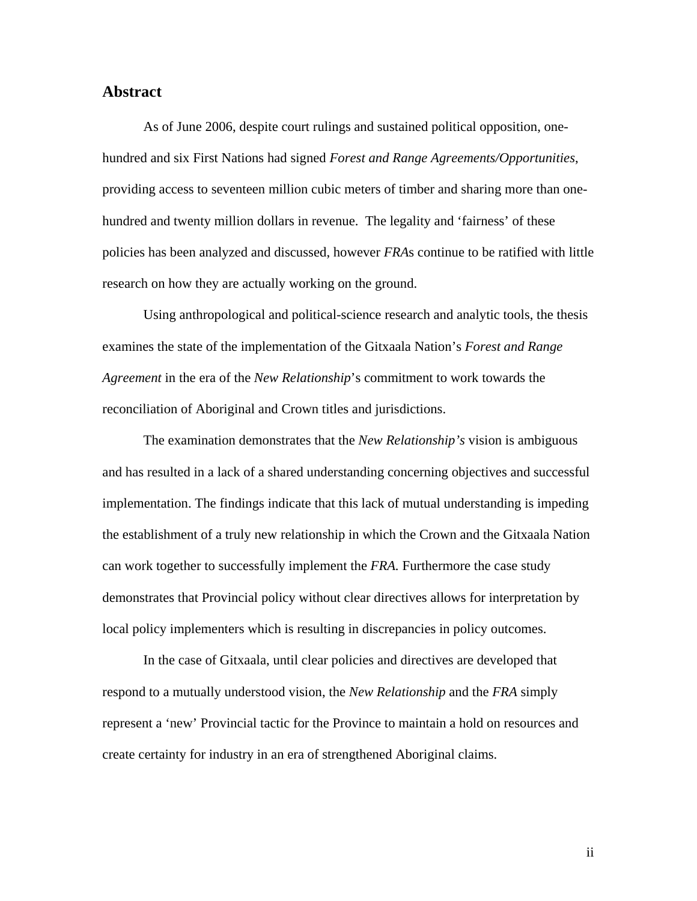## Abstract

As of June 2006, despite court rulings and sustained political opposition, one-hundred and six First Nations had signed *Forest and Range Agreements/Opportunities*, providing access to seventeen million cubic meters of timber and sharing more than one-hundred and twenty million dollars in revenue. The legality and 'fairness' of these policies has been analyzed and discussed, however *FRA*s continue to be ratified with little research on how they are actually working on the ground.

Using anthropological and political-science research and analytic tools, the thesis examines the state of the implementation of the Gitxaala Nation's *Forest and Range Agreement* in the era of the *New Relationship*'s commitment to work towards the reconciliation of Aboriginal and Crown titles and jurisdictions.

The examination demonstrates that the *New Relationship's* vision is ambiguous and has resulted in a lack of a shared understanding concerning objectives and successful implementation. The findings indicate that this lack of mutual understanding is impeding the establishment of a truly new relationship in which the Crown and the Gitxaala Nation can work together to successfully implement the *FRA.* Furthermore the case study demonstrates that Provincial policy without clear directives allows for interpretation by local policy implementers which is resulting in discrepancies in policy outcomes.

In the case of Gitxaala, until clear policies and directives are developed that respond to a mutually understood vision, the *New Relationship* and the *FRA* simply represent a 'new' Provincial tactic for the Province to maintain a hold on resources and create certainty for industry in an era of strengthened Aboriginal claims.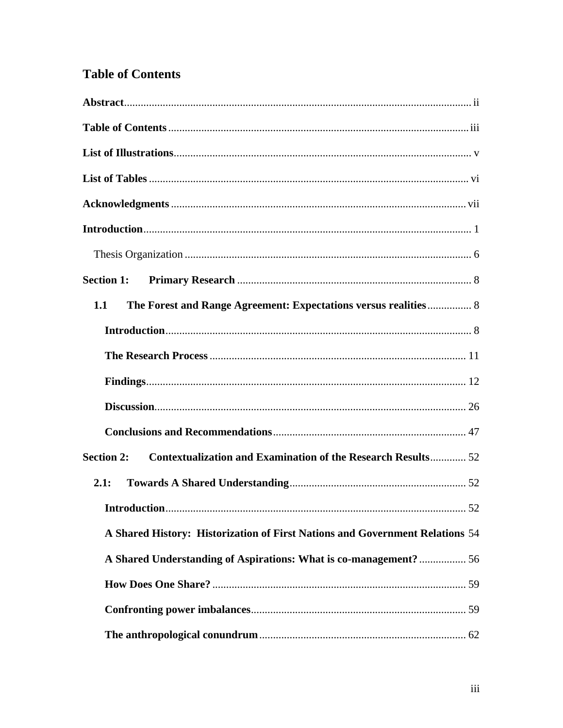# Table of Contents

**Abstract** ..... ii

**Table of Contents** ..... iii

**List of Illustrations** ..... v

**List of Tables** ..... vi

**Acknowledgments** ..... vii

**Introduction** ..... 1

- Thesis Organization ..... 6

**Section 1: Primary Research** ..... 8

- **1.1 The Forest and Range Agreement: Expectations versus realities** ..... 8
  - **Introduction** ..... 8
  - **The Research Process** ..... 11
  - **Findings** ..... 12
  - **Discussion** ..... 26
  - **Conclusions and Recommendations** ..... 47

**Section 2: Contextualization and Examination of the Research Results** ..... 52

- **2.1: Towards A Shared Understanding** ..... 52
  - **Introduction** ..... 52
  - **A Shared History: Historization of First Nations and Government Relations** 54
  - **A Shared Understanding of Aspirations: What is co-management?** ..... 56
  - **How Does One Share?** ..... 59
  - **Confronting power imbalances** ..... 59
  - **The anthropological conundrum** ..... 62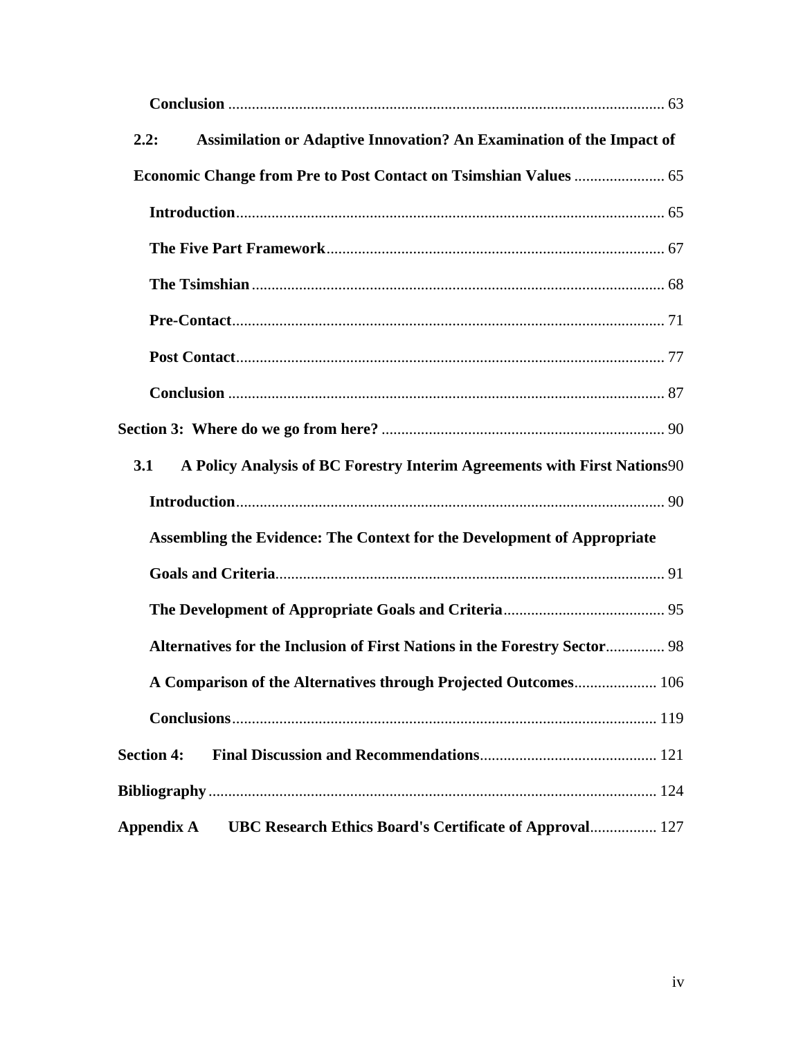**Conclusion** .............................................................................................................. 63

**2.2: Assimilation or Adaptive Innovation? An Examination of the Impact of Economic Change from Pre to Post Contact on Tsimshian Values** ....................... 65

**Introduction**............................................................................................................ 65

**The Five Part Framework**...................................................................................... 67

**The Tsimshian** ........................................................................................................ 68

**Pre-Contact**............................................................................................................. 71

**Post Contact**............................................................................................................ 77

**Conclusion** .............................................................................................................. 87

**Section 3: Where do we go from here?** ....................................................................... 90

**3.1 A Policy Analysis of BC Forestry Interim Agreements with First Nations**90

**Introduction**............................................................................................................ 90

**Assembling the Evidence: The Context for the Development of Appropriate Goals and Criteria**.................................................................................................. 91

**The Development of Appropriate Goals and Criteria**......................................... 95

**Alternatives for the Inclusion of First Nations in the Forestry Sector**............... 98

**A Comparison of the Alternatives through Projected Outcomes**..................... 106

**Conclusions**........................................................................................................... 119

**Section 4: Final Discussion and Recommendations**............................................. 121

**Bibliography**.................................................................................................................. 124

**Appendix A UBC Research Ethics Board's Certificate of Approval**................. 127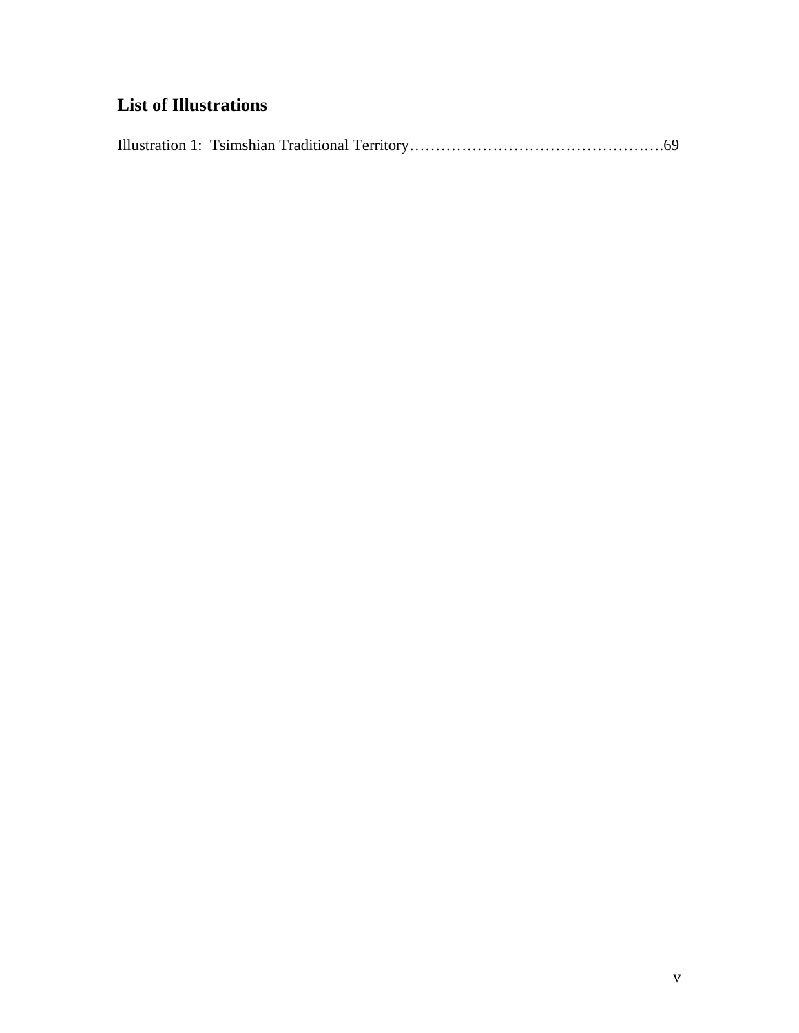## List of Illustrations

Illustration 1: Tsimshian Traditional Territory………………………………………….69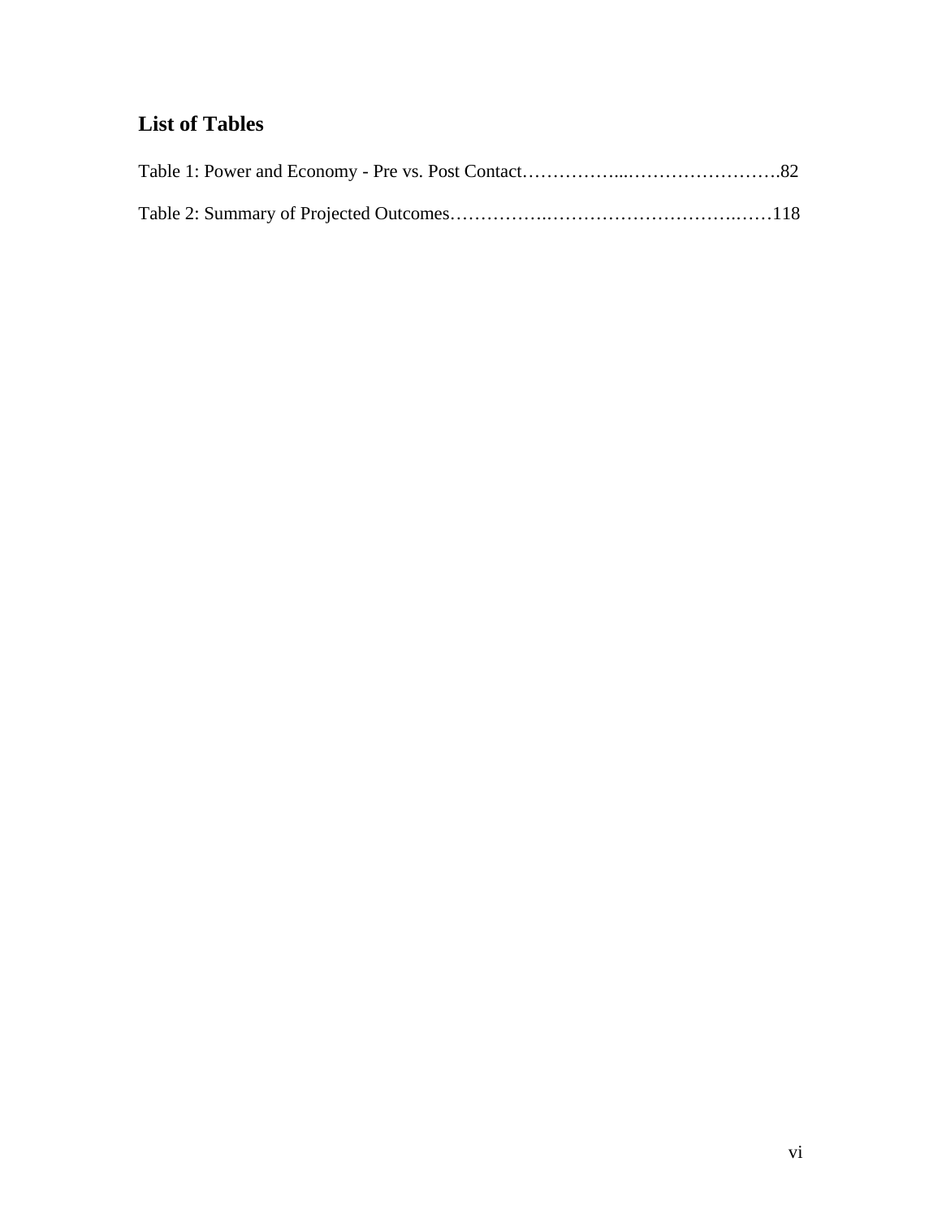## List of Tables

Table 1: Power and Economy - Pre vs. Post Contact……………...…………………….82

Table 2: Summary of Projected Outcomes……………..……………………….……118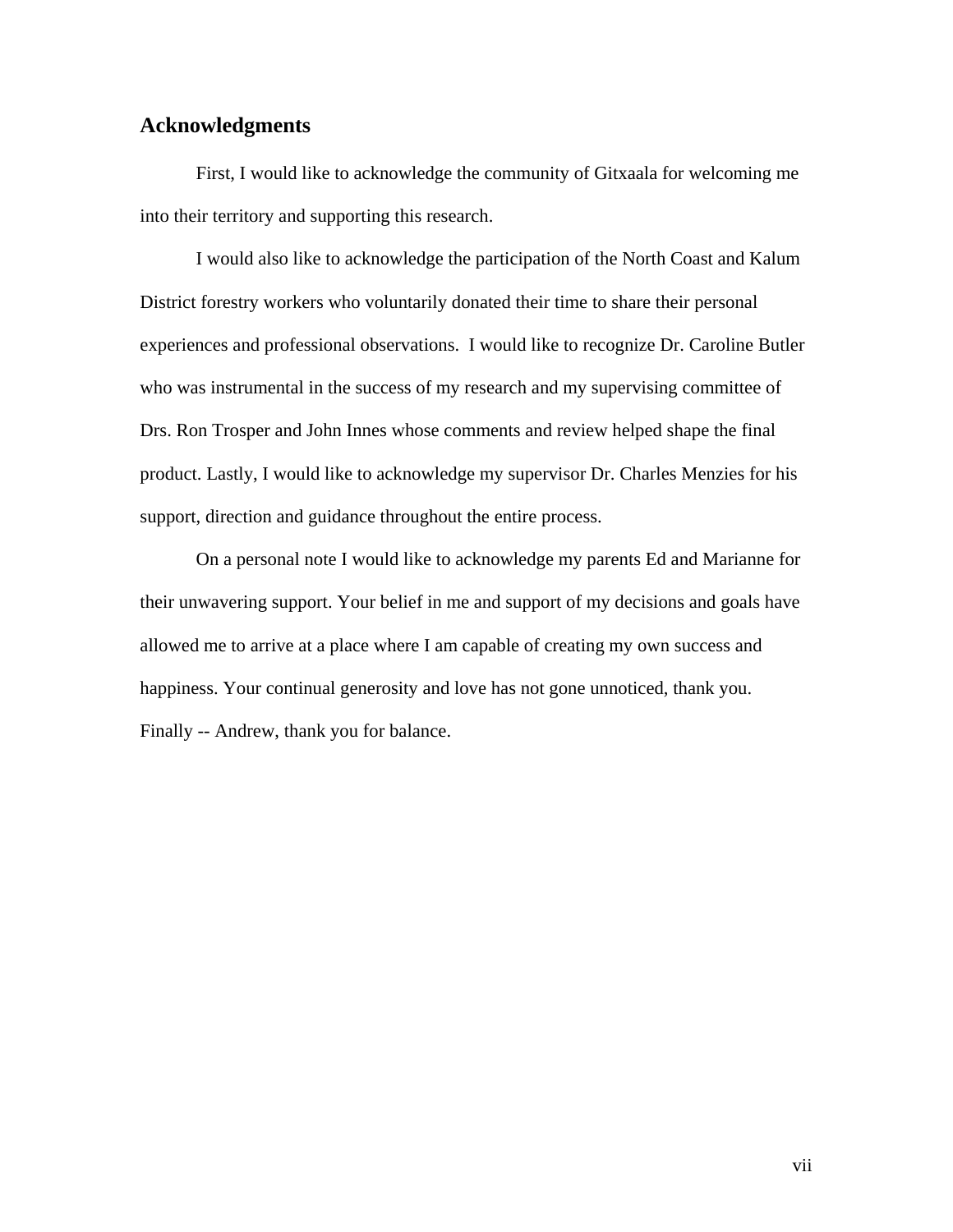## Acknowledgments

First, I would like to acknowledge the community of Gitxaala for welcoming me into their territory and supporting this research.

I would also like to acknowledge the participation of the North Coast and Kalum District forestry workers who voluntarily donated their time to share their personal experiences and professional observations. I would like to recognize Dr. Caroline Butler who was instrumental in the success of my research and my supervising committee of Drs. Ron Trosper and John Innes whose comments and review helped shape the final product. Lastly, I would like to acknowledge my supervisor Dr. Charles Menzies for his support, direction and guidance throughout the entire process.

On a personal note I would like to acknowledge my parents Ed and Marianne for their unwavering support. Your belief in me and support of my decisions and goals have allowed me to arrive at a place where I am capable of creating my own success and happiness. Your continual generosity and love has not gone unnoticed, thank you. Finally -- Andrew, thank you for balance.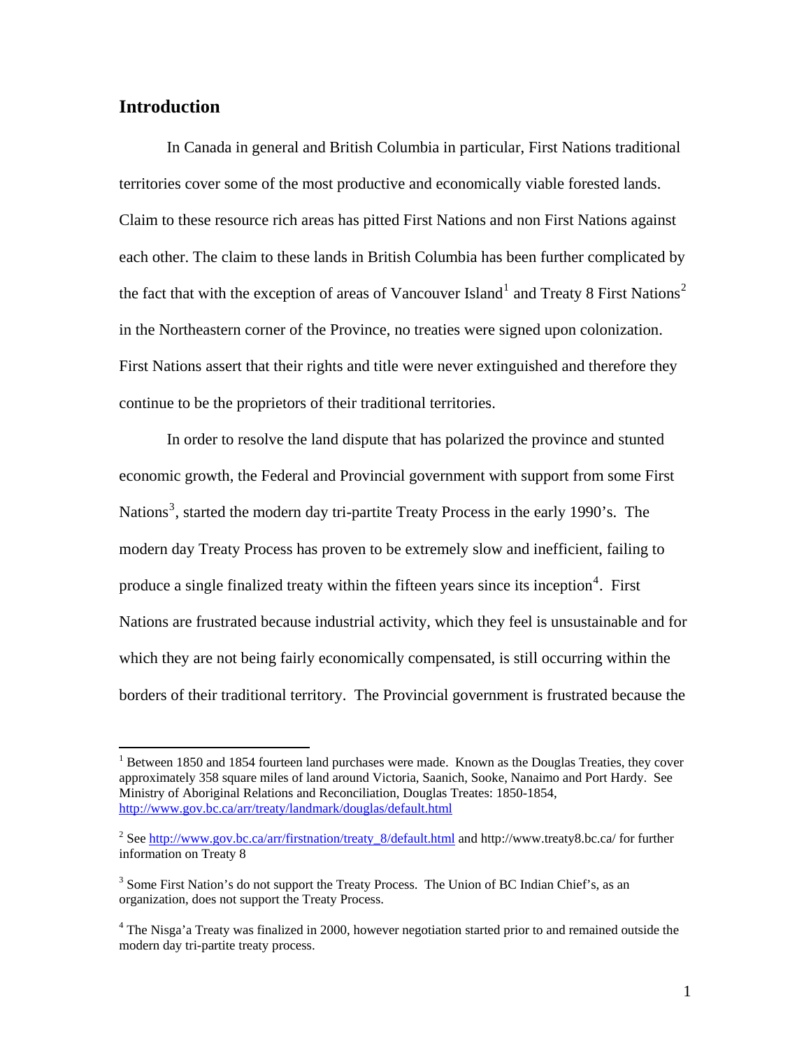## Introduction

In Canada in general and British Columbia in particular, First Nations traditional territories cover some of the most productive and economically viable forested lands. Claim to these resource rich areas has pitted First Nations and non First Nations against each other. The claim to these lands in British Columbia has been further complicated by the fact that with the exception of areas of Vancouver Island[1] and Treaty 8 First Nations[2] in the Northeastern corner of the Province, no treaties were signed upon colonization. First Nations assert that their rights and title were never extinguished and therefore they continue to be the proprietors of their traditional territories.

In order to resolve the land dispute that has polarized the province and stunted economic growth, the Federal and Provincial government with support from some First Nations[3], started the modern day tri-partite Treaty Process in the early 1990's. The modern day Treaty Process has proven to be extremely slow and inefficient, failing to produce a single finalized treaty within the fifteen years since its inception[4]. First Nations are frustrated because industrial activity, which they feel is unsustainable and for which they are not being fairly economically compensated, is still occurring within the borders of their traditional territory. The Provincial government is frustrated because the

---

[1] Between 1850 and 1854 fourteen land purchases were made. Known as the Douglas Treaties, they cover approximately 358 square miles of land around Victoria, Saanich, Sooke, Nanaimo and Port Hardy. See Ministry of Aboriginal Relations and Reconciliation, Douglas Treates: 1850-1854, http://www.gov.bc.ca/arr/treaty/landmark/douglas/default.html

[2] See http://www.gov.bc.ca/arr/firstnation/treaty_8/default.html and http://www.treaty8.bc.ca/ for further information on Treaty 8

[3] Some First Nation's do not support the Treaty Process. The Union of BC Indian Chief's, as an organization, does not support the Treaty Process.

[4] The Nisga'a Treaty was finalized in 2000, however negotiation started prior to and remained outside the modern day tri-partite treaty process.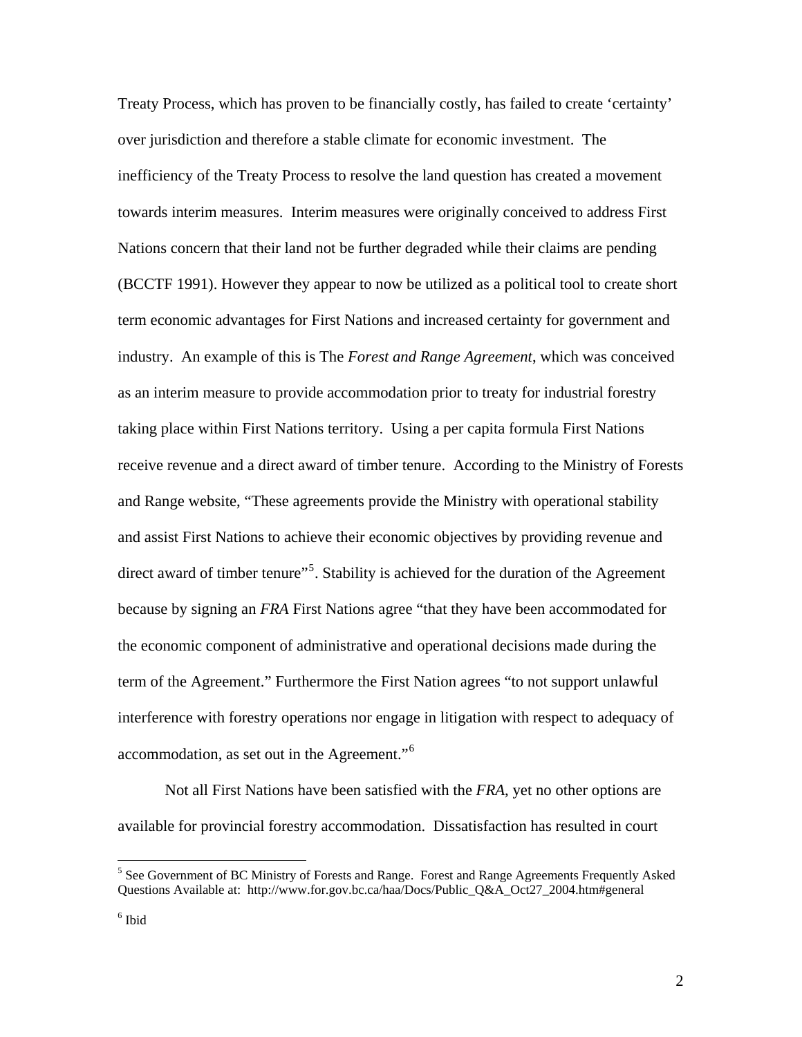Treaty Process, which has proven to be financially costly, has failed to create 'certainty' over jurisdiction and therefore a stable climate for economic investment. The inefficiency of the Treaty Process to resolve the land question has created a movement towards interim measures. Interim measures were originally conceived to address First Nations concern that their land not be further degraded while their claims are pending (BCCTF 1991). However they appear to now be utilized as a political tool to create short term economic advantages for First Nations and increased certainty for government and industry. An example of this is The *Forest and Range Agreement*, which was conceived as an interim measure to provide accommodation prior to treaty for industrial forestry taking place within First Nations territory. Using a per capita formula First Nations receive revenue and a direct award of timber tenure. According to the Ministry of Forests and Range website, "These agreements provide the Ministry with operational stability and assist First Nations to achieve their economic objectives by providing revenue and direct award of timber tenure"[5]. Stability is achieved for the duration of the Agreement because by signing an *FRA* First Nations agree "that they have been accommodated for the economic component of administrative and operational decisions made during the term of the Agreement." Furthermore the First Nation agrees "to not support unlawful interference with forestry operations nor engage in litigation with respect to adequacy of accommodation, as set out in the Agreement."[6]

Not all First Nations have been satisfied with the *FRA*, yet no other options are available for provincial forestry accommodation. Dissatisfaction has resulted in court

---

[5] See Government of BC Ministry of Forests and Range. Forest and Range Agreements Frequently Asked Questions Available at: http://www.for.gov.bc.ca/haa/Docs/Public_Q&A_Oct27_2004.htm#general

[6] Ibid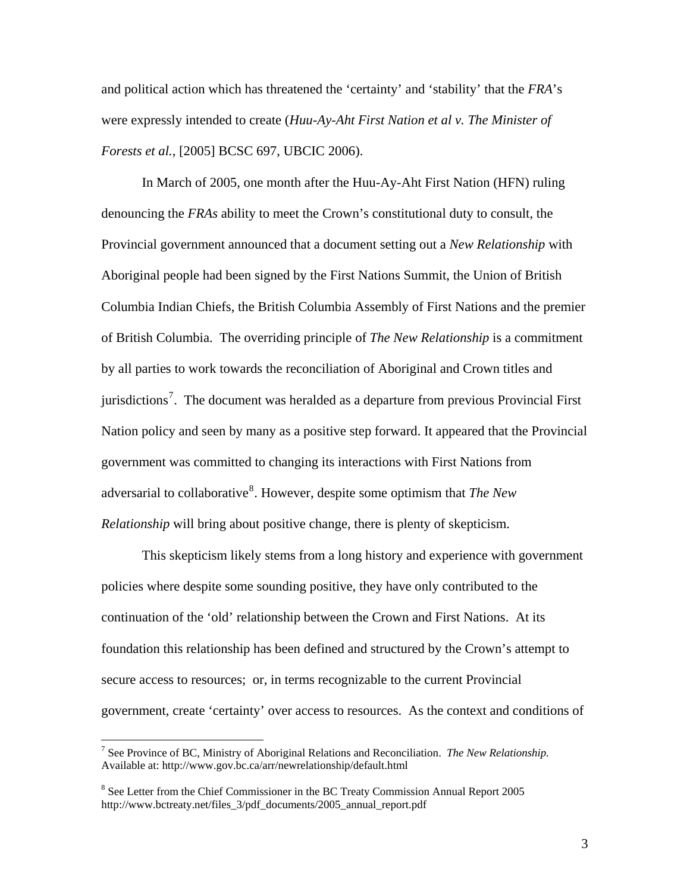and political action which has threatened the 'certainty' and 'stability' that the *FRA*'s were expressly intended to create (*Huu-Ay-Aht First Nation et al v. The Minister of Forests et al.*, [2005] BCSC 697, UBCIC 2006).

In March of 2005, one month after the Huu-Ay-Aht First Nation (HFN) ruling denouncing the *FRAs* ability to meet the Crown's constitutional duty to consult, the Provincial government announced that a document setting out a *New Relationship* with Aboriginal people had been signed by the First Nations Summit, the Union of British Columbia Indian Chiefs, the British Columbia Assembly of First Nations and the premier of British Columbia. The overriding principle of *The New Relationship* is a commitment by all parties to work towards the reconciliation of Aboriginal and Crown titles and jurisdictions[7]. The document was heralded as a departure from previous Provincial First Nation policy and seen by many as a positive step forward. It appeared that the Provincial government was committed to changing its interactions with First Nations from adversarial to collaborative[8]. However, despite some optimism that *The New Relationship* will bring about positive change, there is plenty of skepticism.

This skepticism likely stems from a long history and experience with government policies where despite some sounding positive, they have only contributed to the continuation of the 'old' relationship between the Crown and First Nations. At its foundation this relationship has been defined and structured by the Crown's attempt to secure access to resources; or, in terms recognizable to the current Provincial government, create 'certainty' over access to resources. As the context and conditions of

---

[7] See Province of BC, Ministry of Aboriginal Relations and Reconciliation. *The New Relationship.* Available at: http://www.gov.bc.ca/arr/newrelationship/default.html

[8] See Letter from the Chief Commissioner in the BC Treaty Commission Annual Report 2005 http://www.bctreaty.net/files_3/pdf_documents/2005_annual_report.pdf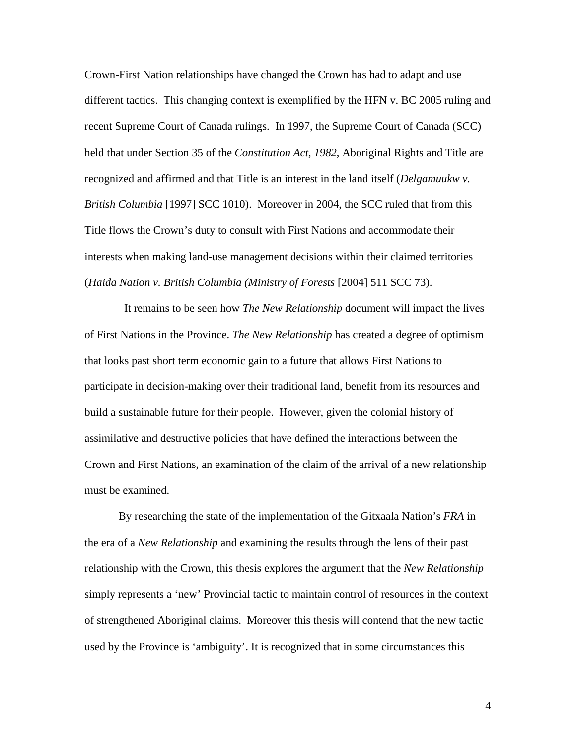Crown-First Nation relationships have changed the Crown has had to adapt and use different tactics. This changing context is exemplified by the HFN v. BC 2005 ruling and recent Supreme Court of Canada rulings. In 1997, the Supreme Court of Canada (SCC) held that under Section 35 of the *Constitution Act, 1982*, Aboriginal Rights and Title are recognized and affirmed and that Title is an interest in the land itself (*Delgamuukw v. British Columbia* [1997] SCC 1010). Moreover in 2004, the SCC ruled that from this Title flows the Crown's duty to consult with First Nations and accommodate their interests when making land-use management decisions within their claimed territories (*Haida Nation v. British Columbia (Ministry of Forests* [2004] 511 SCC 73).

It remains to be seen how *The New Relationship* document will impact the lives of First Nations in the Province. *The New Relationship* has created a degree of optimism that looks past short term economic gain to a future that allows First Nations to participate in decision-making over their traditional land, benefit from its resources and build a sustainable future for their people. However, given the colonial history of assimilative and destructive policies that have defined the interactions between the Crown and First Nations, an examination of the claim of the arrival of a new relationship must be examined.

By researching the state of the implementation of the Gitxaala Nation's *FRA* in the era of a *New Relationship* and examining the results through the lens of their past relationship with the Crown, this thesis explores the argument that the *New Relationship* simply represents a 'new' Provincial tactic to maintain control of resources in the context of strengthened Aboriginal claims. Moreover this thesis will contend that the new tactic used by the Province is 'ambiguity'. It is recognized that in some circumstances this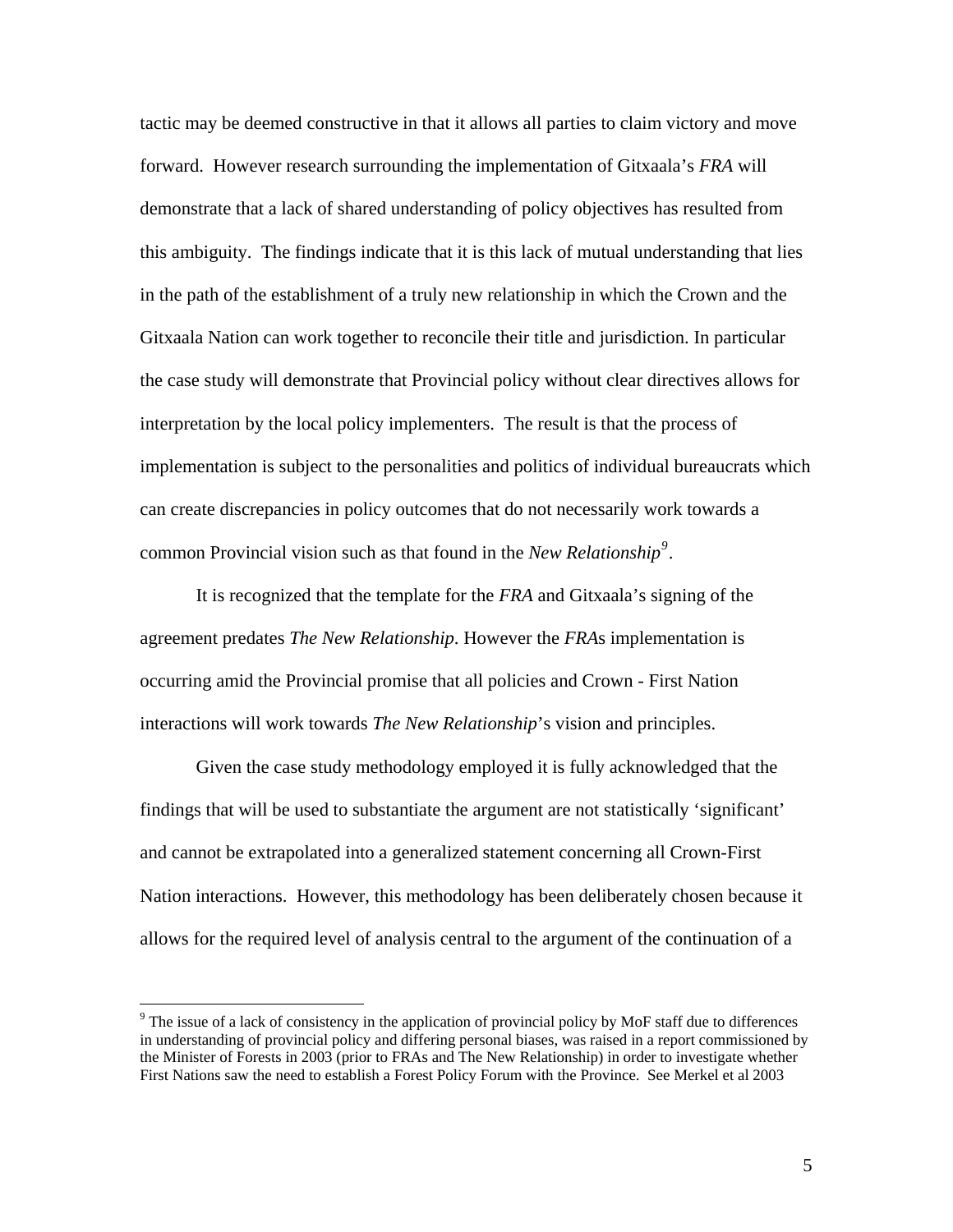tactic may be deemed constructive in that it allows all parties to claim victory and move forward. However research surrounding the implementation of Gitxaala's *FRA* will demonstrate that a lack of shared understanding of policy objectives has resulted from this ambiguity. The findings indicate that it is this lack of mutual understanding that lies in the path of the establishment of a truly new relationship in which the Crown and the Gitxaala Nation can work together to reconcile their title and jurisdiction. In particular the case study will demonstrate that Provincial policy without clear directives allows for interpretation by the local policy implementers. The result is that the process of implementation is subject to the personalities and politics of individual bureaucrats which can create discrepancies in policy outcomes that do not necessarily work towards a common Provincial vision such as that found in the *New Relationship*[9].

It is recognized that the template for the *FRA* and Gitxaala's signing of the agreement predates *The New Relationship*. However the *FRA*s implementation is occurring amid the Provincial promise that all policies and Crown - First Nation interactions will work towards *The New Relationship*'s vision and principles.

Given the case study methodology employed it is fully acknowledged that the findings that will be used to substantiate the argument are not statistically 'significant' and cannot be extrapolated into a generalized statement concerning all Crown-First Nation interactions. However, this methodology has been deliberately chosen because it allows for the required level of analysis central to the argument of the continuation of a

---

[9] The issue of a lack of consistency in the application of provincial policy by MoF staff due to differences in understanding of provincial policy and differing personal biases, was raised in a report commissioned by the Minister of Forests in 2003 (prior to FRAs and The New Relationship) in order to investigate whether First Nations saw the need to establish a Forest Policy Forum with the Province. See Merkel et al 2003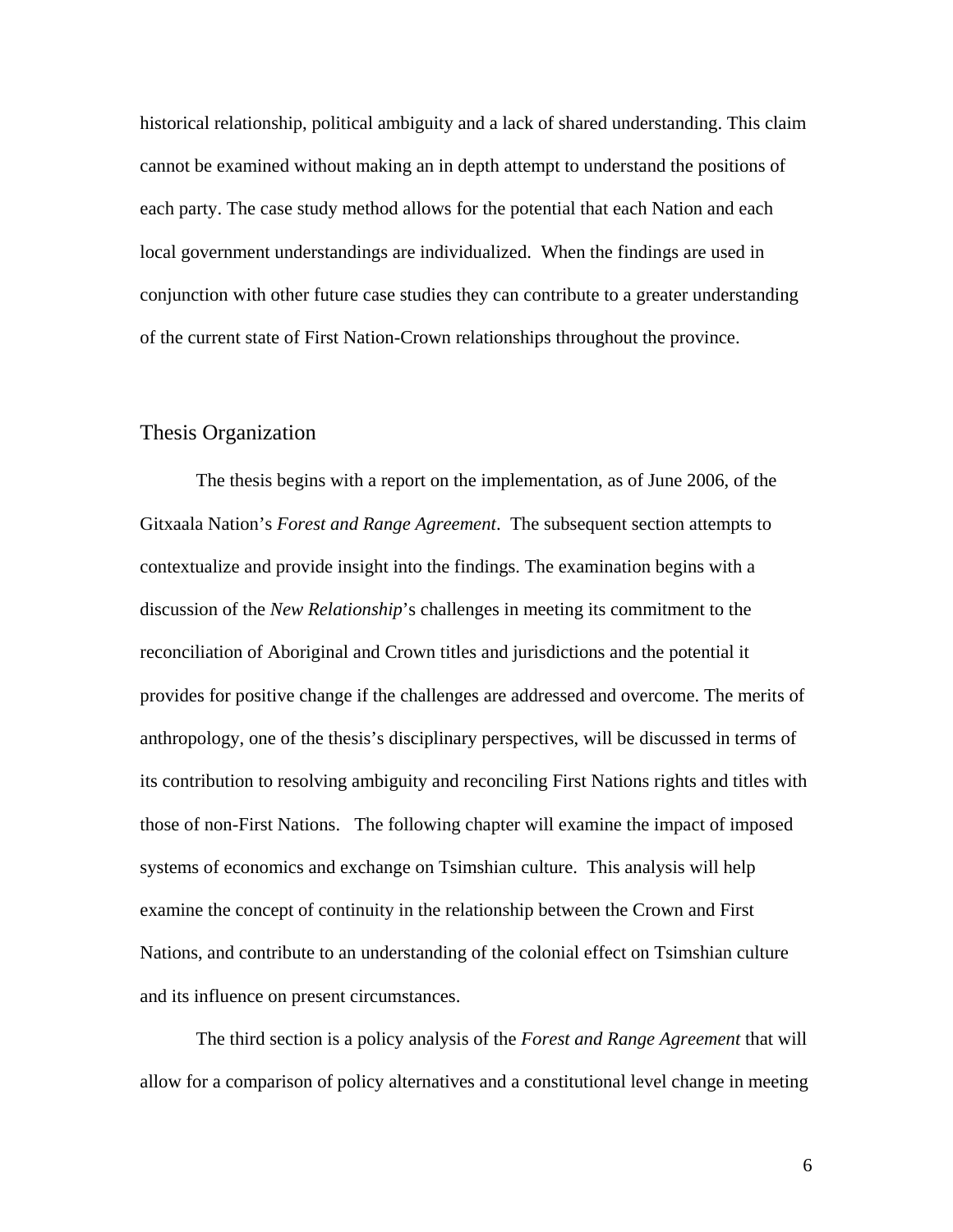historical relationship, political ambiguity and a lack of shared understanding. This claim cannot be examined without making an in depth attempt to understand the positions of each party. The case study method allows for the potential that each Nation and each local government understandings are individualized. When the findings are used in conjunction with other future case studies they can contribute to a greater understanding of the current state of First Nation-Crown relationships throughout the province.

## Thesis Organization

The thesis begins with a report on the implementation, as of June 2006, of the Gitxaala Nation's *Forest and Range Agreement*. The subsequent section attempts to contextualize and provide insight into the findings. The examination begins with a discussion of the *New Relationship*'s challenges in meeting its commitment to the reconciliation of Aboriginal and Crown titles and jurisdictions and the potential it provides for positive change if the challenges are addressed and overcome. The merits of anthropology, one of the thesis's disciplinary perspectives, will be discussed in terms of its contribution to resolving ambiguity and reconciling First Nations rights and titles with those of non-First Nations. The following chapter will examine the impact of imposed systems of economics and exchange on Tsimshian culture. This analysis will help examine the concept of continuity in the relationship between the Crown and First Nations, and contribute to an understanding of the colonial effect on Tsimshian culture and its influence on present circumstances.

The third section is a policy analysis of the *Forest and Range Agreement* that will allow for a comparison of policy alternatives and a constitutional level change in meeting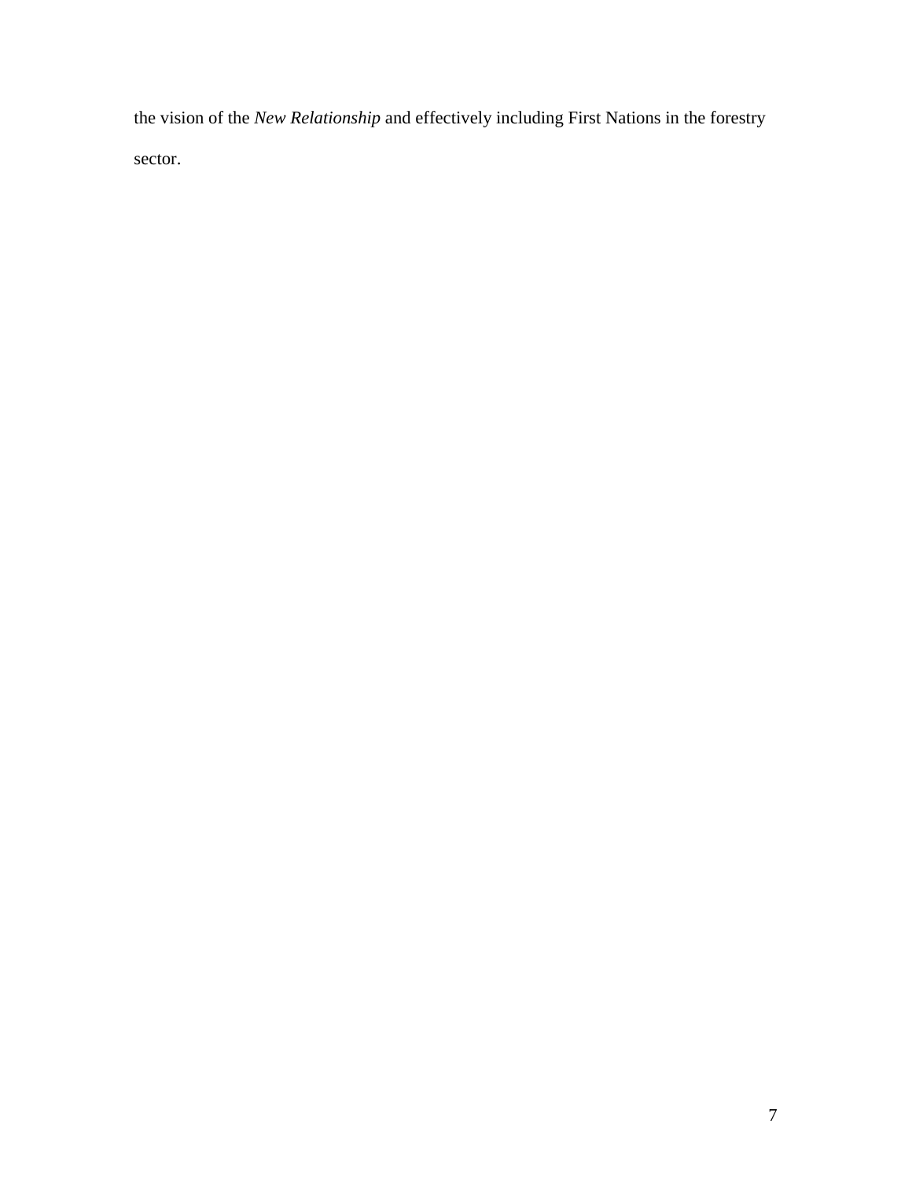the vision of the *New Relationship* and effectively including First Nations in the forestry sector.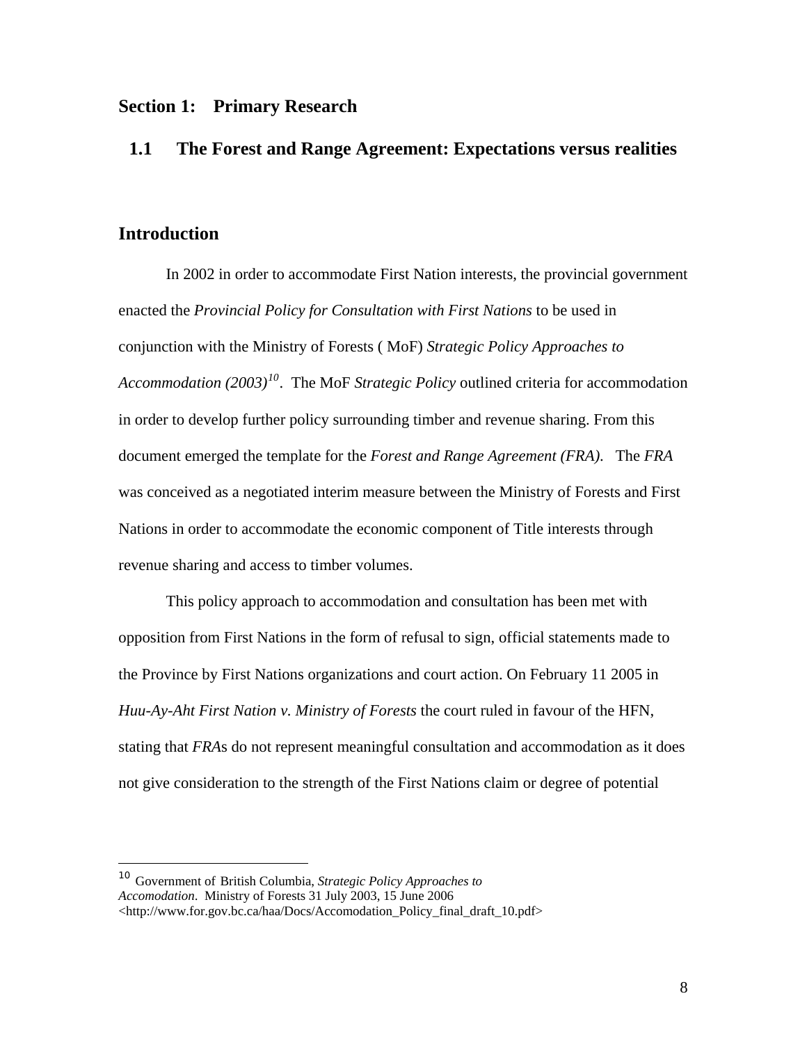## Section 1: Primary Research

### 1.1 The Forest and Range Agreement: Expectations versus realities

### Introduction

In 2002 in order to accommodate First Nation interests, the provincial government enacted the *Provincial Policy for Consultation with First Nations* to be used in conjunction with the Ministry of Forests ( MoF) *Strategic Policy Approaches to Accommodation (2003)*[10]. The MoF *Strategic Policy* outlined criteria for accommodation in order to develop further policy surrounding timber and revenue sharing. From this document emerged the template for the *Forest and Range Agreement (FRA).* The *FRA* was conceived as a negotiated interim measure between the Ministry of Forests and First Nations in order to accommodate the economic component of Title interests through revenue sharing and access to timber volumes.

This policy approach to accommodation and consultation has been met with opposition from First Nations in the form of refusal to sign, official statements made to the Province by First Nations organizations and court action. On February 11 2005 in *Huu-Ay-Aht First Nation v. Ministry of Forests* the court ruled in favour of the HFN, stating that *FRA*s do not represent meaningful consultation and accommodation as it does not give consideration to the strength of the First Nations claim or degree of potential

---

[10] Government of British Columbia, *Strategic Policy Approaches to Accomodation*. Ministry of Forests 31 July 2003, 15 June 2006 <http://www.for.gov.bc.ca/haa/Docs/Accomodation_Policy_final_draft_10.pdf>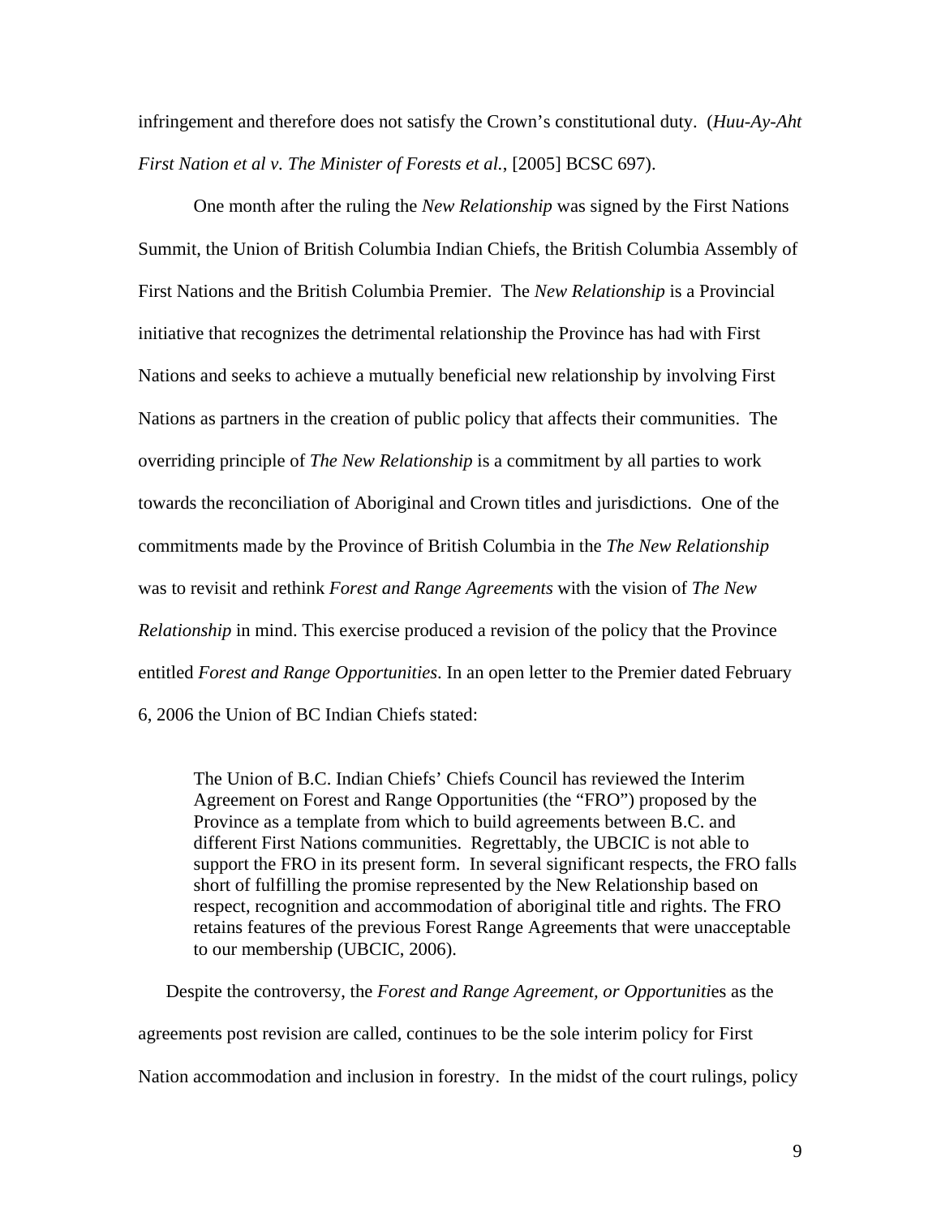infringement and therefore does not satisfy the Crown's constitutional duty. (*Huu-Ay-Aht First Nation et al v. The Minister of Forests et al.*, [2005] BCSC 697).

One month after the ruling the *New Relationship* was signed by the First Nations Summit, the Union of British Columbia Indian Chiefs, the British Columbia Assembly of First Nations and the British Columbia Premier. The *New Relationship* is a Provincial initiative that recognizes the detrimental relationship the Province has had with First Nations and seeks to achieve a mutually beneficial new relationship by involving First Nations as partners in the creation of public policy that affects their communities. The overriding principle of *The New Relationship* is a commitment by all parties to work towards the reconciliation of Aboriginal and Crown titles and jurisdictions. One of the commitments made by the Province of British Columbia in the *The New Relationship* was to revisit and rethink *Forest and Range Agreements* with the vision of *The New Relationship* in mind. This exercise produced a revision of the policy that the Province entitled *Forest and Range Opportunities*. In an open letter to the Premier dated February 6, 2006 the Union of BC Indian Chiefs stated:

> The Union of B.C. Indian Chiefs' Chiefs Council has reviewed the Interim Agreement on Forest and Range Opportunities (the "FRO") proposed by the Province as a template from which to build agreements between B.C. and different First Nations communities. Regrettably, the UBCIC is not able to support the FRO in its present form. In several significant respects, the FRO falls short of fulfilling the promise represented by the New Relationship based on respect, recognition and accommodation of aboriginal title and rights. The FRO retains features of the previous Forest Range Agreements that were unacceptable to our membership (UBCIC, 2006).

Despite the controversy, the *Forest and Range Agreement, or Opportuniti*es as the agreements post revision are called, continues to be the sole interim policy for First Nation accommodation and inclusion in forestry. In the midst of the court rulings, policy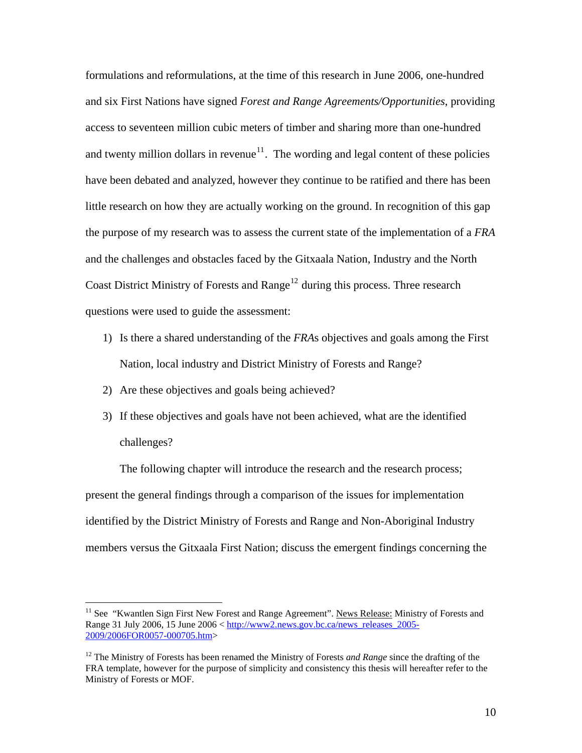formulations and reformulations, at the time of this research in June 2006, one-hundred and six First Nations have signed *Forest and Range Agreements/Opportunities*, providing access to seventeen million cubic meters of timber and sharing more than one-hundred and twenty million dollars in revenue[11]. The wording and legal content of these policies have been debated and analyzed, however they continue to be ratified and there has been little research on how they are actually working on the ground. In recognition of this gap the purpose of my research was to assess the current state of the implementation of a *FRA* and the challenges and obstacles faced by the Gitxaala Nation, Industry and the North Coast District Ministry of Forests and Range[12] during this process. Three research questions were used to guide the assessment:

1) Is there a shared understanding of the *FRA*s objectives and goals among the First Nation, local industry and District Ministry of Forests and Range?
2) Are these objectives and goals being achieved?
3) If these objectives and goals have not been achieved, what are the identified challenges?

The following chapter will introduce the research and the research process; present the general findings through a comparison of the issues for implementation identified by the District Ministry of Forests and Range and Non-Aboriginal Industry members versus the Gitxaala First Nation; discuss the emergent findings concerning the

---

[11] See "Kwantlen Sign First New Forest and Range Agreement". News Release: Ministry of Forests and Range 31 July 2006, 15 June 2006 < http://www2.news.gov.bc.ca/news_releases_2005-2009/2006FOR0057-000705.htm>

[12] The Ministry of Forests has been renamed the Ministry of Forests *and Range* since the drafting of the FRA template, however for the purpose of simplicity and consistency this thesis will hereafter refer to the Ministry of Forests or MOF.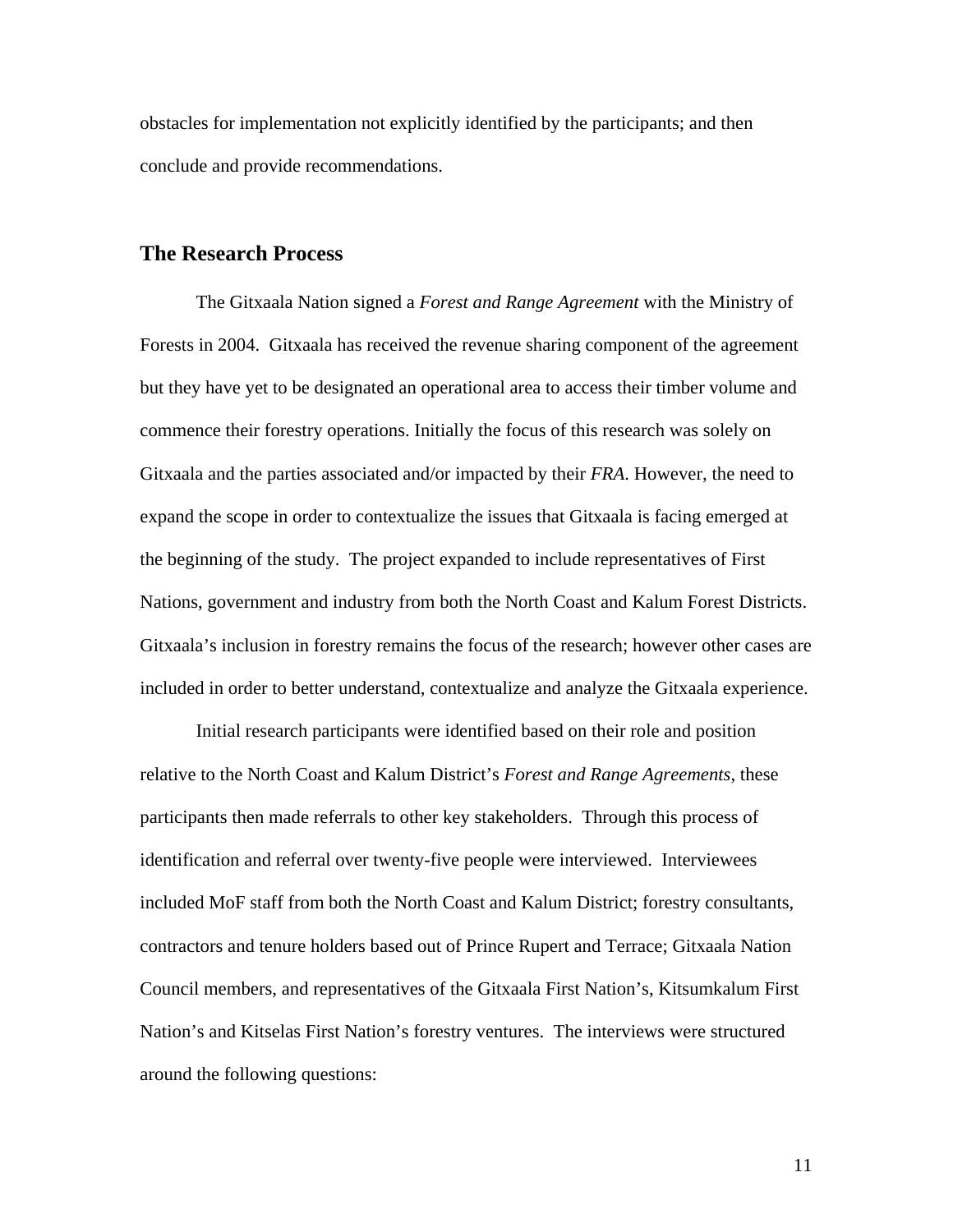obstacles for implementation not explicitly identified by the participants; and then conclude and provide recommendations.

## The Research Process

The Gitxaala Nation signed a *Forest and Range Agreement* with the Ministry of Forests in 2004. Gitxaala has received the revenue sharing component of the agreement but they have yet to be designated an operational area to access their timber volume and commence their forestry operations. Initially the focus of this research was solely on Gitxaala and the parties associated and/or impacted by their *FRA*. However, the need to expand the scope in order to contextualize the issues that Gitxaala is facing emerged at the beginning of the study. The project expanded to include representatives of First Nations, government and industry from both the North Coast and Kalum Forest Districts. Gitxaala's inclusion in forestry remains the focus of the research; however other cases are included in order to better understand, contextualize and analyze the Gitxaala experience.

Initial research participants were identified based on their role and position relative to the North Coast and Kalum District's *Forest and Range Agreements*, these participants then made referrals to other key stakeholders. Through this process of identification and referral over twenty-five people were interviewed. Interviewees included MoF staff from both the North Coast and Kalum District; forestry consultants, contractors and tenure holders based out of Prince Rupert and Terrace; Gitxaala Nation Council members, and representatives of the Gitxaala First Nation's, Kitsumkalum First Nation's and Kitselas First Nation's forestry ventures. The interviews were structured around the following questions: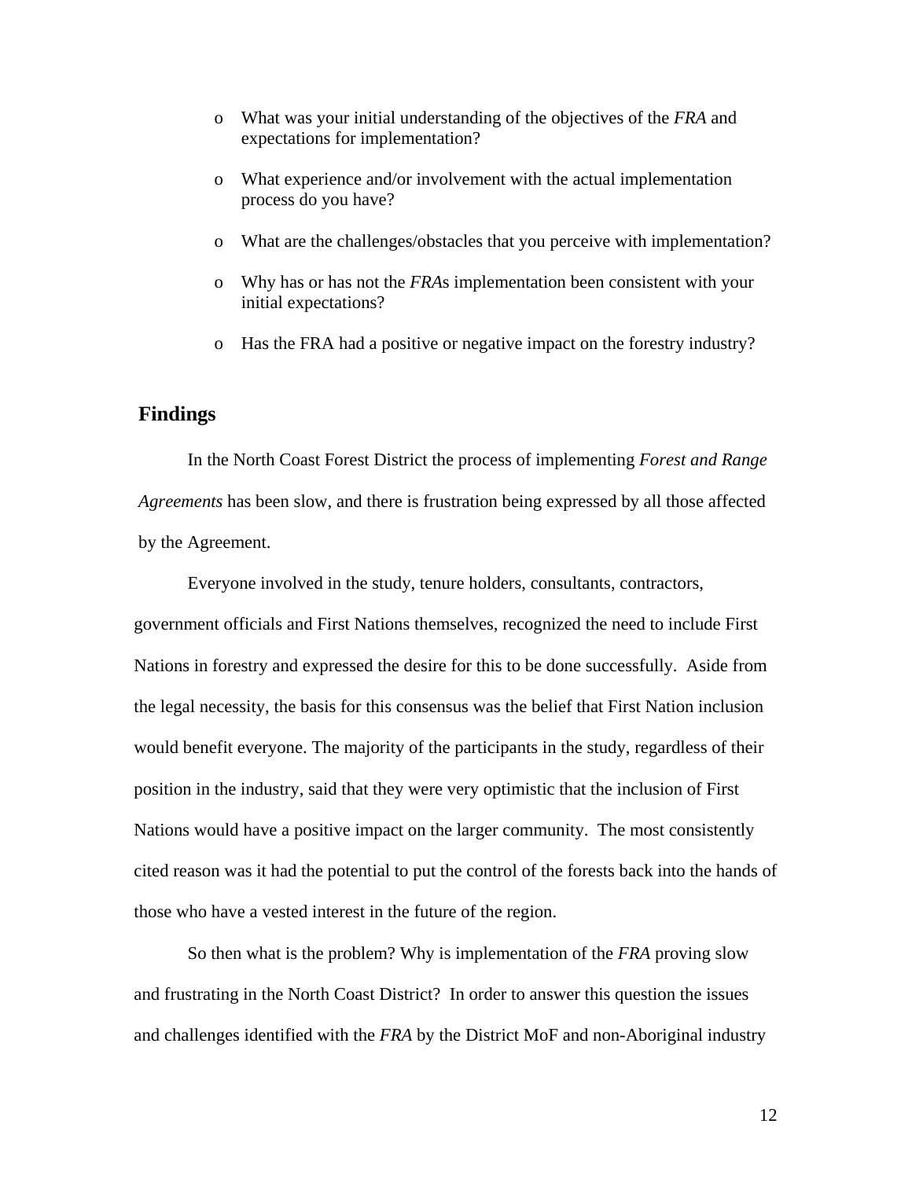- What was your initial understanding of the objectives of the *FRA* and expectations for implementation?
- What experience and/or involvement with the actual implementation process do you have?
- What are the challenges/obstacles that you perceive with implementation?
- Why has or has not the *FRA*s implementation been consistent with your initial expectations?
- Has the FRA had a positive or negative impact on the forestry industry?

## Findings

In the North Coast Forest District the process of implementing *Forest and Range Agreements* has been slow, and there is frustration being expressed by all those affected by the Agreement.

Everyone involved in the study, tenure holders, consultants, contractors, government officials and First Nations themselves, recognized the need to include First Nations in forestry and expressed the desire for this to be done successfully. Aside from the legal necessity, the basis for this consensus was the belief that First Nation inclusion would benefit everyone. The majority of the participants in the study, regardless of their position in the industry, said that they were very optimistic that the inclusion of First Nations would have a positive impact on the larger community. The most consistently cited reason was it had the potential to put the control of the forests back into the hands of those who have a vested interest in the future of the region.

So then what is the problem? Why is implementation of the *FRA* proving slow and frustrating in the North Coast District? In order to answer this question the issues and challenges identified with the *FRA* by the District MoF and non-Aboriginal industry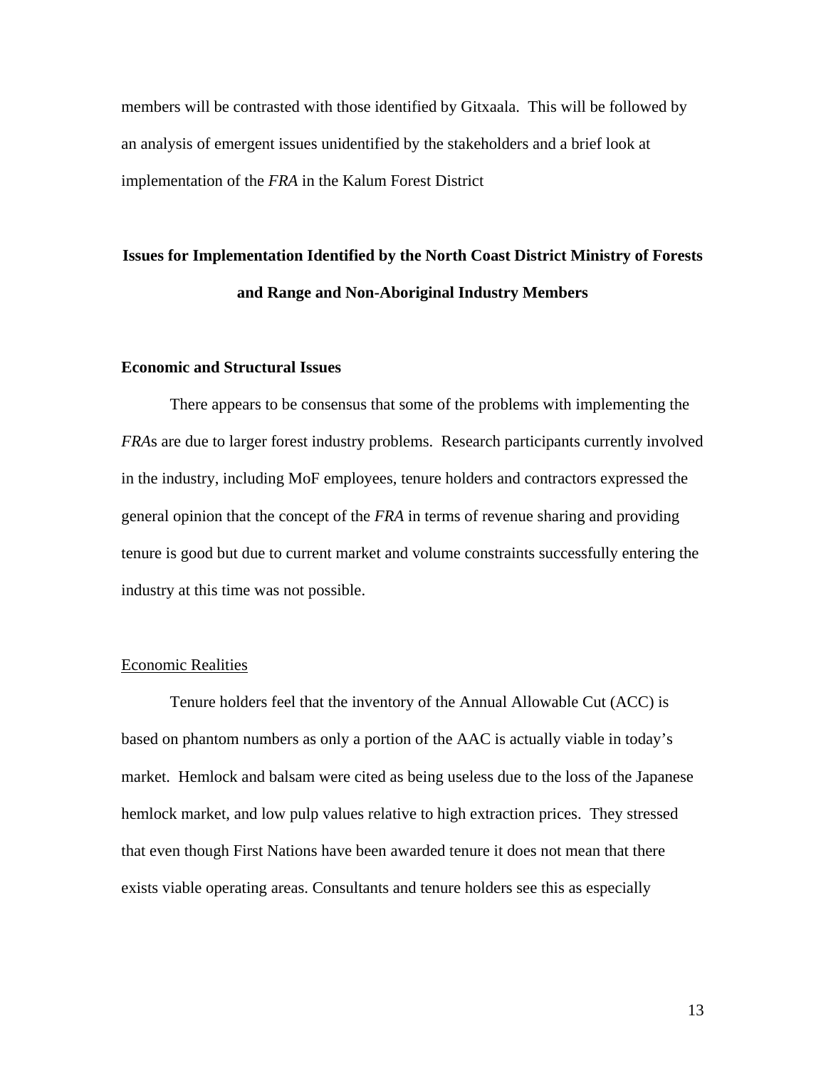members will be contrasted with those identified by Gitxaala. This will be followed by an analysis of emergent issues unidentified by the stakeholders and a brief look at implementation of the *FRA* in the Kalum Forest District

## Issues for Implementation Identified by the North Coast District Ministry of Forests and Range and Non-Aboriginal Industry Members

### Economic and Structural Issues

There appears to be consensus that some of the problems with implementing the *FRA*s are due to larger forest industry problems. Research participants currently involved in the industry, including MoF employees, tenure holders and contractors expressed the general opinion that the concept of the *FRA* in terms of revenue sharing and providing tenure is good but due to current market and volume constraints successfully entering the industry at this time was not possible.

#### Economic Realities

Tenure holders feel that the inventory of the Annual Allowable Cut (ACC) is based on phantom numbers as only a portion of the AAC is actually viable in today's market. Hemlock and balsam were cited as being useless due to the loss of the Japanese hemlock market, and low pulp values relative to high extraction prices. They stressed that even though First Nations have been awarded tenure it does not mean that there exists viable operating areas. Consultants and tenure holders see this as especially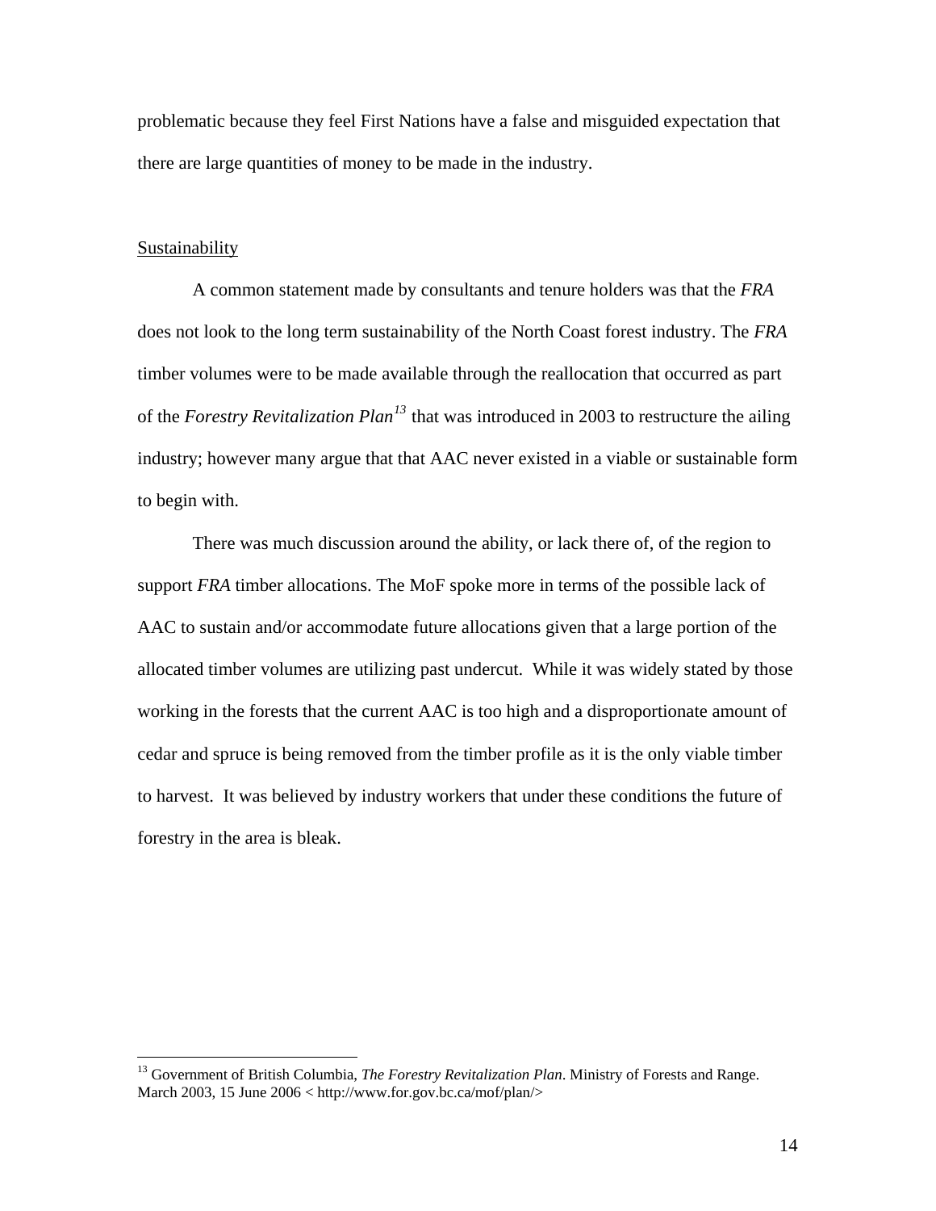problematic because they feel First Nations have a false and misguided expectation that there are large quantities of money to be made in the industry.

<u>Sustainability</u>

A common statement made by consultants and tenure holders was that the *FRA* does not look to the long term sustainability of the North Coast forest industry. The *FRA* timber volumes were to be made available through the reallocation that occurred as part of the *Forestry Revitalization Plan*[13] that was introduced in 2003 to restructure the ailing industry; however many argue that that AAC never existed in a viable or sustainable form to begin with.

There was much discussion around the ability, or lack there of, of the region to support *FRA* timber allocations. The MoF spoke more in terms of the possible lack of AAC to sustain and/or accommodate future allocations given that a large portion of the allocated timber volumes are utilizing past undercut. While it was widely stated by those working in the forests that the current AAC is too high and a disproportionate amount of cedar and spruce is being removed from the timber profile as it is the only viable timber to harvest. It was believed by industry workers that under these conditions the future of forestry in the area is bleak.

[13] Government of British Columbia, *The Forestry Revitalization Plan*. Ministry of Forests and Range. March 2003, 15 June 2006 < http://www.for.gov.bc.ca/mof/plan/>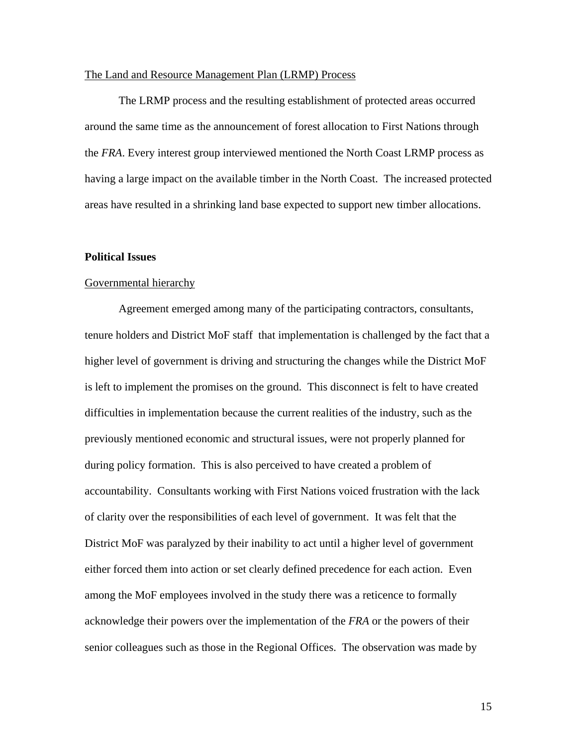The Land and Resource Management Plan (LRMP) Process

The LRMP process and the resulting establishment of protected areas occurred around the same time as the announcement of forest allocation to First Nations through the *FRA*. Every interest group interviewed mentioned the North Coast LRMP process as having a large impact on the available timber in the North Coast. The increased protected areas have resulted in a shrinking land base expected to support new timber allocations.

**Political Issues**

Governmental hierarchy

Agreement emerged among many of the participating contractors, consultants, tenure holders and District MoF staff that implementation is challenged by the fact that a higher level of government is driving and structuring the changes while the District MoF is left to implement the promises on the ground. This disconnect is felt to have created difficulties in implementation because the current realities of the industry, such as the previously mentioned economic and structural issues, were not properly planned for during policy formation. This is also perceived to have created a problem of accountability. Consultants working with First Nations voiced frustration with the lack of clarity over the responsibilities of each level of government. It was felt that the District MoF was paralyzed by their inability to act until a higher level of government either forced them into action or set clearly defined precedence for each action. Even among the MoF employees involved in the study there was a reticence to formally acknowledge their powers over the implementation of the *FRA* or the powers of their senior colleagues such as those in the Regional Offices. The observation was made by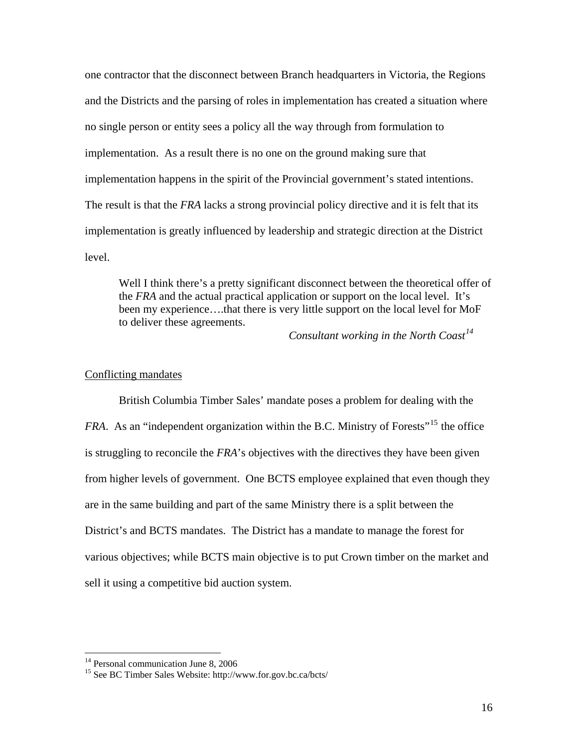one contractor that the disconnect between Branch headquarters in Victoria, the Regions and the Districts and the parsing of roles in implementation has created a situation where no single person or entity sees a policy all the way through from formulation to implementation. As a result there is no one on the ground making sure that implementation happens in the spirit of the Provincial government's stated intentions. The result is that the *FRA* lacks a strong provincial policy directive and it is felt that its implementation is greatly influenced by leadership and strategic direction at the District level.

> Well I think there's a pretty significant disconnect between the theoretical offer of the *FRA* and the actual practical application or support on the local level. It's been my experience….that there is very little support on the local level for MoF to deliver these agreements.
>
> *Consultant working in the North Coast*[14]

Conflicting mandates

British Columbia Timber Sales' mandate poses a problem for dealing with the *FRA*. As an "independent organization within the B.C. Ministry of Forests"[15] the office is struggling to reconcile the *FRA*'s objectives with the directives they have been given from higher levels of government. One BCTS employee explained that even though they are in the same building and part of the same Ministry there is a split between the District's and BCTS mandates. The District has a mandate to manage the forest for various objectives; while BCTS main objective is to put Crown timber on the market and sell it using a competitive bid auction system.

---

[14] Personal communication June 8, 2006

[15] See BC Timber Sales Website: http://www.for.gov.bc.ca/bcts/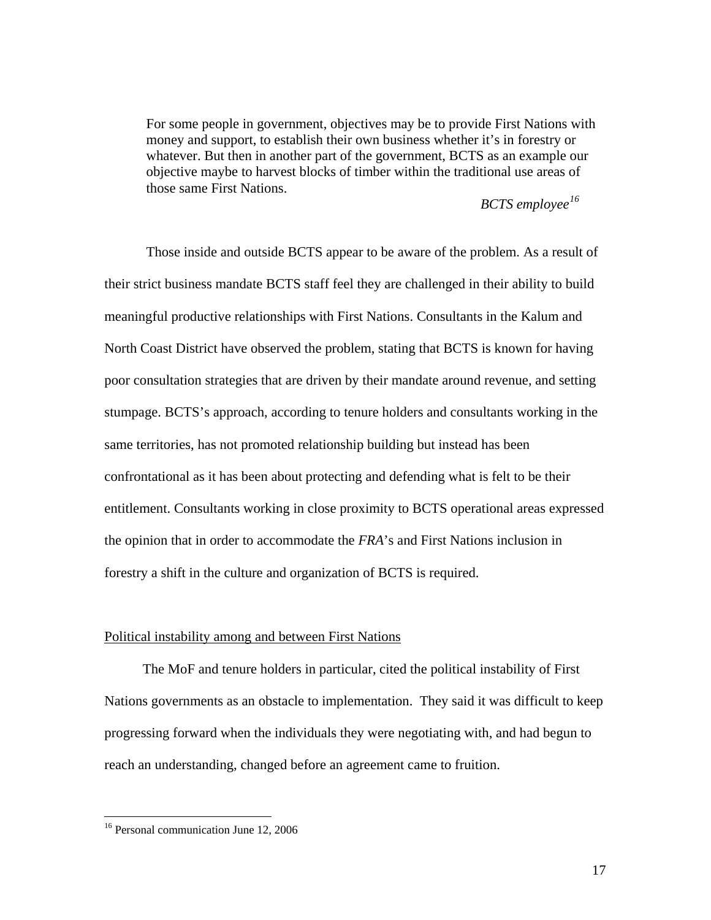> For some people in government, objectives may be to provide First Nations with money and support, to establish their own business whether it's in forestry or whatever. But then in another part of the government, BCTS as an example our objective maybe to harvest blocks of timber within the traditional use areas of those same First Nations.
>
> *BCTS employee*[16]

Those inside and outside BCTS appear to be aware of the problem. As a result of their strict business mandate BCTS staff feel they are challenged in their ability to build meaningful productive relationships with First Nations. Consultants in the Kalum and North Coast District have observed the problem, stating that BCTS is known for having poor consultation strategies that are driven by their mandate around revenue, and setting stumpage. BCTS's approach, according to tenure holders and consultants working in the same territories, has not promoted relationship building but instead has been confrontational as it has been about protecting and defending what is felt to be their entitlement. Consultants working in close proximity to BCTS operational areas expressed the opinion that in order to accommodate the *FRA*'s and First Nations inclusion in forestry a shift in the culture and organization of BCTS is required.

<u>Political instability among and between First Nations</u>

The MoF and tenure holders in particular, cited the political instability of First Nations governments as an obstacle to implementation. They said it was difficult to keep progressing forward when the individuals they were negotiating with, and had begun to reach an understanding, changed before an agreement came to fruition.

[16] Personal communication June 12, 2006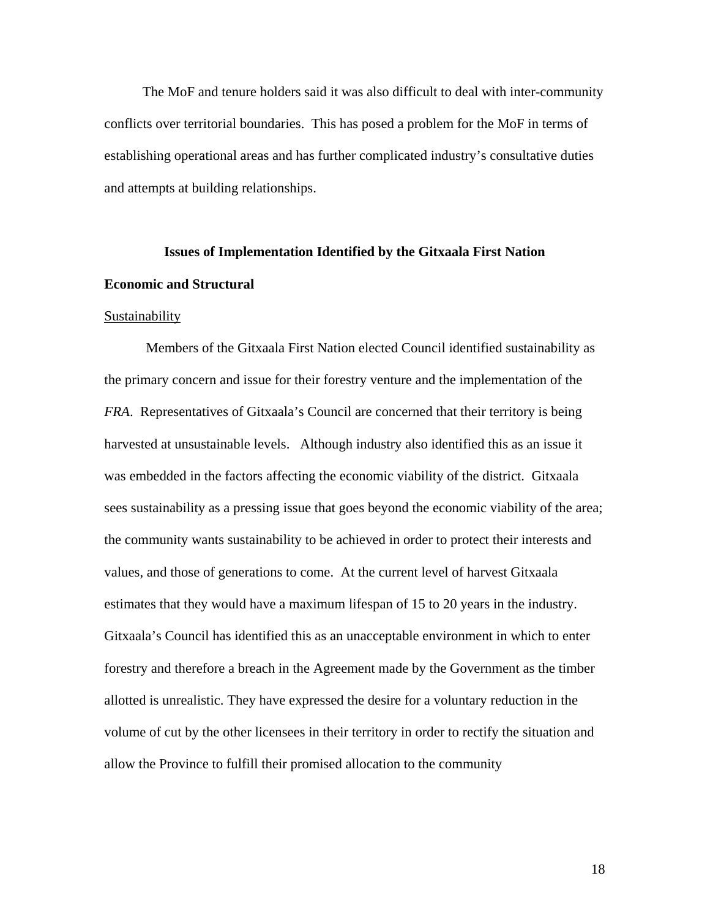The MoF and tenure holders said it was also difficult to deal with inter-community conflicts over territorial boundaries. This has posed a problem for the MoF in terms of establishing operational areas and has further complicated industry's consultative duties and attempts at building relationships.

## Issues of Implementation Identified by the Gitxaala First Nation

### Economic and Structural

Sustainability

Members of the Gitxaala First Nation elected Council identified sustainability as the primary concern and issue for their forestry venture and the implementation of the *FRA*. Representatives of Gitxaala's Council are concerned that their territory is being harvested at unsustainable levels. Although industry also identified this as an issue it was embedded in the factors affecting the economic viability of the district. Gitxaala sees sustainability as a pressing issue that goes beyond the economic viability of the area; the community wants sustainability to be achieved in order to protect their interests and values, and those of generations to come. At the current level of harvest Gitxaala estimates that they would have a maximum lifespan of 15 to 20 years in the industry. Gitxaala's Council has identified this as an unacceptable environment in which to enter forestry and therefore a breach in the Agreement made by the Government as the timber allotted is unrealistic. They have expressed the desire for a voluntary reduction in the volume of cut by the other licensees in their territory in order to rectify the situation and allow the Province to fulfill their promised allocation to the community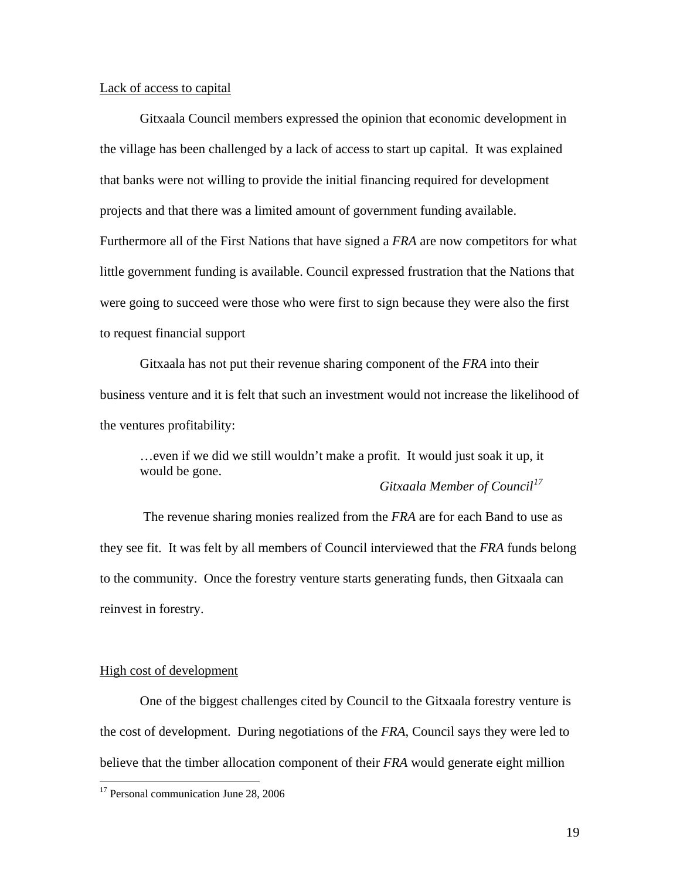Lack of access to capital

Gitxaala Council members expressed the opinion that economic development in the village has been challenged by a lack of access to start up capital. It was explained that banks were not willing to provide the initial financing required for development projects and that there was a limited amount of government funding available. Furthermore all of the First Nations that have signed a *FRA* are now competitors for what little government funding is available. Council expressed frustration that the Nations that were going to succeed were those who were first to sign because they were also the first to request financial support

Gitxaala has not put their revenue sharing component of the *FRA* into their business venture and it is felt that such an investment would not increase the likelihood of the ventures profitability:

> …even if we did we still wouldn't make a profit. It would just soak it up, it would be gone.
>
> *Gitxaala Member of Council*[17]

The revenue sharing monies realized from the *FRA* are for each Band to use as they see fit. It was felt by all members of Council interviewed that the *FRA* funds belong to the community. Once the forestry venture starts generating funds, then Gitxaala can reinvest in forestry.

High cost of development

One of the biggest challenges cited by Council to the Gitxaala forestry venture is the cost of development. During negotiations of the *FRA*, Council says they were led to believe that the timber allocation component of their *FRA* would generate eight million

[17] Personal communication June 28, 2006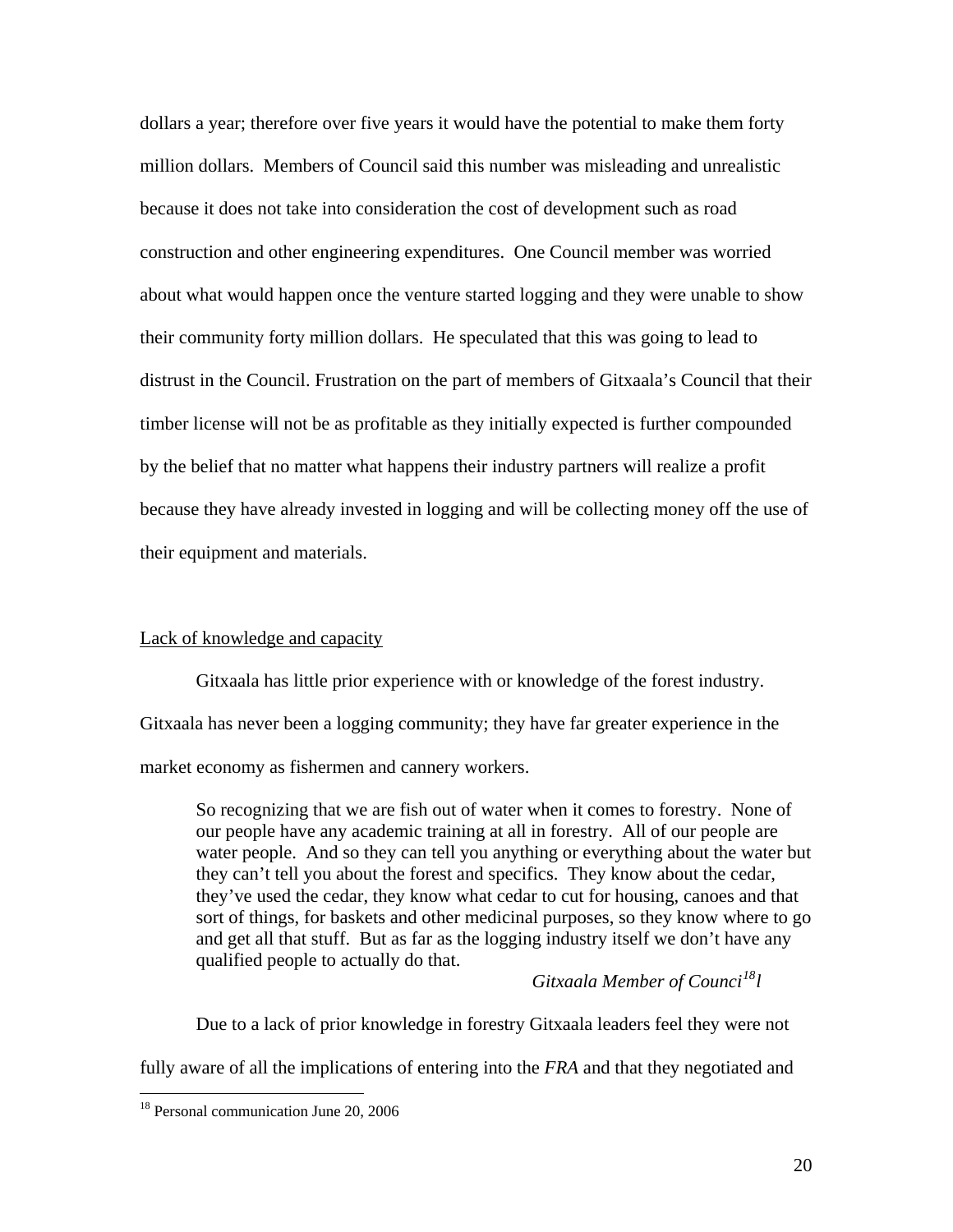dollars a year; therefore over five years it would have the potential to make them forty million dollars. Members of Council said this number was misleading and unrealistic because it does not take into consideration the cost of development such as road construction and other engineering expenditures. One Council member was worried about what would happen once the venture started logging and they were unable to show their community forty million dollars. He speculated that this was going to lead to distrust in the Council. Frustration on the part of members of Gitxaala's Council that their timber license will not be as profitable as they initially expected is further compounded by the belief that no matter what happens their industry partners will realize a profit because they have already invested in logging and will be collecting money off the use of their equipment and materials.

<u>Lack of knowledge and capacity</u>

Gitxaala has little prior experience with or knowledge of the forest industry. Gitxaala has never been a logging community; they have far greater experience in the market economy as fishermen and cannery workers.

> So recognizing that we are fish out of water when it comes to forestry. None of our people have any academic training at all in forestry. All of our people are water people. And so they can tell you anything or everything about the water but they can't tell you about the forest and specifics. They know about the cedar, they've used the cedar, they know what cedar to cut for housing, canoes and that sort of things, for baskets and other medicinal purposes, so they know where to go and get all that stuff. But as far as the logging industry itself we don't have any qualified people to actually do that.
>
> *Gitxaala Member of Counci[18]l*

Due to a lack of prior knowledge in forestry Gitxaala leaders feel they were not fully aware of all the implications of entering into the *FRA* and that they negotiated and

[18] Personal communication June 20, 2006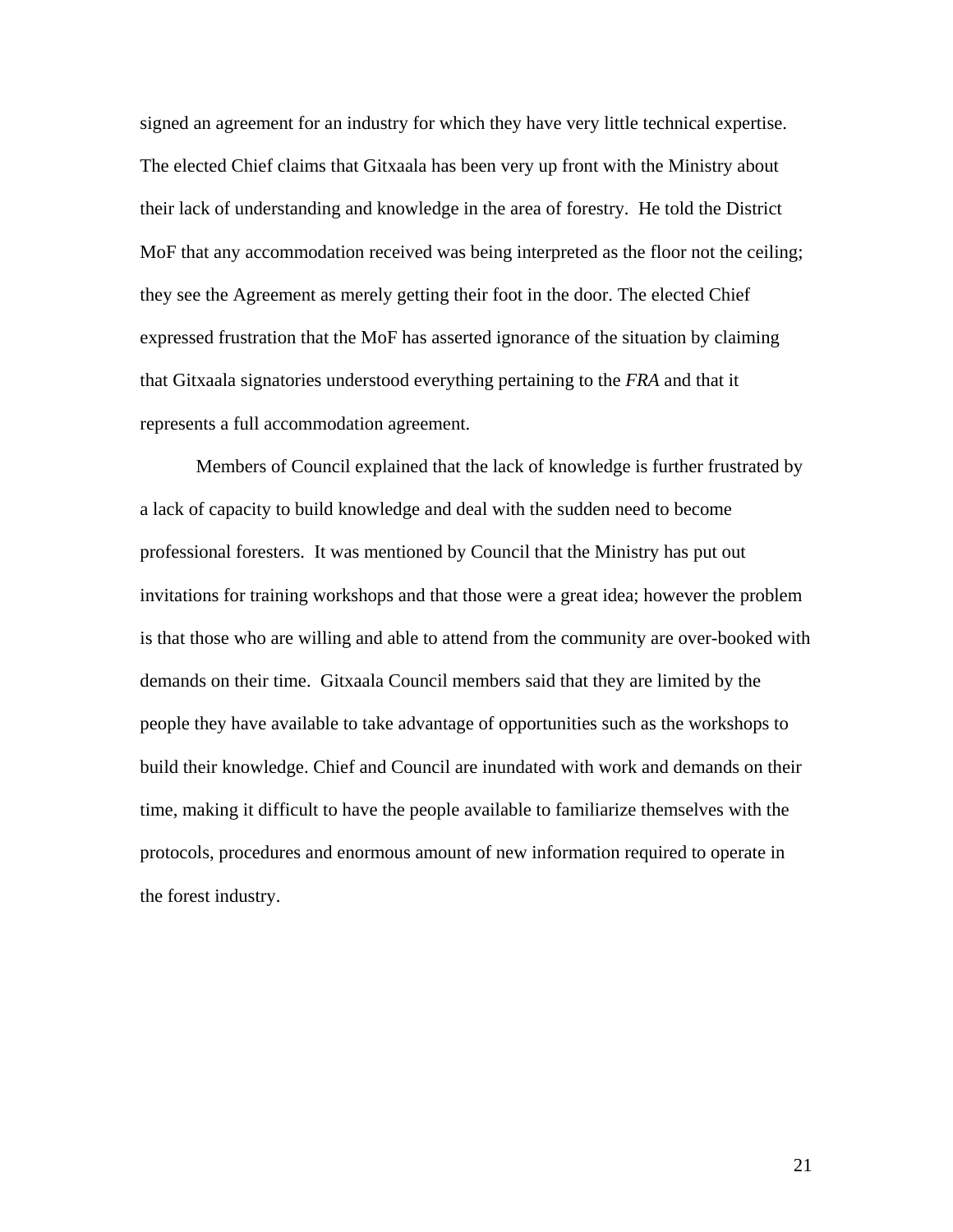signed an agreement for an industry for which they have very little technical expertise. The elected Chief claims that Gitxaala has been very up front with the Ministry about their lack of understanding and knowledge in the area of forestry. He told the District MoF that any accommodation received was being interpreted as the floor not the ceiling; they see the Agreement as merely getting their foot in the door. The elected Chief expressed frustration that the MoF has asserted ignorance of the situation by claiming that Gitxaala signatories understood everything pertaining to the *FRA* and that it represents a full accommodation agreement.

Members of Council explained that the lack of knowledge is further frustrated by a lack of capacity to build knowledge and deal with the sudden need to become professional foresters. It was mentioned by Council that the Ministry has put out invitations for training workshops and that those were a great idea; however the problem is that those who are willing and able to attend from the community are over-booked with demands on their time. Gitxaala Council members said that they are limited by the people they have available to take advantage of opportunities such as the workshops to build their knowledge. Chief and Council are inundated with work and demands on their time, making it difficult to have the people available to familiarize themselves with the protocols, procedures and enormous amount of new information required to operate in the forest industry.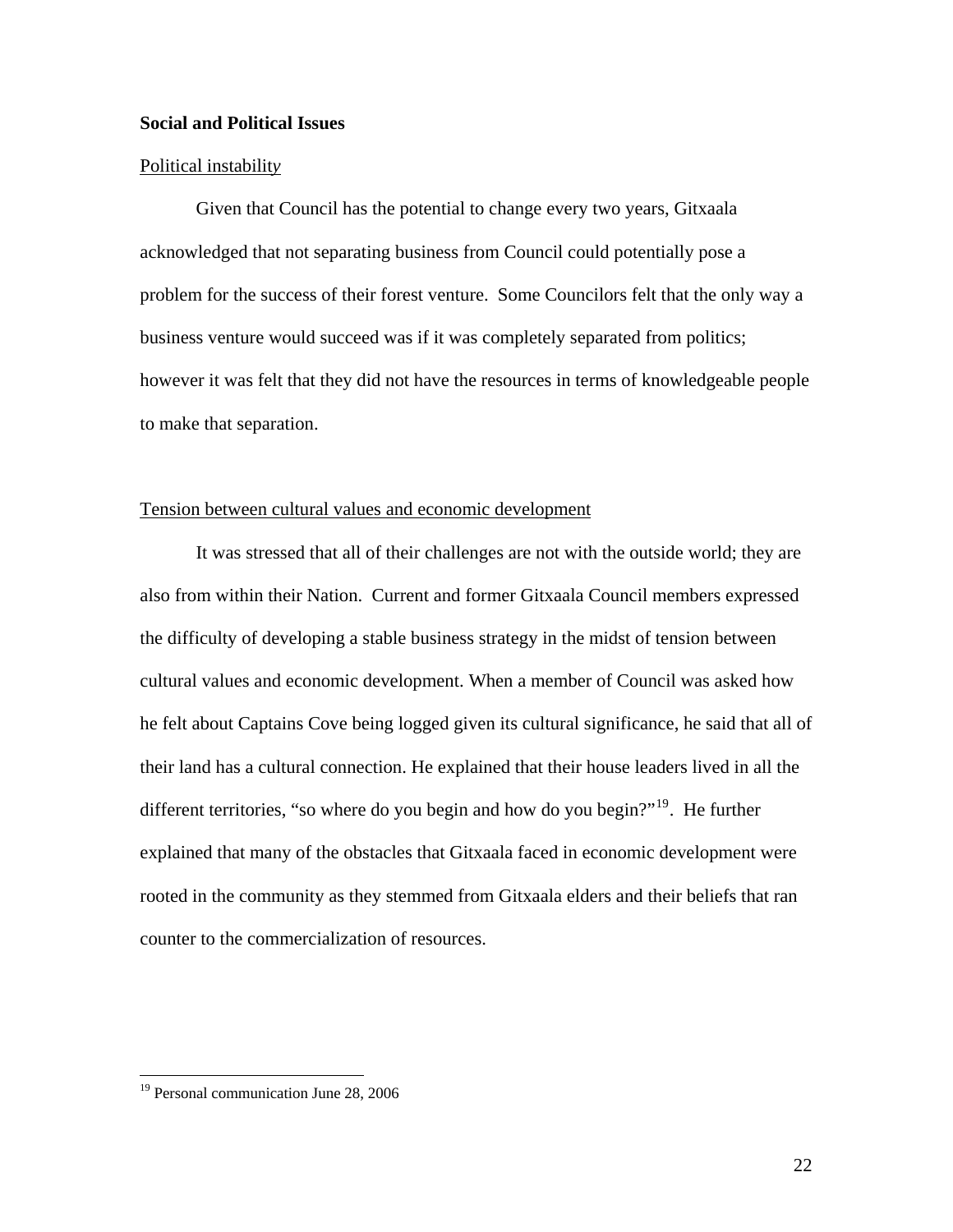**Social and Political Issues**

Political instability

Given that Council has the potential to change every two years, Gitxaala acknowledged that not separating business from Council could potentially pose a problem for the success of their forest venture. Some Councilors felt that the only way a business venture would succeed was if it was completely separated from politics; however it was felt that they did not have the resources in terms of knowledgeable people to make that separation.

Tension between cultural values and economic development

It was stressed that all of their challenges are not with the outside world; they are also from within their Nation. Current and former Gitxaala Council members expressed the difficulty of developing a stable business strategy in the midst of tension between cultural values and economic development. When a member of Council was asked how he felt about Captains Cove being logged given its cultural significance, he said that all of their land has a cultural connection. He explained that their house leaders lived in all the different territories, "so where do you begin and how do you begin?"[19]. He further explained that many of the obstacles that Gitxaala faced in economic development were rooted in the community as they stemmed from Gitxaala elders and their beliefs that ran counter to the commercialization of resources.

[19] Personal communication June 28, 2006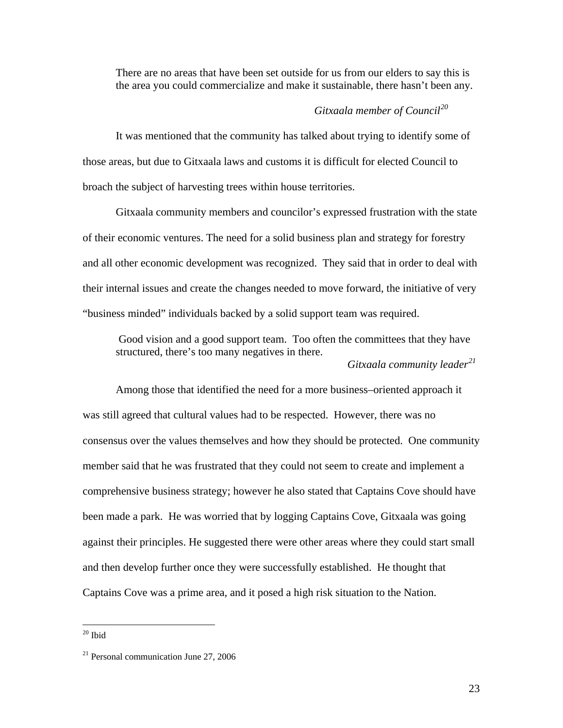> There are no areas that have been set outside for us from our elders to say this is the area you could commercialize and make it sustainable, there hasn't been any.
>
> *Gitxaala member of Council*[20]

It was mentioned that the community has talked about trying to identify some of those areas, but due to Gitxaala laws and customs it is difficult for elected Council to broach the subject of harvesting trees within house territories.

Gitxaala community members and councilor's expressed frustration with the state of their economic ventures. The need for a solid business plan and strategy for forestry and all other economic development was recognized. They said that in order to deal with their internal issues and create the changes needed to move forward, the initiative of very "business minded" individuals backed by a solid support team was required.

> Good vision and a good support team. Too often the committees that they have structured, there's too many negatives in there.
>
> *Gitxaala community leader*[21]

Among those that identified the need for a more business–oriented approach it was still agreed that cultural values had to be respected. However, there was no consensus over the values themselves and how they should be protected. One community member said that he was frustrated that they could not seem to create and implement a comprehensive business strategy; however he also stated that Captains Cove should have been made a park. He was worried that by logging Captains Cove, Gitxaala was going against their principles. He suggested there were other areas where they could start small and then develop further once they were successfully established. He thought that Captains Cove was a prime area, and it posed a high risk situation to the Nation.

---

[20] Ibid

[21] Personal communication June 27, 2006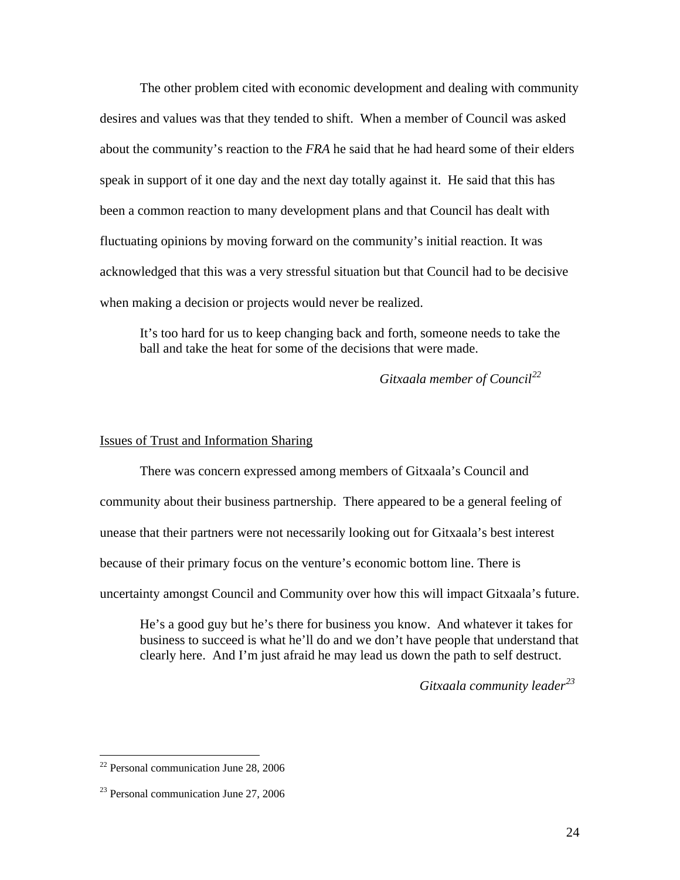The other problem cited with economic development and dealing with community desires and values was that they tended to shift. When a member of Council was asked about the community's reaction to the *FRA* he said that he had heard some of their elders speak in support of it one day and the next day totally against it. He said that this has been a common reaction to many development plans and that Council has dealt with fluctuating opinions by moving forward on the community's initial reaction. It was acknowledged that this was a very stressful situation but that Council had to be decisive when making a decision or projects would never be realized.

> It's too hard for us to keep changing back and forth, someone needs to take the ball and take the heat for some of the decisions that were made.
>
> *Gitxaala member of Council*[22]

Issues of Trust and Information Sharing

There was concern expressed among members of Gitxaala's Council and community about their business partnership. There appeared to be a general feeling of unease that their partners were not necessarily looking out for Gitxaala's best interest because of their primary focus on the venture's economic bottom line. There is uncertainty amongst Council and Community over how this will impact Gitxaala's future.

> He's a good guy but he's there for business you know. And whatever it takes for business to succeed is what he'll do and we don't have people that understand that clearly here. And I'm just afraid he may lead us down the path to self destruct.
>
> *Gitxaala community leader*[23]

---

[22] Personal communication June 28, 2006

[23] Personal communication June 27, 2006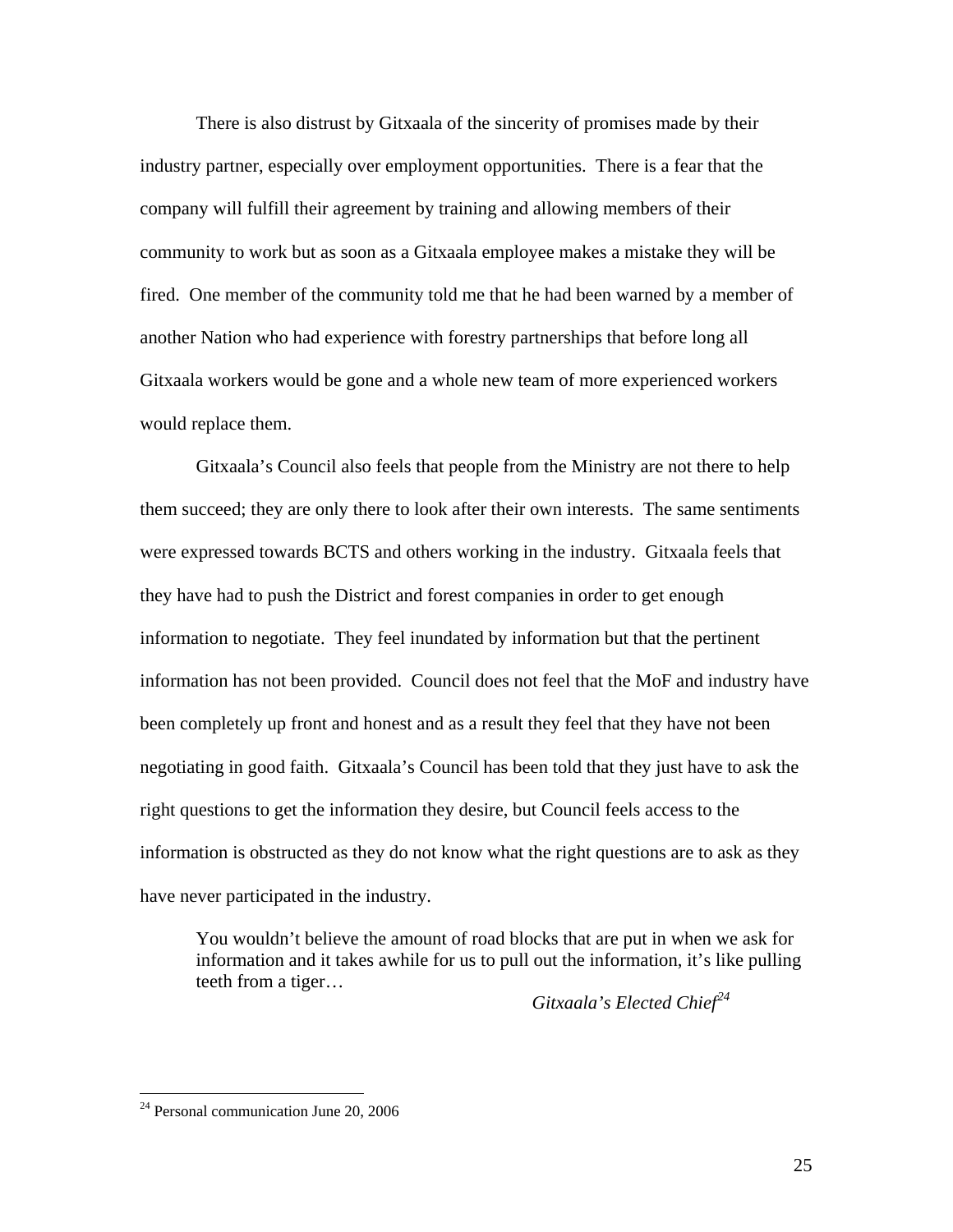There is also distrust by Gitxaala of the sincerity of promises made by their industry partner, especially over employment opportunities. There is a fear that the company will fulfill their agreement by training and allowing members of their community to work but as soon as a Gitxaala employee makes a mistake they will be fired. One member of the community told me that he had been warned by a member of another Nation who had experience with forestry partnerships that before long all Gitxaala workers would be gone and a whole new team of more experienced workers would replace them.

Gitxaala's Council also feels that people from the Ministry are not there to help them succeed; they are only there to look after their own interests. The same sentiments were expressed towards BCTS and others working in the industry. Gitxaala feels that they have had to push the District and forest companies in order to get enough information to negotiate. They feel inundated by information but that the pertinent information has not been provided. Council does not feel that the MoF and industry have been completely up front and honest and as a result they feel that they have not been negotiating in good faith. Gitxaala's Council has been told that they just have to ask the right questions to get the information they desire, but Council feels access to the information is obstructed as they do not know what the right questions are to ask as they have never participated in the industry.

> You wouldn't believe the amount of road blocks that are put in when we ask for information and it takes awhile for us to pull out the information, it's like pulling teeth from a tiger…
>
> *Gitxaala's Elected Chief*[24]

[24] Personal communication June 20, 2006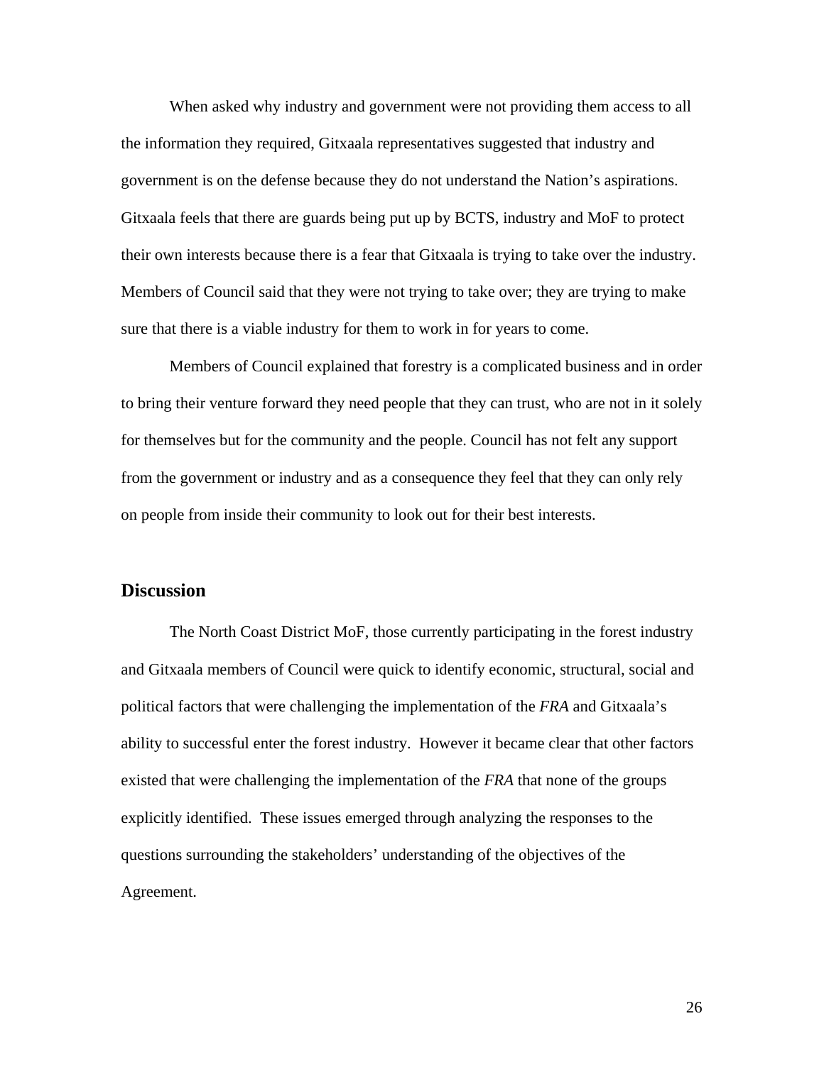When asked why industry and government were not providing them access to all the information they required, Gitxaala representatives suggested that industry and government is on the defense because they do not understand the Nation's aspirations. Gitxaala feels that there are guards being put up by BCTS, industry and MoF to protect their own interests because there is a fear that Gitxaala is trying to take over the industry. Members of Council said that they were not trying to take over; they are trying to make sure that there is a viable industry for them to work in for years to come.

Members of Council explained that forestry is a complicated business and in order to bring their venture forward they need people that they can trust, who are not in it solely for themselves but for the community and the people. Council has not felt any support from the government or industry and as a consequence they feel that they can only rely on people from inside their community to look out for their best interests.

## Discussion

The North Coast District MoF, those currently participating in the forest industry and Gitxaala members of Council were quick to identify economic, structural, social and political factors that were challenging the implementation of the *FRA* and Gitxaala's ability to successful enter the forest industry. However it became clear that other factors existed that were challenging the implementation of the *FRA* that none of the groups explicitly identified. These issues emerged through analyzing the responses to the questions surrounding the stakeholders' understanding of the objectives of the Agreement.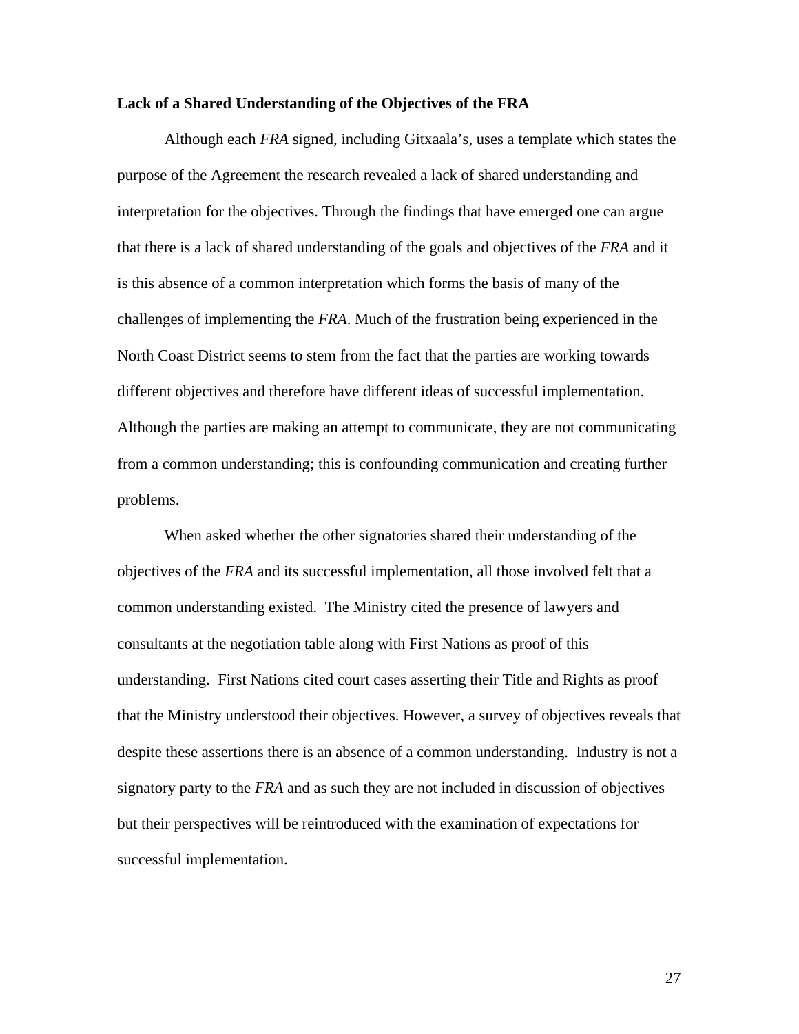**Lack of a Shared Understanding of the Objectives of the FRA**

Although each *FRA* signed, including Gitxaala's, uses a template which states the purpose of the Agreement the research revealed a lack of shared understanding and interpretation for the objectives. Through the findings that have emerged one can argue that there is a lack of shared understanding of the goals and objectives of the *FRA* and it is this absence of a common interpretation which forms the basis of many of the challenges of implementing the *FRA*. Much of the frustration being experienced in the North Coast District seems to stem from the fact that the parties are working towards different objectives and therefore have different ideas of successful implementation. Although the parties are making an attempt to communicate, they are not communicating from a common understanding; this is confounding communication and creating further problems.

When asked whether the other signatories shared their understanding of the objectives of the *FRA* and its successful implementation, all those involved felt that a common understanding existed. The Ministry cited the presence of lawyers and consultants at the negotiation table along with First Nations as proof of this understanding. First Nations cited court cases asserting their Title and Rights as proof that the Ministry understood their objectives. However, a survey of objectives reveals that despite these assertions there is an absence of a common understanding. Industry is not a signatory party to the *FRA* and as such they are not included in discussion of objectives but their perspectives will be reintroduced with the examination of expectations for successful implementation.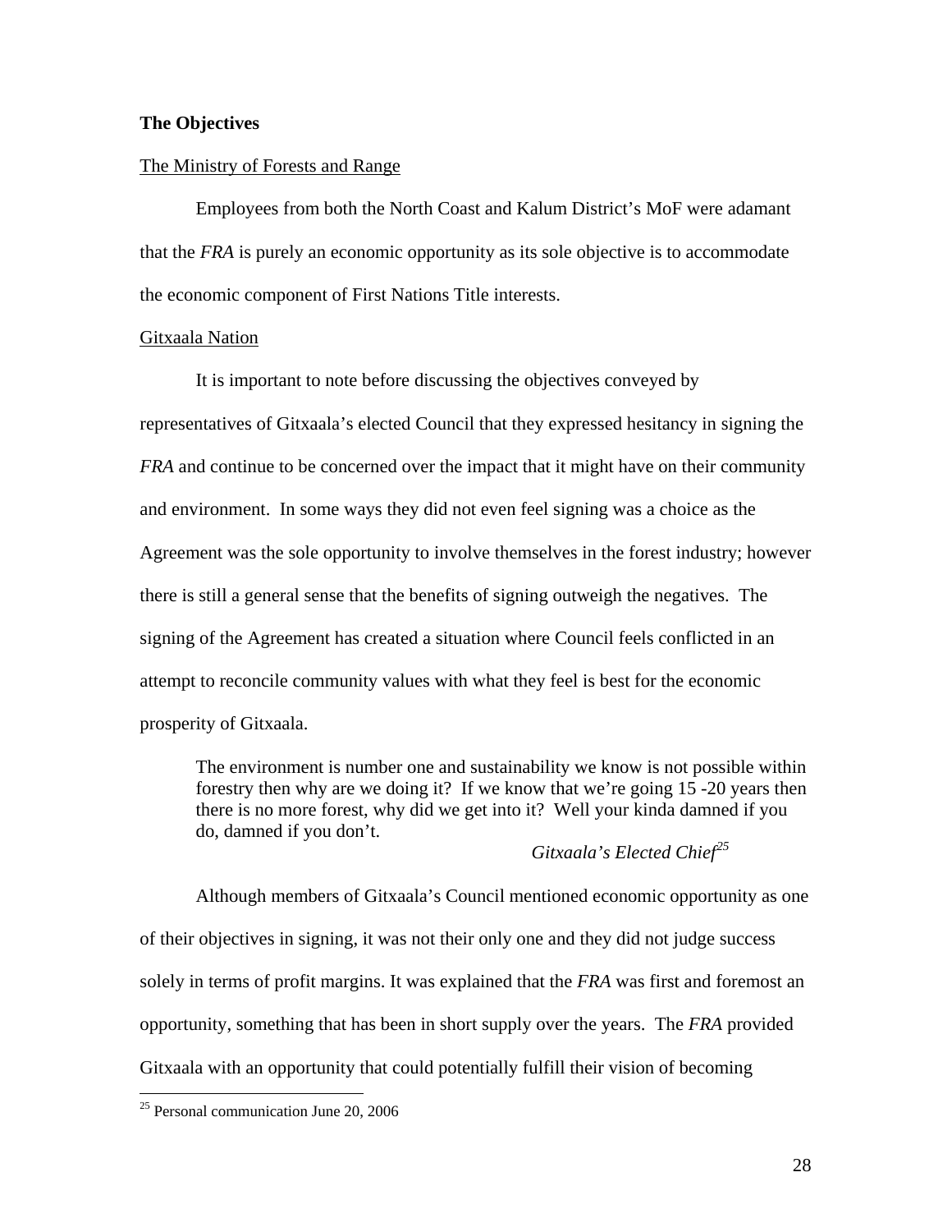**The Objectives**

The Ministry of Forests and Range

Employees from both the North Coast and Kalum District's MoF were adamant that the *FRA* is purely an economic opportunity as its sole objective is to accommodate the economic component of First Nations Title interests.

Gitxaala Nation

It is important to note before discussing the objectives conveyed by representatives of Gitxaala's elected Council that they expressed hesitancy in signing the *FRA* and continue to be concerned over the impact that it might have on their community and environment. In some ways they did not even feel signing was a choice as the Agreement was the sole opportunity to involve themselves in the forest industry; however there is still a general sense that the benefits of signing outweigh the negatives. The signing of the Agreement has created a situation where Council feels conflicted in an attempt to reconcile community values with what they feel is best for the economic prosperity of Gitxaala.

> The environment is number one and sustainability we know is not possible within forestry then why are we doing it? If we know that we're going 15 -20 years then there is no more forest, why did we get into it? Well your kinda damned if you do, damned if you don't.
>
> *Gitxaala's Elected Chief*[25]

Although members of Gitxaala's Council mentioned economic opportunity as one of their objectives in signing, it was not their only one and they did not judge success solely in terms of profit margins. It was explained that the *FRA* was first and foremost an opportunity, something that has been in short supply over the years. The *FRA* provided Gitxaala with an opportunity that could potentially fulfill their vision of becoming

[25] Personal communication June 20, 2006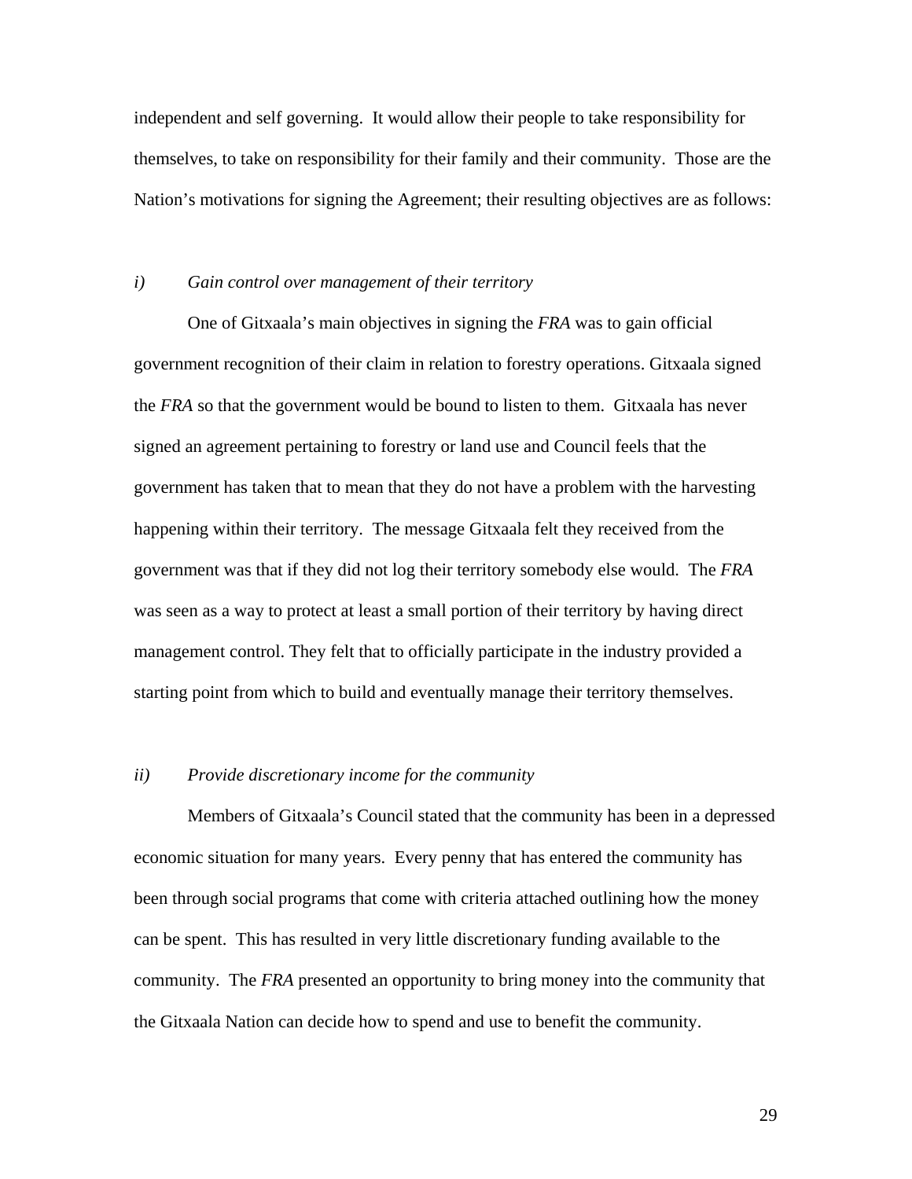independent and self governing. It would allow their people to take responsibility for themselves, to take on responsibility for their family and their community. Those are the Nation's motivations for signing the Agreement; their resulting objectives are as follows:

*i) Gain control over management of their territory*

One of Gitxaala's main objectives in signing the *FRA* was to gain official government recognition of their claim in relation to forestry operations. Gitxaala signed the *FRA* so that the government would be bound to listen to them. Gitxaala has never signed an agreement pertaining to forestry or land use and Council feels that the government has taken that to mean that they do not have a problem with the harvesting happening within their territory. The message Gitxaala felt they received from the government was that if they did not log their territory somebody else would. The *FRA* was seen as a way to protect at least a small portion of their territory by having direct management control. They felt that to officially participate in the industry provided a starting point from which to build and eventually manage their territory themselves.

*ii) Provide discretionary income for the community*

Members of Gitxaala's Council stated that the community has been in a depressed economic situation for many years. Every penny that has entered the community has been through social programs that come with criteria attached outlining how the money can be spent. This has resulted in very little discretionary funding available to the community. The *FRA* presented an opportunity to bring money into the community that the Gitxaala Nation can decide how to spend and use to benefit the community.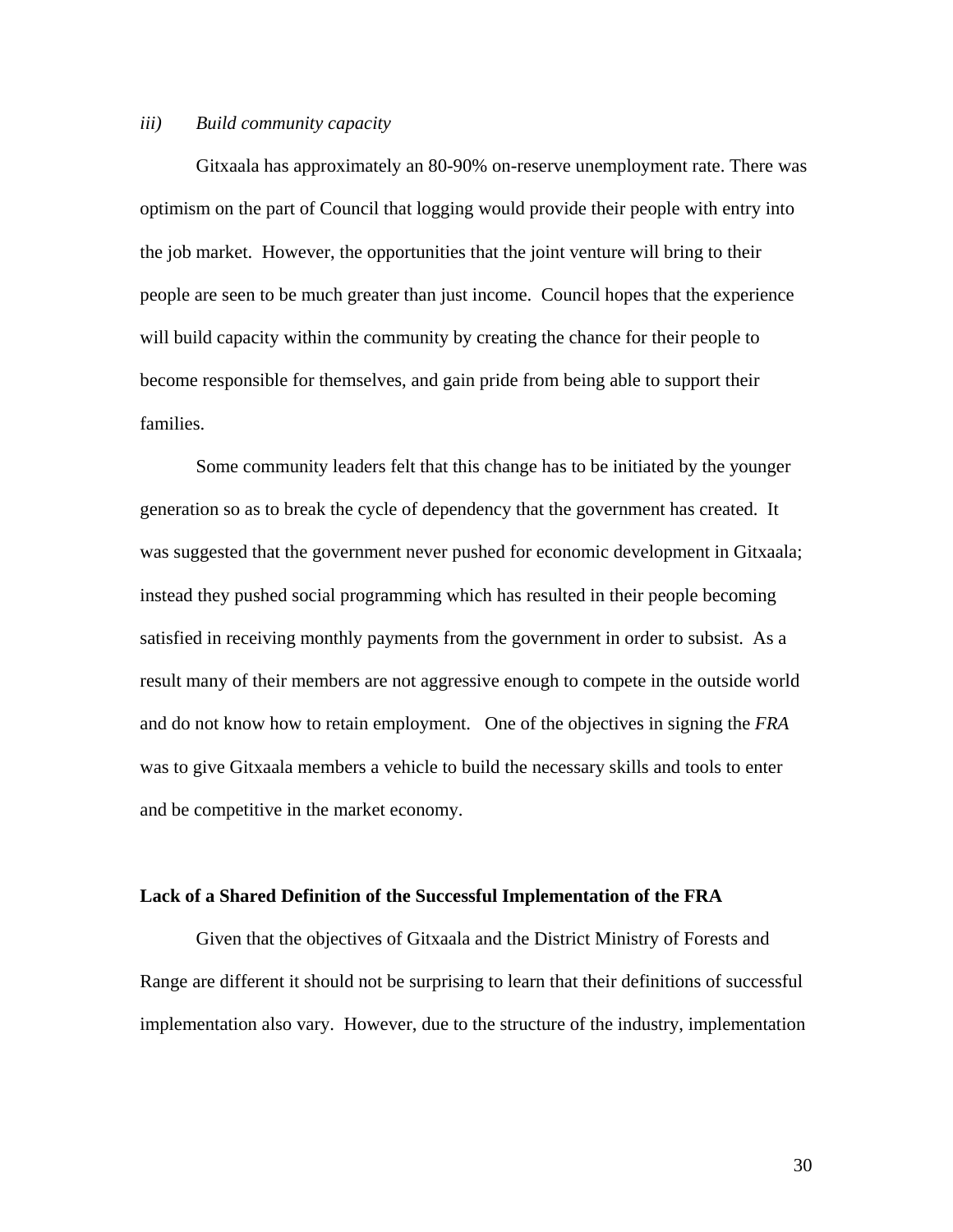*iii) Build community capacity*

Gitxaala has approximately an 80-90% on-reserve unemployment rate. There was optimism on the part of Council that logging would provide their people with entry into the job market. However, the opportunities that the joint venture will bring to their people are seen to be much greater than just income. Council hopes that the experience will build capacity within the community by creating the chance for their people to become responsible for themselves, and gain pride from being able to support their families.

Some community leaders felt that this change has to be initiated by the younger generation so as to break the cycle of dependency that the government has created. It was suggested that the government never pushed for economic development in Gitxaala; instead they pushed social programming which has resulted in their people becoming satisfied in receiving monthly payments from the government in order to subsist. As a result many of their members are not aggressive enough to compete in the outside world and do not know how to retain employment. One of the objectives in signing the *FRA* was to give Gitxaala members a vehicle to build the necessary skills and tools to enter and be competitive in the market economy.

**Lack of a Shared Definition of the Successful Implementation of the FRA**

Given that the objectives of Gitxaala and the District Ministry of Forests and Range are different it should not be surprising to learn that their definitions of successful implementation also vary. However, due to the structure of the industry, implementation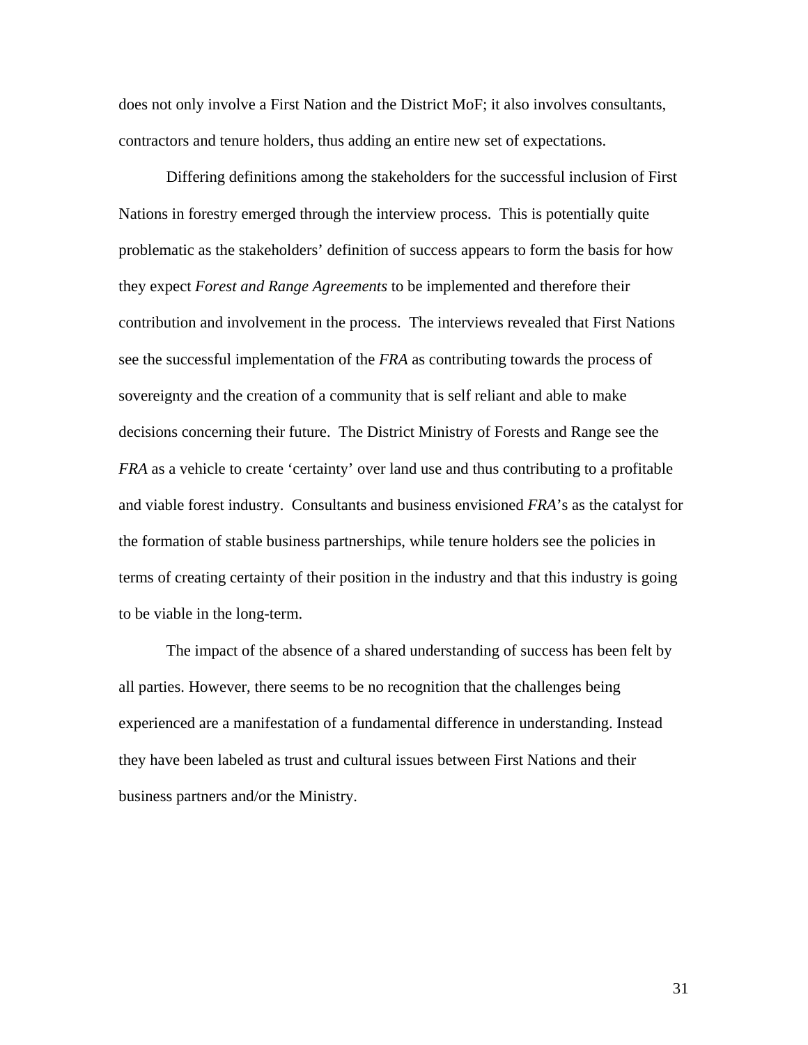does not only involve a First Nation and the District MoF; it also involves consultants, contractors and tenure holders, thus adding an entire new set of expectations.

Differing definitions among the stakeholders for the successful inclusion of First Nations in forestry emerged through the interview process. This is potentially quite problematic as the stakeholders' definition of success appears to form the basis for how they expect *Forest and Range Agreements* to be implemented and therefore their contribution and involvement in the process. The interviews revealed that First Nations see the successful implementation of the *FRA* as contributing towards the process of sovereignty and the creation of a community that is self reliant and able to make decisions concerning their future. The District Ministry of Forests and Range see the *FRA* as a vehicle to create 'certainty' over land use and thus contributing to a profitable and viable forest industry. Consultants and business envisioned *FRA*'s as the catalyst for the formation of stable business partnerships, while tenure holders see the policies in terms of creating certainty of their position in the industry and that this industry is going to be viable in the long-term.

The impact of the absence of a shared understanding of success has been felt by all parties. However, there seems to be no recognition that the challenges being experienced are a manifestation of a fundamental difference in understanding. Instead they have been labeled as trust and cultural issues between First Nations and their business partners and/or the Ministry.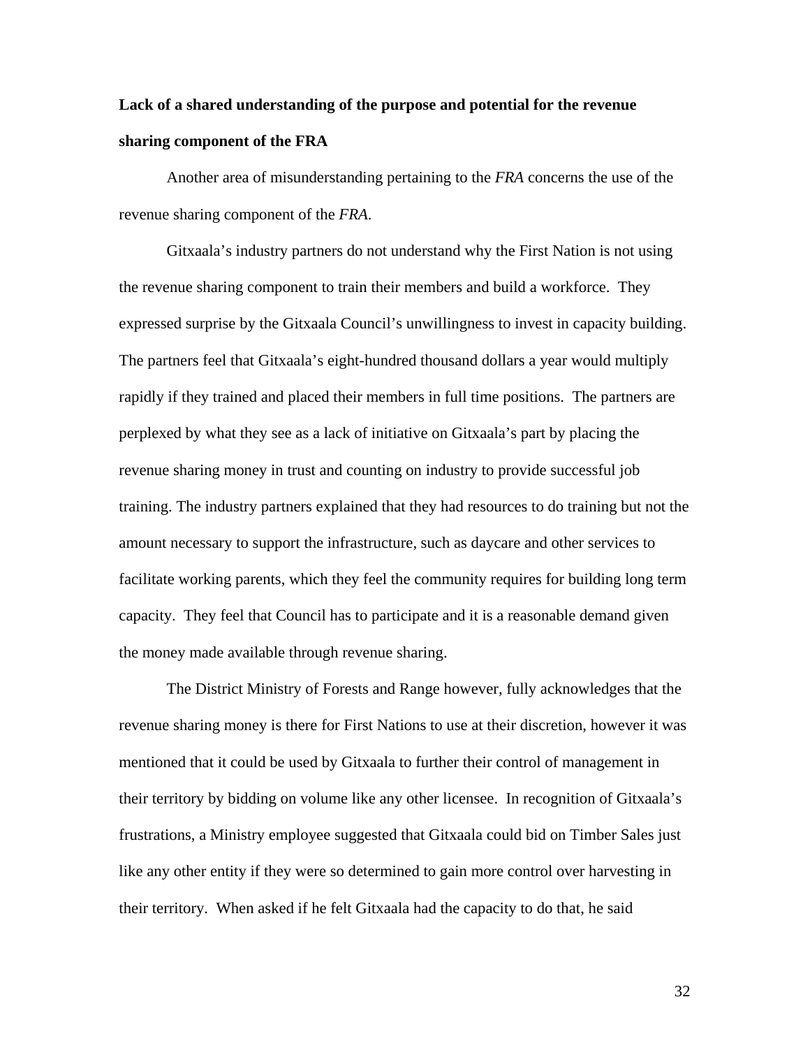**Lack of a shared understanding of the purpose and potential for the revenue sharing component of the FRA**

Another area of misunderstanding pertaining to the *FRA* concerns the use of the revenue sharing component of the *FRA*.

Gitxaala's industry partners do not understand why the First Nation is not using the revenue sharing component to train their members and build a workforce. They expressed surprise by the Gitxaala Council's unwillingness to invest in capacity building. The partners feel that Gitxaala's eight-hundred thousand dollars a year would multiply rapidly if they trained and placed their members in full time positions. The partners are perplexed by what they see as a lack of initiative on Gitxaala's part by placing the revenue sharing money in trust and counting on industry to provide successful job training. The industry partners explained that they had resources to do training but not the amount necessary to support the infrastructure, such as daycare and other services to facilitate working parents, which they feel the community requires for building long term capacity. They feel that Council has to participate and it is a reasonable demand given the money made available through revenue sharing.

The District Ministry of Forests and Range however, fully acknowledges that the revenue sharing money is there for First Nations to use at their discretion, however it was mentioned that it could be used by Gitxaala to further their control of management in their territory by bidding on volume like any other licensee. In recognition of Gitxaala's frustrations, a Ministry employee suggested that Gitxaala could bid on Timber Sales just like any other entity if they were so determined to gain more control over harvesting in their territory. When asked if he felt Gitxaala had the capacity to do that, he said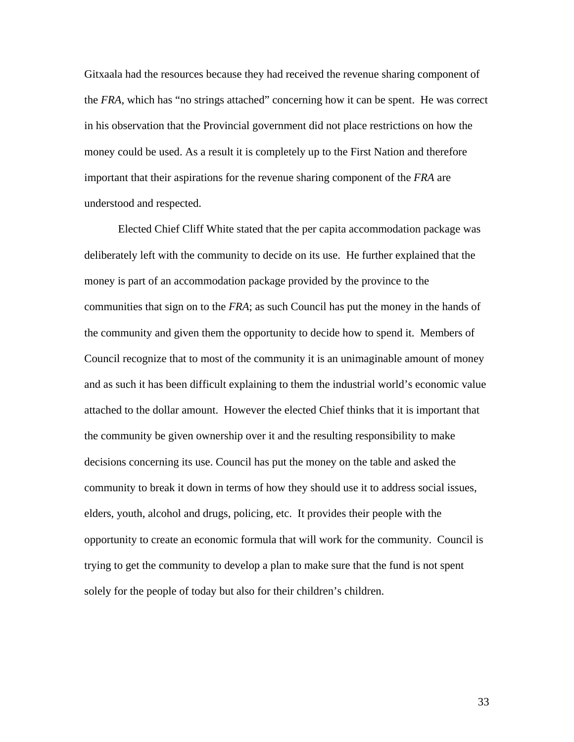Gitxaala had the resources because they had received the revenue sharing component of the *FRA*, which has "no strings attached" concerning how it can be spent. He was correct in his observation that the Provincial government did not place restrictions on how the money could be used. As a result it is completely up to the First Nation and therefore important that their aspirations for the revenue sharing component of the *FRA* are understood and respected.

Elected Chief Cliff White stated that the per capita accommodation package was deliberately left with the community to decide on its use. He further explained that the money is part of an accommodation package provided by the province to the communities that sign on to the *FRA*; as such Council has put the money in the hands of the community and given them the opportunity to decide how to spend it. Members of Council recognize that to most of the community it is an unimaginable amount of money and as such it has been difficult explaining to them the industrial world's economic value attached to the dollar amount. However the elected Chief thinks that it is important that the community be given ownership over it and the resulting responsibility to make decisions concerning its use. Council has put the money on the table and asked the community to break it down in terms of how they should use it to address social issues, elders, youth, alcohol and drugs, policing, etc. It provides their people with the opportunity to create an economic formula that will work for the community. Council is trying to get the community to develop a plan to make sure that the fund is not spent solely for the people of today but also for their children's children.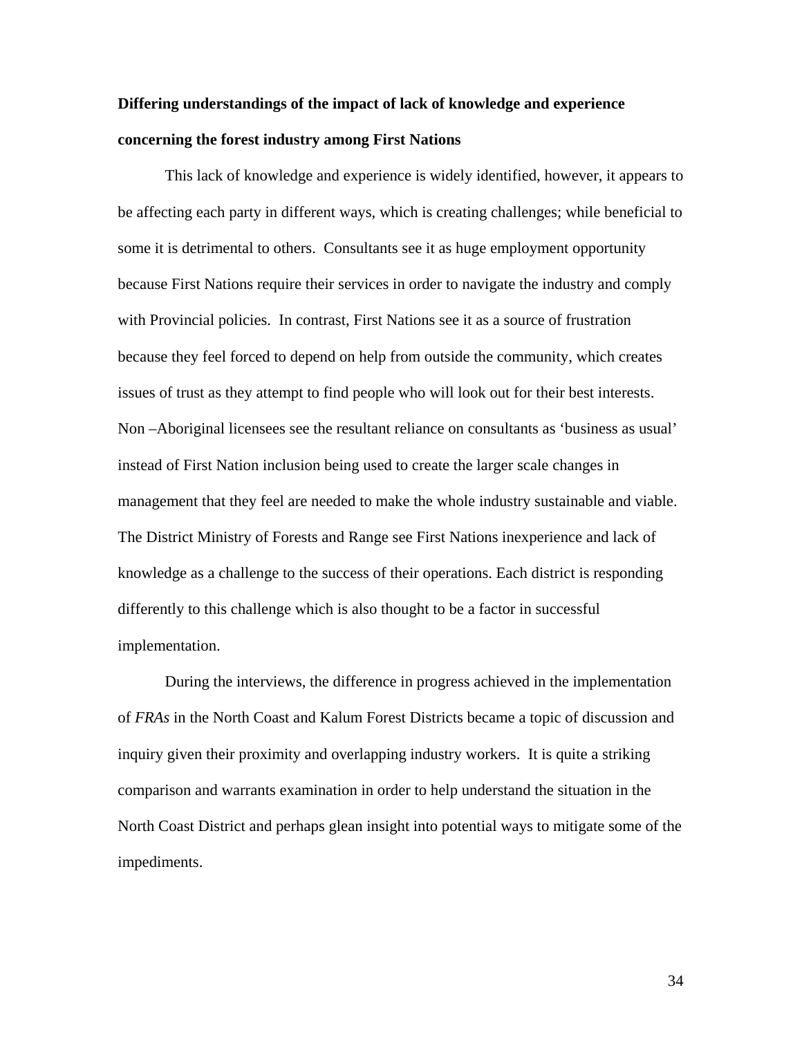**Differing understandings of the impact of lack of knowledge and experience concerning the forest industry among First Nations**

This lack of knowledge and experience is widely identified, however, it appears to be affecting each party in different ways, which is creating challenges; while beneficial to some it is detrimental to others. Consultants see it as huge employment opportunity because First Nations require their services in order to navigate the industry and comply with Provincial policies. In contrast, First Nations see it as a source of frustration because they feel forced to depend on help from outside the community, which creates issues of trust as they attempt to find people who will look out for their best interests. Non –Aboriginal licensees see the resultant reliance on consultants as 'business as usual' instead of First Nation inclusion being used to create the larger scale changes in management that they feel are needed to make the whole industry sustainable and viable. The District Ministry of Forests and Range see First Nations inexperience and lack of knowledge as a challenge to the success of their operations. Each district is responding differently to this challenge which is also thought to be a factor in successful implementation.

During the interviews, the difference in progress achieved in the implementation of *FRAs* in the North Coast and Kalum Forest Districts became a topic of discussion and inquiry given their proximity and overlapping industry workers. It is quite a striking comparison and warrants examination in order to help understand the situation in the North Coast District and perhaps glean insight into potential ways to mitigate some of the impediments.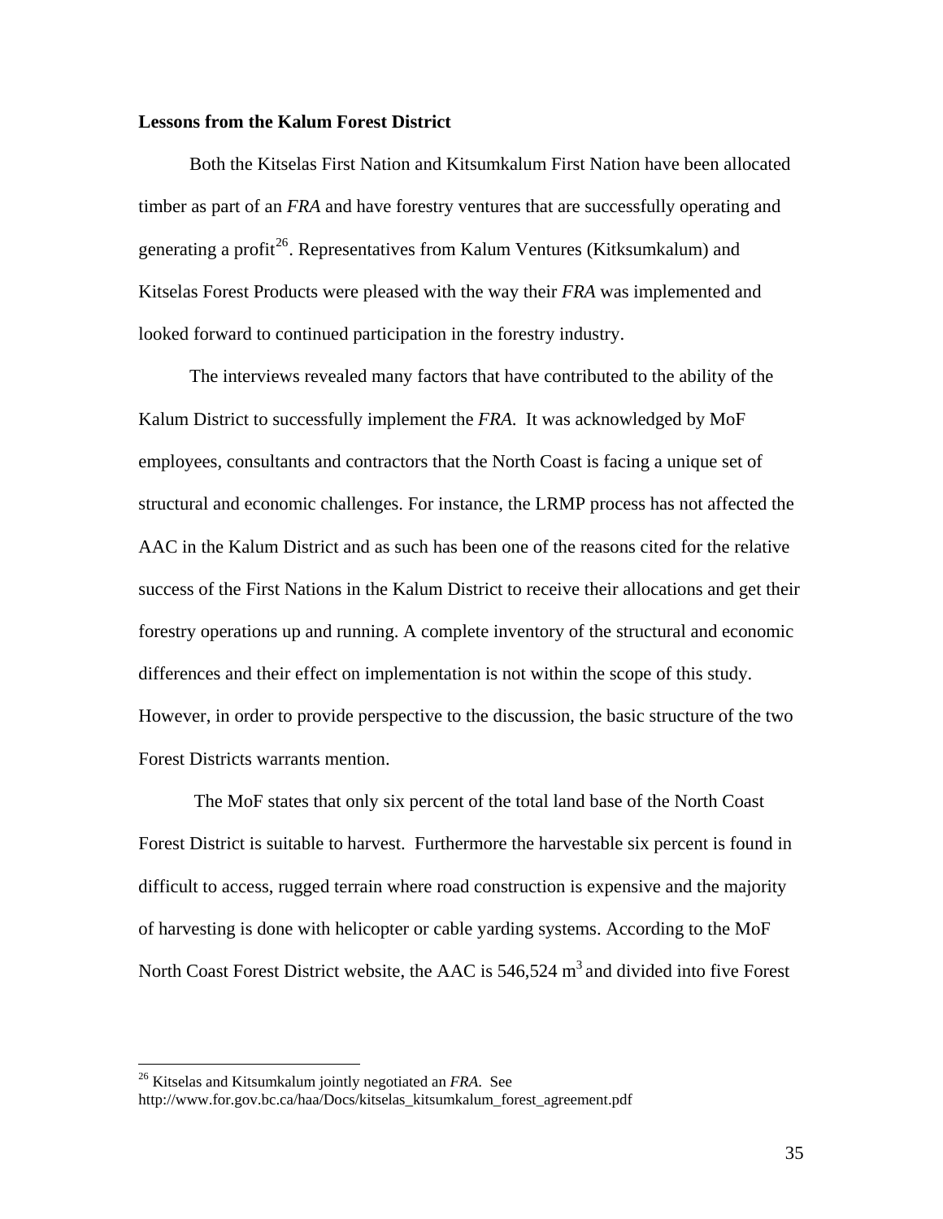**Lessons from the Kalum Forest District**

Both the Kitselas First Nation and Kitsumkalum First Nation have been allocated timber as part of an *FRA* and have forestry ventures that are successfully operating and generating a profit[26]. Representatives from Kalum Ventures (Kitksumkalum) and Kitselas Forest Products were pleased with the way their *FRA* was implemented and looked forward to continued participation in the forestry industry.

The interviews revealed many factors that have contributed to the ability of the Kalum District to successfully implement the *FRA*. It was acknowledged by MoF employees, consultants and contractors that the North Coast is facing a unique set of structural and economic challenges. For instance, the LRMP process has not affected the AAC in the Kalum District and as such has been one of the reasons cited for the relative success of the First Nations in the Kalum District to receive their allocations and get their forestry operations up and running. A complete inventory of the structural and economic differences and their effect on implementation is not within the scope of this study. However, in order to provide perspective to the discussion, the basic structure of the two Forest Districts warrants mention.

The MoF states that only six percent of the total land base of the North Coast Forest District is suitable to harvest. Furthermore the harvestable six percent is found in difficult to access, rugged terrain where road construction is expensive and the majority of harvesting is done with helicopter or cable yarding systems. According to the MoF North Coast Forest District website, the AAC is 546,524 $m^3$ and divided into five Forest

[26] Kitselas and Kitsumkalum jointly negotiated an *FRA*. See http://www.for.gov.bc.ca/haa/Docs/kitselas_kitsumkalum_forest_agreement.pdf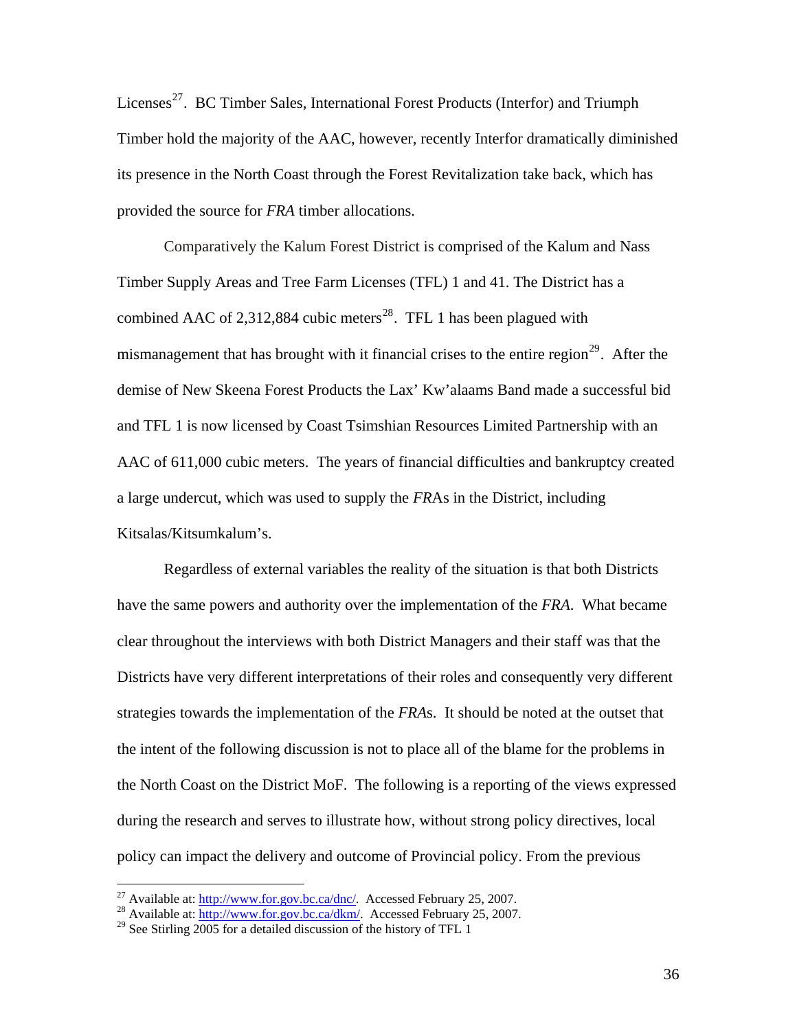Licenses[27]. BC Timber Sales, International Forest Products (Interfor) and Triumph Timber hold the majority of the AAC, however, recently Interfor dramatically diminished its presence in the North Coast through the Forest Revitalization take back, which has provided the source for *FRA* timber allocations.

Comparatively the Kalum Forest District is comprised of the Kalum and Nass Timber Supply Areas and Tree Farm Licenses (TFL) 1 and 41. The District has a combined AAC of 2,312,884 cubic meters[28]. TFL 1 has been plagued with mismanagement that has brought with it financial crises to the entire region[29]. After the demise of New Skeena Forest Products the Lax' Kw'alaams Band made a successful bid and TFL 1 is now licensed by Coast Tsimshian Resources Limited Partnership with an AAC of 611,000 cubic meters. The years of financial difficulties and bankruptcy created a large undercut, which was used to supply the *FR*As in the District, including Kitsalas/Kitsumkalum's.

Regardless of external variables the reality of the situation is that both Districts have the same powers and authority over the implementation of the *FRA*. What became clear throughout the interviews with both District Managers and their staff was that the Districts have very different interpretations of their roles and consequently very different strategies towards the implementation of the *FRA*s. It should be noted at the outset that the intent of the following discussion is not to place all of the blame for the problems in the North Coast on the District MoF. The following is a reporting of the views expressed during the research and serves to illustrate how, without strong policy directives, local policy can impact the delivery and outcome of Provincial policy. From the previous

---

[27] Available at: http://www.for.gov.bc.ca/dnc/. Accessed February 25, 2007.

[28] Available at: http://www.for.gov.bc.ca/dkm/. Accessed February 25, 2007.

[29] See Stirling 2005 for a detailed discussion of the history of TFL 1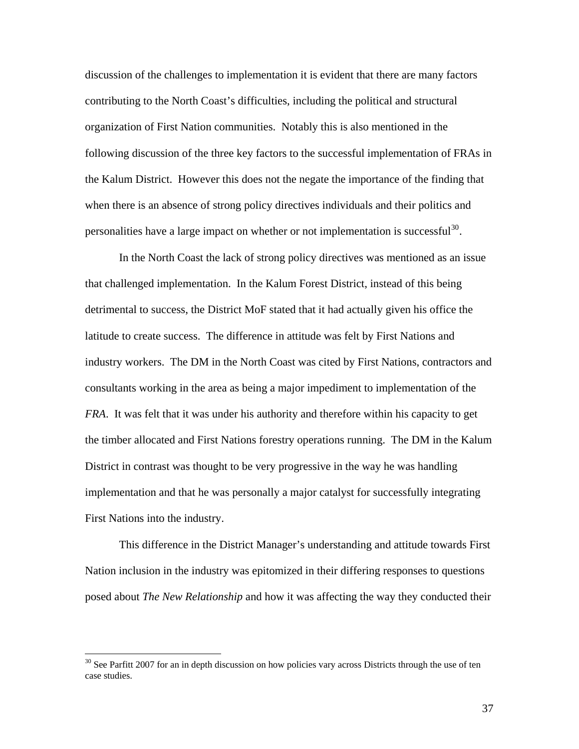discussion of the challenges to implementation it is evident that there are many factors contributing to the North Coast's difficulties, including the political and structural organization of First Nation communities. Notably this is also mentioned in the following discussion of the three key factors to the successful implementation of FRAs in the Kalum District. However this does not the negate the importance of the finding that when there is an absence of strong policy directives individuals and their politics and personalities have a large impact on whether or not implementation is successful[30].

In the North Coast the lack of strong policy directives was mentioned as an issue that challenged implementation. In the Kalum Forest District, instead of this being detrimental to success, the District MoF stated that it had actually given his office the latitude to create success. The difference in attitude was felt by First Nations and industry workers. The DM in the North Coast was cited by First Nations, contractors and consultants working in the area as being a major impediment to implementation of the *FRA*. It was felt that it was under his authority and therefore within his capacity to get the timber allocated and First Nations forestry operations running. The DM in the Kalum District in contrast was thought to be very progressive in the way he was handling implementation and that he was personally a major catalyst for successfully integrating First Nations into the industry.

This difference in the District Manager's understanding and attitude towards First Nation inclusion in the industry was epitomized in their differing responses to questions posed about *The New Relationship* and how it was affecting the way they conducted their

---

[30] See Parfitt 2007 for an in depth discussion on how policies vary across Districts through the use of ten case studies.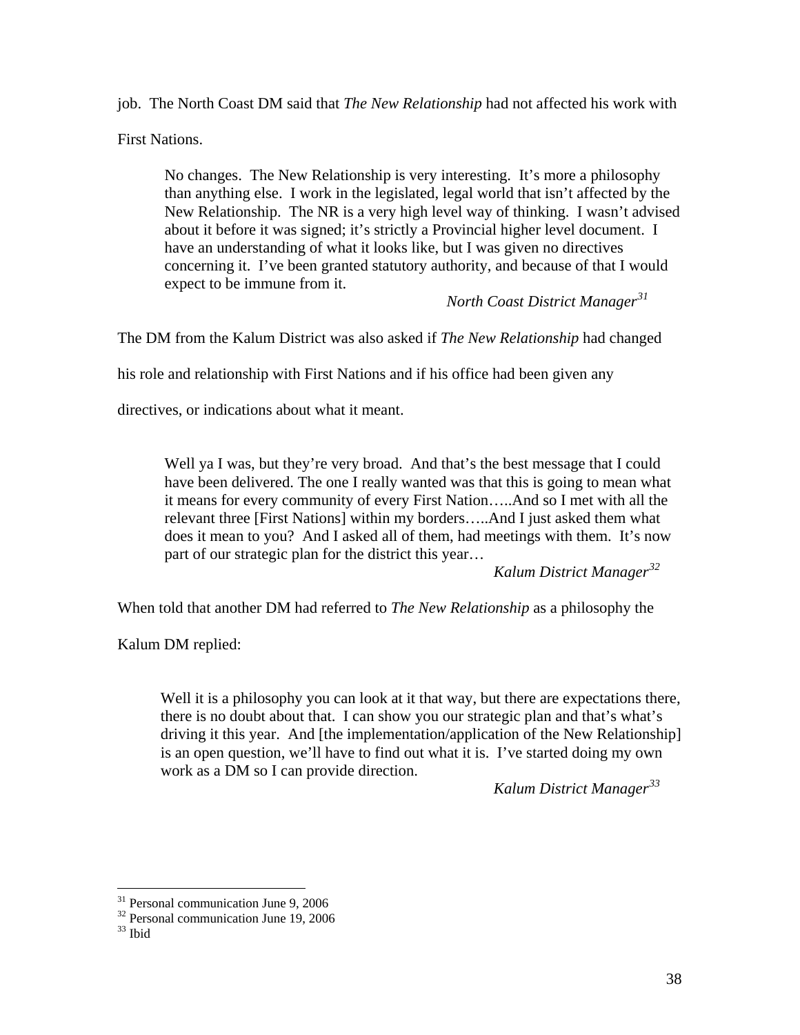job. The North Coast DM said that *The New Relationship* had not affected his work with First Nations.

> No changes. The New Relationship is very interesting. It's more a philosophy than anything else. I work in the legislated, legal world that isn't affected by the New Relationship. The NR is a very high level way of thinking. I wasn't advised about it before it was signed; it's strictly a Provincial higher level document. I have an understanding of what it looks like, but I was given no directives concerning it. I've been granted statutory authority, and because of that I would expect to be immune from it.
>
> *North Coast District Manager*[31]

The DM from the Kalum District was also asked if *The New Relationship* had changed his role and relationship with First Nations and if his office had been given any directives, or indications about what it meant.

> Well ya I was, but they're very broad. And that's the best message that I could have been delivered. The one I really wanted was that this is going to mean what it means for every community of every First Nation…..And so I met with all the relevant three [First Nations] within my borders…..And I just asked them what does it mean to you? And I asked all of them, had meetings with them. It's now part of our strategic plan for the district this year…
>
> *Kalum District Manager*[32]

When told that another DM had referred to *The New Relationship* as a philosophy the Kalum DM replied:

> Well it is a philosophy you can look at it that way, but there are expectations there, there is no doubt about that. I can show you our strategic plan and that's what's driving it this year. And [the implementation/application of the New Relationship] is an open question, we'll have to find out what it is. I've started doing my own work as a DM so I can provide direction.
>
> *Kalum District Manager*[33]

---

[31] Personal communication June 9, 2006
[32] Personal communication June 19, 2006
[33] Ibid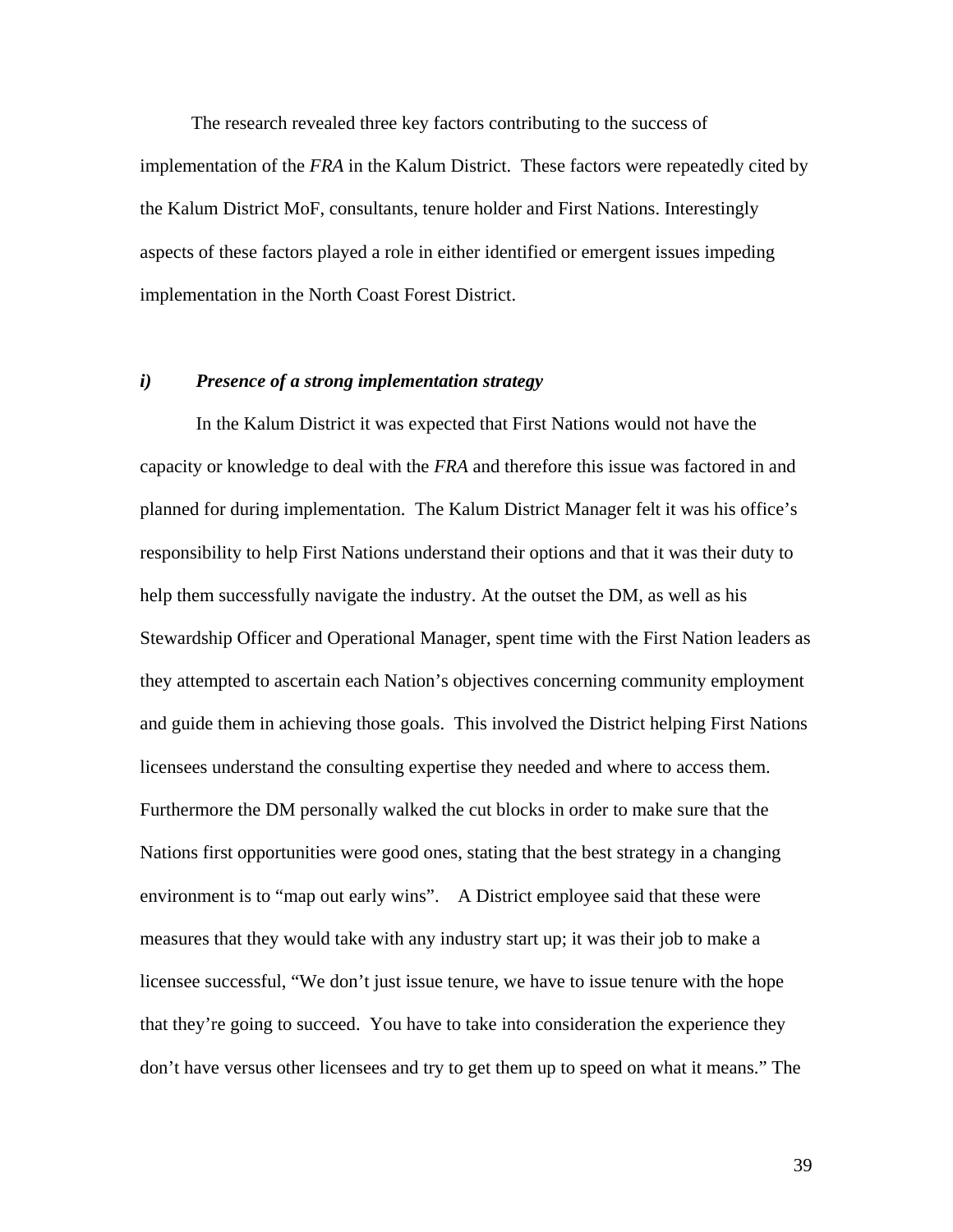The research revealed three key factors contributing to the success of implementation of the *FRA* in the Kalum District. These factors were repeatedly cited by the Kalum District MoF, consultants, tenure holder and First Nations. Interestingly aspects of these factors played a role in either identified or emergent issues impeding implementation in the North Coast Forest District.

### *i) Presence of a strong implementation strategy*

In the Kalum District it was expected that First Nations would not have the capacity or knowledge to deal with the *FRA* and therefore this issue was factored in and planned for during implementation. The Kalum District Manager felt it was his office's responsibility to help First Nations understand their options and that it was their duty to help them successfully navigate the industry. At the outset the DM, as well as his Stewardship Officer and Operational Manager, spent time with the First Nation leaders as they attempted to ascertain each Nation's objectives concerning community employment and guide them in achieving those goals. This involved the District helping First Nations licensees understand the consulting expertise they needed and where to access them. Furthermore the DM personally walked the cut blocks in order to make sure that the Nations first opportunities were good ones, stating that the best strategy in a changing environment is to "map out early wins". A District employee said that these were measures that they would take with any industry start up; it was their job to make a licensee successful, "We don't just issue tenure, we have to issue tenure with the hope that they're going to succeed. You have to take into consideration the experience they don't have versus other licensees and try to get them up to speed on what it means." The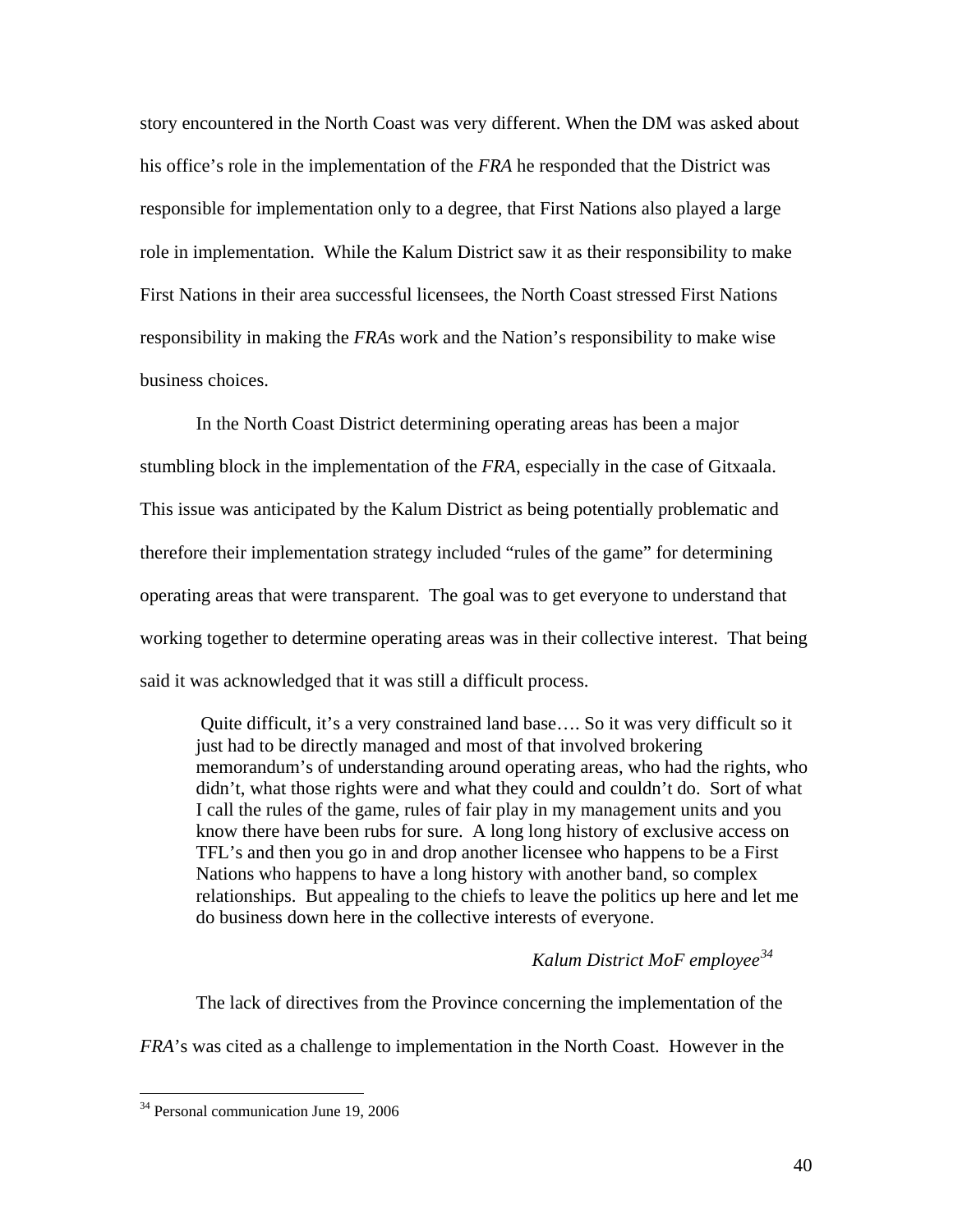story encountered in the North Coast was very different. When the DM was asked about his office's role in the implementation of the *FRA* he responded that the District was responsible for implementation only to a degree, that First Nations also played a large role in implementation. While the Kalum District saw it as their responsibility to make First Nations in their area successful licensees, the North Coast stressed First Nations responsibility in making the *FRA*s work and the Nation's responsibility to make wise business choices.

In the North Coast District determining operating areas has been a major stumbling block in the implementation of the *FRA*, especially in the case of Gitxaala. This issue was anticipated by the Kalum District as being potentially problematic and therefore their implementation strategy included "rules of the game" for determining operating areas that were transparent. The goal was to get everyone to understand that working together to determine operating areas was in their collective interest. That being said it was acknowledged that it was still a difficult process.

> Quite difficult, it's a very constrained land base…. So it was very difficult so it just had to be directly managed and most of that involved brokering memorandum's of understanding around operating areas, who had the rights, who didn't, what those rights were and what they could and couldn't do. Sort of what I call the rules of the game, rules of fair play in my management units and you know there have been rubs for sure. A long long history of exclusive access on TFL's and then you go in and drop another licensee who happens to be a First Nations who happens to have a long history with another band, so complex relationships. But appealing to the chiefs to leave the politics up here and let me do business down here in the collective interests of everyone.
>
> *Kalum District MoF employee*[34]

The lack of directives from the Province concerning the implementation of the *FRA*'s was cited as a challenge to implementation in the North Coast. However in the

[34] Personal communication June 19, 2006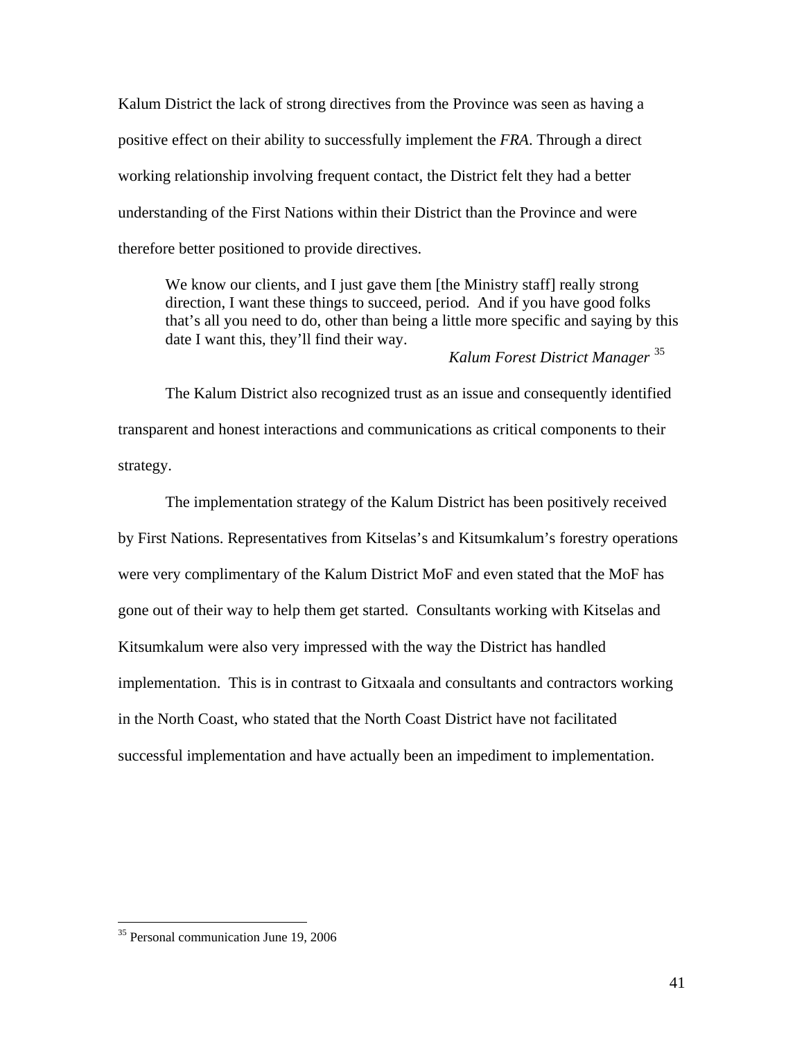Kalum District the lack of strong directives from the Province was seen as having a positive effect on their ability to successfully implement the *FRA*. Through a direct working relationship involving frequent contact, the District felt they had a better understanding of the First Nations within their District than the Province and were therefore better positioned to provide directives.

> We know our clients, and I just gave them [the Ministry staff] really strong direction, I want these things to succeed, period. And if you have good folks that's all you need to do, other than being a little more specific and saying by this date I want this, they'll find their way.
>
> *Kalum Forest District Manager* [35]

The Kalum District also recognized trust as an issue and consequently identified transparent and honest interactions and communications as critical components to their strategy.

The implementation strategy of the Kalum District has been positively received by First Nations. Representatives from Kitselas's and Kitsumkalum's forestry operations were very complimentary of the Kalum District MoF and even stated that the MoF has gone out of their way to help them get started. Consultants working with Kitselas and Kitsumkalum were also very impressed with the way the District has handled implementation. This is in contrast to Gitxaala and consultants and contractors working in the North Coast, who stated that the North Coast District have not facilitated successful implementation and have actually been an impediment to implementation.

---

[35] Personal communication June 19, 2006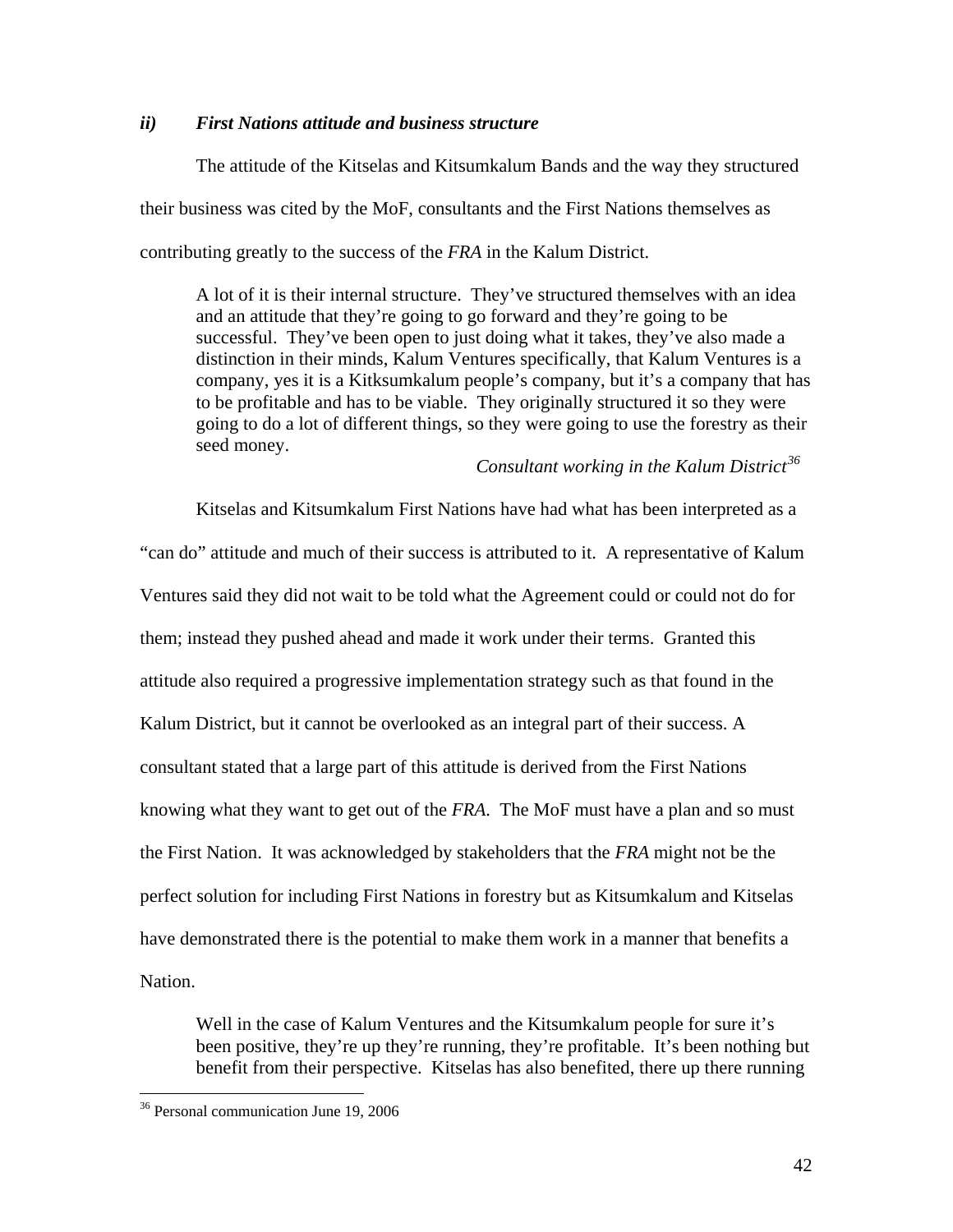### *ii) First Nations attitude and business structure*

The attitude of the Kitselas and Kitsumkalum Bands and the way they structured their business was cited by the MoF, consultants and the First Nations themselves as contributing greatly to the success of the *FRA* in the Kalum District.

> A lot of it is their internal structure. They've structured themselves with an idea and an attitude that they're going to go forward and they're going to be successful. They've been open to just doing what it takes, they've also made a distinction in their minds, Kalum Ventures specifically, that Kalum Ventures is a company, yes it is a Kitksumkalum people's company, but it's a company that has to be profitable and has to be viable. They originally structured it so they were going to do a lot of different things, so they were going to use the forestry as their seed money.
>
> *Consultant working in the Kalum District*[36]

Kitselas and Kitsumkalum First Nations have had what has been interpreted as a "can do" attitude and much of their success is attributed to it. A representative of Kalum Ventures said they did not wait to be told what the Agreement could or could not do for them; instead they pushed ahead and made it work under their terms. Granted this attitude also required a progressive implementation strategy such as that found in the Kalum District, but it cannot be overlooked as an integral part of their success. A consultant stated that a large part of this attitude is derived from the First Nations knowing what they want to get out of the *FRA*. The MoF must have a plan and so must the First Nation. It was acknowledged by stakeholders that the *FRA* might not be the perfect solution for including First Nations in forestry but as Kitsumkalum and Kitselas have demonstrated there is the potential to make them work in a manner that benefits a Nation.

> Well in the case of Kalum Ventures and the Kitsumkalum people for sure it's been positive, they're up they're running, they're profitable. It's been nothing but benefit from their perspective. Kitselas has also benefited, there up there running

---

[36] Personal communication June 19, 2006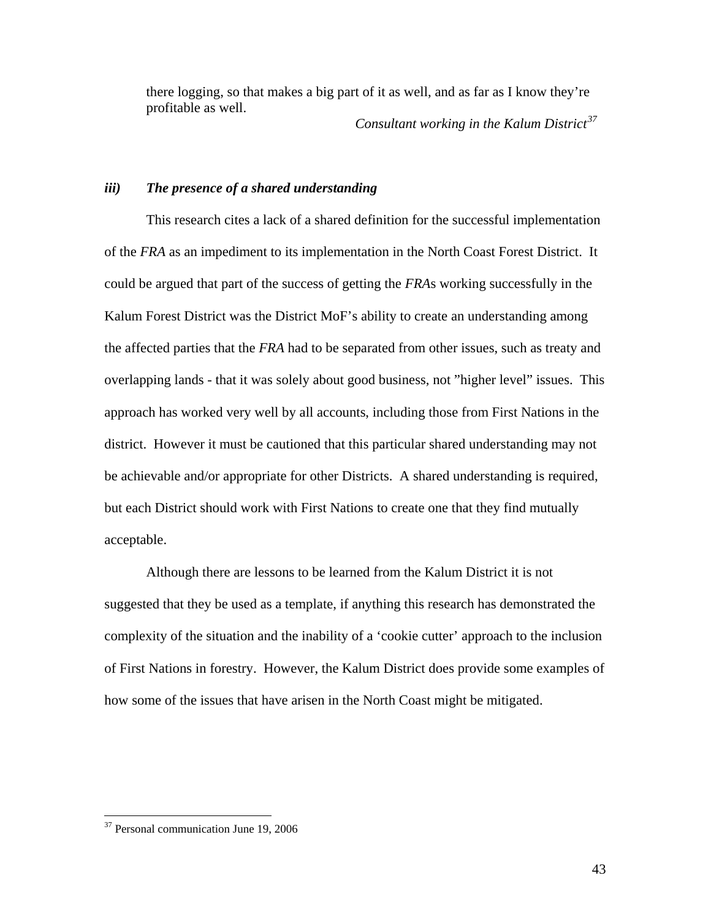> there logging, so that makes a big part of it as well, and as far as I know they're profitable as well.
>
> *Consultant working in the Kalum District*[37]

### *iii) The presence of a shared understanding*

This research cites a lack of a shared definition for the successful implementation of the *FRA* as an impediment to its implementation in the North Coast Forest District. It could be argued that part of the success of getting the *FRA*s working successfully in the Kalum Forest District was the District MoF's ability to create an understanding among the affected parties that the *FRA* had to be separated from other issues, such as treaty and overlapping lands - that it was solely about good business, not "higher level" issues. This approach has worked very well by all accounts, including those from First Nations in the district. However it must be cautioned that this particular shared understanding may not be achievable and/or appropriate for other Districts. A shared understanding is required, but each District should work with First Nations to create one that they find mutually acceptable.

Although there are lessons to be learned from the Kalum District it is not suggested that they be used as a template, if anything this research has demonstrated the complexity of the situation and the inability of a 'cookie cutter' approach to the inclusion of First Nations in forestry. However, the Kalum District does provide some examples of how some of the issues that have arisen in the North Coast might be mitigated.

---

[37] Personal communication June 19, 2006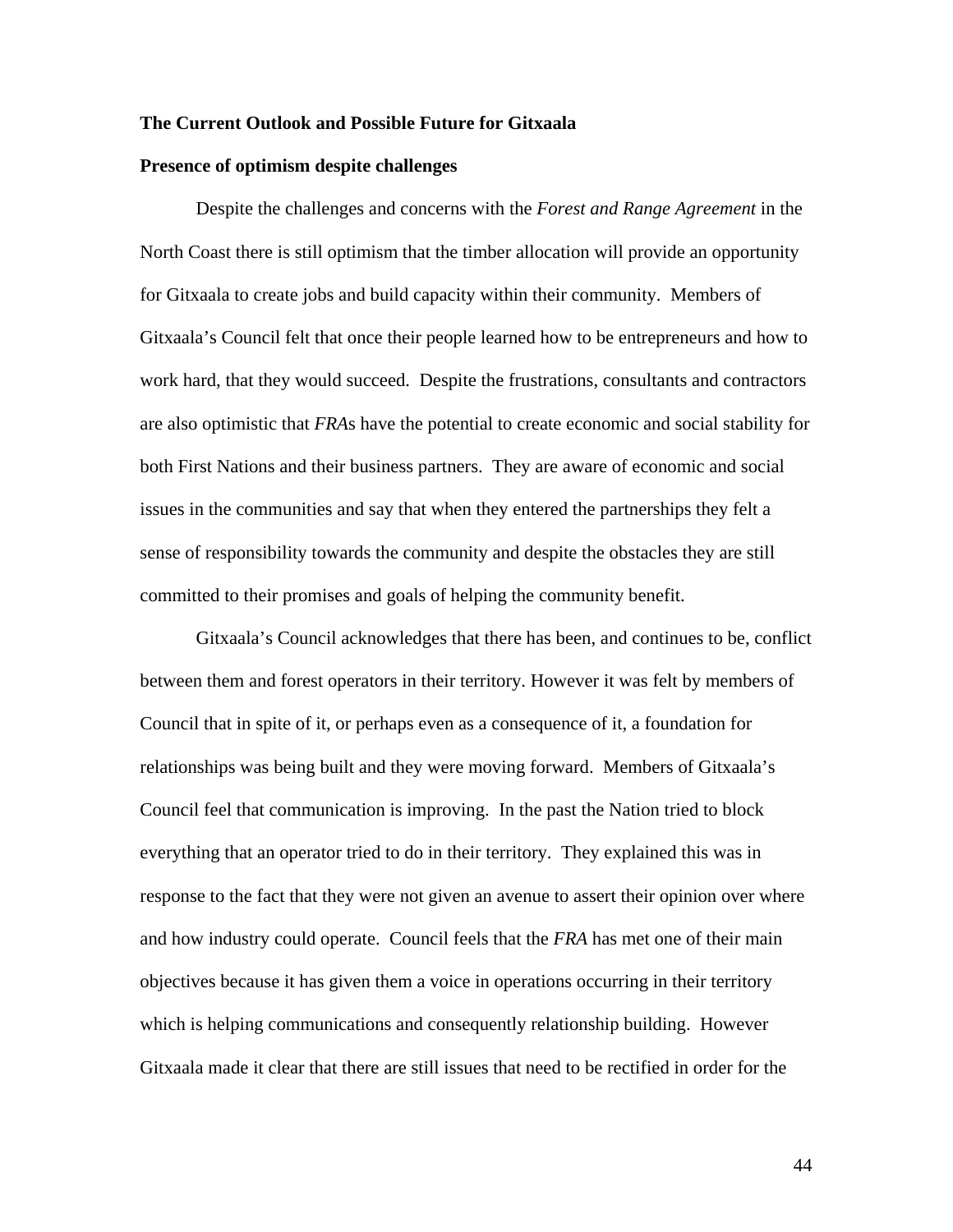### The Current Outlook and Possible Future for Gitxaala

#### Presence of optimism despite challenges

Despite the challenges and concerns with the *Forest and Range Agreement* in the North Coast there is still optimism that the timber allocation will provide an opportunity for Gitxaala to create jobs and build capacity within their community. Members of Gitxaala's Council felt that once their people learned how to be entrepreneurs and how to work hard, that they would succeed. Despite the frustrations, consultants and contractors are also optimistic that *FRA*s have the potential to create economic and social stability for both First Nations and their business partners. They are aware of economic and social issues in the communities and say that when they entered the partnerships they felt a sense of responsibility towards the community and despite the obstacles they are still committed to their promises and goals of helping the community benefit.

Gitxaala's Council acknowledges that there has been, and continues to be, conflict between them and forest operators in their territory. However it was felt by members of Council that in spite of it, or perhaps even as a consequence of it, a foundation for relationships was being built and they were moving forward. Members of Gitxaala's Council feel that communication is improving. In the past the Nation tried to block everything that an operator tried to do in their territory. They explained this was in response to the fact that they were not given an avenue to assert their opinion over where and how industry could operate. Council feels that the *FRA* has met one of their main objectives because it has given them a voice in operations occurring in their territory which is helping communications and consequently relationship building. However Gitxaala made it clear that there are still issues that need to be rectified in order for the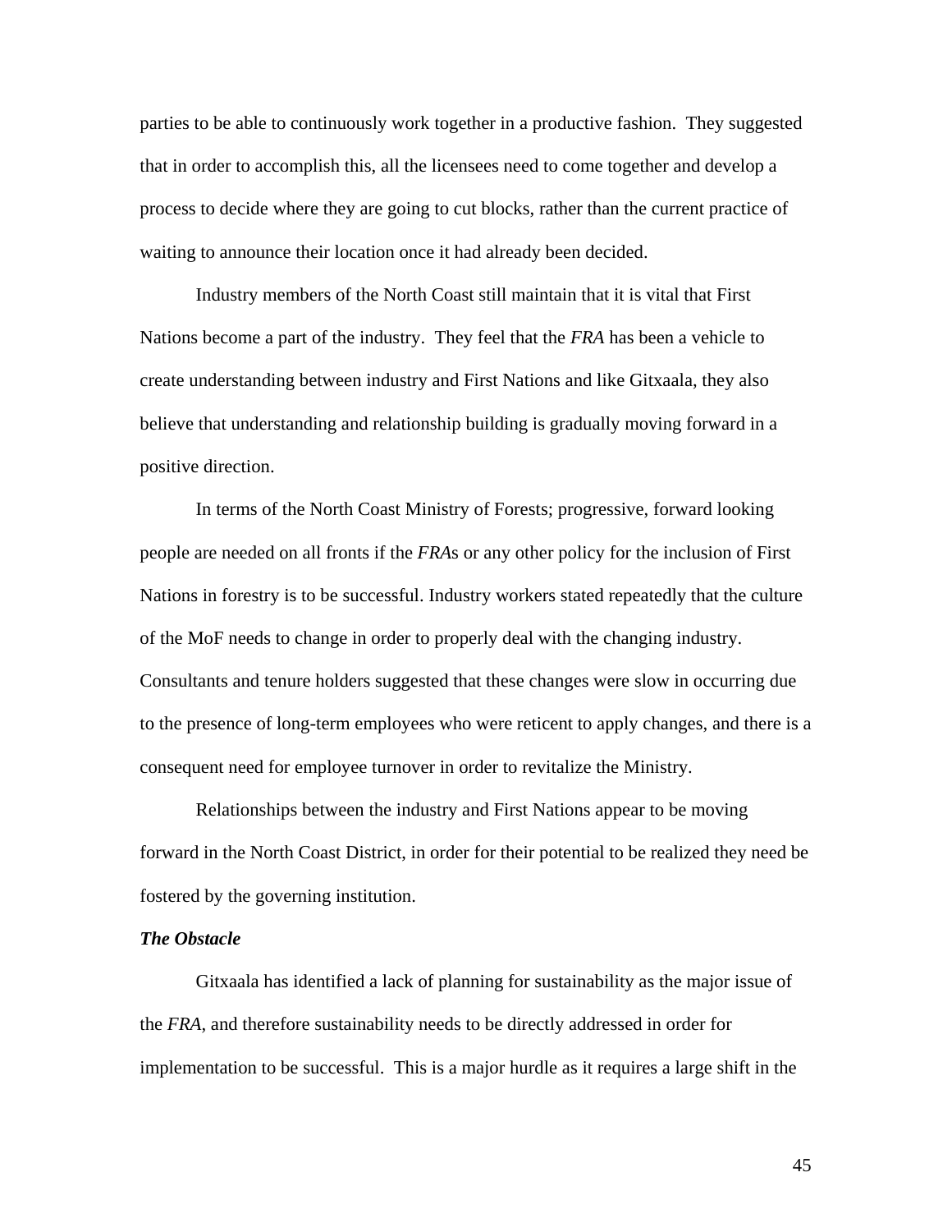parties to be able to continuously work together in a productive fashion. They suggested that in order to accomplish this, all the licensees need to come together and develop a process to decide where they are going to cut blocks, rather than the current practice of waiting to announce their location once it had already been decided.

Industry members of the North Coast still maintain that it is vital that First Nations become a part of the industry. They feel that the *FRA* has been a vehicle to create understanding between industry and First Nations and like Gitxaala, they also believe that understanding and relationship building is gradually moving forward in a positive direction.

In terms of the North Coast Ministry of Forests; progressive, forward looking people are needed on all fronts if the *FRA*s or any other policy for the inclusion of First Nations in forestry is to be successful. Industry workers stated repeatedly that the culture of the MoF needs to change in order to properly deal with the changing industry. Consultants and tenure holders suggested that these changes were slow in occurring due to the presence of long-term employees who were reticent to apply changes, and there is a consequent need for employee turnover in order to revitalize the Ministry.

Relationships between the industry and First Nations appear to be moving forward in the North Coast District, in order for their potential to be realized they need be fostered by the governing institution.

***The Obstacle***

Gitxaala has identified a lack of planning for sustainability as the major issue of the *FRA*, and therefore sustainability needs to be directly addressed in order for implementation to be successful. This is a major hurdle as it requires a large shift in the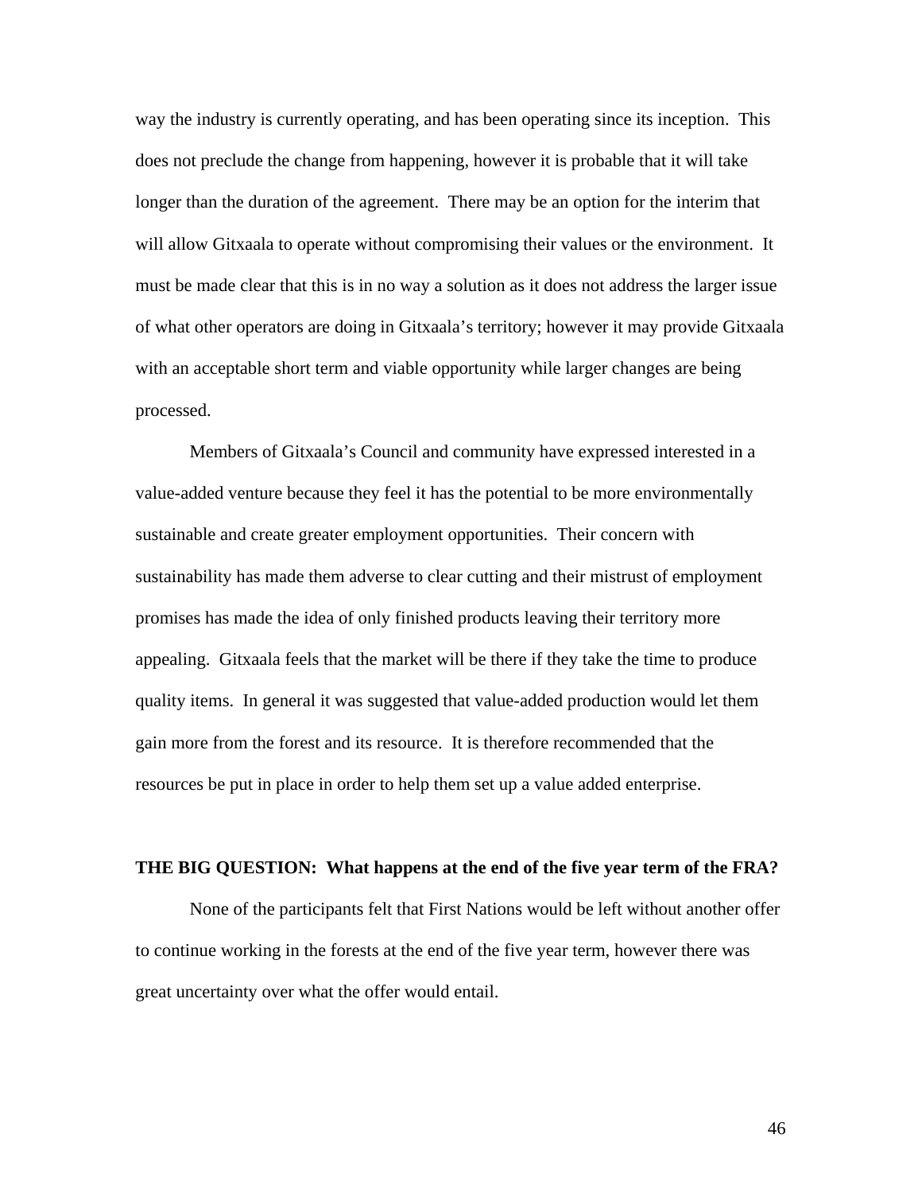way the industry is currently operating, and has been operating since its inception. This does not preclude the change from happening, however it is probable that it will take longer than the duration of the agreement. There may be an option for the interim that will allow Gitxaala to operate without compromising their values or the environment. It must be made clear that this is in no way a solution as it does not address the larger issue of what other operators are doing in Gitxaala's territory; however it may provide Gitxaala with an acceptable short term and viable opportunity while larger changes are being processed.

Members of Gitxaala's Council and community have expressed interested in a value-added venture because they feel it has the potential to be more environmentally sustainable and create greater employment opportunities. Their concern with sustainability has made them adverse to clear cutting and their mistrust of employment promises has made the idea of only finished products leaving their territory more appealing. Gitxaala feels that the market will be there if they take the time to produce quality items. In general it was suggested that value-added production would let them gain more from the forest and its resource. It is therefore recommended that the resources be put in place in order to help them set up a value added enterprise.

**THE BIG QUESTION: What happens at the end of the five year term of the FRA?**

None of the participants felt that First Nations would be left without another offer to continue working in the forests at the end of the five year term, however there was great uncertainty over what the offer would entail.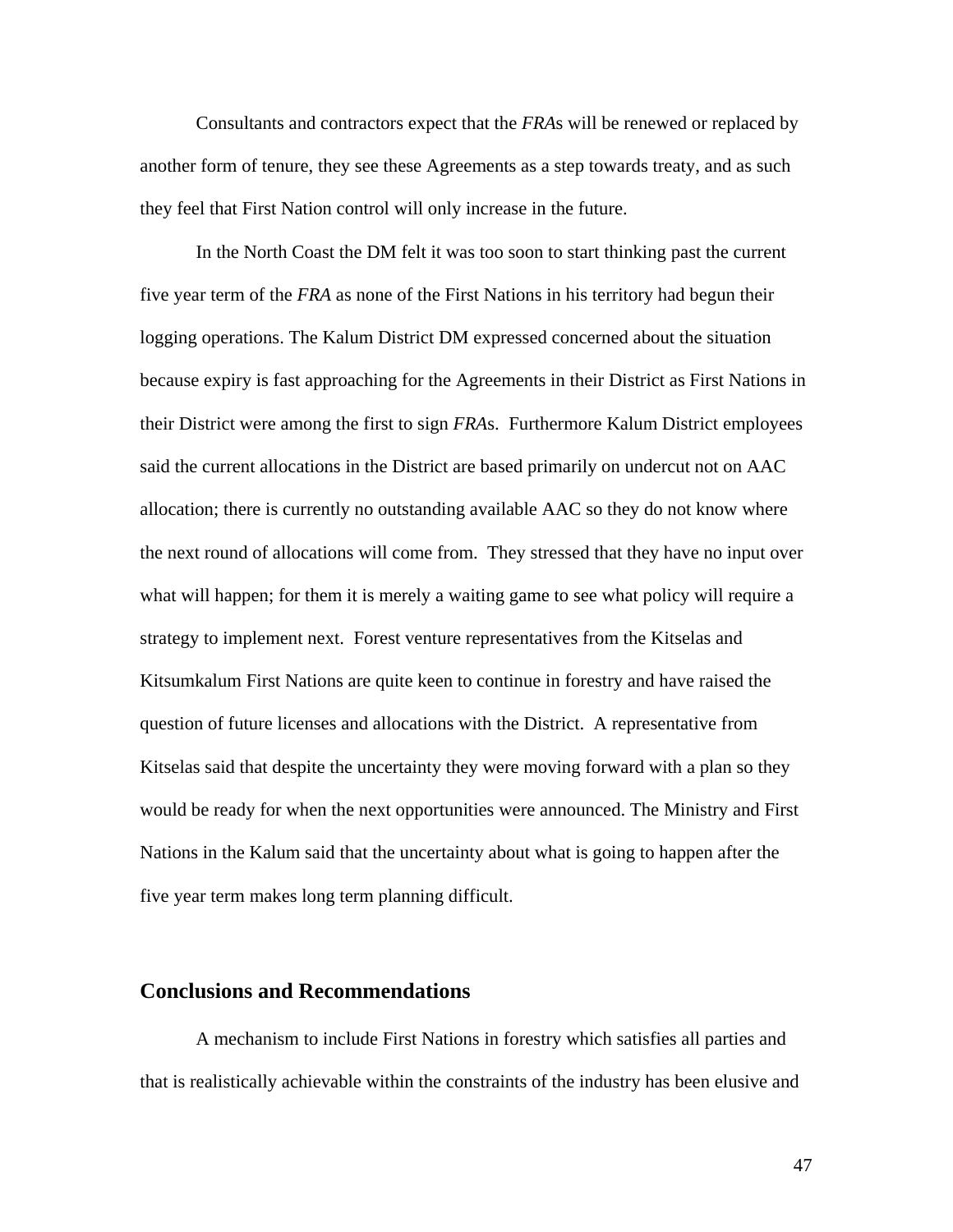Consultants and contractors expect that the *FRA*s will be renewed or replaced by another form of tenure, they see these Agreements as a step towards treaty, and as such they feel that First Nation control will only increase in the future.

In the North Coast the DM felt it was too soon to start thinking past the current five year term of the *FRA* as none of the First Nations in his territory had begun their logging operations. The Kalum District DM expressed concerned about the situation because expiry is fast approaching for the Agreements in their District as First Nations in their District were among the first to sign *FRA*s. Furthermore Kalum District employees said the current allocations in the District are based primarily on undercut not on AAC allocation; there is currently no outstanding available AAC so they do not know where the next round of allocations will come from. They stressed that they have no input over what will happen; for them it is merely a waiting game to see what policy will require a strategy to implement next. Forest venture representatives from the Kitselas and Kitsumkalum First Nations are quite keen to continue in forestry and have raised the question of future licenses and allocations with the District. A representative from Kitselas said that despite the uncertainty they were moving forward with a plan so they would be ready for when the next opportunities were announced. The Ministry and First Nations in the Kalum said that the uncertainty about what is going to happen after the five year term makes long term planning difficult.

## Conclusions and Recommendations

A mechanism to include First Nations in forestry which satisfies all parties and that is realistically achievable within the constraints of the industry has been elusive and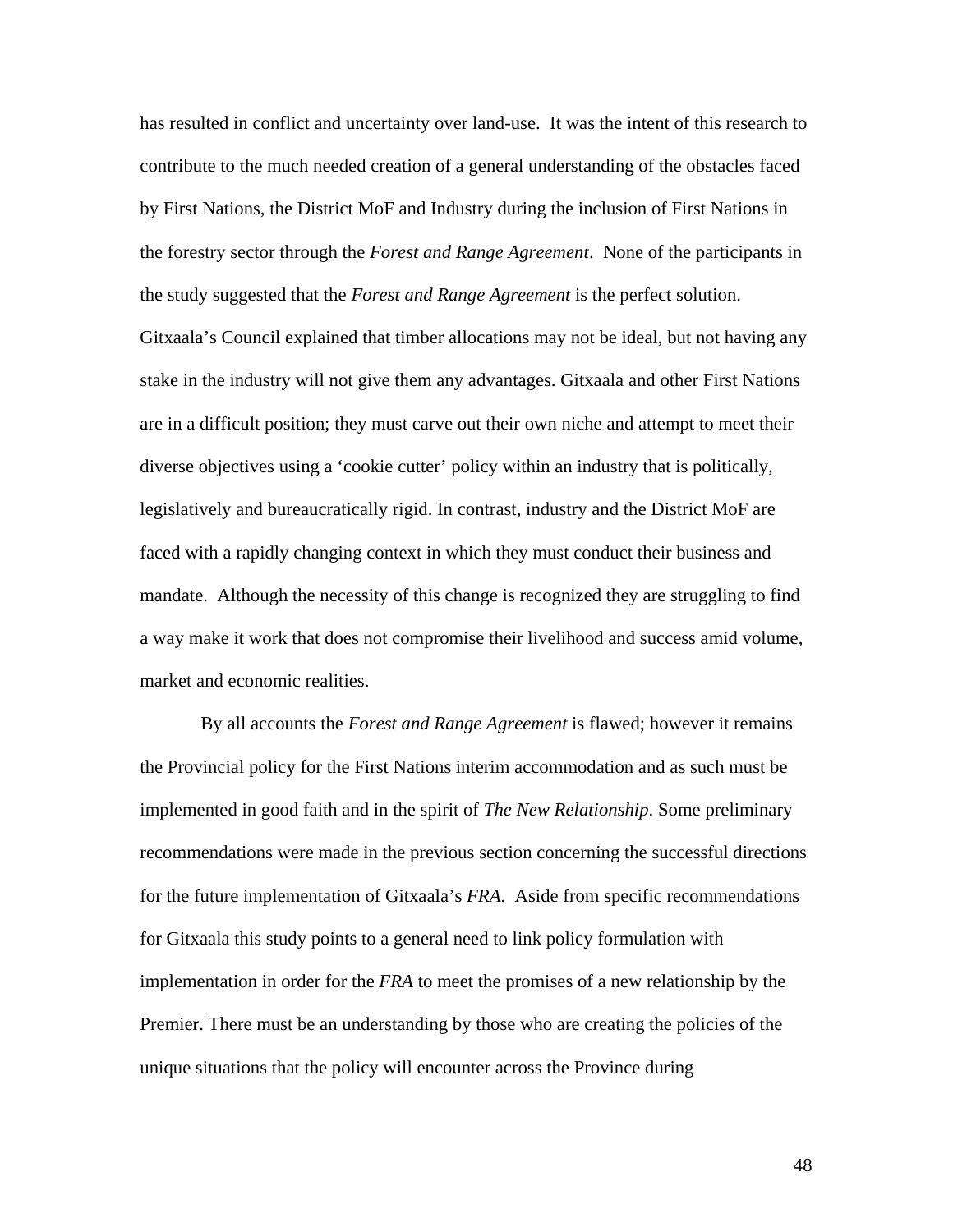has resulted in conflict and uncertainty over land-use. It was the intent of this research to contribute to the much needed creation of a general understanding of the obstacles faced by First Nations, the District MoF and Industry during the inclusion of First Nations in the forestry sector through the *Forest and Range Agreement*. None of the participants in the study suggested that the *Forest and Range Agreement* is the perfect solution. Gitxaala's Council explained that timber allocations may not be ideal, but not having any stake in the industry will not give them any advantages. Gitxaala and other First Nations are in a difficult position; they must carve out their own niche and attempt to meet their diverse objectives using a 'cookie cutter' policy within an industry that is politically, legislatively and bureaucratically rigid. In contrast, industry and the District MoF are faced with a rapidly changing context in which they must conduct their business and mandate. Although the necessity of this change is recognized they are struggling to find a way make it work that does not compromise their livelihood and success amid volume, market and economic realities.

By all accounts the *Forest and Range Agreement* is flawed; however it remains the Provincial policy for the First Nations interim accommodation and as such must be implemented in good faith and in the spirit of *The New Relationship*. Some preliminary recommendations were made in the previous section concerning the successful directions for the future implementation of Gitxaala's *FRA*. Aside from specific recommendations for Gitxaala this study points to a general need to link policy formulation with implementation in order for the *FRA* to meet the promises of a new relationship by the Premier. There must be an understanding by those who are creating the policies of the unique situations that the policy will encounter across the Province during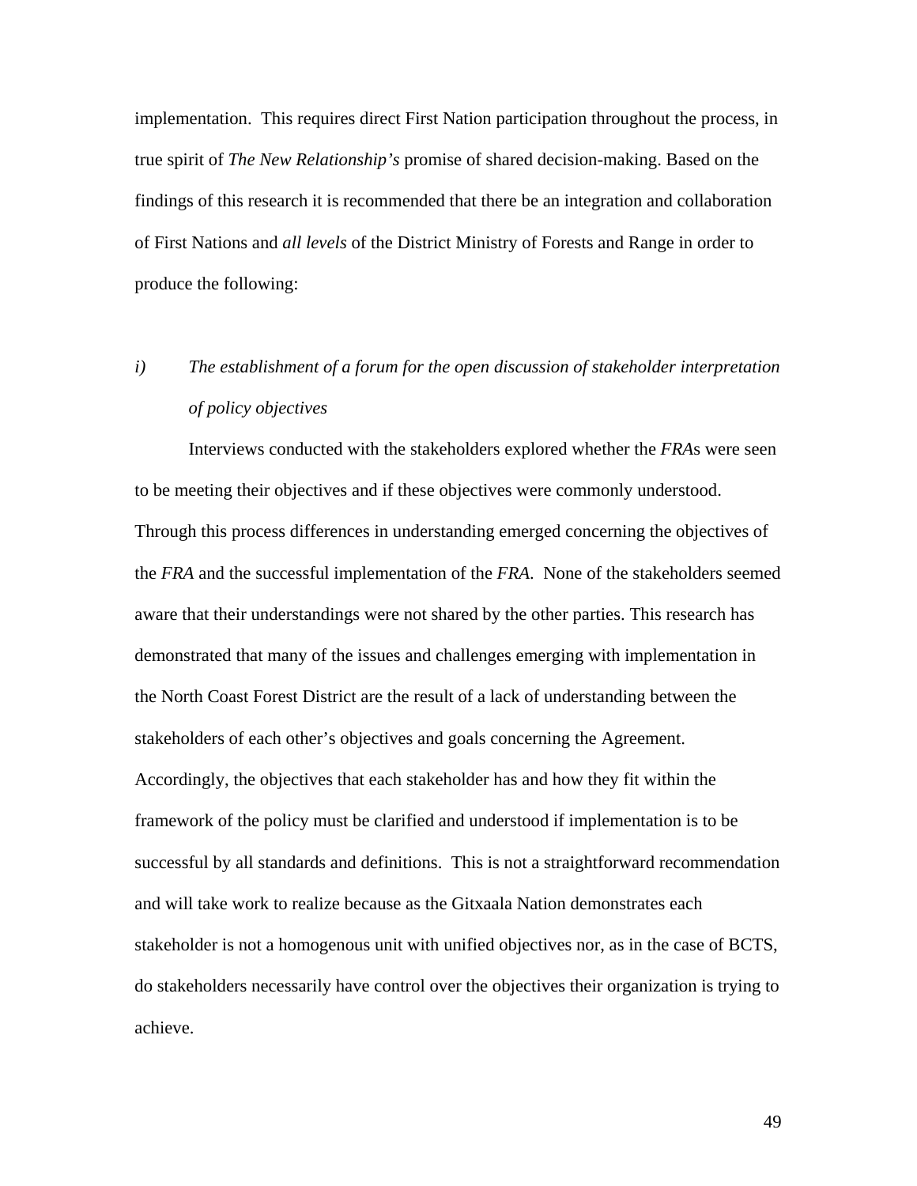implementation. This requires direct First Nation participation throughout the process, in true spirit of *The New Relationship's* promise of shared decision-making. Based on the findings of this research it is recommended that there be an integration and collaboration of First Nations and *all levels* of the District Ministry of Forests and Range in order to produce the following:

*i) The establishment of a forum for the open discussion of stakeholder interpretation of policy objectives*

Interviews conducted with the stakeholders explored whether the *FRA*s were seen to be meeting their objectives and if these objectives were commonly understood. Through this process differences in understanding emerged concerning the objectives of the *FRA* and the successful implementation of the *FRA*. None of the stakeholders seemed aware that their understandings were not shared by the other parties. This research has demonstrated that many of the issues and challenges emerging with implementation in the North Coast Forest District are the result of a lack of understanding between the stakeholders of each other's objectives and goals concerning the Agreement. Accordingly, the objectives that each stakeholder has and how they fit within the framework of the policy must be clarified and understood if implementation is to be successful by all standards and definitions. This is not a straightforward recommendation and will take work to realize because as the Gitxaala Nation demonstrates each stakeholder is not a homogenous unit with unified objectives nor, as in the case of BCTS, do stakeholders necessarily have control over the objectives their organization is trying to achieve.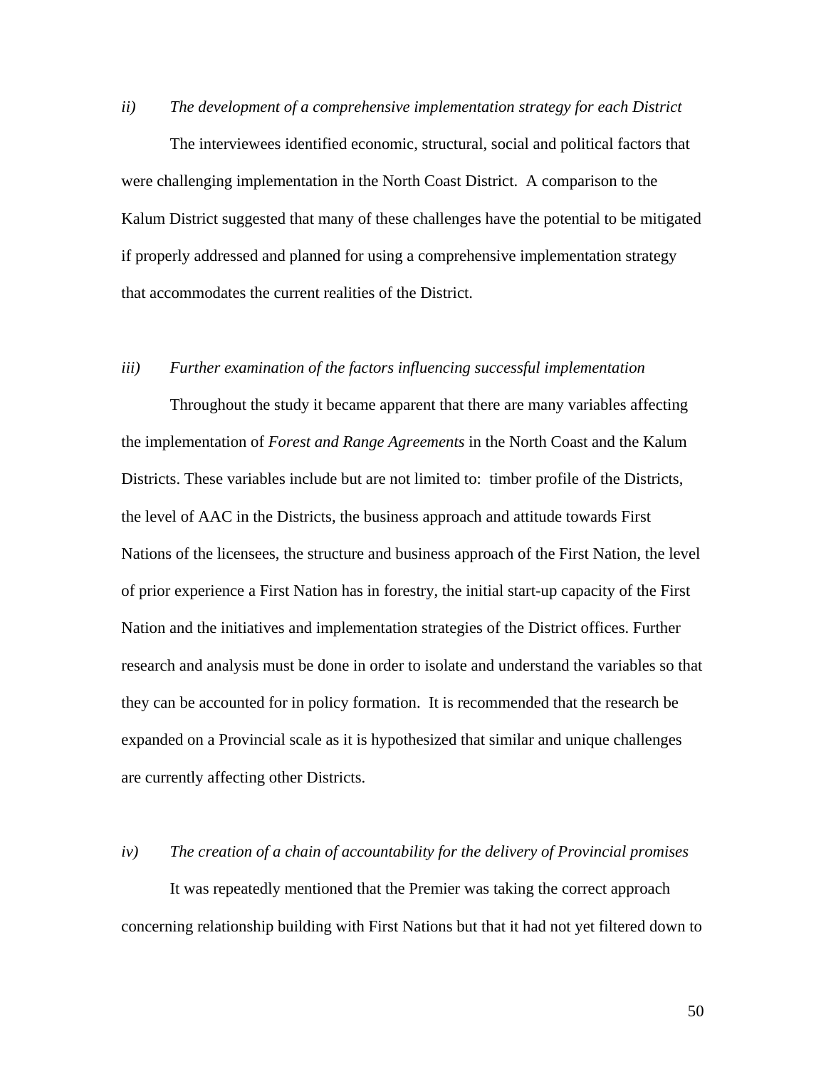*ii) The development of a comprehensive implementation strategy for each District*

The interviewees identified economic, structural, social and political factors that were challenging implementation in the North Coast District. A comparison to the Kalum District suggested that many of these challenges have the potential to be mitigated if properly addressed and planned for using a comprehensive implementation strategy that accommodates the current realities of the District.

*iii) Further examination of the factors influencing successful implementation*

Throughout the study it became apparent that there are many variables affecting the implementation of *Forest and Range Agreements* in the North Coast and the Kalum Districts. These variables include but are not limited to: timber profile of the Districts, the level of AAC in the Districts, the business approach and attitude towards First Nations of the licensees, the structure and business approach of the First Nation, the level of prior experience a First Nation has in forestry, the initial start-up capacity of the First Nation and the initiatives and implementation strategies of the District offices. Further research and analysis must be done in order to isolate and understand the variables so that they can be accounted for in policy formation. It is recommended that the research be expanded on a Provincial scale as it is hypothesized that similar and unique challenges are currently affecting other Districts.

*iv) The creation of a chain of accountability for the delivery of Provincial promises*

It was repeatedly mentioned that the Premier was taking the correct approach concerning relationship building with First Nations but that it had not yet filtered down to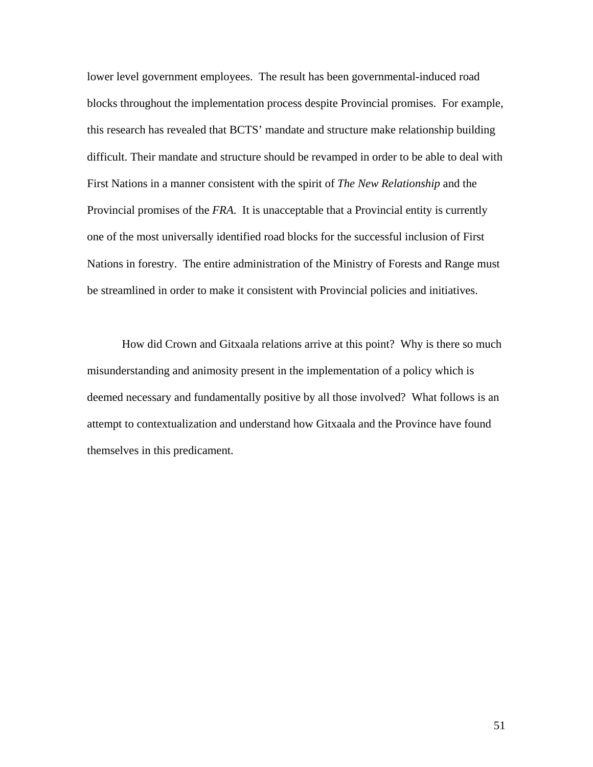lower level government employees. The result has been governmental-induced road blocks throughout the implementation process despite Provincial promises. For example, this research has revealed that BCTS' mandate and structure make relationship building difficult. Their mandate and structure should be revamped in order to be able to deal with First Nations in a manner consistent with the spirit of *The New Relationship* and the Provincial promises of the *FRA*. It is unacceptable that a Provincial entity is currently one of the most universally identified road blocks for the successful inclusion of First Nations in forestry. The entire administration of the Ministry of Forests and Range must be streamlined in order to make it consistent with Provincial policies and initiatives.

How did Crown and Gitxaala relations arrive at this point? Why is there so much misunderstanding and animosity present in the implementation of a policy which is deemed necessary and fundamentally positive by all those involved? What follows is an attempt to contextualization and understand how Gitxaala and the Province have found themselves in this predicament.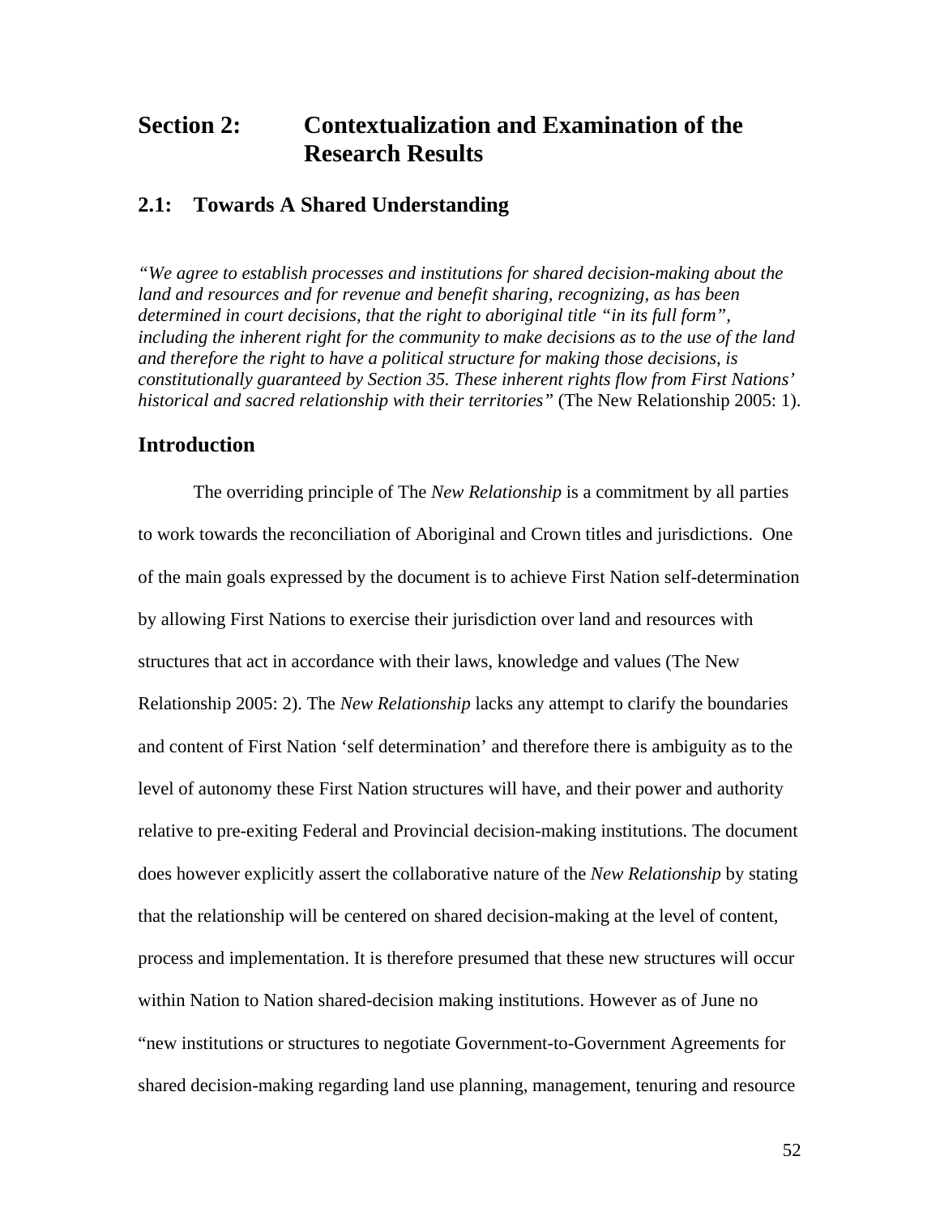# Section 2: Contextualization and Examination of the Research Results

## 2.1: Towards A Shared Understanding

*"We agree to establish processes and institutions for shared decision-making about the land and resources and for revenue and benefit sharing, recognizing, as has been determined in court decisions, that the right to aboriginal title "in its full form", including the inherent right for the community to make decisions as to the use of the land and therefore the right to have a political structure for making those decisions, is constitutionally guaranteed by Section 35. These inherent rights flow from First Nations' historical and sacred relationship with their territories"* (The New Relationship 2005: 1).

## Introduction

The overriding principle of The *New Relationship* is a commitment by all parties to work towards the reconciliation of Aboriginal and Crown titles and jurisdictions. One of the main goals expressed by the document is to achieve First Nation self-determination by allowing First Nations to exercise their jurisdiction over land and resources with structures that act in accordance with their laws, knowledge and values (The New Relationship 2005: 2). The *New Relationship* lacks any attempt to clarify the boundaries and content of First Nation 'self determination' and therefore there is ambiguity as to the level of autonomy these First Nation structures will have, and their power and authority relative to pre-exiting Federal and Provincial decision-making institutions. The document does however explicitly assert the collaborative nature of the *New Relationship* by stating that the relationship will be centered on shared decision-making at the level of content, process and implementation. It is therefore presumed that these new structures will occur within Nation to Nation shared-decision making institutions. However as of June no "new institutions or structures to negotiate Government-to-Government Agreements for shared decision-making regarding land use planning, management, tenuring and resource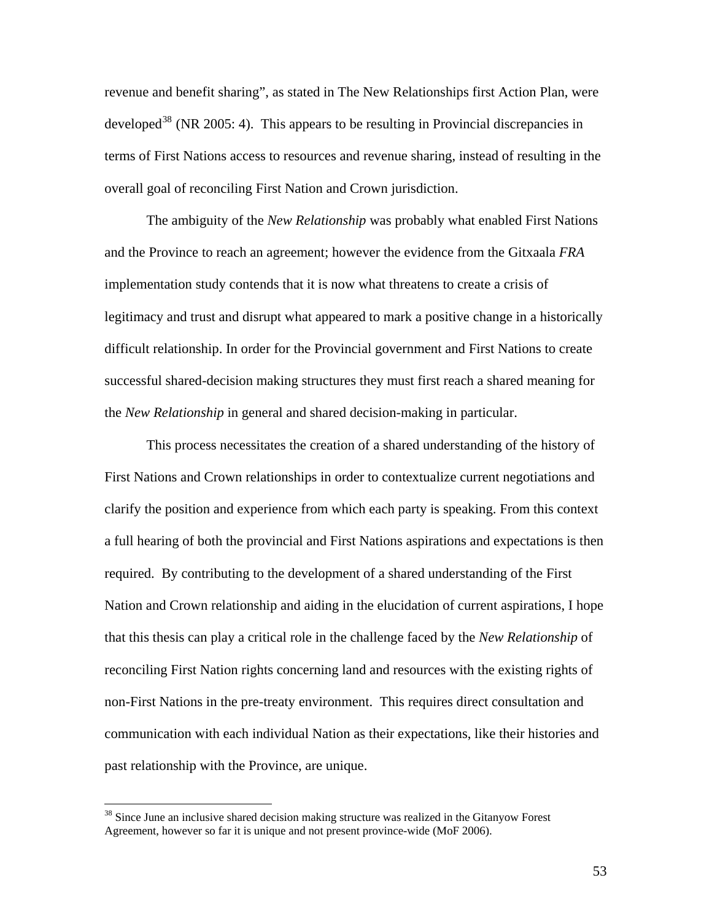revenue and benefit sharing", as stated in The New Relationships first Action Plan, were developed[38] (NR 2005: 4). This appears to be resulting in Provincial discrepancies in terms of First Nations access to resources and revenue sharing, instead of resulting in the overall goal of reconciling First Nation and Crown jurisdiction.

The ambiguity of the *New Relationship* was probably what enabled First Nations and the Province to reach an agreement; however the evidence from the Gitxaala *FRA* implementation study contends that it is now what threatens to create a crisis of legitimacy and trust and disrupt what appeared to mark a positive change in a historically difficult relationship. In order for the Provincial government and First Nations to create successful shared-decision making structures they must first reach a shared meaning for the *New Relationship* in general and shared decision-making in particular.

This process necessitates the creation of a shared understanding of the history of First Nations and Crown relationships in order to contextualize current negotiations and clarify the position and experience from which each party is speaking. From this context a full hearing of both the provincial and First Nations aspirations and expectations is then required. By contributing to the development of a shared understanding of the First Nation and Crown relationship and aiding in the elucidation of current aspirations, I hope that this thesis can play a critical role in the challenge faced by the *New Relationship* of reconciling First Nation rights concerning land and resources with the existing rights of non-First Nations in the pre-treaty environment. This requires direct consultation and communication with each individual Nation as their expectations, like their histories and past relationship with the Province, are unique.

---

[38] Since June an inclusive shared decision making structure was realized in the Gitanyow Forest Agreement, however so far it is unique and not present province-wide (MoF 2006).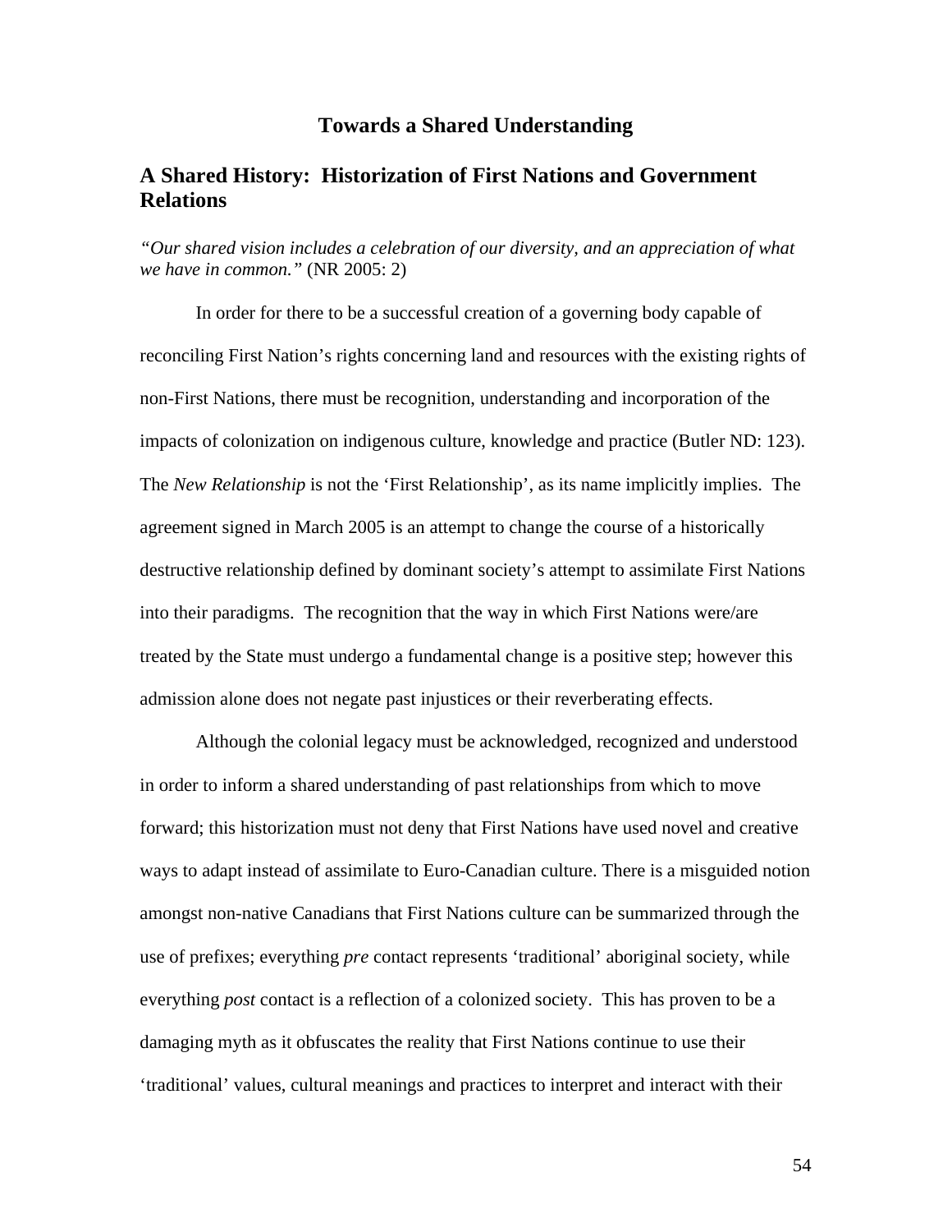# Towards a Shared Understanding

## A Shared History: Historization of First Nations and Government Relations

*"Our shared vision includes a celebration of our diversity, and an appreciation of what we have in common."* (NR 2005: 2)

In order for there to be a successful creation of a governing body capable of reconciling First Nation's rights concerning land and resources with the existing rights of non-First Nations, there must be recognition, understanding and incorporation of the impacts of colonization on indigenous culture, knowledge and practice (Butler ND: 123). The *New Relationship* is not the 'First Relationship', as its name implicitly implies. The agreement signed in March 2005 is an attempt to change the course of a historically destructive relationship defined by dominant society's attempt to assimilate First Nations into their paradigms. The recognition that the way in which First Nations were/are treated by the State must undergo a fundamental change is a positive step; however this admission alone does not negate past injustices or their reverberating effects.

Although the colonial legacy must be acknowledged, recognized and understood in order to inform a shared understanding of past relationships from which to move forward; this historization must not deny that First Nations have used novel and creative ways to adapt instead of assimilate to Euro-Canadian culture. There is a misguided notion amongst non-native Canadians that First Nations culture can be summarized through the use of prefixes; everything *pre* contact represents 'traditional' aboriginal society, while everything *post* contact is a reflection of a colonized society. This has proven to be a damaging myth as it obfuscates the reality that First Nations continue to use their 'traditional' values, cultural meanings and practices to interpret and interact with their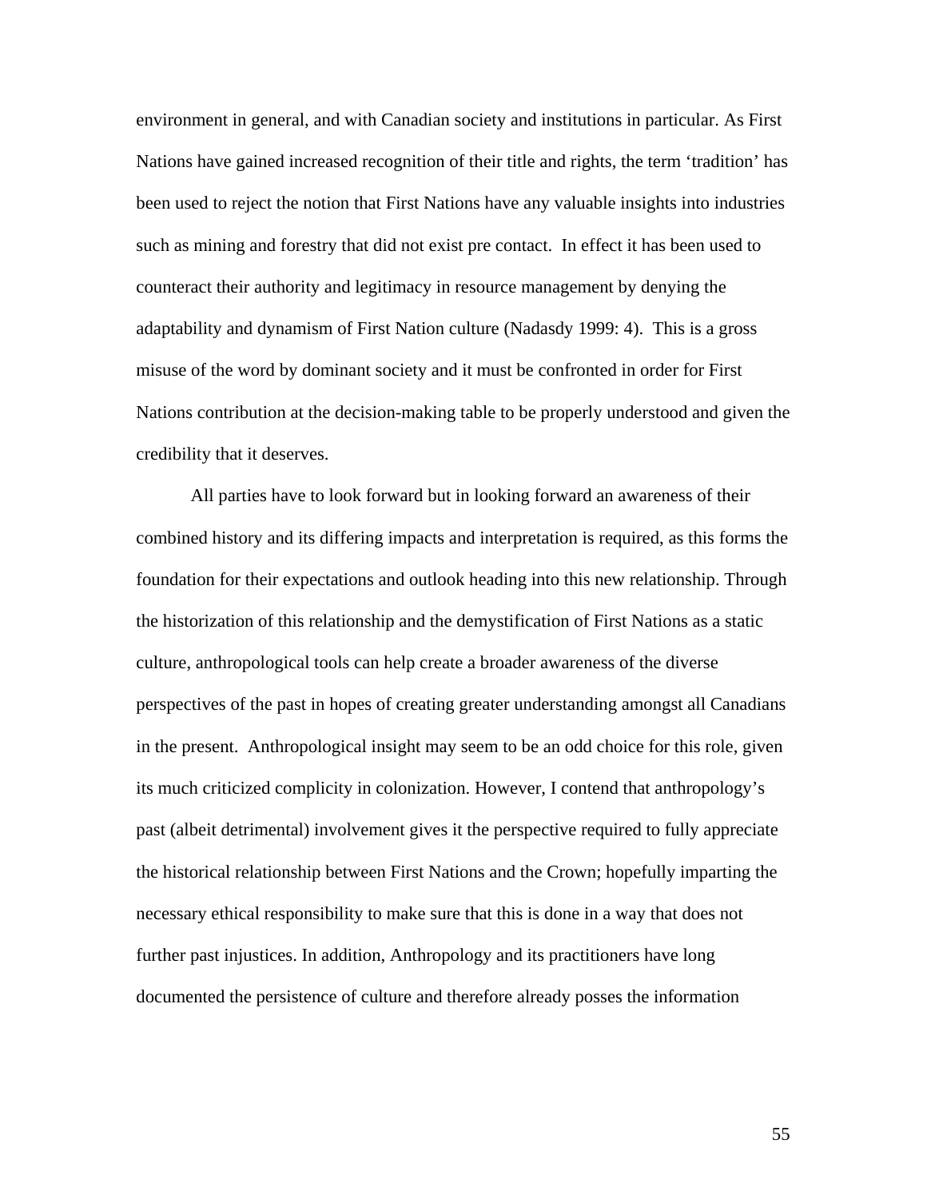environment in general, and with Canadian society and institutions in particular. As First Nations have gained increased recognition of their title and rights, the term 'tradition' has been used to reject the notion that First Nations have any valuable insights into industries such as mining and forestry that did not exist pre contact. In effect it has been used to counteract their authority and legitimacy in resource management by denying the adaptability and dynamism of First Nation culture (Nadasdy 1999: 4). This is a gross misuse of the word by dominant society and it must be confronted in order for First Nations contribution at the decision-making table to be properly understood and given the credibility that it deserves.

All parties have to look forward but in looking forward an awareness of their combined history and its differing impacts and interpretation is required, as this forms the foundation for their expectations and outlook heading into this new relationship. Through the historization of this relationship and the demystification of First Nations as a static culture, anthropological tools can help create a broader awareness of the diverse perspectives of the past in hopes of creating greater understanding amongst all Canadians in the present. Anthropological insight may seem to be an odd choice for this role, given its much criticized complicity in colonization. However, I contend that anthropology's past (albeit detrimental) involvement gives it the perspective required to fully appreciate the historical relationship between First Nations and the Crown; hopefully imparting the necessary ethical responsibility to make sure that this is done in a way that does not further past injustices. In addition, Anthropology and its practitioners have long documented the persistence of culture and therefore already posses the information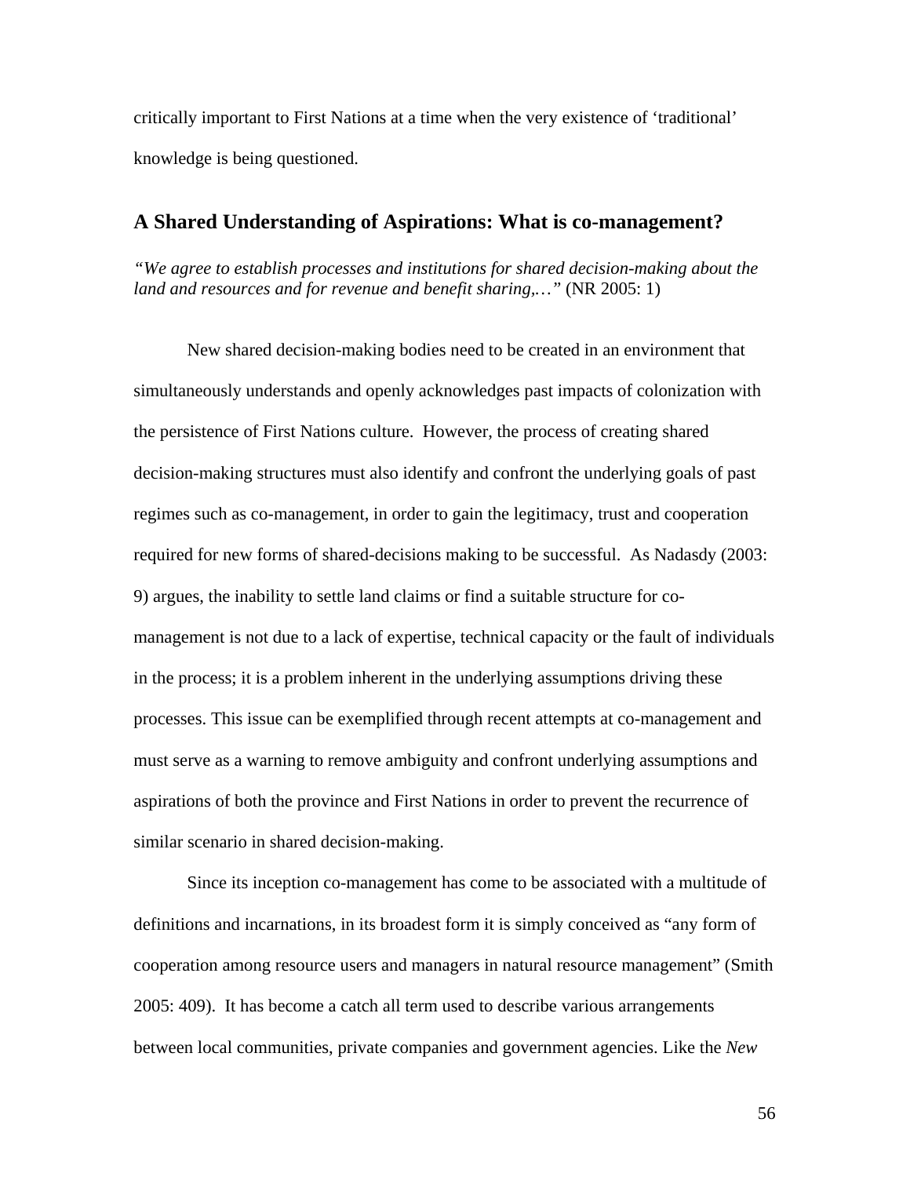critically important to First Nations at a time when the very existence of 'traditional' knowledge is being questioned.

## A Shared Understanding of Aspirations: What is co-management?

*"We agree to establish processes and institutions for shared decision-making about the land and resources and for revenue and benefit sharing,…"* (NR 2005: 1)

New shared decision-making bodies need to be created in an environment that simultaneously understands and openly acknowledges past impacts of colonization with the persistence of First Nations culture. However, the process of creating shared decision-making structures must also identify and confront the underlying goals of past regimes such as co-management, in order to gain the legitimacy, trust and cooperation required for new forms of shared-decisions making to be successful. As Nadasdy (2003: 9) argues, the inability to settle land claims or find a suitable structure for co-management is not due to a lack of expertise, technical capacity or the fault of individuals in the process; it is a problem inherent in the underlying assumptions driving these processes. This issue can be exemplified through recent attempts at co-management and must serve as a warning to remove ambiguity and confront underlying assumptions and aspirations of both the province and First Nations in order to prevent the recurrence of similar scenario in shared decision-making.

Since its inception co-management has come to be associated with a multitude of definitions and incarnations, in its broadest form it is simply conceived as "any form of cooperation among resource users and managers in natural resource management" (Smith 2005: 409). It has become a catch all term used to describe various arrangements between local communities, private companies and government agencies. Like the *New*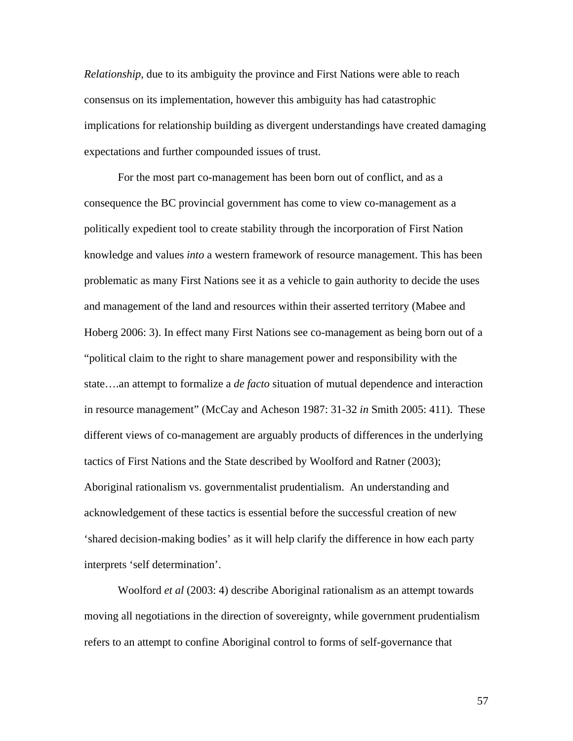*Relationship*, due to its ambiguity the province and First Nations were able to reach consensus on its implementation, however this ambiguity has had catastrophic implications for relationship building as divergent understandings have created damaging expectations and further compounded issues of trust.

For the most part co-management has been born out of conflict, and as a consequence the BC provincial government has come to view co-management as a politically expedient tool to create stability through the incorporation of First Nation knowledge and values *into* a western framework of resource management. This has been problematic as many First Nations see it as a vehicle to gain authority to decide the uses and management of the land and resources within their asserted territory (Mabee and Hoberg 2006: 3). In effect many First Nations see co-management as being born out of a "political claim to the right to share management power and responsibility with the state….an attempt to formalize a *de facto* situation of mutual dependence and interaction in resource management" (McCay and Acheson 1987: 31-32 *in* Smith 2005: 411). These different views of co-management are arguably products of differences in the underlying tactics of First Nations and the State described by Woolford and Ratner (2003); Aboriginal rationalism vs. governmentalist prudentialism. An understanding and acknowledgement of these tactics is essential before the successful creation of new 'shared decision-making bodies' as it will help clarify the difference in how each party interprets 'self determination'.

Woolford *et al* (2003: 4) describe Aboriginal rationalism as an attempt towards moving all negotiations in the direction of sovereignty, while government prudentialism refers to an attempt to confine Aboriginal control to forms of self-governance that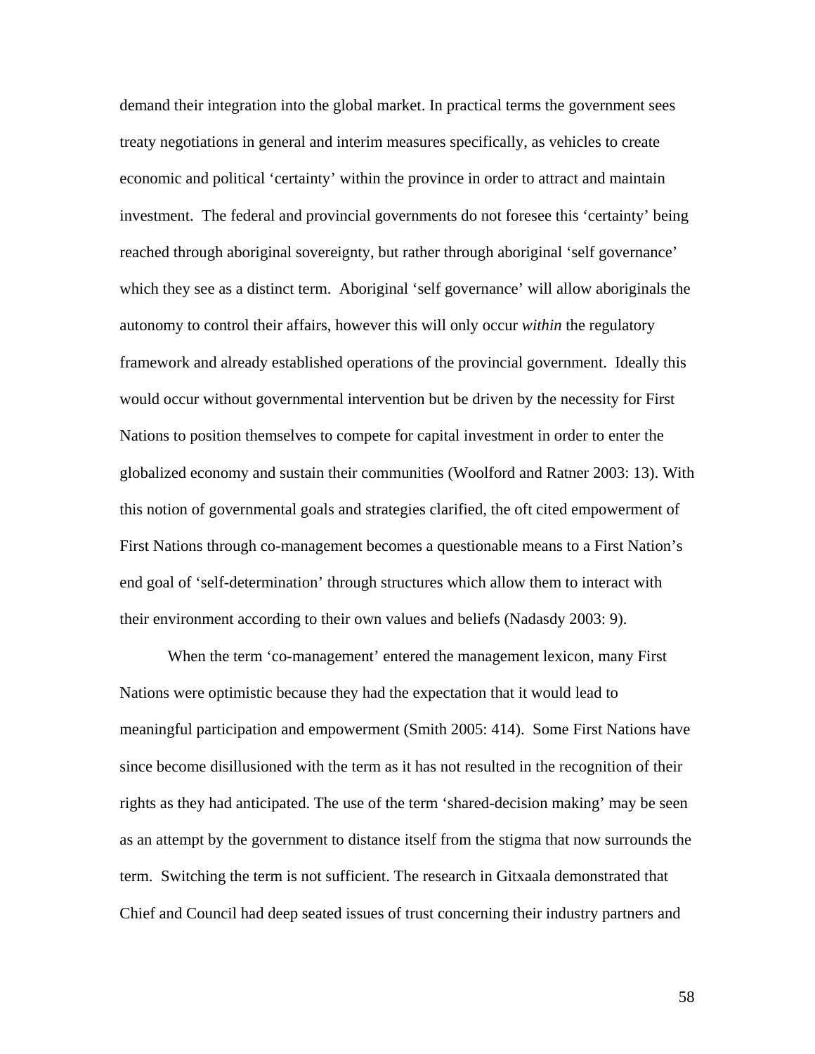demand their integration into the global market. In practical terms the government sees treaty negotiations in general and interim measures specifically, as vehicles to create economic and political 'certainty' within the province in order to attract and maintain investment. The federal and provincial governments do not foresee this 'certainty' being reached through aboriginal sovereignty, but rather through aboriginal 'self governance' which they see as a distinct term. Aboriginal 'self governance' will allow aboriginals the autonomy to control their affairs, however this will only occur *within* the regulatory framework and already established operations of the provincial government. Ideally this would occur without governmental intervention but be driven by the necessity for First Nations to position themselves to compete for capital investment in order to enter the globalized economy and sustain their communities (Woolford and Ratner 2003: 13). With this notion of governmental goals and strategies clarified, the oft cited empowerment of First Nations through co-management becomes a questionable means to a First Nation's end goal of 'self-determination' through structures which allow them to interact with their environment according to their own values and beliefs (Nadasdy 2003: 9).

When the term 'co-management' entered the management lexicon, many First Nations were optimistic because they had the expectation that it would lead to meaningful participation and empowerment (Smith 2005: 414). Some First Nations have since become disillusioned with the term as it has not resulted in the recognition of their rights as they had anticipated. The use of the term 'shared-decision making' may be seen as an attempt by the government to distance itself from the stigma that now surrounds the term. Switching the term is not sufficient. The research in Gitxaala demonstrated that Chief and Council had deep seated issues of trust concerning their industry partners and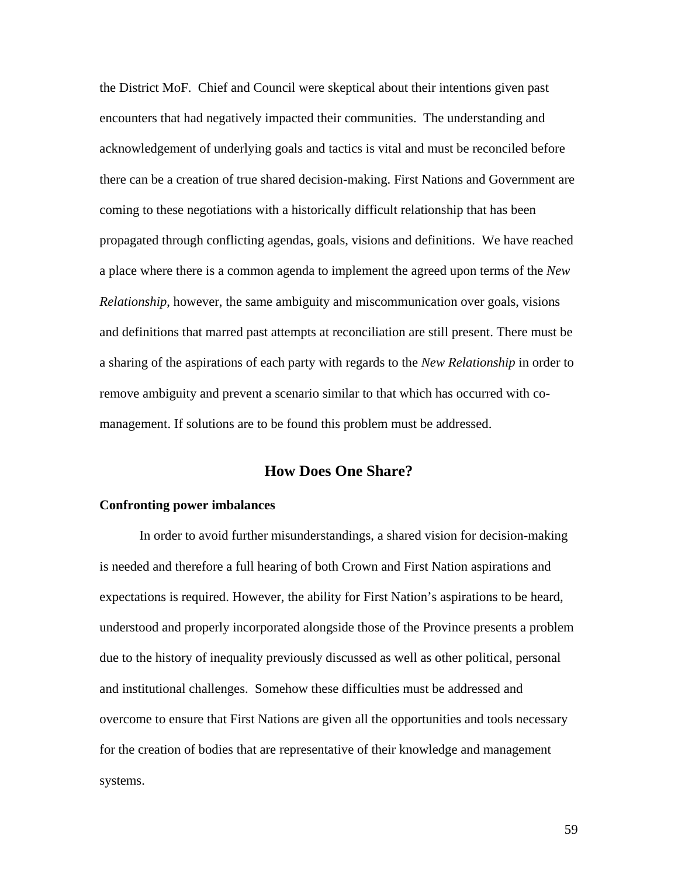the District MoF. Chief and Council were skeptical about their intentions given past encounters that had negatively impacted their communities. The understanding and acknowledgement of underlying goals and tactics is vital and must be reconciled before there can be a creation of true shared decision-making. First Nations and Government are coming to these negotiations with a historically difficult relationship that has been propagated through conflicting agendas, goals, visions and definitions. We have reached a place where there is a common agenda to implement the agreed upon terms of the *New Relationship*, however, the same ambiguity and miscommunication over goals, visions and definitions that marred past attempts at reconciliation are still present. There must be a sharing of the aspirations of each party with regards to the *New Relationship* in order to remove ambiguity and prevent a scenario similar to that which has occurred with co-management. If solutions are to be found this problem must be addressed.

## How Does One Share?

**Confronting power imbalances**

In order to avoid further misunderstandings, a shared vision for decision-making is needed and therefore a full hearing of both Crown and First Nation aspirations and expectations is required. However, the ability for First Nation's aspirations to be heard, understood and properly incorporated alongside those of the Province presents a problem due to the history of inequality previously discussed as well as other political, personal and institutional challenges. Somehow these difficulties must be addressed and overcome to ensure that First Nations are given all the opportunities and tools necessary for the creation of bodies that are representative of their knowledge and management systems.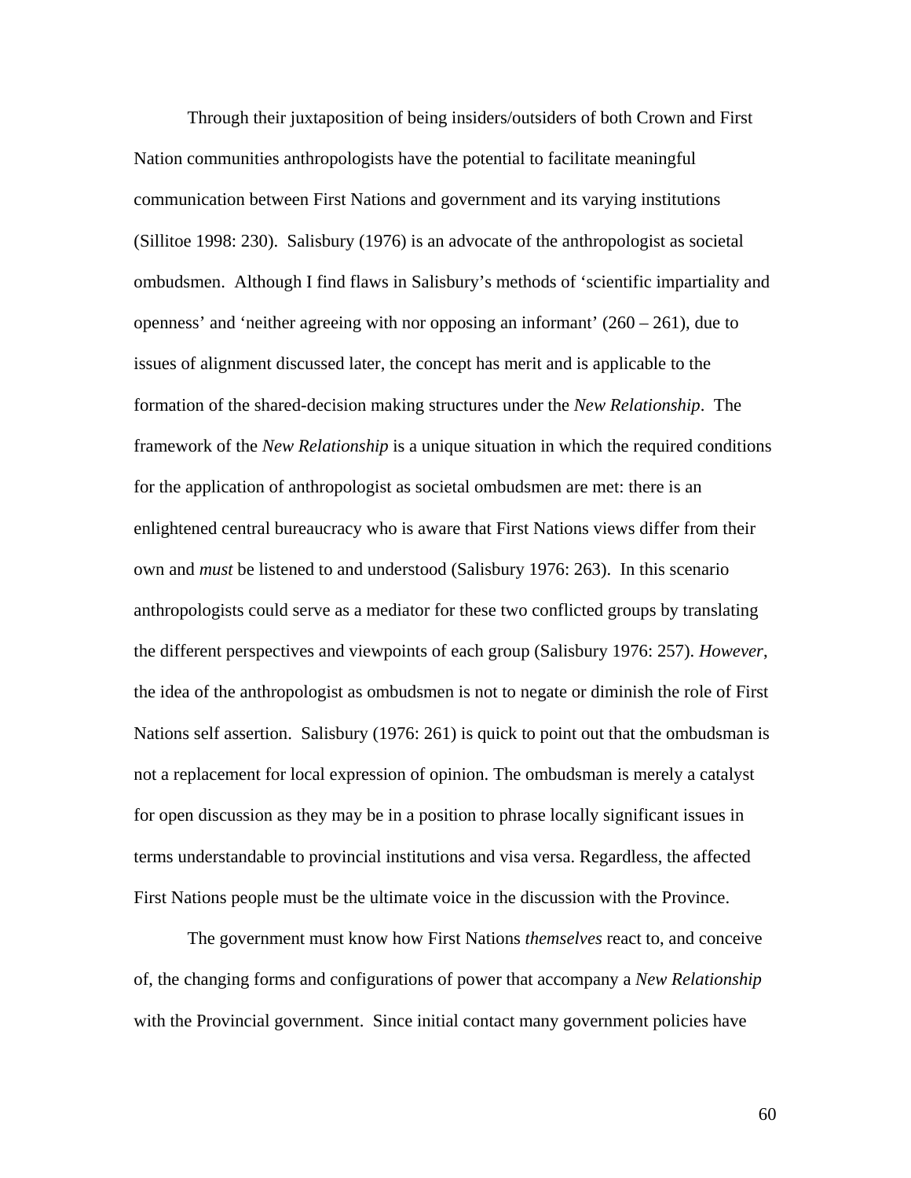Through their juxtaposition of being insiders/outsiders of both Crown and First Nation communities anthropologists have the potential to facilitate meaningful communication between First Nations and government and its varying institutions (Sillitoe 1998: 230). Salisbury (1976) is an advocate of the anthropologist as societal ombudsmen. Although I find flaws in Salisbury's methods of 'scientific impartiality and openness' and 'neither agreeing with nor opposing an informant' (260 – 261), due to issues of alignment discussed later, the concept has merit and is applicable to the formation of the shared-decision making structures under the *New Relationship*. The framework of the *New Relationship* is a unique situation in which the required conditions for the application of anthropologist as societal ombudsmen are met: there is an enlightened central bureaucracy who is aware that First Nations views differ from their own and *must* be listened to and understood (Salisbury 1976: 263). In this scenario anthropologists could serve as a mediator for these two conflicted groups by translating the different perspectives and viewpoints of each group (Salisbury 1976: 257). *However*, the idea of the anthropologist as ombudsmen is not to negate or diminish the role of First Nations self assertion. Salisbury (1976: 261) is quick to point out that the ombudsman is not a replacement for local expression of opinion. The ombudsman is merely a catalyst for open discussion as they may be in a position to phrase locally significant issues in terms understandable to provincial institutions and visa versa. Regardless, the affected First Nations people must be the ultimate voice in the discussion with the Province.

The government must know how First Nations *themselves* react to, and conceive of, the changing forms and configurations of power that accompany a *New Relationship* with the Provincial government. Since initial contact many government policies have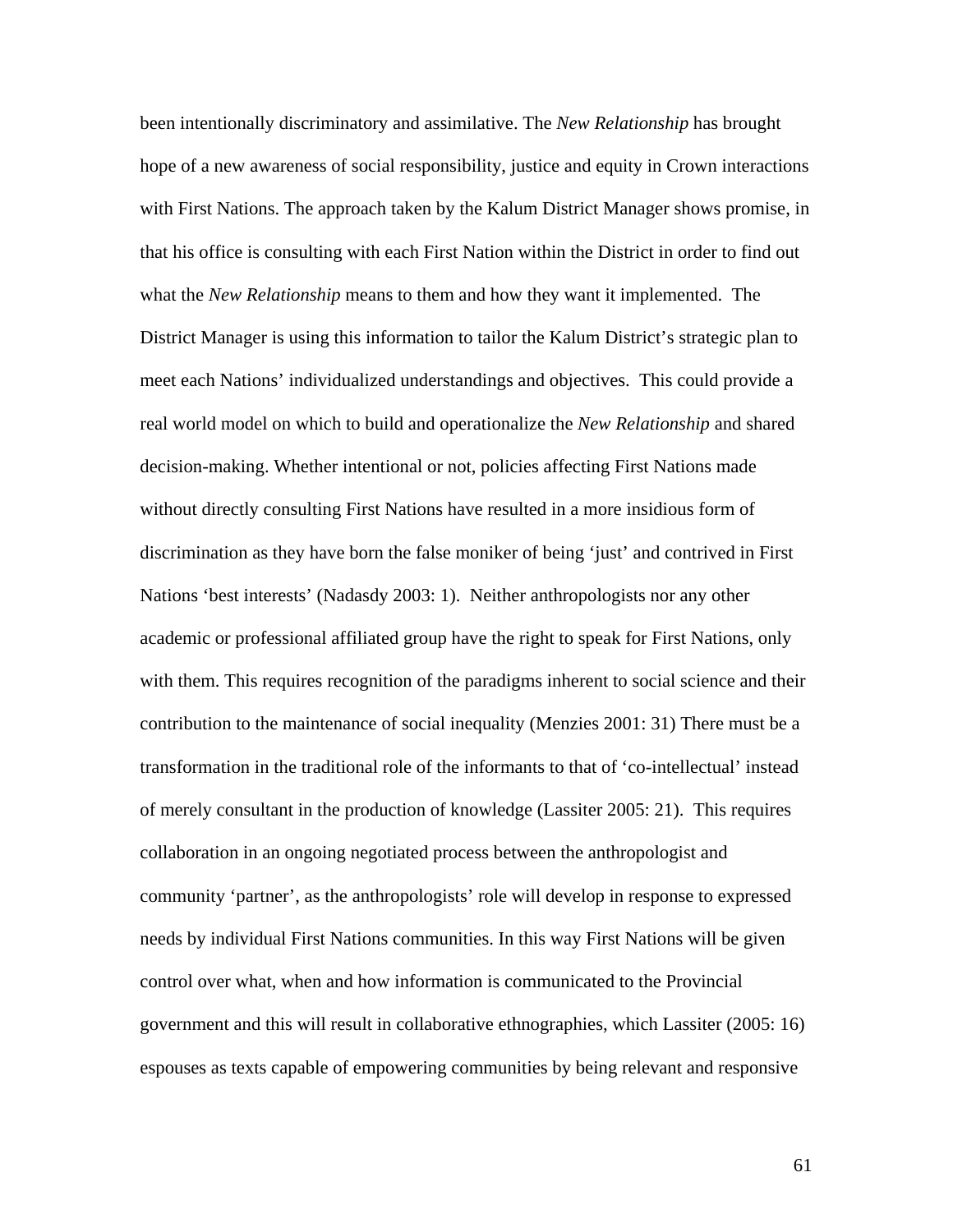been intentionally discriminatory and assimilative. The *New Relationship* has brought hope of a new awareness of social responsibility, justice and equity in Crown interactions with First Nations. The approach taken by the Kalum District Manager shows promise, in that his office is consulting with each First Nation within the District in order to find out what the *New Relationship* means to them and how they want it implemented. The District Manager is using this information to tailor the Kalum District's strategic plan to meet each Nations' individualized understandings and objectives. This could provide a real world model on which to build and operationalize the *New Relationship* and shared decision-making. Whether intentional or not, policies affecting First Nations made without directly consulting First Nations have resulted in a more insidious form of discrimination as they have born the false moniker of being 'just' and contrived in First Nations 'best interests' (Nadasdy 2003: 1). Neither anthropologists nor any other academic or professional affiliated group have the right to speak for First Nations, only with them. This requires recognition of the paradigms inherent to social science and their contribution to the maintenance of social inequality (Menzies 2001: 31) There must be a transformation in the traditional role of the informants to that of 'co-intellectual' instead of merely consultant in the production of knowledge (Lassiter 2005: 21). This requires collaboration in an ongoing negotiated process between the anthropologist and community 'partner', as the anthropologists' role will develop in response to expressed needs by individual First Nations communities. In this way First Nations will be given control over what, when and how information is communicated to the Provincial government and this will result in collaborative ethnographies, which Lassiter (2005: 16) espouses as texts capable of empowering communities by being relevant and responsive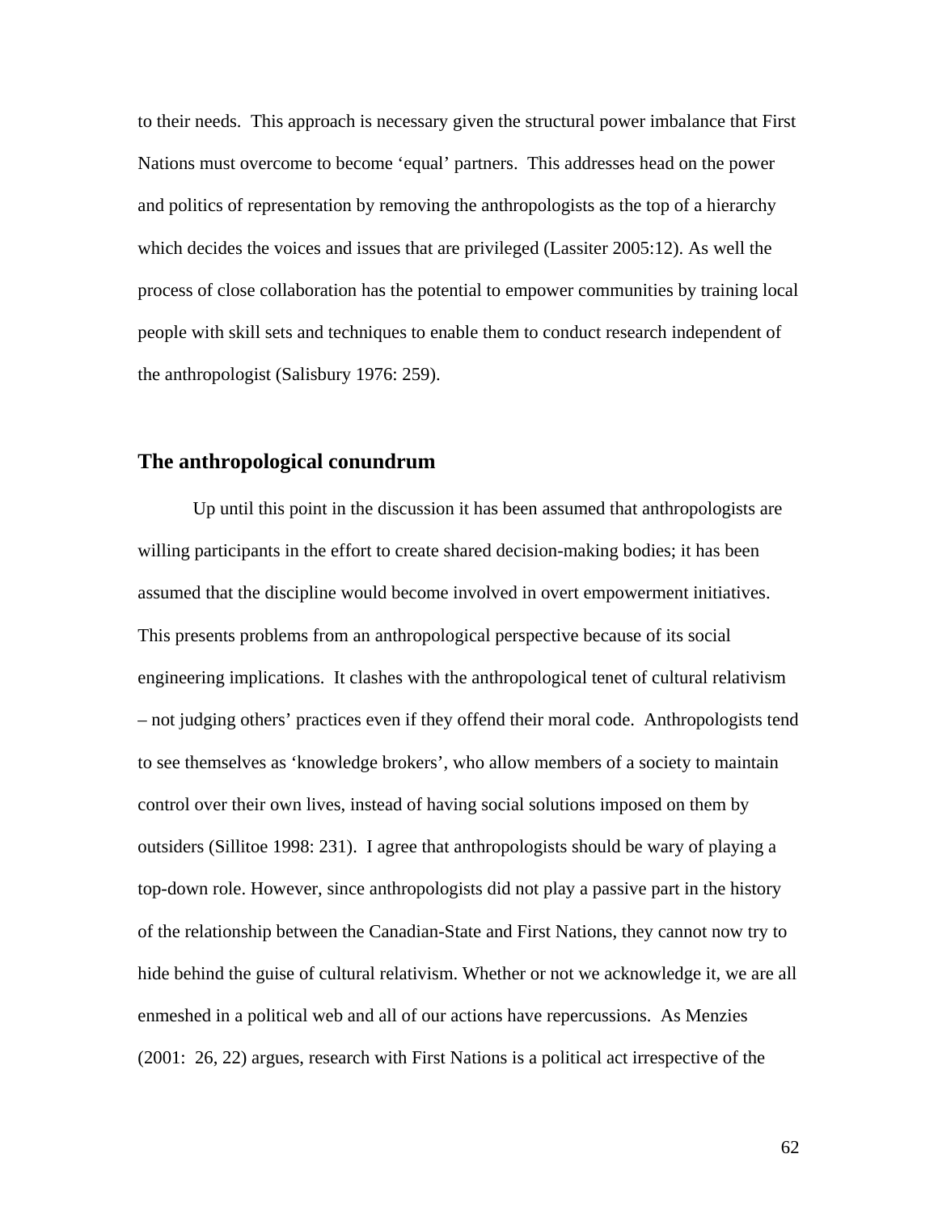to their needs. This approach is necessary given the structural power imbalance that First Nations must overcome to become 'equal' partners. This addresses head on the power and politics of representation by removing the anthropologists as the top of a hierarchy which decides the voices and issues that are privileged (Lassiter 2005:12). As well the process of close collaboration has the potential to empower communities by training local people with skill sets and techniques to enable them to conduct research independent of the anthropologist (Salisbury 1976: 259).

## The anthropological conundrum

Up until this point in the discussion it has been assumed that anthropologists are willing participants in the effort to create shared decision-making bodies; it has been assumed that the discipline would become involved in overt empowerment initiatives. This presents problems from an anthropological perspective because of its social engineering implications. It clashes with the anthropological tenet of cultural relativism – not judging others' practices even if they offend their moral code. Anthropologists tend to see themselves as 'knowledge brokers', who allow members of a society to maintain control over their own lives, instead of having social solutions imposed on them by outsiders (Sillitoe 1998: 231). I agree that anthropologists should be wary of playing a top-down role. However, since anthropologists did not play a passive part in the history of the relationship between the Canadian-State and First Nations, they cannot now try to hide behind the guise of cultural relativism. Whether or not we acknowledge it, we are all enmeshed in a political web and all of our actions have repercussions. As Menzies (2001: 26, 22) argues, research with First Nations is a political act irrespective of the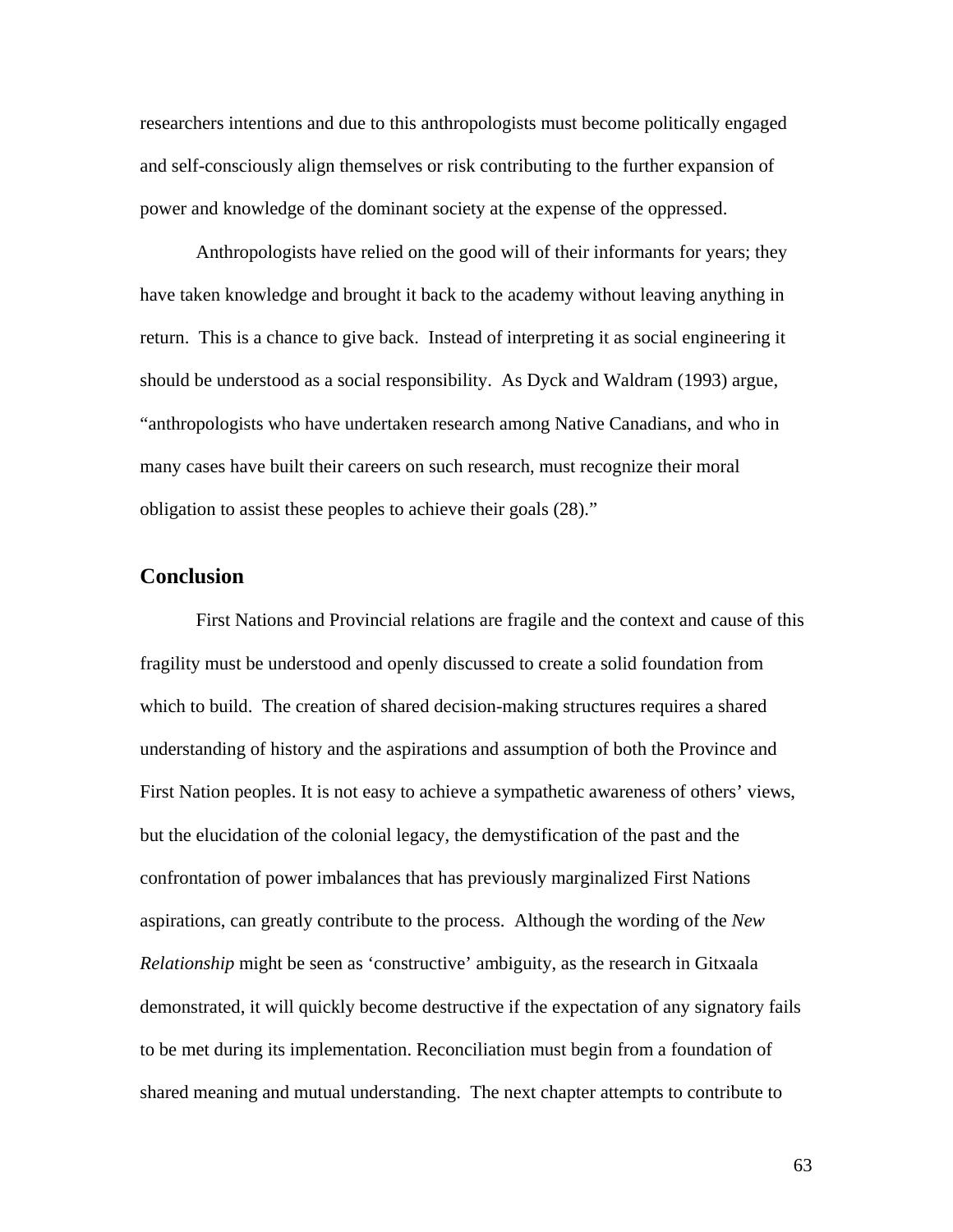researchers intentions and due to this anthropologists must become politically engaged and self-consciously align themselves or risk contributing to the further expansion of power and knowledge of the dominant society at the expense of the oppressed.

Anthropologists have relied on the good will of their informants for years; they have taken knowledge and brought it back to the academy without leaving anything in return. This is a chance to give back. Instead of interpreting it as social engineering it should be understood as a social responsibility. As Dyck and Waldram (1993) argue, "anthropologists who have undertaken research among Native Canadians, and who in many cases have built their careers on such research, must recognize their moral obligation to assist these peoples to achieve their goals (28)."

## Conclusion

First Nations and Provincial relations are fragile and the context and cause of this fragility must be understood and openly discussed to create a solid foundation from which to build. The creation of shared decision-making structures requires a shared understanding of history and the aspirations and assumption of both the Province and First Nation peoples. It is not easy to achieve a sympathetic awareness of others' views, but the elucidation of the colonial legacy, the demystification of the past and the confrontation of power imbalances that has previously marginalized First Nations aspirations, can greatly contribute to the process. Although the wording of the *New Relationship* might be seen as 'constructive' ambiguity, as the research in Gitxaala demonstrated, it will quickly become destructive if the expectation of any signatory fails to be met during its implementation. Reconciliation must begin from a foundation of shared meaning and mutual understanding. The next chapter attempts to contribute to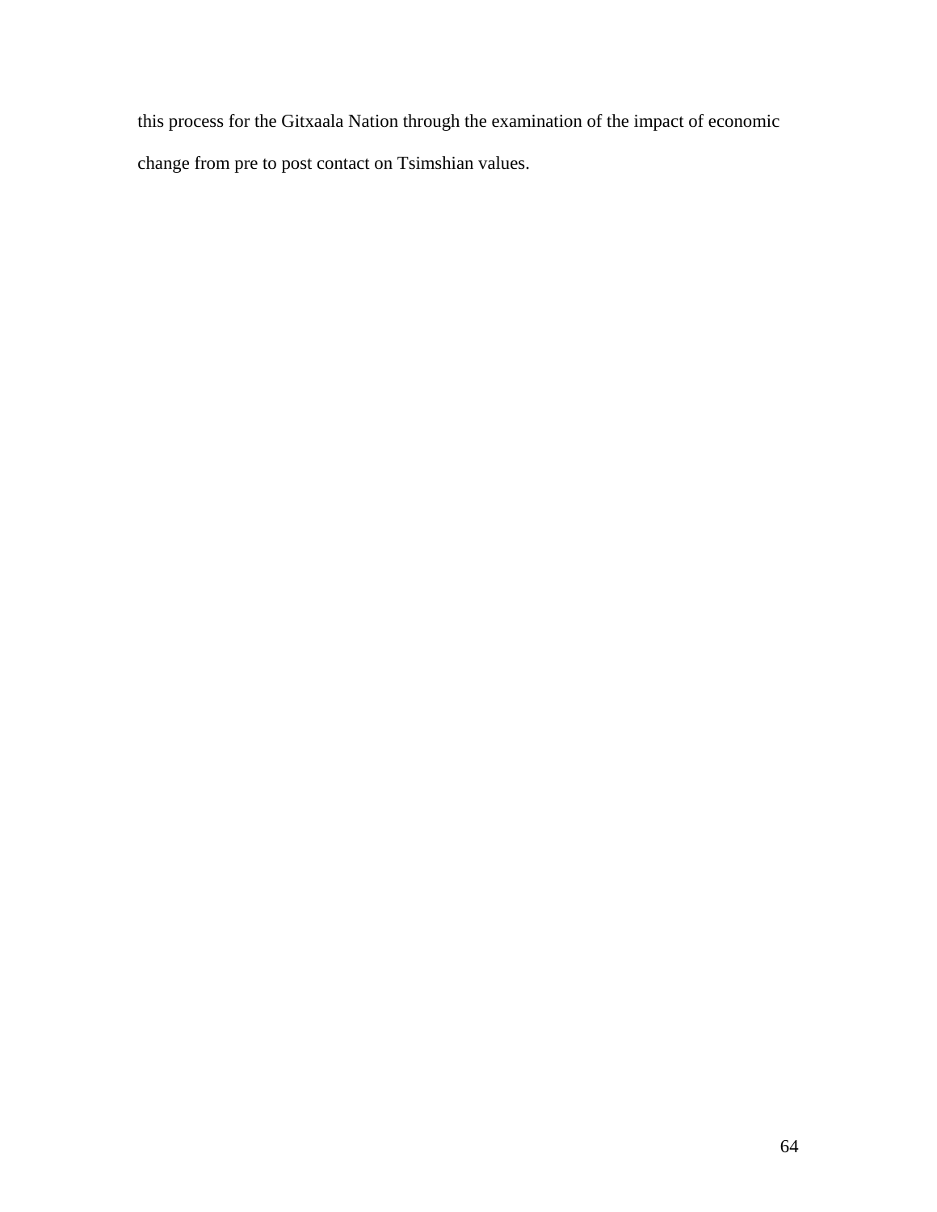this process for the Gitxaala Nation through the examination of the impact of economic change from pre to post contact on Tsimshian values.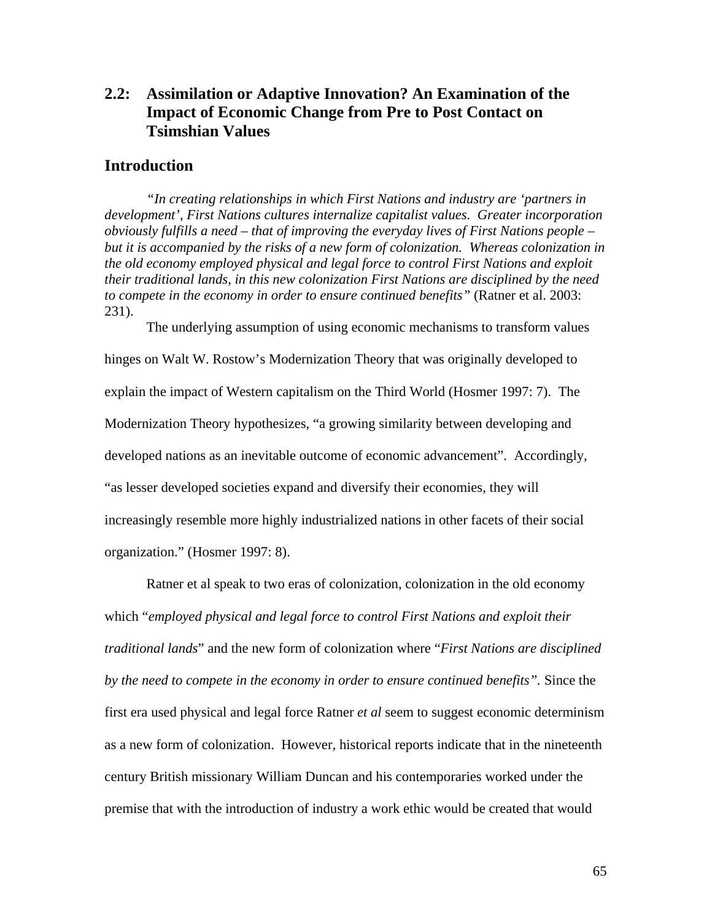## 2.2: Assimilation or Adaptive Innovation? An Examination of the Impact of Economic Change from Pre to Post Contact on Tsimshian Values

## Introduction

*"In creating relationships in which First Nations and industry are 'partners in development', First Nations cultures internalize capitalist values. Greater incorporation obviously fulfills a need – that of improving the everyday lives of First Nations people – but it is accompanied by the risks of a new form of colonization. Whereas colonization in the old economy employed physical and legal force to control First Nations and exploit their traditional lands, in this new colonization First Nations are disciplined by the need to compete in the economy in order to ensure continued benefits"* (Ratner et al. 2003: 231).

The underlying assumption of using economic mechanisms to transform values hinges on Walt W. Rostow's Modernization Theory that was originally developed to explain the impact of Western capitalism on the Third World (Hosmer 1997: 7). The Modernization Theory hypothesizes, "a growing similarity between developing and developed nations as an inevitable outcome of economic advancement". Accordingly, "as lesser developed societies expand and diversify their economies, they will increasingly resemble more highly industrialized nations in other facets of their social organization." (Hosmer 1997: 8).

Ratner et al speak to two eras of colonization, colonization in the old economy which "*employed physical and legal force to control First Nations and exploit their traditional lands*" and the new form of colonization where "*First Nations are disciplined by the need to compete in the economy in order to ensure continued benefits".* Since the first era used physical and legal force Ratner *et al* seem to suggest economic determinism as a new form of colonization. However, historical reports indicate that in the nineteenth century British missionary William Duncan and his contemporaries worked under the premise that with the introduction of industry a work ethic would be created that would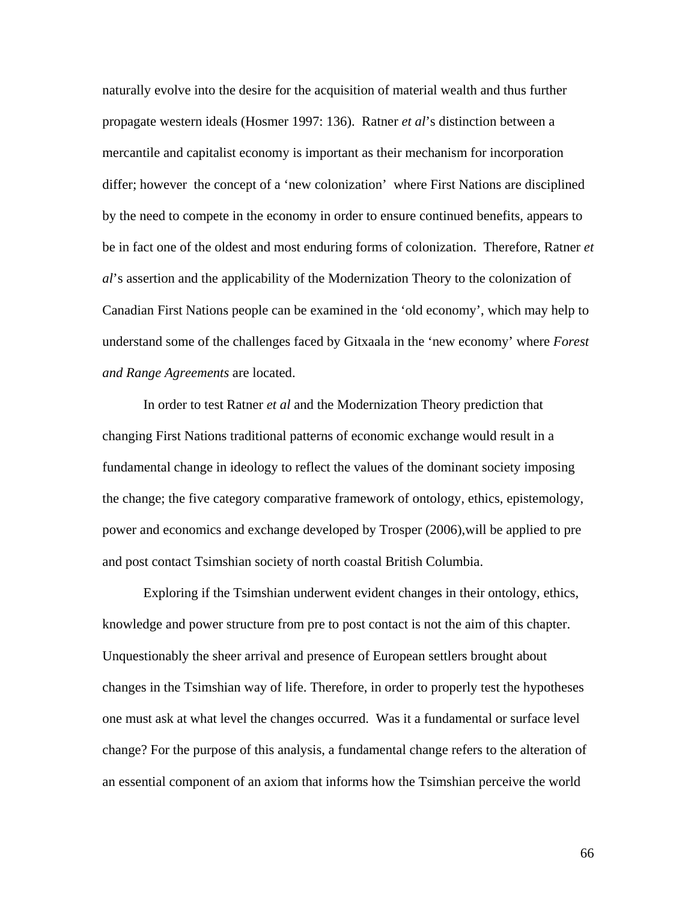naturally evolve into the desire for the acquisition of material wealth and thus further propagate western ideals (Hosmer 1997: 136). Ratner *et al*'s distinction between a mercantile and capitalist economy is important as their mechanism for incorporation differ; however the concept of a 'new colonization' where First Nations are disciplined by the need to compete in the economy in order to ensure continued benefits, appears to be in fact one of the oldest and most enduring forms of colonization. Therefore, Ratner *et al*'s assertion and the applicability of the Modernization Theory to the colonization of Canadian First Nations people can be examined in the 'old economy', which may help to understand some of the challenges faced by Gitxaala in the 'new economy' where *Forest and Range Agreements* are located.

In order to test Ratner *et al* and the Modernization Theory prediction that changing First Nations traditional patterns of economic exchange would result in a fundamental change in ideology to reflect the values of the dominant society imposing the change; the five category comparative framework of ontology, ethics, epistemology, power and economics and exchange developed by Trosper (2006),will be applied to pre and post contact Tsimshian society of north coastal British Columbia.

Exploring if the Tsimshian underwent evident changes in their ontology, ethics, knowledge and power structure from pre to post contact is not the aim of this chapter. Unquestionably the sheer arrival and presence of European settlers brought about changes in the Tsimshian way of life. Therefore, in order to properly test the hypotheses one must ask at what level the changes occurred. Was it a fundamental or surface level change? For the purpose of this analysis, a fundamental change refers to the alteration of an essential component of an axiom that informs how the Tsimshian perceive the world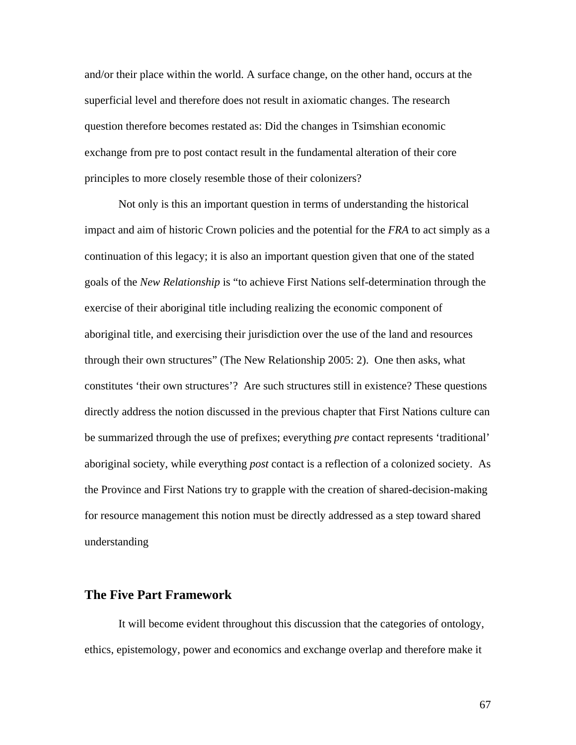and/or their place within the world. A surface change, on the other hand, occurs at the superficial level and therefore does not result in axiomatic changes. The research question therefore becomes restated as: Did the changes in Tsimshian economic exchange from pre to post contact result in the fundamental alteration of their core principles to more closely resemble those of their colonizers?

Not only is this an important question in terms of understanding the historical impact and aim of historic Crown policies and the potential for the *FRA* to act simply as a continuation of this legacy; it is also an important question given that one of the stated goals of the *New Relationship* is "to achieve First Nations self-determination through the exercise of their aboriginal title including realizing the economic component of aboriginal title, and exercising their jurisdiction over the use of the land and resources through their own structures" (The New Relationship 2005: 2). One then asks, what constitutes 'their own structures'? Are such structures still in existence? These questions directly address the notion discussed in the previous chapter that First Nations culture can be summarized through the use of prefixes; everything *pre* contact represents 'traditional' aboriginal society, while everything *post* contact is a reflection of a colonized society. As the Province and First Nations try to grapple with the creation of shared-decision-making for resource management this notion must be directly addressed as a step toward shared understanding

## The Five Part Framework

It will become evident throughout this discussion that the categories of ontology, ethics, epistemology, power and economics and exchange overlap and therefore make it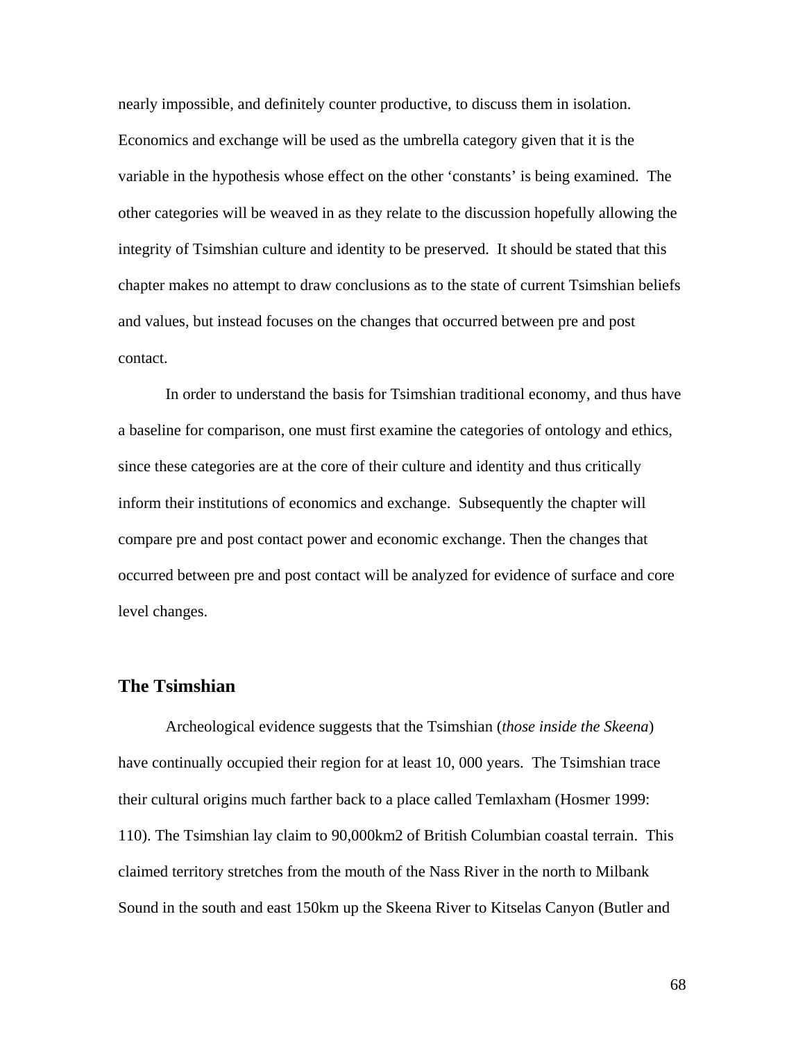nearly impossible, and definitely counter productive, to discuss them in isolation. Economics and exchange will be used as the umbrella category given that it is the variable in the hypothesis whose effect on the other 'constants' is being examined. The other categories will be weaved in as they relate to the discussion hopefully allowing the integrity of Tsimshian culture and identity to be preserved. It should be stated that this chapter makes no attempt to draw conclusions as to the state of current Tsimshian beliefs and values, but instead focuses on the changes that occurred between pre and post contact.

In order to understand the basis for Tsimshian traditional economy, and thus have a baseline for comparison, one must first examine the categories of ontology and ethics, since these categories are at the core of their culture and identity and thus critically inform their institutions of economics and exchange. Subsequently the chapter will compare pre and post contact power and economic exchange. Then the changes that occurred between pre and post contact will be analyzed for evidence of surface and core level changes.

## The Tsimshian

Archeological evidence suggests that the Tsimshian (*those inside the Skeena*) have continually occupied their region for at least 10, 000 years. The Tsimshian trace their cultural origins much farther back to a place called Temlaxham (Hosmer 1999: 110). The Tsimshian lay claim to 90,000km2 of British Columbian coastal terrain. This claimed territory stretches from the mouth of the Nass River in the north to Milbank Sound in the south and east 150km up the Skeena River to Kitselas Canyon (Butler and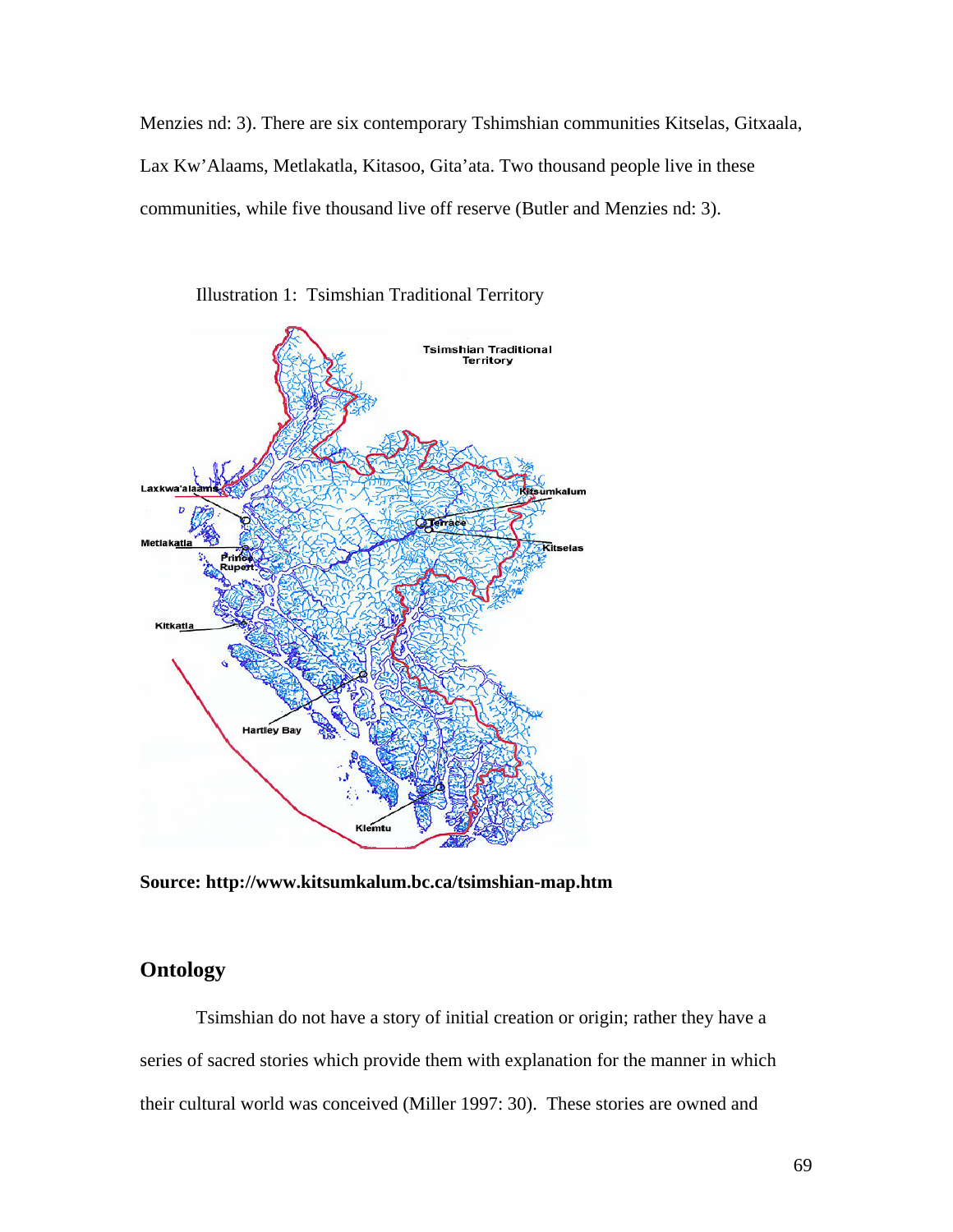Menzies nd: 3). There are six contemporary Tshimshian communities Kitselas, Gitxaala, Lax Kw'Alaams, Metlakatla, Kitasoo, Gita'ata. Two thousand people live in these communities, while five thousand live off reserve (Butler and Menzies nd: 3).

Illustration 1: Tsimshian Traditional Territory

**Source: http://www.kitsumkalum.bc.ca/tsimshian-map.htm**

## Ontology

Tsimshian do not have a story of initial creation or origin; rather they have a series of sacred stories which provide them with explanation for the manner in which their cultural world was conceived (Miller 1997: 30). These stories are owned and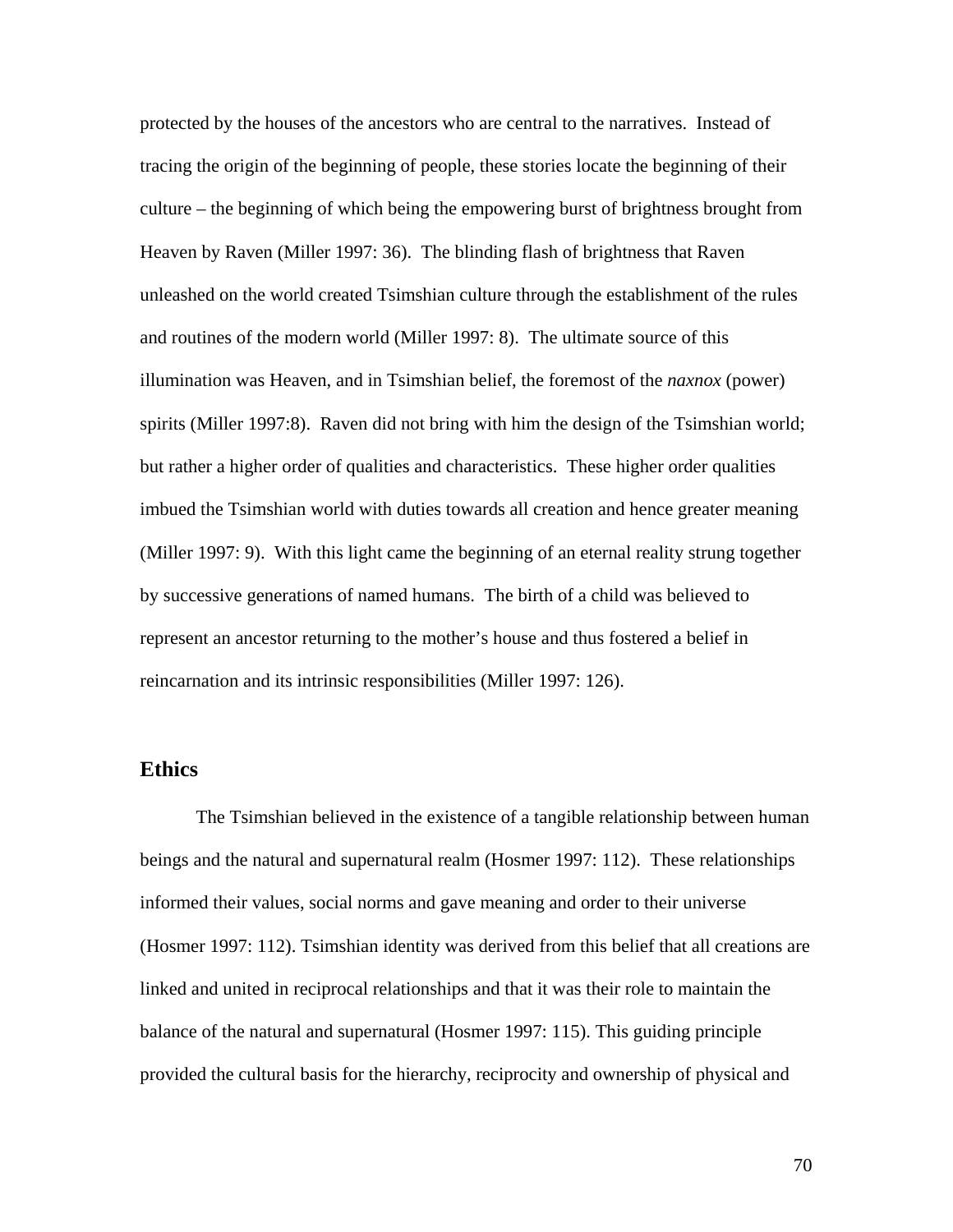protected by the houses of the ancestors who are central to the narratives. Instead of tracing the origin of the beginning of people, these stories locate the beginning of their culture – the beginning of which being the empowering burst of brightness brought from Heaven by Raven (Miller 1997: 36). The blinding flash of brightness that Raven unleashed on the world created Tsimshian culture through the establishment of the rules and routines of the modern world (Miller 1997: 8). The ultimate source of this illumination was Heaven, and in Tsimshian belief, the foremost of the *naxnox* (power) spirits (Miller 1997:8). Raven did not bring with him the design of the Tsimshian world; but rather a higher order of qualities and characteristics. These higher order qualities imbued the Tsimshian world with duties towards all creation and hence greater meaning (Miller 1997: 9). With this light came the beginning of an eternal reality strung together by successive generations of named humans. The birth of a child was believed to represent an ancestor returning to the mother's house and thus fostered a belief in reincarnation and its intrinsic responsibilities (Miller 1997: 126).

## Ethics

The Tsimshian believed in the existence of a tangible relationship between human beings and the natural and supernatural realm (Hosmer 1997: 112). These relationships informed their values, social norms and gave meaning and order to their universe (Hosmer 1997: 112). Tsimshian identity was derived from this belief that all creations are linked and united in reciprocal relationships and that it was their role to maintain the balance of the natural and supernatural (Hosmer 1997: 115). This guiding principle provided the cultural basis for the hierarchy, reciprocity and ownership of physical and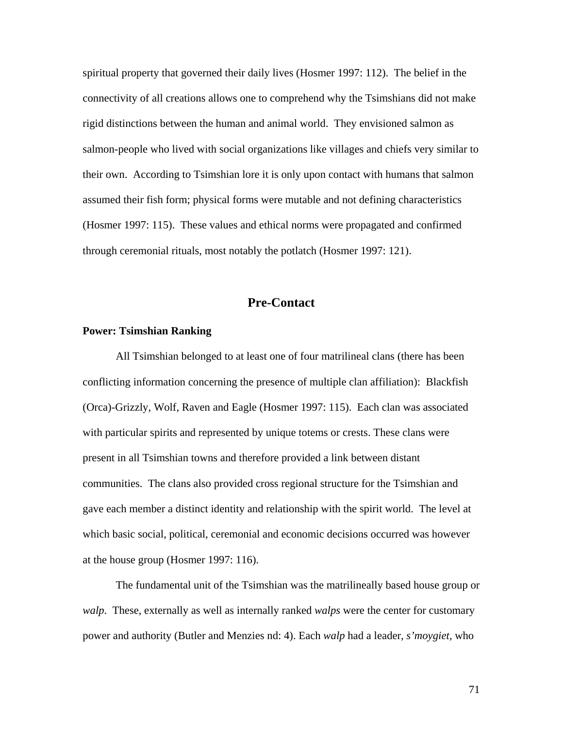spiritual property that governed their daily lives (Hosmer 1997: 112). The belief in the connectivity of all creations allows one to comprehend why the Tsimshians did not make rigid distinctions between the human and animal world. They envisioned salmon as salmon-people who lived with social organizations like villages and chiefs very similar to their own. According to Tsimshian lore it is only upon contact with humans that salmon assumed their fish form; physical forms were mutable and not defining characteristics (Hosmer 1997: 115). These values and ethical norms were propagated and confirmed through ceremonial rituals, most notably the potlatch (Hosmer 1997: 121).

## Pre-Contact

### Power: Tsimshian Ranking

All Tsimshian belonged to at least one of four matrilineal clans (there has been conflicting information concerning the presence of multiple clan affiliation): Blackfish (Orca)-Grizzly, Wolf, Raven and Eagle (Hosmer 1997: 115). Each clan was associated with particular spirits and represented by unique totems or crests. These clans were present in all Tsimshian towns and therefore provided a link between distant communities. The clans also provided cross regional structure for the Tsimshian and gave each member a distinct identity and relationship with the spirit world. The level at which basic social, political, ceremonial and economic decisions occurred was however at the house group (Hosmer 1997: 116).

The fundamental unit of the Tsimshian was the matrilineally based house group or *walp*. These, externally as well as internally ranked *walps* were the center for customary power and authority (Butler and Menzies nd: 4). Each *walp* had a leader, *s'moygiet*, who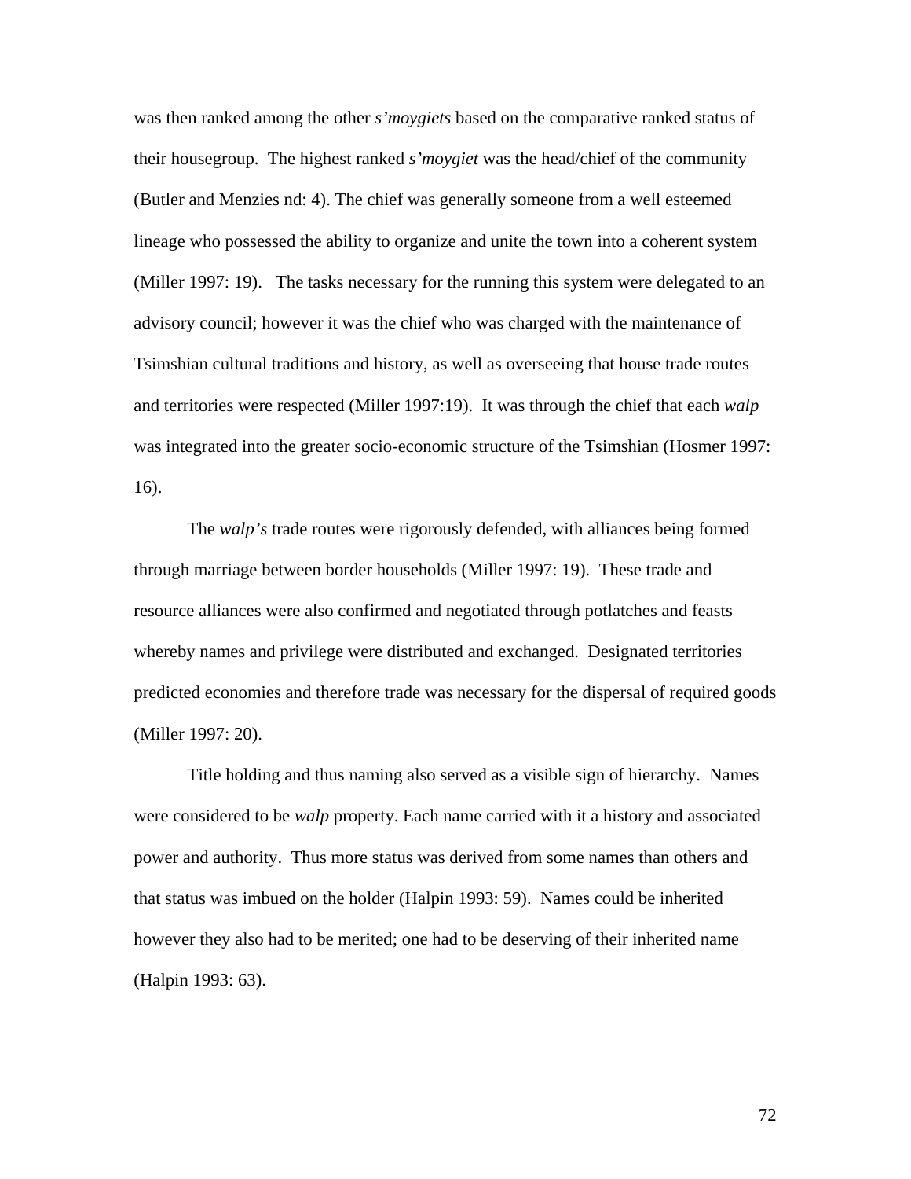was then ranked among the other *s'moygiets* based on the comparative ranked status of their housegroup. The highest ranked *s'moygiet* was the head/chief of the community (Butler and Menzies nd: 4). The chief was generally someone from a well esteemed lineage who possessed the ability to organize and unite the town into a coherent system (Miller 1997: 19). The tasks necessary for the running this system were delegated to an advisory council; however it was the chief who was charged with the maintenance of Tsimshian cultural traditions and history, as well as overseeing that house trade routes and territories were respected (Miller 1997:19). It was through the chief that each *walp* was integrated into the greater socio-economic structure of the Tsimshian (Hosmer 1997: 16).

The *walp's* trade routes were rigorously defended, with alliances being formed through marriage between border households (Miller 1997: 19). These trade and resource alliances were also confirmed and negotiated through potlatches and feasts whereby names and privilege were distributed and exchanged. Designated territories predicted economies and therefore trade was necessary for the dispersal of required goods (Miller 1997: 20).

Title holding and thus naming also served as a visible sign of hierarchy. Names were considered to be *walp* property. Each name carried with it a history and associated power and authority. Thus more status was derived from some names than others and that status was imbued on the holder (Halpin 1993: 59). Names could be inherited however they also had to be merited; one had to be deserving of their inherited name (Halpin 1993: 63).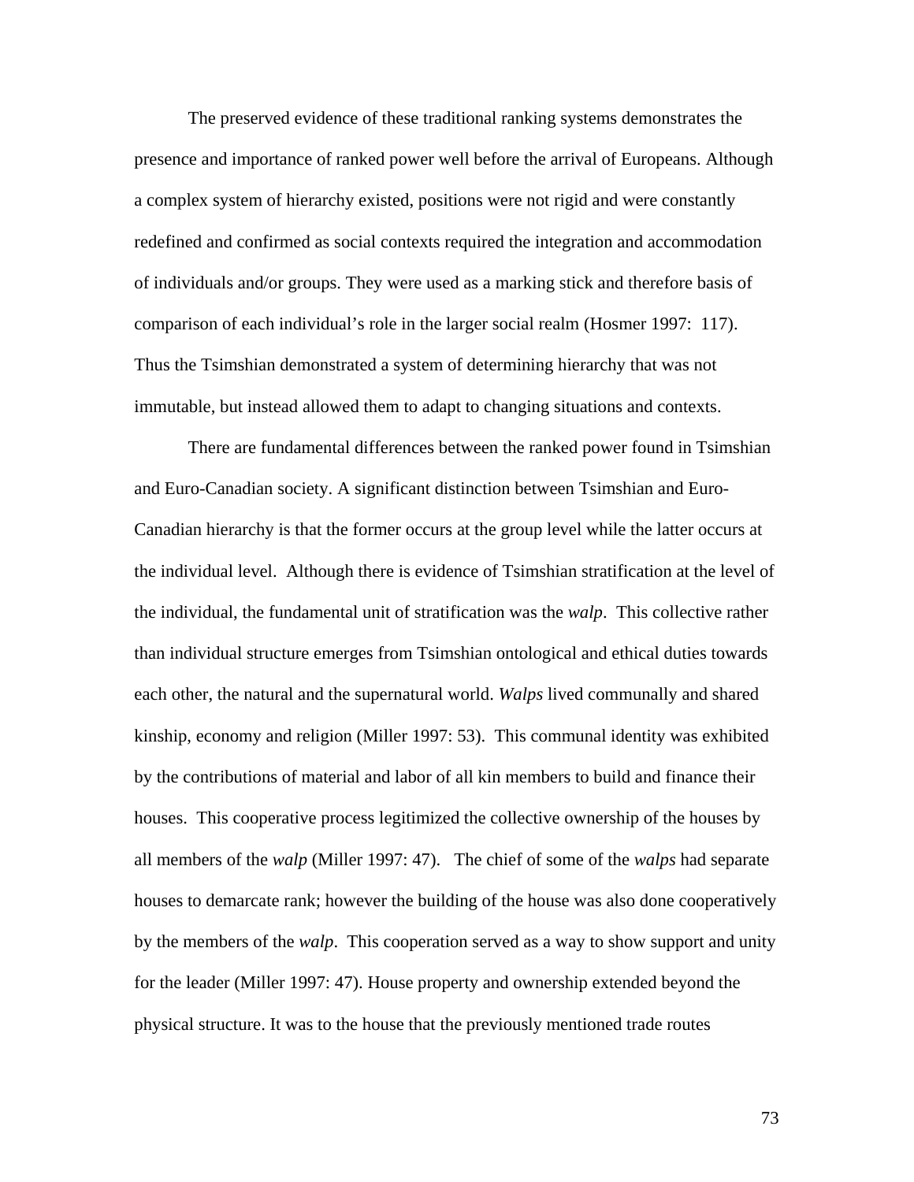The preserved evidence of these traditional ranking systems demonstrates the presence and importance of ranked power well before the arrival of Europeans. Although a complex system of hierarchy existed, positions were not rigid and were constantly redefined and confirmed as social contexts required the integration and accommodation of individuals and/or groups. They were used as a marking stick and therefore basis of comparison of each individual's role in the larger social realm (Hosmer 1997: 117). Thus the Tsimshian demonstrated a system of determining hierarchy that was not immutable, but instead allowed them to adapt to changing situations and contexts.

There are fundamental differences between the ranked power found in Tsimshian and Euro-Canadian society. A significant distinction between Tsimshian and Euro-Canadian hierarchy is that the former occurs at the group level while the latter occurs at the individual level. Although there is evidence of Tsimshian stratification at the level of the individual, the fundamental unit of stratification was the *walp*. This collective rather than individual structure emerges from Tsimshian ontological and ethical duties towards each other, the natural and the supernatural world. *Walps* lived communally and shared kinship, economy and religion (Miller 1997: 53). This communal identity was exhibited by the contributions of material and labor of all kin members to build and finance their houses. This cooperative process legitimized the collective ownership of the houses by all members of the *walp* (Miller 1997: 47). The chief of some of the *walps* had separate houses to demarcate rank; however the building of the house was also done cooperatively by the members of the *walp*. This cooperation served as a way to show support and unity for the leader (Miller 1997: 47). House property and ownership extended beyond the physical structure. It was to the house that the previously mentioned trade routes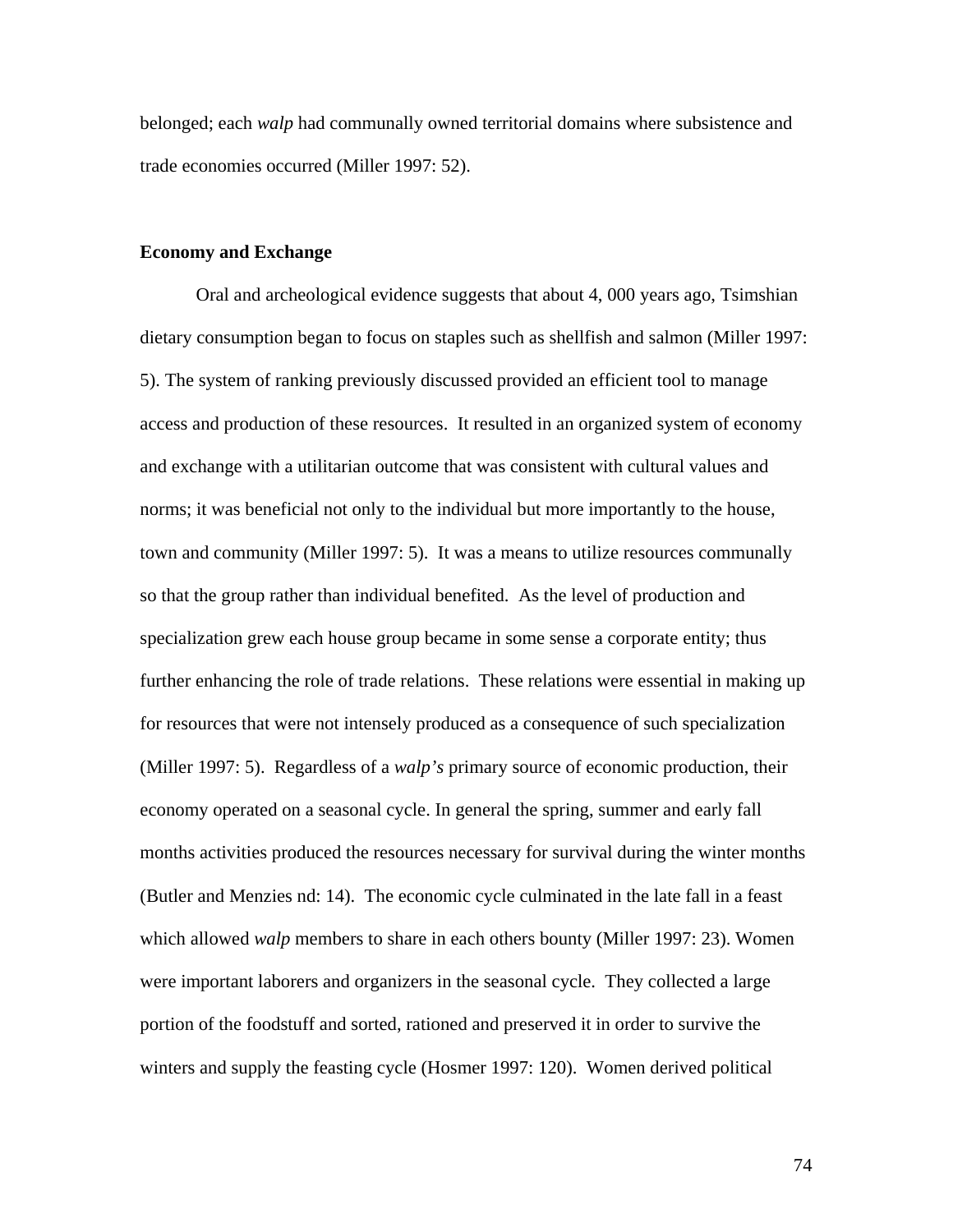belonged; each *walp* had communally owned territorial domains where subsistence and trade economies occurred (Miller 1997: 52).

**Economy and Exchange**

Oral and archeological evidence suggests that about 4, 000 years ago, Tsimshian dietary consumption began to focus on staples such as shellfish and salmon (Miller 1997: 5). The system of ranking previously discussed provided an efficient tool to manage access and production of these resources. It resulted in an organized system of economy and exchange with a utilitarian outcome that was consistent with cultural values and norms; it was beneficial not only to the individual but more importantly to the house, town and community (Miller 1997: 5). It was a means to utilize resources communally so that the group rather than individual benefited. As the level of production and specialization grew each house group became in some sense a corporate entity; thus further enhancing the role of trade relations. These relations were essential in making up for resources that were not intensely produced as a consequence of such specialization (Miller 1997: 5). Regardless of a *walp's* primary source of economic production, their economy operated on a seasonal cycle. In general the spring, summer and early fall months activities produced the resources necessary for survival during the winter months (Butler and Menzies nd: 14). The economic cycle culminated in the late fall in a feast which allowed *walp* members to share in each others bounty (Miller 1997: 23). Women were important laborers and organizers in the seasonal cycle. They collected a large portion of the foodstuff and sorted, rationed and preserved it in order to survive the winters and supply the feasting cycle (Hosmer 1997: 120). Women derived political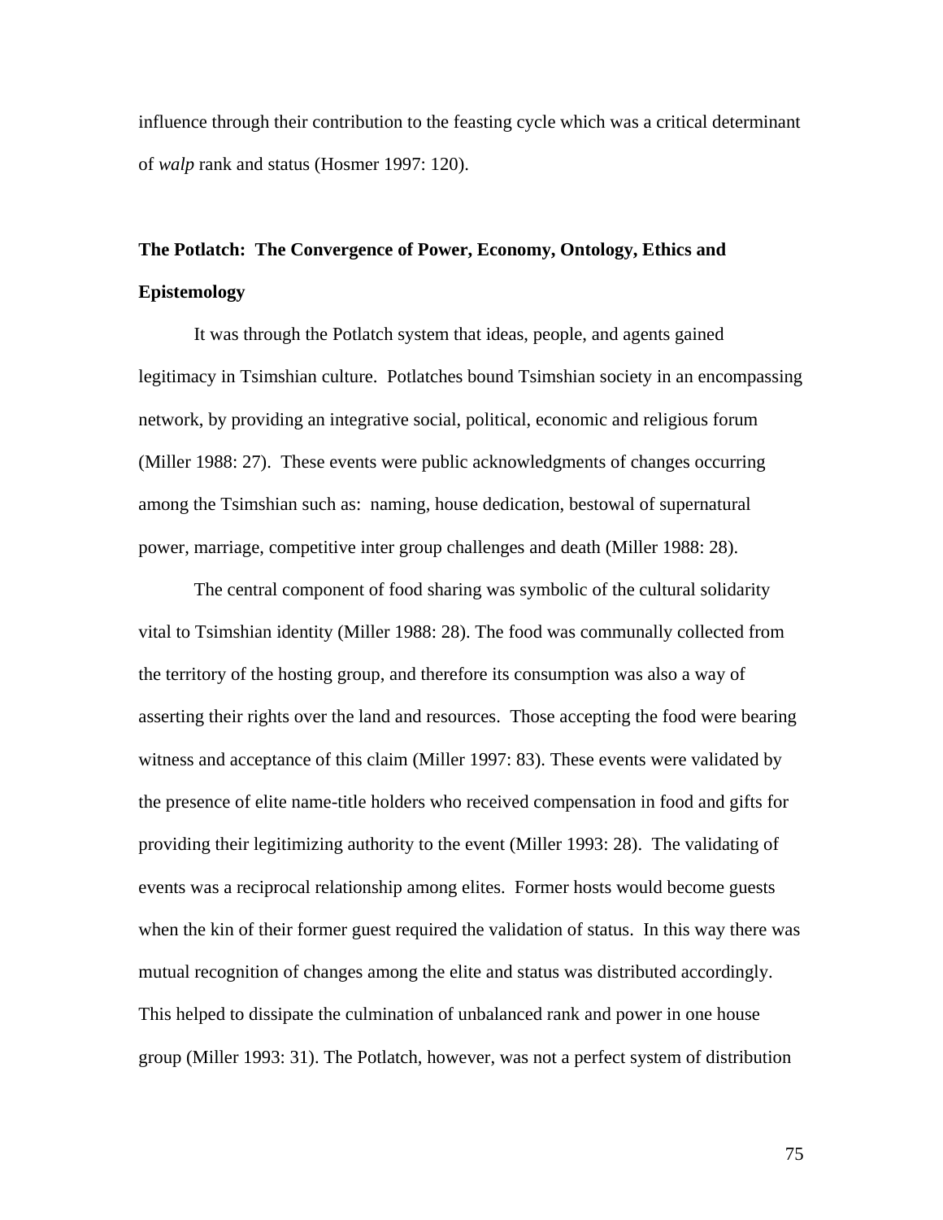influence through their contribution to the feasting cycle which was a critical determinant of *walp* rank and status (Hosmer 1997: 120).

## The Potlatch: The Convergence of Power, Economy, Ontology, Ethics and Epistemology

It was through the Potlatch system that ideas, people, and agents gained legitimacy in Tsimshian culture. Potlatches bound Tsimshian society in an encompassing network, by providing an integrative social, political, economic and religious forum (Miller 1988: 27). These events were public acknowledgments of changes occurring among the Tsimshian such as: naming, house dedication, bestowal of supernatural power, marriage, competitive inter group challenges and death (Miller 1988: 28).

The central component of food sharing was symbolic of the cultural solidarity vital to Tsimshian identity (Miller 1988: 28). The food was communally collected from the territory of the hosting group, and therefore its consumption was also a way of asserting their rights over the land and resources. Those accepting the food were bearing witness and acceptance of this claim (Miller 1997: 83). These events were validated by the presence of elite name-title holders who received compensation in food and gifts for providing their legitimizing authority to the event (Miller 1993: 28). The validating of events was a reciprocal relationship among elites. Former hosts would become guests when the kin of their former guest required the validation of status. In this way there was mutual recognition of changes among the elite and status was distributed accordingly. This helped to dissipate the culmination of unbalanced rank and power in one house group (Miller 1993: 31). The Potlatch, however, was not a perfect system of distribution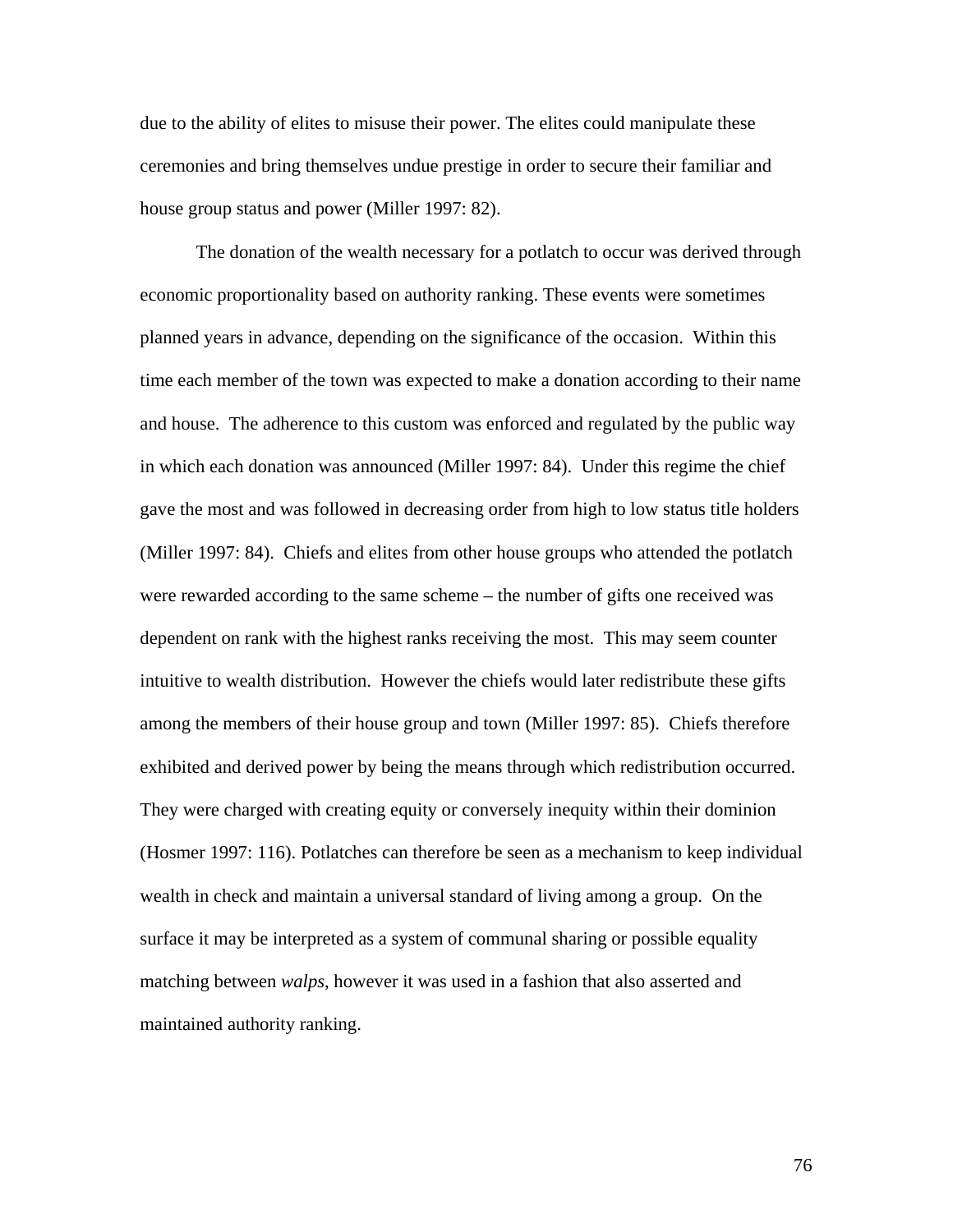due to the ability of elites to misuse their power. The elites could manipulate these ceremonies and bring themselves undue prestige in order to secure their familiar and house group status and power (Miller 1997: 82).

The donation of the wealth necessary for a potlatch to occur was derived through economic proportionality based on authority ranking. These events were sometimes planned years in advance, depending on the significance of the occasion. Within this time each member of the town was expected to make a donation according to their name and house. The adherence to this custom was enforced and regulated by the public way in which each donation was announced (Miller 1997: 84). Under this regime the chief gave the most and was followed in decreasing order from high to low status title holders (Miller 1997: 84). Chiefs and elites from other house groups who attended the potlatch were rewarded according to the same scheme – the number of gifts one received was dependent on rank with the highest ranks receiving the most. This may seem counter intuitive to wealth distribution. However the chiefs would later redistribute these gifts among the members of their house group and town (Miller 1997: 85). Chiefs therefore exhibited and derived power by being the means through which redistribution occurred. They were charged with creating equity or conversely inequity within their dominion (Hosmer 1997: 116). Potlatches can therefore be seen as a mechanism to keep individual wealth in check and maintain a universal standard of living among a group. On the surface it may be interpreted as a system of communal sharing or possible equality matching between *walps*, however it was used in a fashion that also asserted and maintained authority ranking.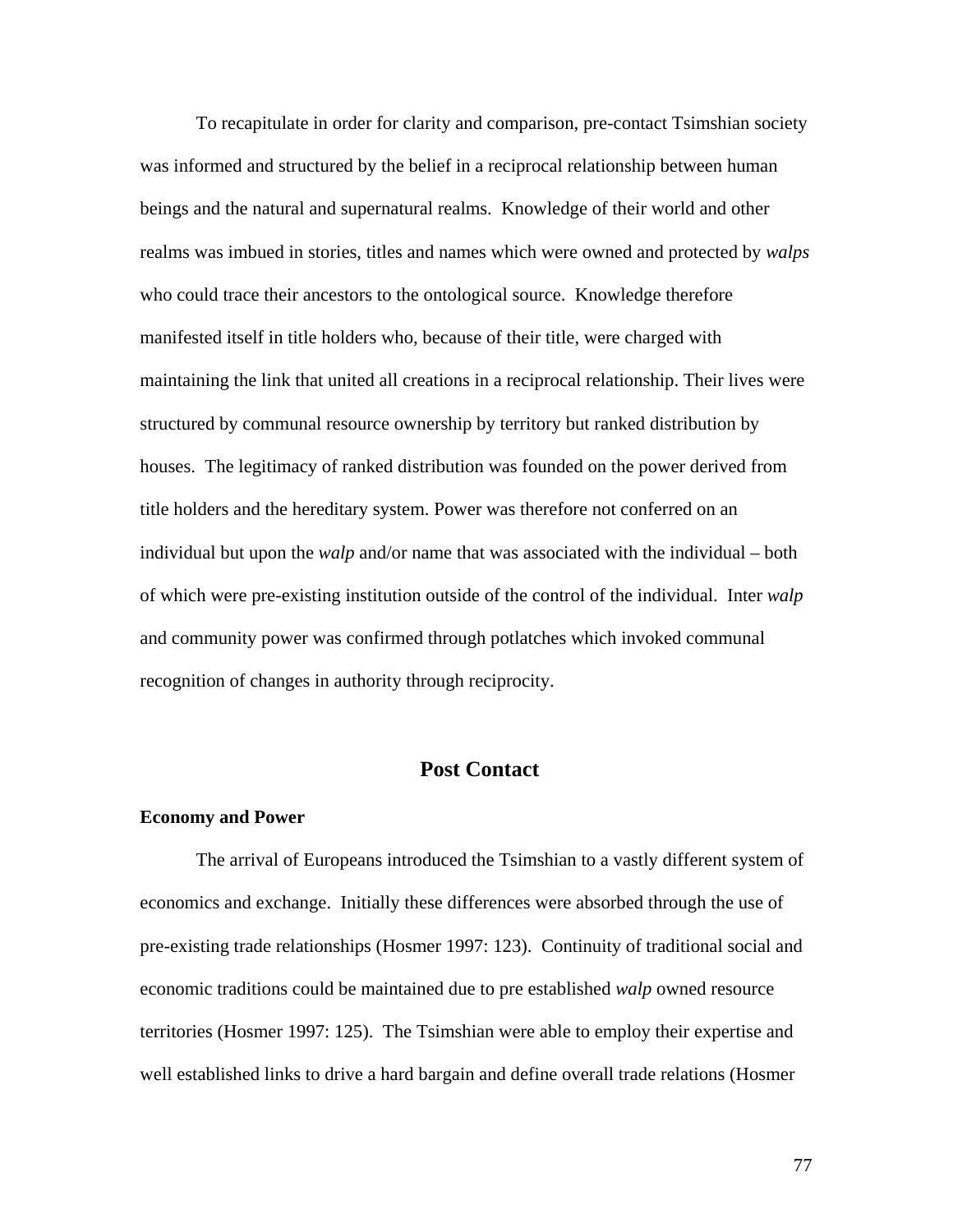To recapitulate in order for clarity and comparison, pre-contact Tsimshian society was informed and structured by the belief in a reciprocal relationship between human beings and the natural and supernatural realms. Knowledge of their world and other realms was imbued in stories, titles and names which were owned and protected by *walps* who could trace their ancestors to the ontological source. Knowledge therefore manifested itself in title holders who, because of their title, were charged with maintaining the link that united all creations in a reciprocal relationship. Their lives were structured by communal resource ownership by territory but ranked distribution by houses. The legitimacy of ranked distribution was founded on the power derived from title holders and the hereditary system. Power was therefore not conferred on an individual but upon the *walp* and/or name that was associated with the individual – both of which were pre-existing institution outside of the control of the individual. Inter *walp* and community power was confirmed through potlatches which invoked communal recognition of changes in authority through reciprocity.

## Post Contact

### Economy and Power

The arrival of Europeans introduced the Tsimshian to a vastly different system of economics and exchange. Initially these differences were absorbed through the use of pre-existing trade relationships (Hosmer 1997: 123). Continuity of traditional social and economic traditions could be maintained due to pre established *walp* owned resource territories (Hosmer 1997: 125). The Tsimshian were able to employ their expertise and well established links to drive a hard bargain and define overall trade relations (Hosmer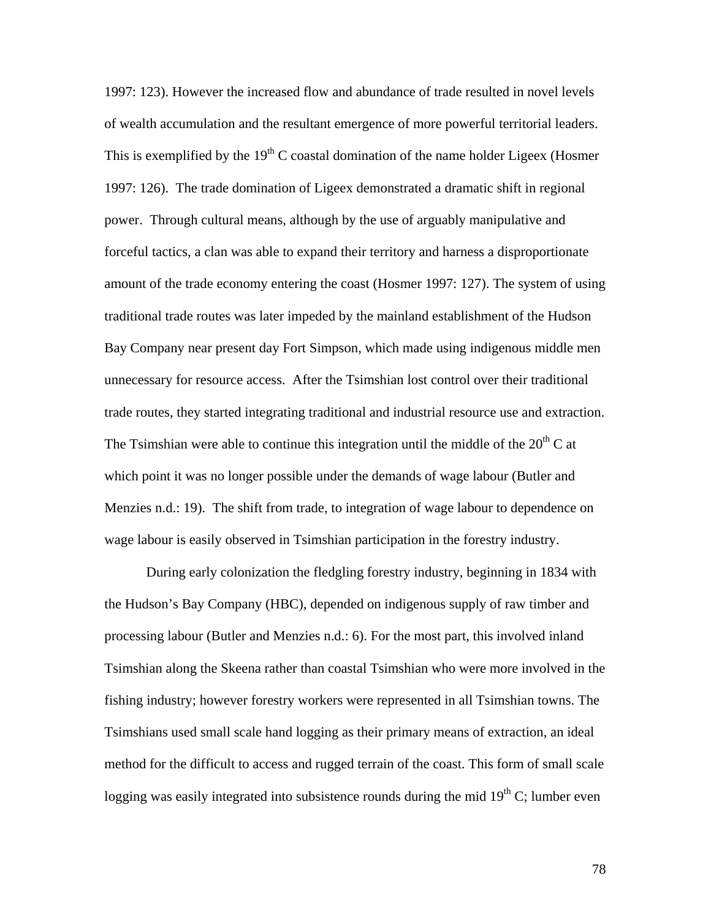1997: 123). However the increased flow and abundance of trade resulted in novel levels of wealth accumulation and the resultant emergence of more powerful territorial leaders. This is exemplified by the 19th C coastal domination of the name holder Ligeex (Hosmer 1997: 126). The trade domination of Ligeex demonstrated a dramatic shift in regional power. Through cultural means, although by the use of arguably manipulative and forceful tactics, a clan was able to expand their territory and harness a disproportionate amount of the trade economy entering the coast (Hosmer 1997: 127). The system of using traditional trade routes was later impeded by the mainland establishment of the Hudson Bay Company near present day Fort Simpson, which made using indigenous middle men unnecessary for resource access. After the Tsimshian lost control over their traditional trade routes, they started integrating traditional and industrial resource use and extraction. The Tsimshian were able to continue this integration until the middle of the 20th C at which point it was no longer possible under the demands of wage labour (Butler and Menzies n.d.: 19). The shift from trade, to integration of wage labour to dependence on wage labour is easily observed in Tsimshian participation in the forestry industry.

During early colonization the fledgling forestry industry, beginning in 1834 with the Hudson's Bay Company (HBC), depended on indigenous supply of raw timber and processing labour (Butler and Menzies n.d.: 6). For the most part, this involved inland Tsimshian along the Skeena rather than coastal Tsimshian who were more involved in the fishing industry; however forestry workers were represented in all Tsimshian towns. The Tsimshians used small scale hand logging as their primary means of extraction, an ideal method for the difficult to access and rugged terrain of the coast. This form of small scale logging was easily integrated into subsistence rounds during the mid 19th C; lumber even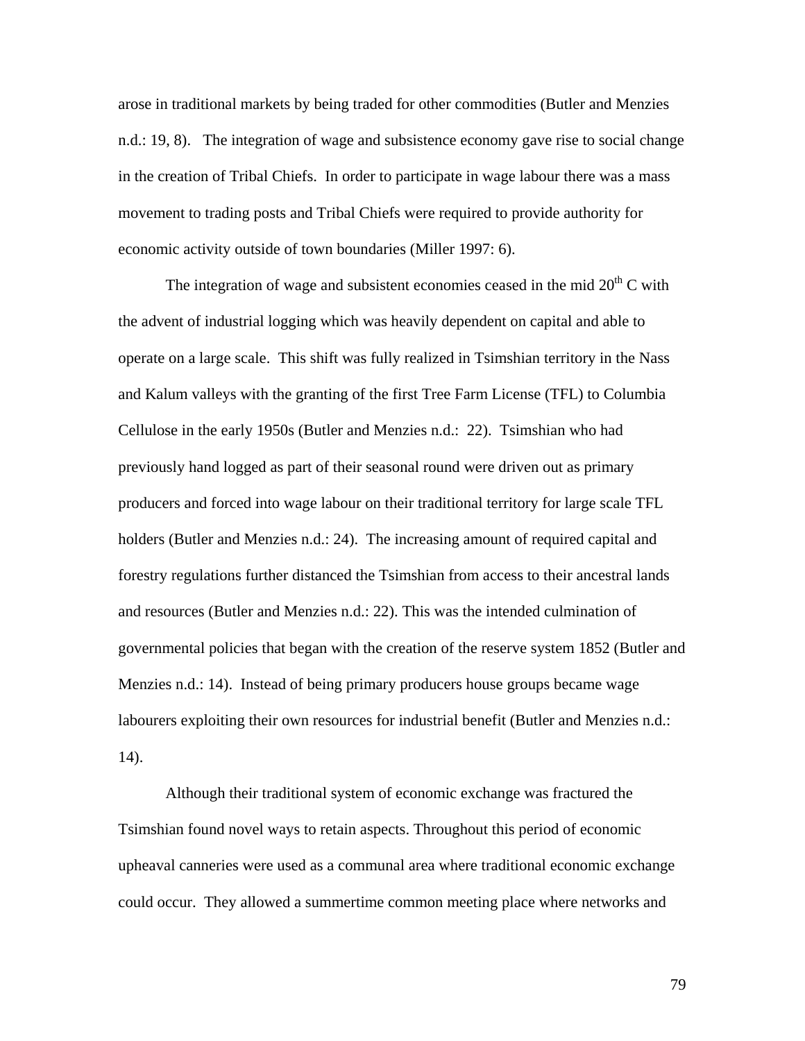arose in traditional markets by being traded for other commodities (Butler and Menzies n.d.: 19, 8). The integration of wage and subsistence economy gave rise to social change in the creation of Tribal Chiefs. In order to participate in wage labour there was a mass movement to trading posts and Tribal Chiefs were required to provide authority for economic activity outside of town boundaries (Miller 1997: 6).

The integration of wage and subsistent economies ceased in the mid 20th C with the advent of industrial logging which was heavily dependent on capital and able to operate on a large scale. This shift was fully realized in Tsimshian territory in the Nass and Kalum valleys with the granting of the first Tree Farm License (TFL) to Columbia Cellulose in the early 1950s (Butler and Menzies n.d.: 22). Tsimshian who had previously hand logged as part of their seasonal round were driven out as primary producers and forced into wage labour on their traditional territory for large scale TFL holders (Butler and Menzies n.d.: 24). The increasing amount of required capital and forestry regulations further distanced the Tsimshian from access to their ancestral lands and resources (Butler and Menzies n.d.: 22). This was the intended culmination of governmental policies that began with the creation of the reserve system 1852 (Butler and Menzies n.d.: 14). Instead of being primary producers house groups became wage labourers exploiting their own resources for industrial benefit (Butler and Menzies n.d.: 14).

Although their traditional system of economic exchange was fractured the Tsimshian found novel ways to retain aspects. Throughout this period of economic upheaval canneries were used as a communal area where traditional economic exchange could occur. They allowed a summertime common meeting place where networks and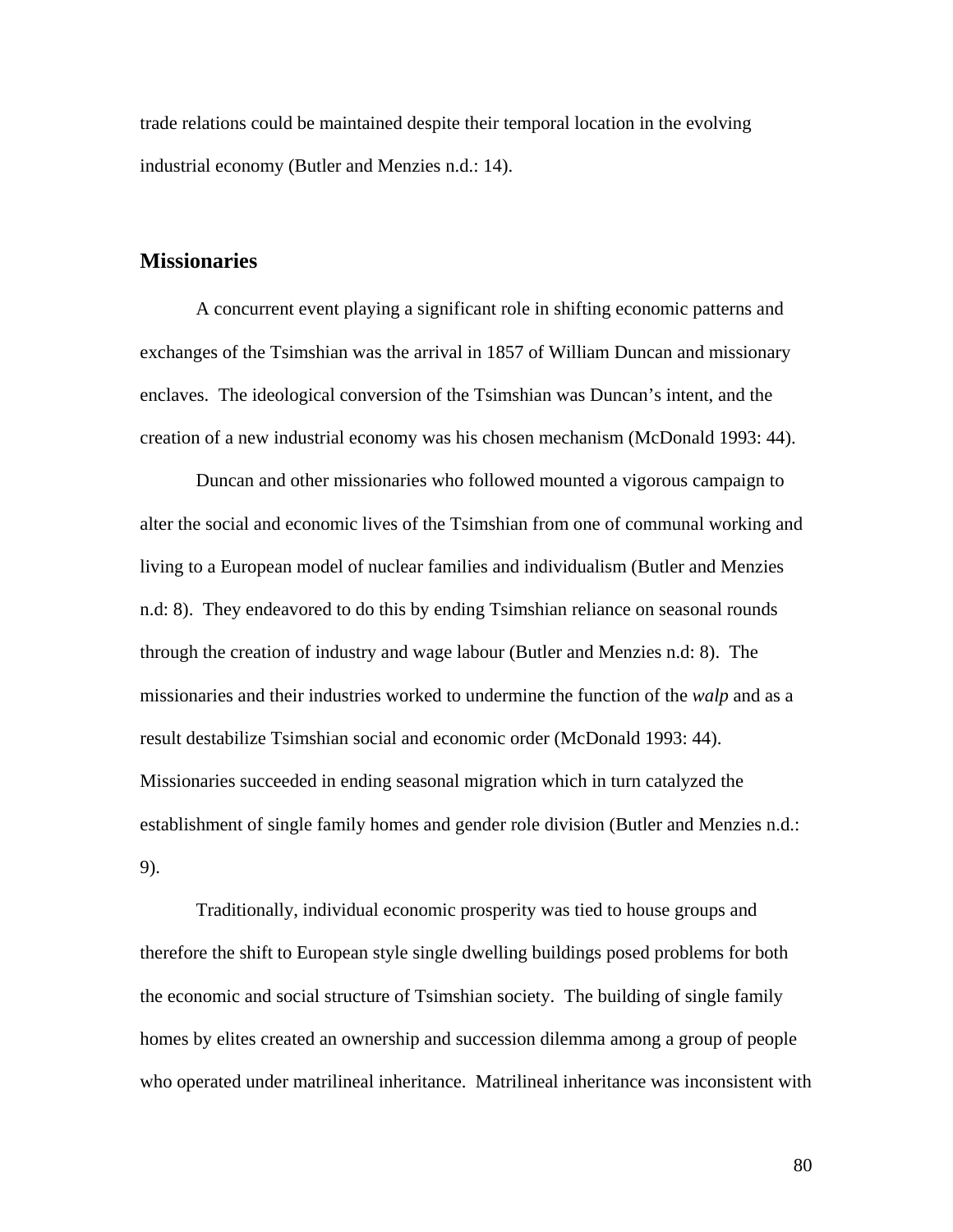trade relations could be maintained despite their temporal location in the evolving industrial economy (Butler and Menzies n.d.: 14).

## Missionaries

A concurrent event playing a significant role in shifting economic patterns and exchanges of the Tsimshian was the arrival in 1857 of William Duncan and missionary enclaves. The ideological conversion of the Tsimshian was Duncan's intent, and the creation of a new industrial economy was his chosen mechanism (McDonald 1993: 44).

Duncan and other missionaries who followed mounted a vigorous campaign to alter the social and economic lives of the Tsimshian from one of communal working and living to a European model of nuclear families and individualism (Butler and Menzies n.d: 8). They endeavored to do this by ending Tsimshian reliance on seasonal rounds through the creation of industry and wage labour (Butler and Menzies n.d: 8). The missionaries and their industries worked to undermine the function of the *walp* and as a result destabilize Tsimshian social and economic order (McDonald 1993: 44). Missionaries succeeded in ending seasonal migration which in turn catalyzed the establishment of single family homes and gender role division (Butler and Menzies n.d.: 9).

Traditionally, individual economic prosperity was tied to house groups and therefore the shift to European style single dwelling buildings posed problems for both the economic and social structure of Tsimshian society. The building of single family homes by elites created an ownership and succession dilemma among a group of people who operated under matrilineal inheritance. Matrilineal inheritance was inconsistent with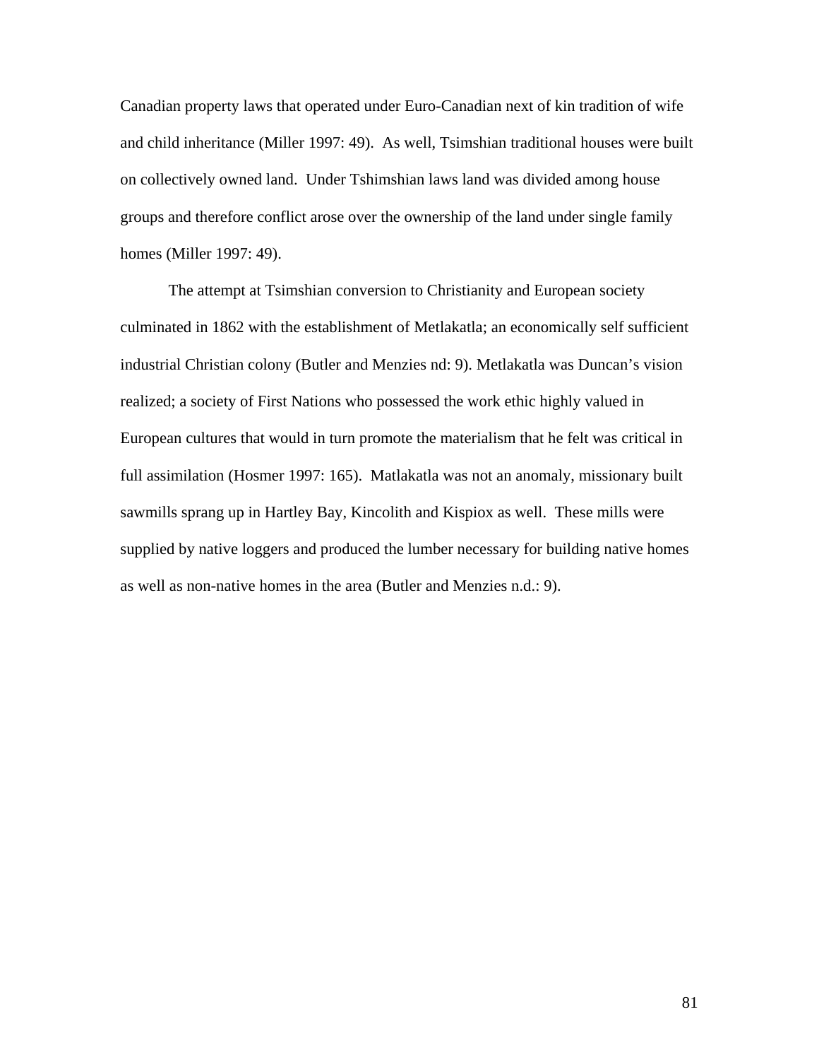Canadian property laws that operated under Euro-Canadian next of kin tradition of wife and child inheritance (Miller 1997: 49). As well, Tsimshian traditional houses were built on collectively owned land. Under Tshimshian laws land was divided among house groups and therefore conflict arose over the ownership of the land under single family homes (Miller 1997: 49).

The attempt at Tsimshian conversion to Christianity and European society culminated in 1862 with the establishment of Metlakatla; an economically self sufficient industrial Christian colony (Butler and Menzies nd: 9). Metlakatla was Duncan's vision realized; a society of First Nations who possessed the work ethic highly valued in European cultures that would in turn promote the materialism that he felt was critical in full assimilation (Hosmer 1997: 165). Matlakatla was not an anomaly, missionary built sawmills sprang up in Hartley Bay, Kincolith and Kispiox as well. These mills were supplied by native loggers and produced the lumber necessary for building native homes as well as non-native homes in the area (Butler and Menzies n.d.: 9).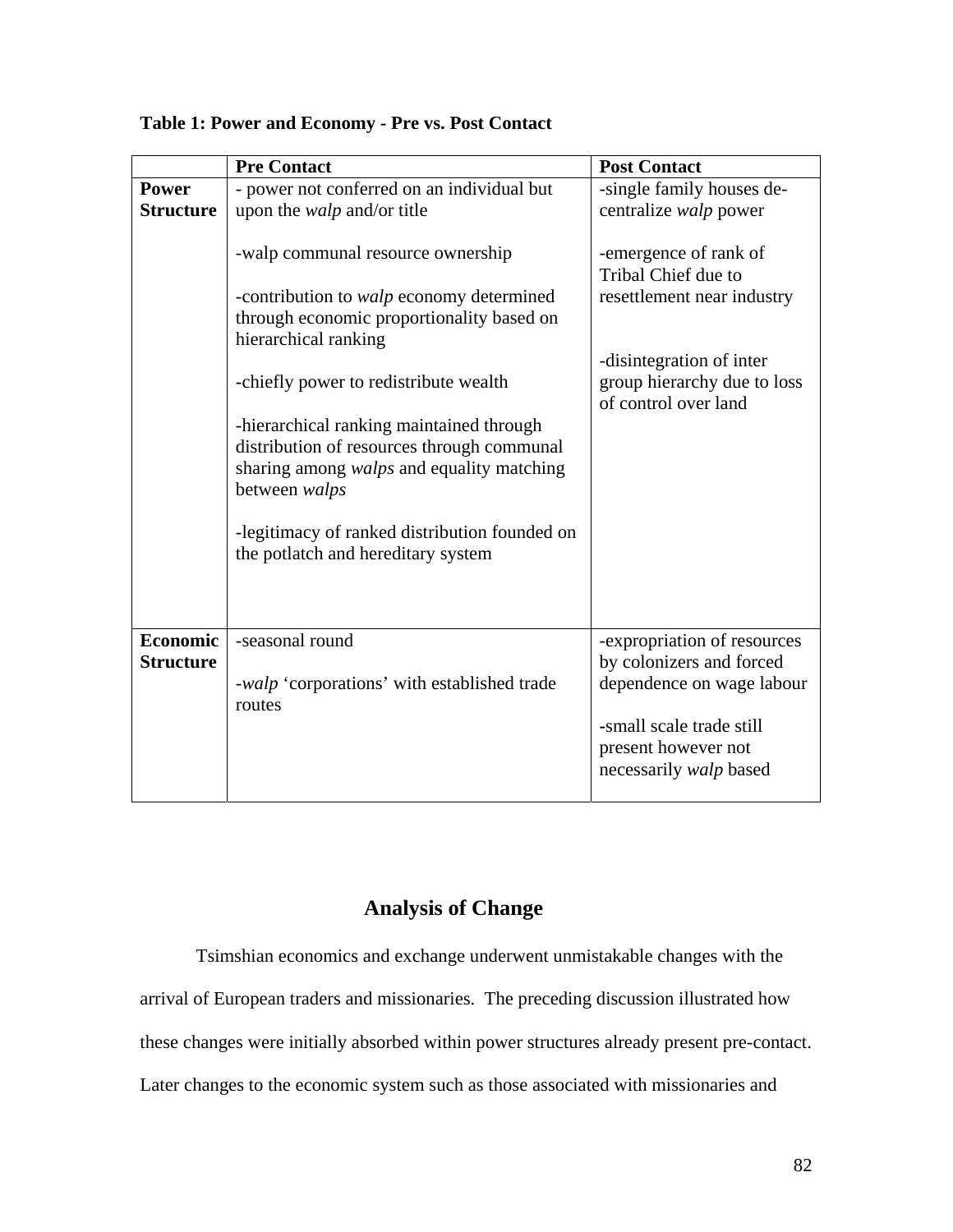**Table 1: Power and Economy - Pre vs. Post Contact**

| | Pre Contact | Post Contact |
|---|---|---|
| **Power Structure** | - power not conferred on an individual but upon the *walp* and/or title<br><br>-walp communal resource ownership<br><br>-contribution to *walp* economy determined through economic proportionality based on hierarchical ranking<br><br>-chiefly power to redistribute wealth<br><br>-hierarchical ranking maintained through distribution of resources through communal sharing among *walps* and equality matching between *walps*<br><br>-legitimacy of ranked distribution founded on the potlatch and hereditary system | -single family houses de-centralize *walp* power<br><br>-emergence of rank of Tribal Chief due to resettlement near industry<br><br>-disintegration of inter group hierarchy due to loss of control over land |
| **Economic Structure** | -seasonal round<br><br>-*walp* 'corporations' with established trade routes | -expropriation of resources by colonizers and forced dependence on wage labour<br><br>-small scale trade still present however not necessarily *walp* based |

## Analysis of Change

Tsimshian economics and exchange underwent unmistakable changes with the arrival of European traders and missionaries. The preceding discussion illustrated how these changes were initially absorbed within power structures already present pre-contact. Later changes to the economic system such as those associated with missionaries and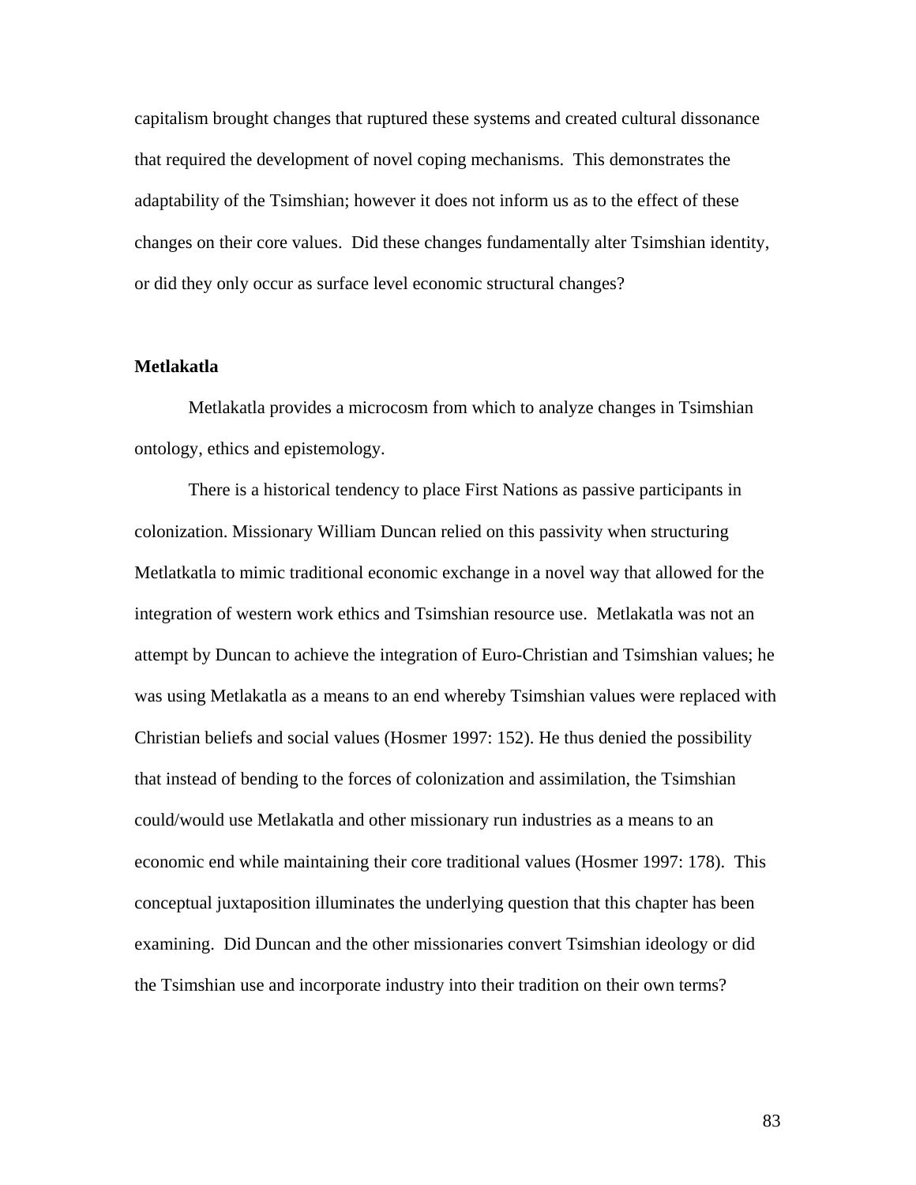capitalism brought changes that ruptured these systems and created cultural dissonance that required the development of novel coping mechanisms. This demonstrates the adaptability of the Tsimshian; however it does not inform us as to the effect of these changes on their core values. Did these changes fundamentally alter Tsimshian identity, or did they only occur as surface level economic structural changes?

**Metlakatla**

Metlakatla provides a microcosm from which to analyze changes in Tsimshian ontology, ethics and epistemology.

There is a historical tendency to place First Nations as passive participants in colonization. Missionary William Duncan relied on this passivity when structuring Metlatkatla to mimic traditional economic exchange in a novel way that allowed for the integration of western work ethics and Tsimshian resource use. Metlakatla was not an attempt by Duncan to achieve the integration of Euro-Christian and Tsimshian values; he was using Metlakatla as a means to an end whereby Tsimshian values were replaced with Christian beliefs and social values (Hosmer 1997: 152). He thus denied the possibility that instead of bending to the forces of colonization and assimilation, the Tsimshian could/would use Metlakatla and other missionary run industries as a means to an economic end while maintaining their core traditional values (Hosmer 1997: 178). This conceptual juxtaposition illuminates the underlying question that this chapter has been examining. Did Duncan and the other missionaries convert Tsimshian ideology or did the Tsimshian use and incorporate industry into their tradition on their own terms?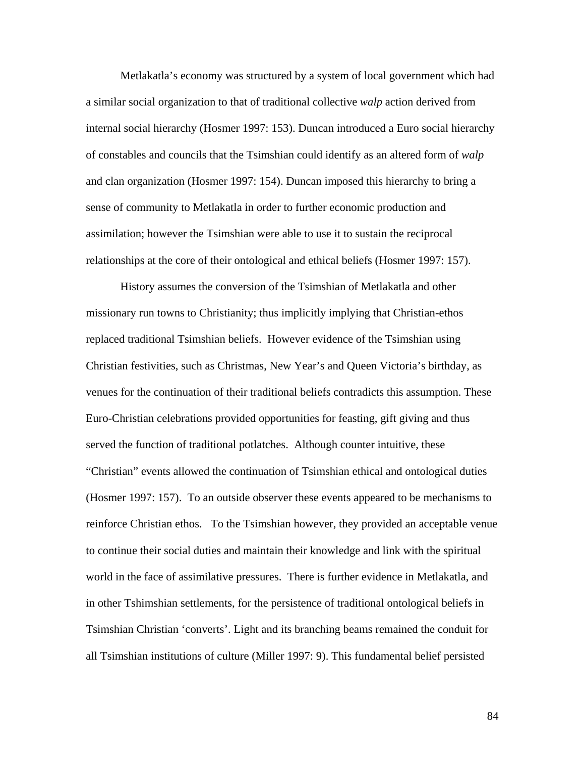Metlakatla's economy was structured by a system of local government which had a similar social organization to that of traditional collective *walp* action derived from internal social hierarchy (Hosmer 1997: 153). Duncan introduced a Euro social hierarchy of constables and councils that the Tsimshian could identify as an altered form of *walp* and clan organization (Hosmer 1997: 154). Duncan imposed this hierarchy to bring a sense of community to Metlakatla in order to further economic production and assimilation; however the Tsimshian were able to use it to sustain the reciprocal relationships at the core of their ontological and ethical beliefs (Hosmer 1997: 157).

History assumes the conversion of the Tsimshian of Metlakatla and other missionary run towns to Christianity; thus implicitly implying that Christian-ethos replaced traditional Tsimshian beliefs. However evidence of the Tsimshian using Christian festivities, such as Christmas, New Year's and Queen Victoria's birthday, as venues for the continuation of their traditional beliefs contradicts this assumption. These Euro-Christian celebrations provided opportunities for feasting, gift giving and thus served the function of traditional potlatches. Although counter intuitive, these "Christian" events allowed the continuation of Tsimshian ethical and ontological duties (Hosmer 1997: 157). To an outside observer these events appeared to be mechanisms to reinforce Christian ethos. To the Tsimshian however, they provided an acceptable venue to continue their social duties and maintain their knowledge and link with the spiritual world in the face of assimilative pressures. There is further evidence in Metlakatla, and in other Tshimshian settlements, for the persistence of traditional ontological beliefs in Tsimshian Christian 'converts'. Light and its branching beams remained the conduit for all Tsimshian institutions of culture (Miller 1997: 9). This fundamental belief persisted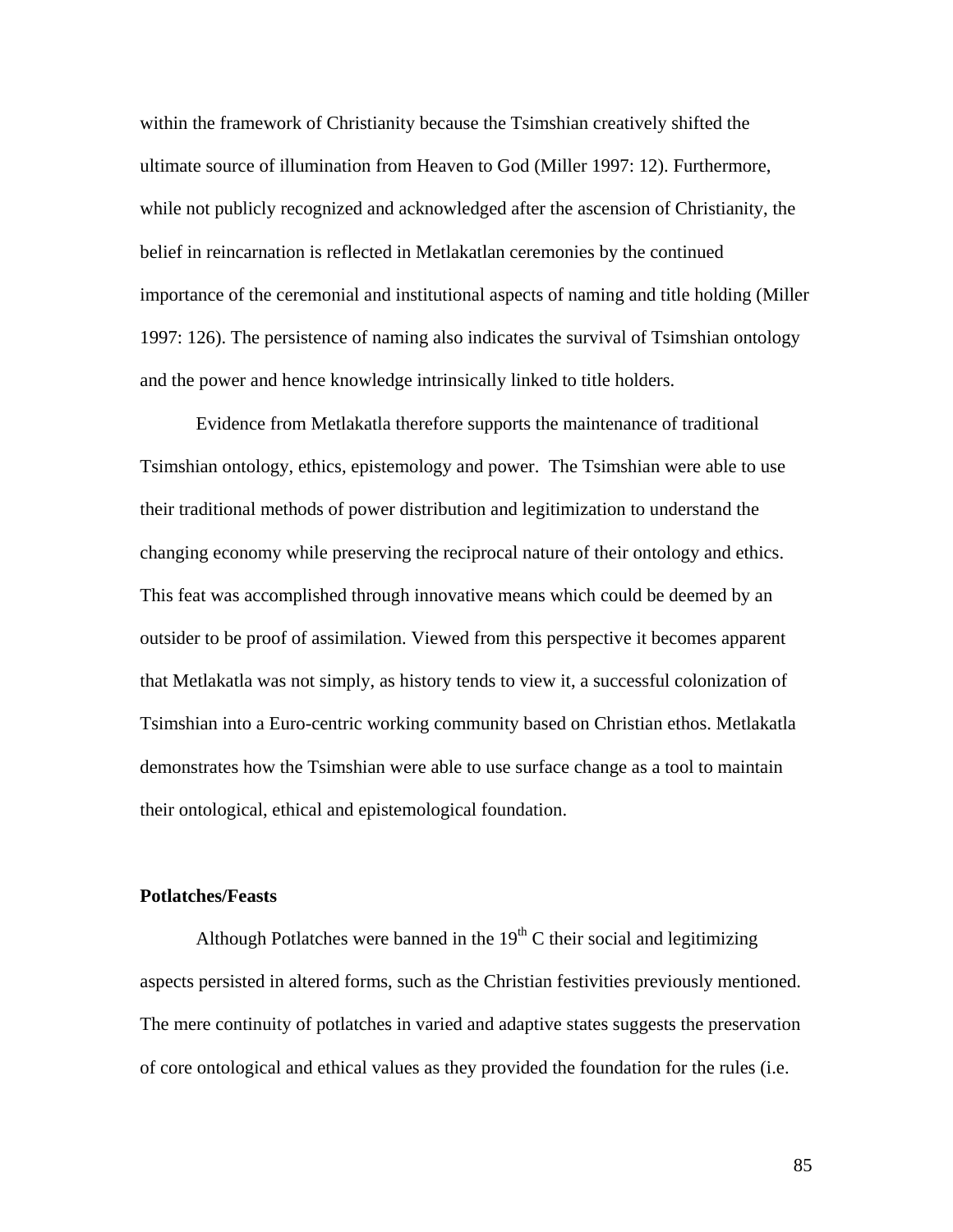within the framework of Christianity because the Tsimshian creatively shifted the ultimate source of illumination from Heaven to God (Miller 1997: 12). Furthermore, while not publicly recognized and acknowledged after the ascension of Christianity, the belief in reincarnation is reflected in Metlakatlan ceremonies by the continued importance of the ceremonial and institutional aspects of naming and title holding (Miller 1997: 126). The persistence of naming also indicates the survival of Tsimshian ontology and the power and hence knowledge intrinsically linked to title holders.

Evidence from Metlakatla therefore supports the maintenance of traditional Tsimshian ontology, ethics, epistemology and power. The Tsimshian were able to use their traditional methods of power distribution and legitimization to understand the changing economy while preserving the reciprocal nature of their ontology and ethics. This feat was accomplished through innovative means which could be deemed by an outsider to be proof of assimilation. Viewed from this perspective it becomes apparent that Metlakatla was not simply, as history tends to view it, a successful colonization of Tsimshian into a Euro-centric working community based on Christian ethos. Metlakatla demonstrates how the Tsimshian were able to use surface change as a tool to maintain their ontological, ethical and epistemological foundation.

**Potlatches/Feasts**

Although Potlatches were banned in the 19th C their social and legitimizing aspects persisted in altered forms, such as the Christian festivities previously mentioned. The mere continuity of potlatches in varied and adaptive states suggests the preservation of core ontological and ethical values as they provided the foundation for the rules (i.e.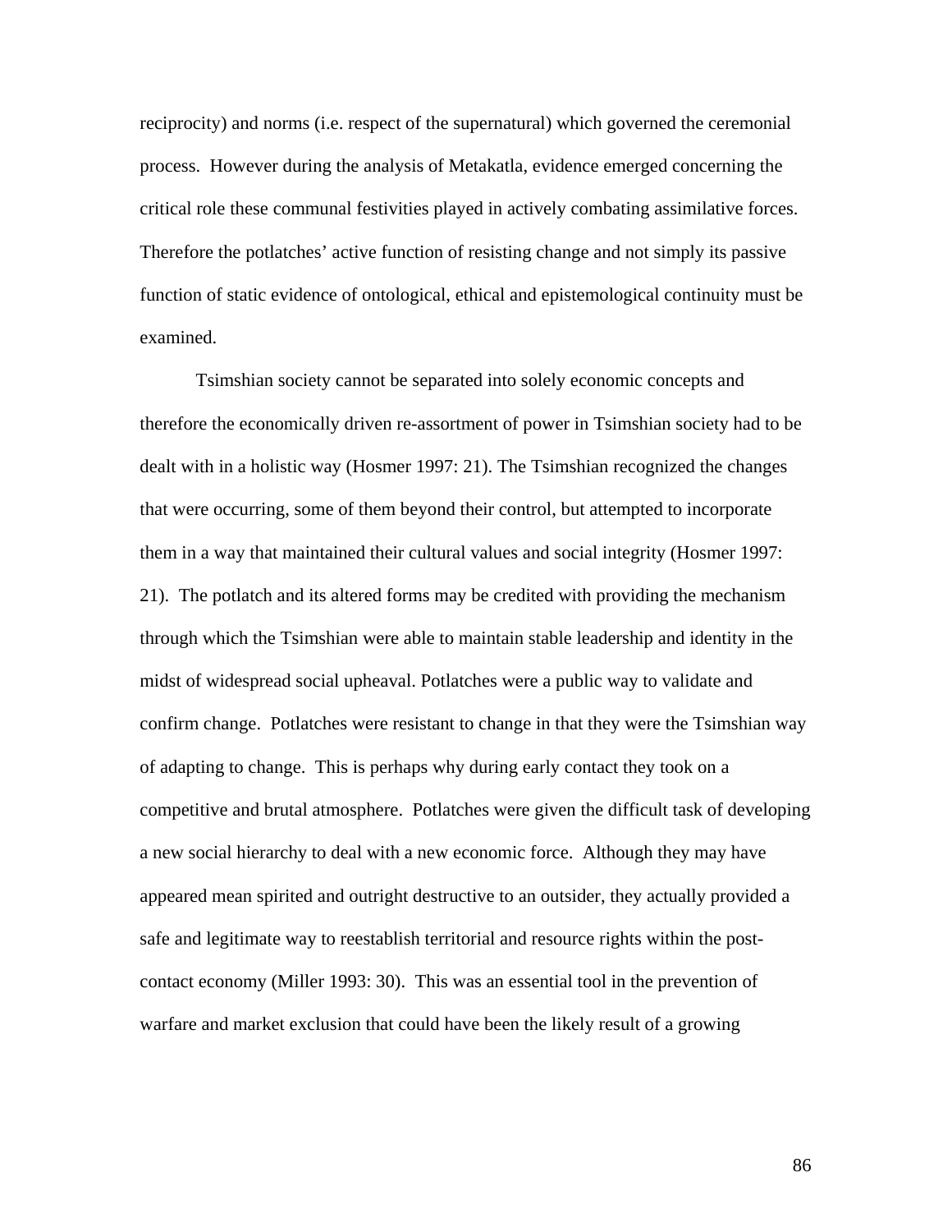reciprocity) and norms (i.e. respect of the supernatural) which governed the ceremonial process. However during the analysis of Metakatla, evidence emerged concerning the critical role these communal festivities played in actively combating assimilative forces. Therefore the potlatches' active function of resisting change and not simply its passive function of static evidence of ontological, ethical and epistemological continuity must be examined.

Tsimshian society cannot be separated into solely economic concepts and therefore the economically driven re-assortment of power in Tsimshian society had to be dealt with in a holistic way (Hosmer 1997: 21). The Tsimshian recognized the changes that were occurring, some of them beyond their control, but attempted to incorporate them in a way that maintained their cultural values and social integrity (Hosmer 1997: 21). The potlatch and its altered forms may be credited with providing the mechanism through which the Tsimshian were able to maintain stable leadership and identity in the midst of widespread social upheaval. Potlatches were a public way to validate and confirm change. Potlatches were resistant to change in that they were the Tsimshian way of adapting to change. This is perhaps why during early contact they took on a competitive and brutal atmosphere. Potlatches were given the difficult task of developing a new social hierarchy to deal with a new economic force. Although they may have appeared mean spirited and outright destructive to an outsider, they actually provided a safe and legitimate way to reestablish territorial and resource rights within the post-contact economy (Miller 1993: 30). This was an essential tool in the prevention of warfare and market exclusion that could have been the likely result of a growing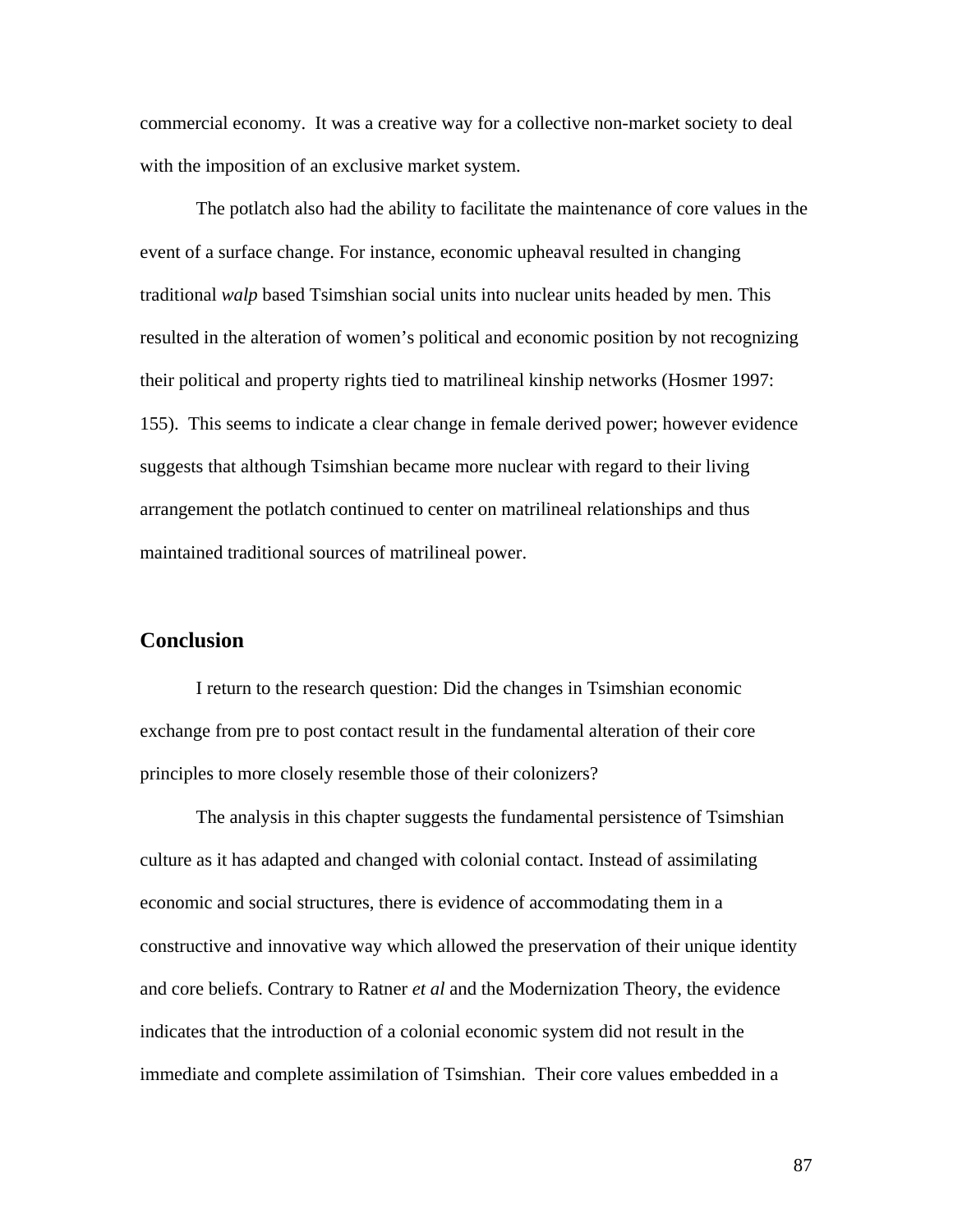commercial economy. It was a creative way for a collective non-market society to deal with the imposition of an exclusive market system.

The potlatch also had the ability to facilitate the maintenance of core values in the event of a surface change. For instance, economic upheaval resulted in changing traditional *walp* based Tsimshian social units into nuclear units headed by men. This resulted in the alteration of women's political and economic position by not recognizing their political and property rights tied to matrilineal kinship networks (Hosmer 1997: 155). This seems to indicate a clear change in female derived power; however evidence suggests that although Tsimshian became more nuclear with regard to their living arrangement the potlatch continued to center on matrilineal relationships and thus maintained traditional sources of matrilineal power.

## Conclusion

I return to the research question: Did the changes in Tsimshian economic exchange from pre to post contact result in the fundamental alteration of their core principles to more closely resemble those of their colonizers?

The analysis in this chapter suggests the fundamental persistence of Tsimshian culture as it has adapted and changed with colonial contact. Instead of assimilating economic and social structures, there is evidence of accommodating them in a constructive and innovative way which allowed the preservation of their unique identity and core beliefs. Contrary to Ratner *et al* and the Modernization Theory, the evidence indicates that the introduction of a colonial economic system did not result in the immediate and complete assimilation of Tsimshian. Their core values embedded in a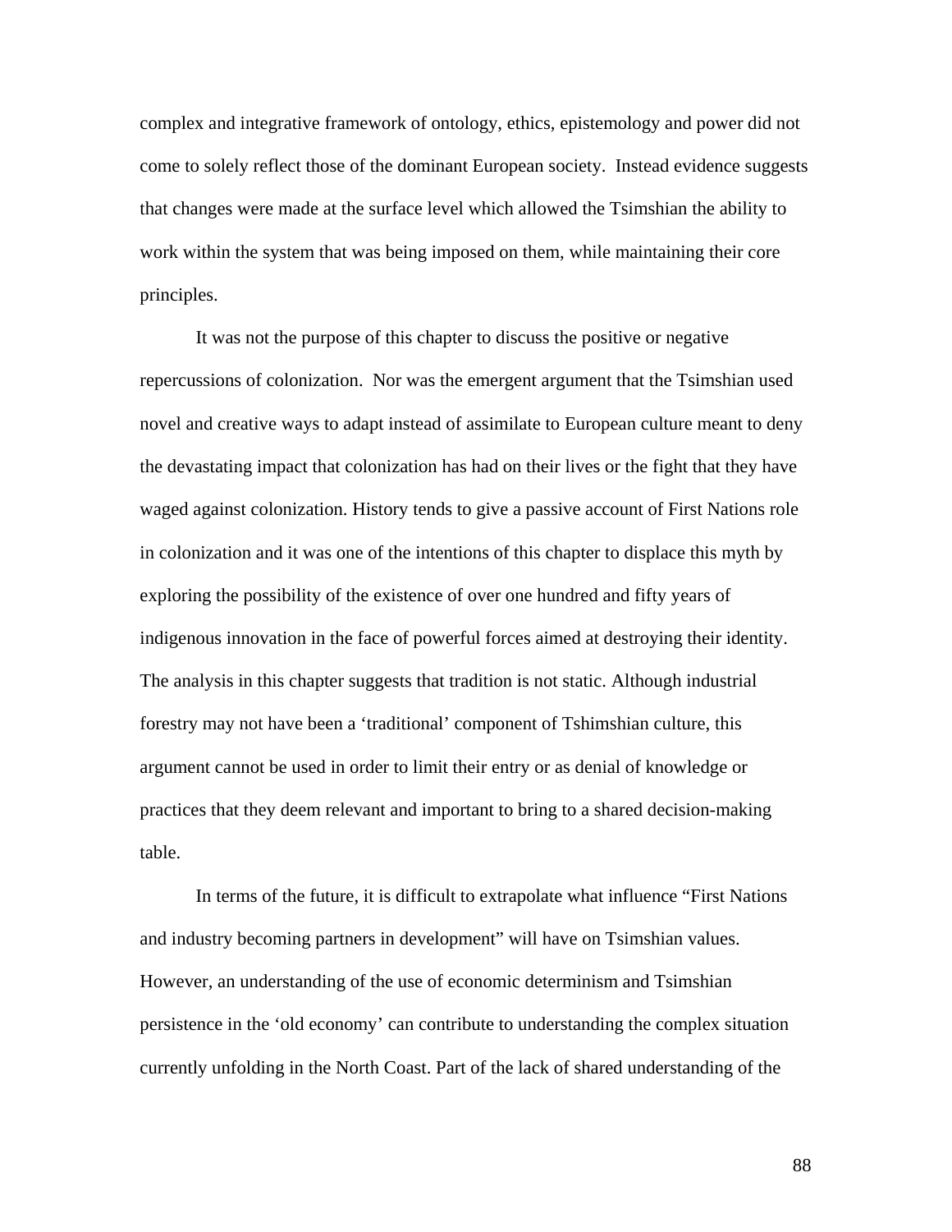complex and integrative framework of ontology, ethics, epistemology and power did not come to solely reflect those of the dominant European society. Instead evidence suggests that changes were made at the surface level which allowed the Tsimshian the ability to work within the system that was being imposed on them, while maintaining their core principles.

It was not the purpose of this chapter to discuss the positive or negative repercussions of colonization. Nor was the emergent argument that the Tsimshian used novel and creative ways to adapt instead of assimilate to European culture meant to deny the devastating impact that colonization has had on their lives or the fight that they have waged against colonization. History tends to give a passive account of First Nations role in colonization and it was one of the intentions of this chapter to displace this myth by exploring the possibility of the existence of over one hundred and fifty years of indigenous innovation in the face of powerful forces aimed at destroying their identity. The analysis in this chapter suggests that tradition is not static. Although industrial forestry may not have been a 'traditional' component of Tshimshian culture, this argument cannot be used in order to limit their entry or as denial of knowledge or practices that they deem relevant and important to bring to a shared decision-making table.

In terms of the future, it is difficult to extrapolate what influence "First Nations and industry becoming partners in development" will have on Tsimshian values. However, an understanding of the use of economic determinism and Tsimshian persistence in the 'old economy' can contribute to understanding the complex situation currently unfolding in the North Coast. Part of the lack of shared understanding of the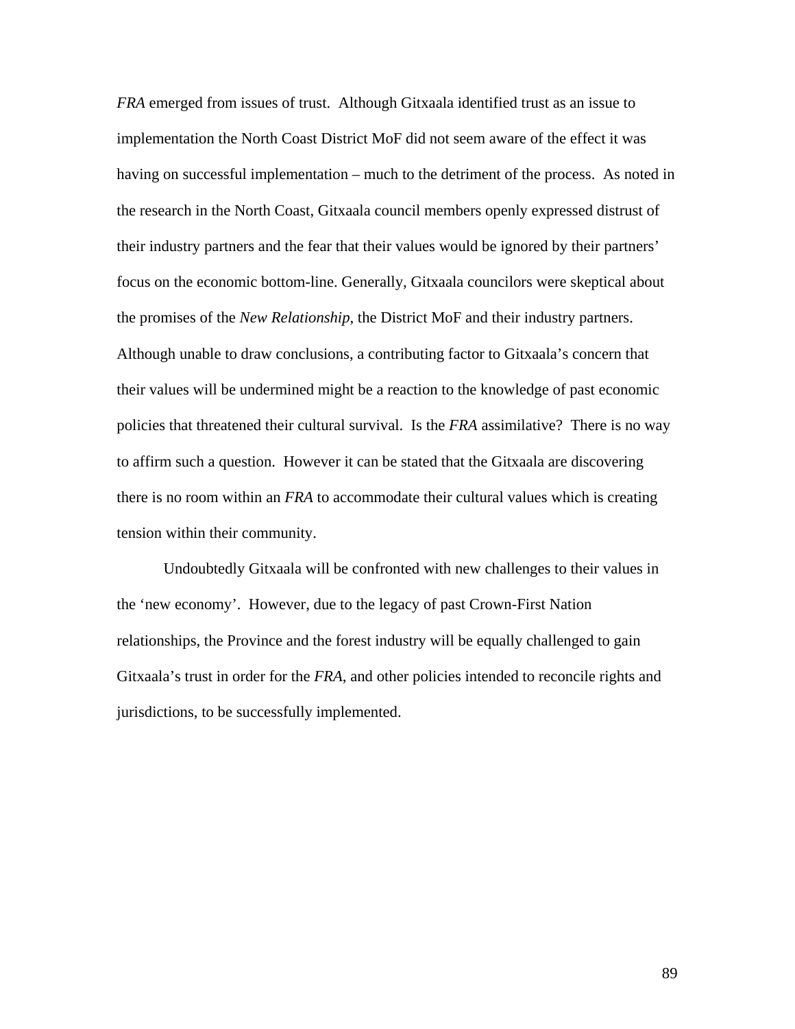*FRA* emerged from issues of trust. Although Gitxaala identified trust as an issue to implementation the North Coast District MoF did not seem aware of the effect it was having on successful implementation – much to the detriment of the process. As noted in the research in the North Coast, Gitxaala council members openly expressed distrust of their industry partners and the fear that their values would be ignored by their partners' focus on the economic bottom-line. Generally, Gitxaala councilors were skeptical about the promises of the *New Relationship*, the District MoF and their industry partners. Although unable to draw conclusions, a contributing factor to Gitxaala's concern that their values will be undermined might be a reaction to the knowledge of past economic policies that threatened their cultural survival. Is the *FRA* assimilative? There is no way to affirm such a question. However it can be stated that the Gitxaala are discovering there is no room within an *FRA* to accommodate their cultural values which is creating tension within their community.

Undoubtedly Gitxaala will be confronted with new challenges to their values in the 'new economy'. However, due to the legacy of past Crown-First Nation relationships, the Province and the forest industry will be equally challenged to gain Gitxaala's trust in order for the *FRA*, and other policies intended to reconcile rights and jurisdictions, to be successfully implemented.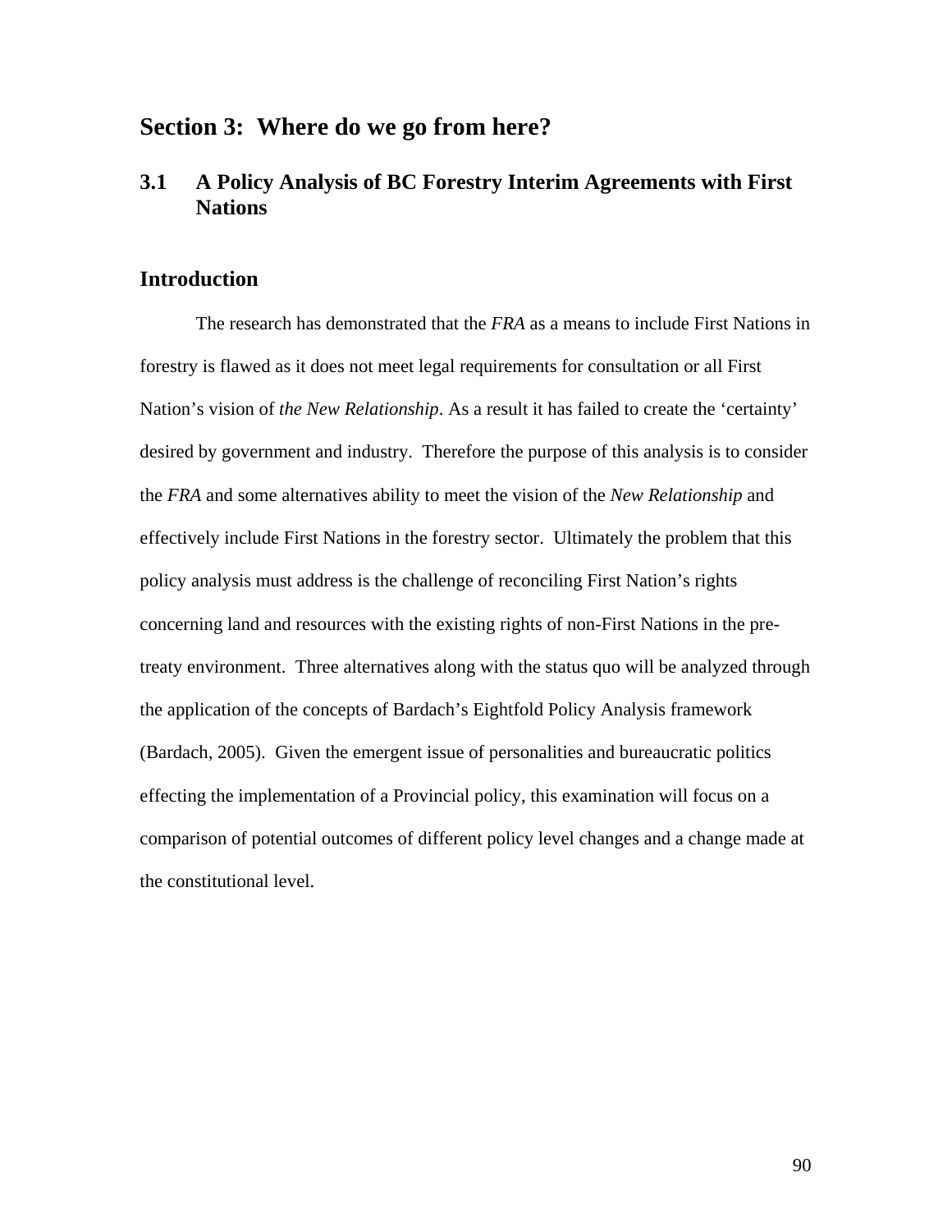# Section 3: Where do we go from here?

## 3.1 A Policy Analysis of BC Forestry Interim Agreements with First Nations

### Introduction

The research has demonstrated that the *FRA* as a means to include First Nations in forestry is flawed as it does not meet legal requirements for consultation or all First Nation's vision of *the New Relationship*. As a result it has failed to create the 'certainty' desired by government and industry. Therefore the purpose of this analysis is to consider the *FRA* and some alternatives ability to meet the vision of the *New Relationship* and effectively include First Nations in the forestry sector. Ultimately the problem that this policy analysis must address is the challenge of reconciling First Nation's rights concerning land and resources with the existing rights of non-First Nations in the pre-treaty environment. Three alternatives along with the status quo will be analyzed through the application of the concepts of Bardach's Eightfold Policy Analysis framework (Bardach, 2005). Given the emergent issue of personalities and bureaucratic politics effecting the implementation of a Provincial policy, this examination will focus on a comparison of potential outcomes of different policy level changes and a change made at the constitutional level.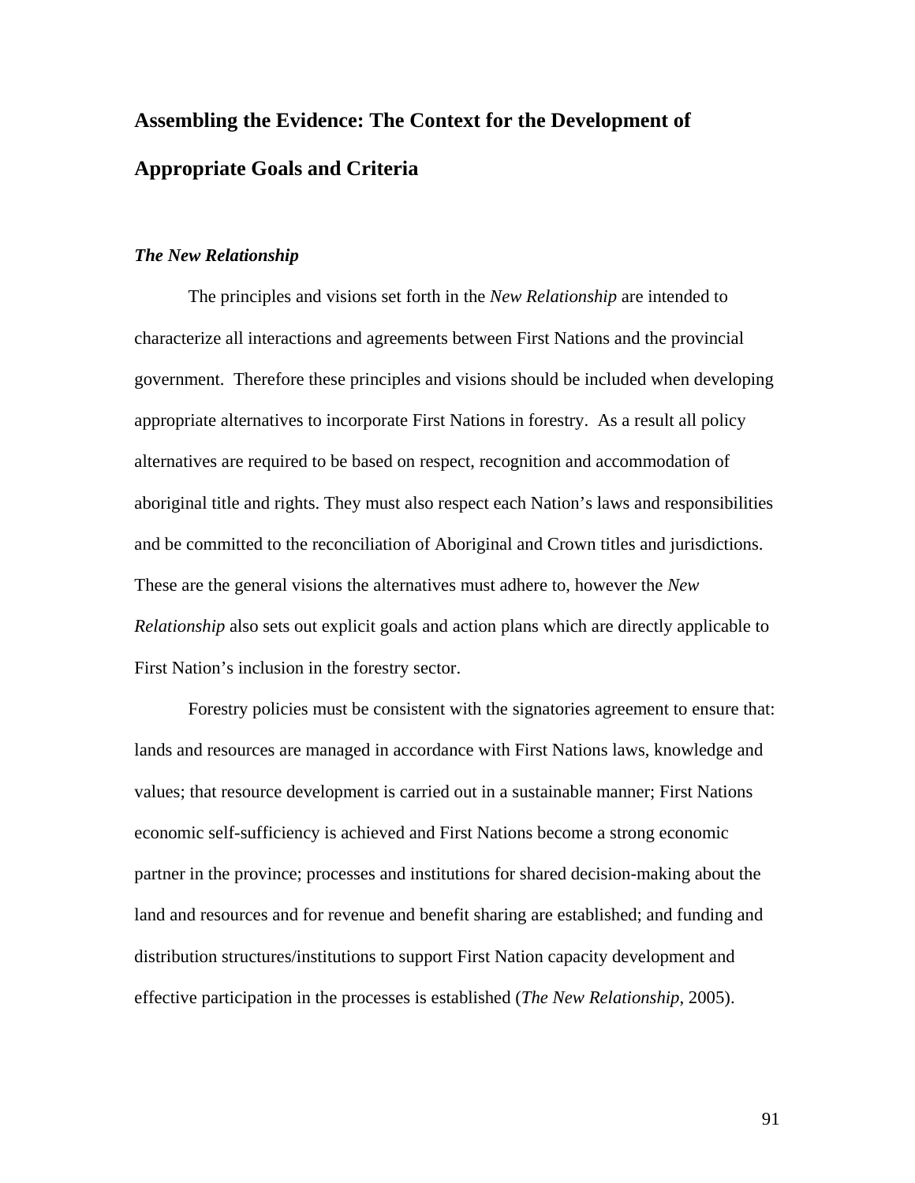## Assembling the Evidence: The Context for the Development of Appropriate Goals and Criteria

### *The New Relationship*

The principles and visions set forth in the *New Relationship* are intended to characterize all interactions and agreements between First Nations and the provincial government. Therefore these principles and visions should be included when developing appropriate alternatives to incorporate First Nations in forestry. As a result all policy alternatives are required to be based on respect, recognition and accommodation of aboriginal title and rights. They must also respect each Nation's laws and responsibilities and be committed to the reconciliation of Aboriginal and Crown titles and jurisdictions. These are the general visions the alternatives must adhere to, however the *New Relationship* also sets out explicit goals and action plans which are directly applicable to First Nation's inclusion in the forestry sector.

Forestry policies must be consistent with the signatories agreement to ensure that: lands and resources are managed in accordance with First Nations laws, knowledge and values; that resource development is carried out in a sustainable manner; First Nations economic self-sufficiency is achieved and First Nations become a strong economic partner in the province; processes and institutions for shared decision-making about the land and resources and for revenue and benefit sharing are established; and funding and distribution structures/institutions to support First Nation capacity development and effective participation in the processes is established (*The New Relationship*, 2005).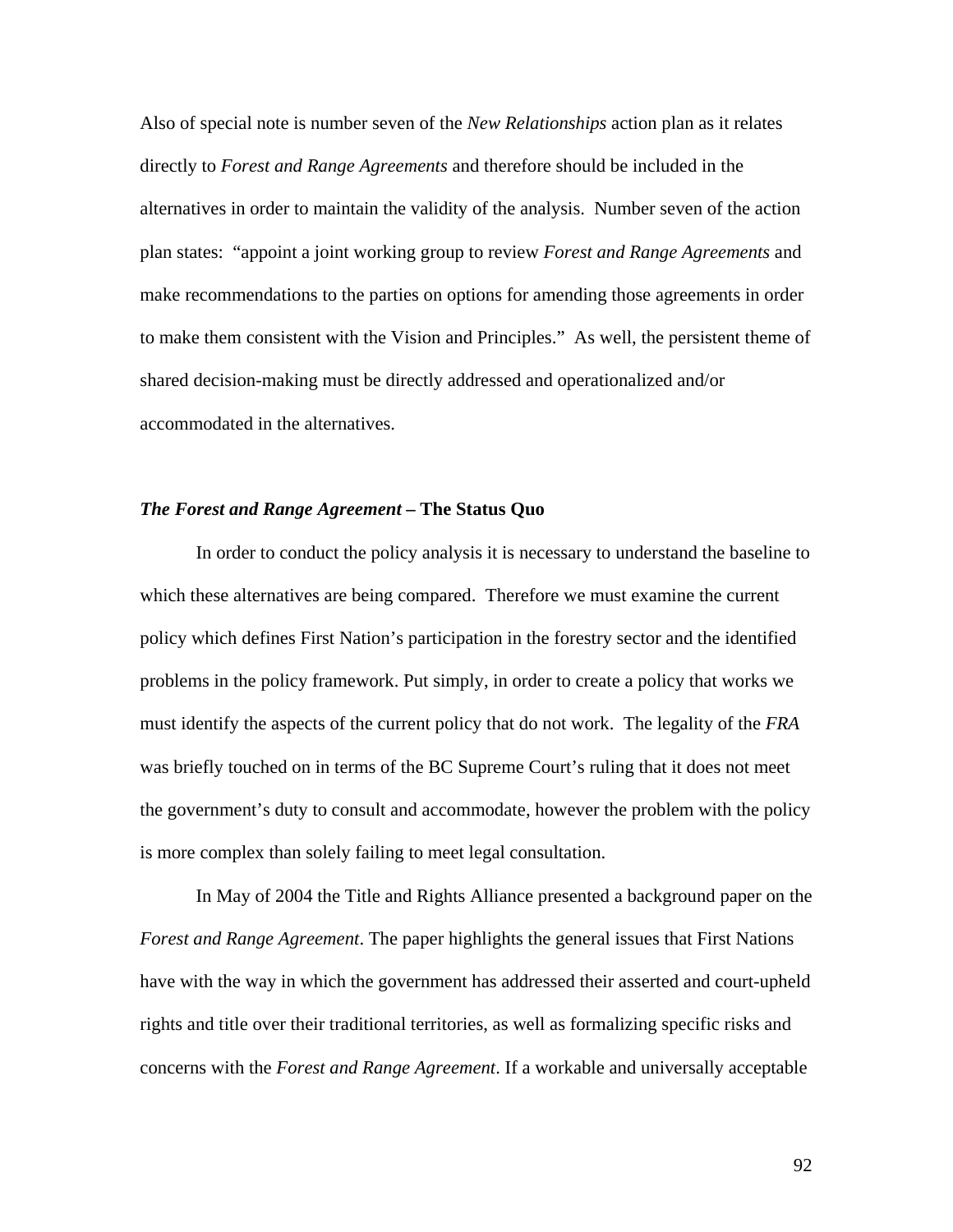Also of special note is number seven of the *New Relationships* action plan as it relates directly to *Forest and Range Agreements* and therefore should be included in the alternatives in order to maintain the validity of the analysis. Number seven of the action plan states: "appoint a joint working group to review *Forest and Range Agreements* and make recommendations to the parties on options for amending those agreements in order to make them consistent with the Vision and Principles." As well, the persistent theme of shared decision-making must be directly addressed and operationalized and/or accommodated in the alternatives.

### ***The Forest and Range Agreement*** **– The Status Quo**

In order to conduct the policy analysis it is necessary to understand the baseline to which these alternatives are being compared. Therefore we must examine the current policy which defines First Nation's participation in the forestry sector and the identified problems in the policy framework. Put simply, in order to create a policy that works we must identify the aspects of the current policy that do not work. The legality of the *FRA* was briefly touched on in terms of the BC Supreme Court's ruling that it does not meet the government's duty to consult and accommodate, however the problem with the policy is more complex than solely failing to meet legal consultation.

In May of 2004 the Title and Rights Alliance presented a background paper on the *Forest and Range Agreement*. The paper highlights the general issues that First Nations have with the way in which the government has addressed their asserted and court-upheld rights and title over their traditional territories, as well as formalizing specific risks and concerns with the *Forest and Range Agreement*. If a workable and universally acceptable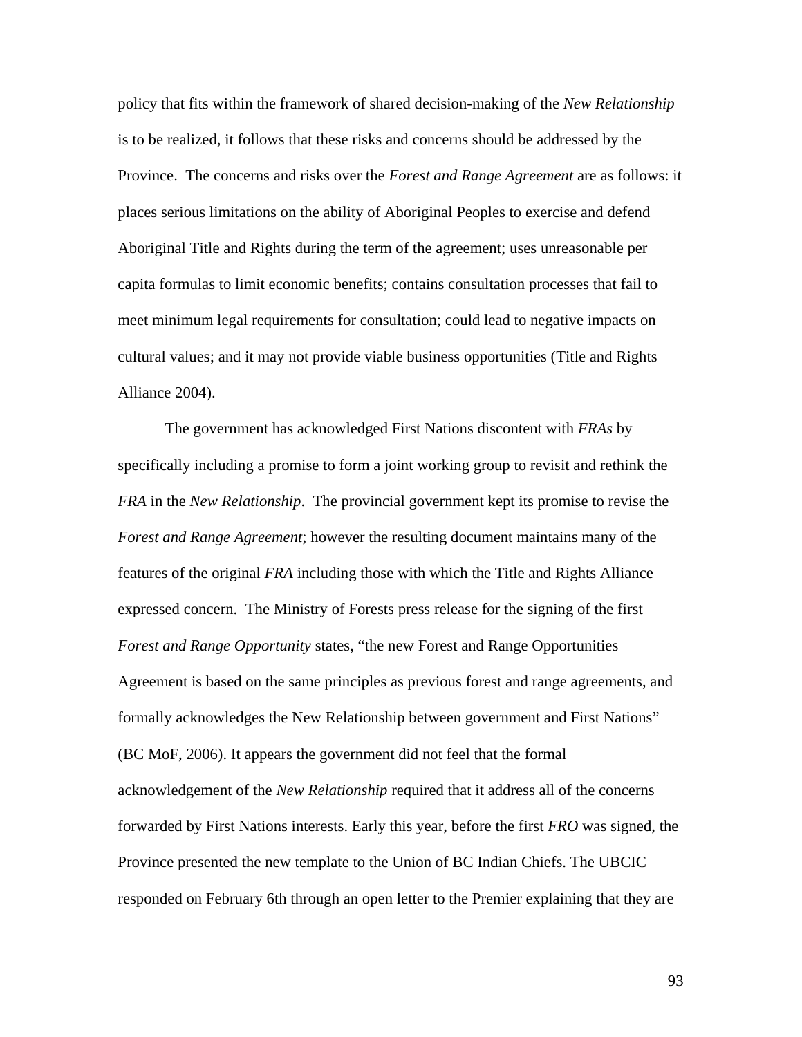policy that fits within the framework of shared decision-making of the *New Relationship* is to be realized, it follows that these risks and concerns should be addressed by the Province. The concerns and risks over the *Forest and Range Agreement* are as follows: it places serious limitations on the ability of Aboriginal Peoples to exercise and defend Aboriginal Title and Rights during the term of the agreement; uses unreasonable per capita formulas to limit economic benefits; contains consultation processes that fail to meet minimum legal requirements for consultation; could lead to negative impacts on cultural values; and it may not provide viable business opportunities (Title and Rights Alliance 2004).

The government has acknowledged First Nations discontent with *FRAs* by specifically including a promise to form a joint working group to revisit and rethink the *FRA* in the *New Relationship*. The provincial government kept its promise to revise the *Forest and Range Agreement*; however the resulting document maintains many of the features of the original *FRA* including those with which the Title and Rights Alliance expressed concern. The Ministry of Forests press release for the signing of the first *Forest and Range Opportunity* states, "the new Forest and Range Opportunities Agreement is based on the same principles as previous forest and range agreements, and formally acknowledges the New Relationship between government and First Nations" (BC MoF, 2006). It appears the government did not feel that the formal acknowledgement of the *New Relationship* required that it address all of the concerns forwarded by First Nations interests. Early this year, before the first *FRO* was signed, the Province presented the new template to the Union of BC Indian Chiefs. The UBCIC responded on February 6th through an open letter to the Premier explaining that they are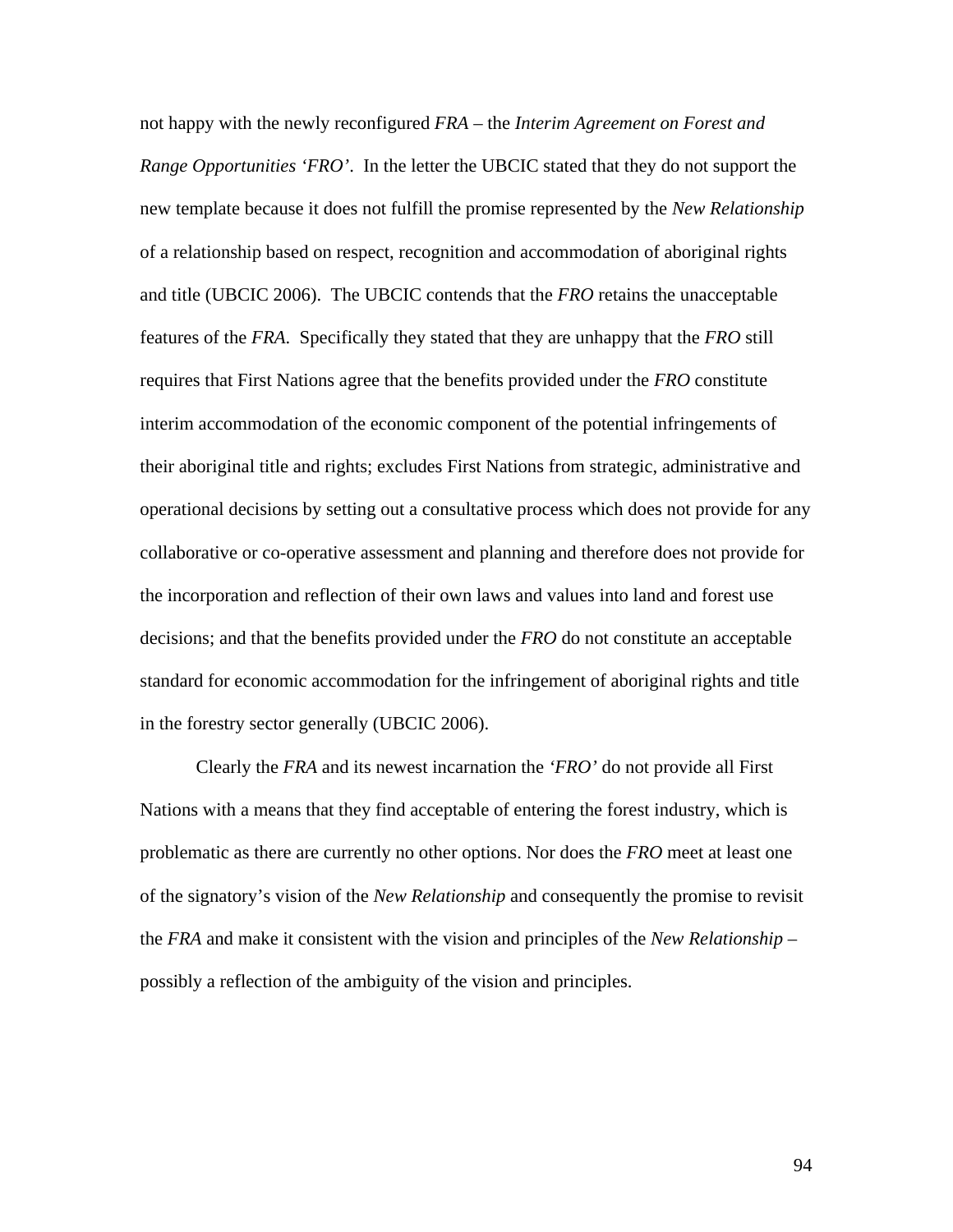not happy with the newly reconfigured *FRA* – the *Interim Agreement on Forest and Range Opportunities 'FRO'*. In the letter the UBCIC stated that they do not support the new template because it does not fulfill the promise represented by the *New Relationship* of a relationship based on respect, recognition and accommodation of aboriginal rights and title (UBCIC 2006). The UBCIC contends that the *FRO* retains the unacceptable features of the *FRA*. Specifically they stated that they are unhappy that the *FRO* still requires that First Nations agree that the benefits provided under the *FRO* constitute interim accommodation of the economic component of the potential infringements of their aboriginal title and rights; excludes First Nations from strategic, administrative and operational decisions by setting out a consultative process which does not provide for any collaborative or co-operative assessment and planning and therefore does not provide for the incorporation and reflection of their own laws and values into land and forest use decisions; and that the benefits provided under the *FRO* do not constitute an acceptable standard for economic accommodation for the infringement of aboriginal rights and title in the forestry sector generally (UBCIC 2006).

Clearly the *FRA* and its newest incarnation the *'FRO'* do not provide all First Nations with a means that they find acceptable of entering the forest industry, which is problematic as there are currently no other options. Nor does the *FRO* meet at least one of the signatory's vision of the *New Relationship* and consequently the promise to revisit the *FRA* and make it consistent with the vision and principles of the *New Relationship* – possibly a reflection of the ambiguity of the vision and principles.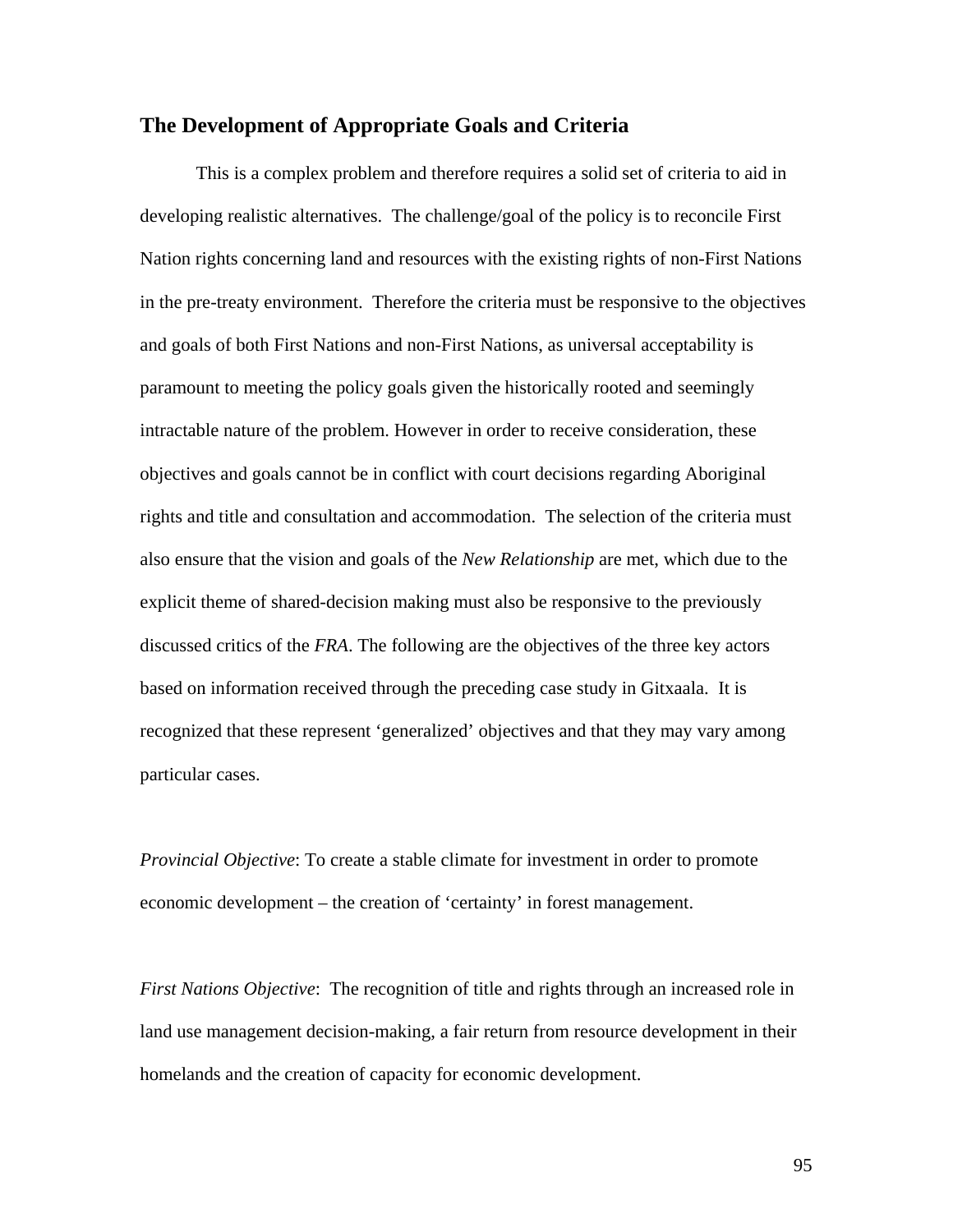## The Development of Appropriate Goals and Criteria

This is a complex problem and therefore requires a solid set of criteria to aid in developing realistic alternatives. The challenge/goal of the policy is to reconcile First Nation rights concerning land and resources with the existing rights of non-First Nations in the pre-treaty environment. Therefore the criteria must be responsive to the objectives and goals of both First Nations and non-First Nations, as universal acceptability is paramount to meeting the policy goals given the historically rooted and seemingly intractable nature of the problem. However in order to receive consideration, these objectives and goals cannot be in conflict with court decisions regarding Aboriginal rights and title and consultation and accommodation. The selection of the criteria must also ensure that the vision and goals of the *New Relationship* are met, which due to the explicit theme of shared-decision making must also be responsive to the previously discussed critics of the *FRA*. The following are the objectives of the three key actors based on information received through the preceding case study in Gitxaala. It is recognized that these represent 'generalized' objectives and that they may vary among particular cases.

*Provincial Objective*: To create a stable climate for investment in order to promote economic development – the creation of 'certainty' in forest management.

*First Nations Objective*: The recognition of title and rights through an increased role in land use management decision-making, a fair return from resource development in their homelands and the creation of capacity for economic development.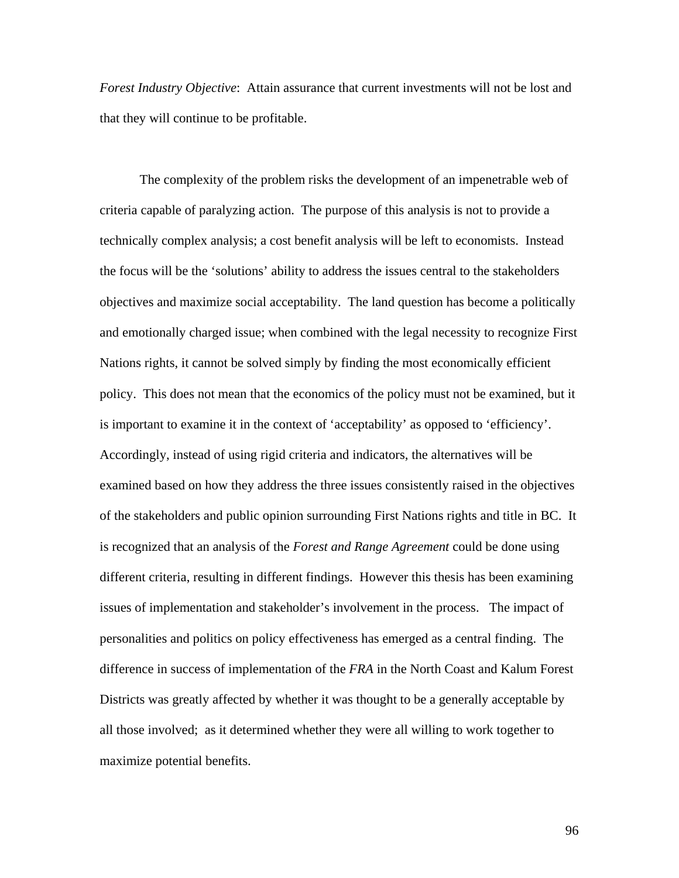*Forest Industry Objective*: Attain assurance that current investments will not be lost and that they will continue to be profitable.

The complexity of the problem risks the development of an impenetrable web of criteria capable of paralyzing action. The purpose of this analysis is not to provide a technically complex analysis; a cost benefit analysis will be left to economists. Instead the focus will be the 'solutions' ability to address the issues central to the stakeholders objectives and maximize social acceptability. The land question has become a politically and emotionally charged issue; when combined with the legal necessity to recognize First Nations rights, it cannot be solved simply by finding the most economically efficient policy. This does not mean that the economics of the policy must not be examined, but it is important to examine it in the context of 'acceptability' as opposed to 'efficiency'. Accordingly, instead of using rigid criteria and indicators, the alternatives will be examined based on how they address the three issues consistently raised in the objectives of the stakeholders and public opinion surrounding First Nations rights and title in BC. It is recognized that an analysis of the *Forest and Range Agreement* could be done using different criteria, resulting in different findings. However this thesis has been examining issues of implementation and stakeholder's involvement in the process. The impact of personalities and politics on policy effectiveness has emerged as a central finding. The difference in success of implementation of the *FRA* in the North Coast and Kalum Forest Districts was greatly affected by whether it was thought to be a generally acceptable by all those involved; as it determined whether they were all willing to work together to maximize potential benefits.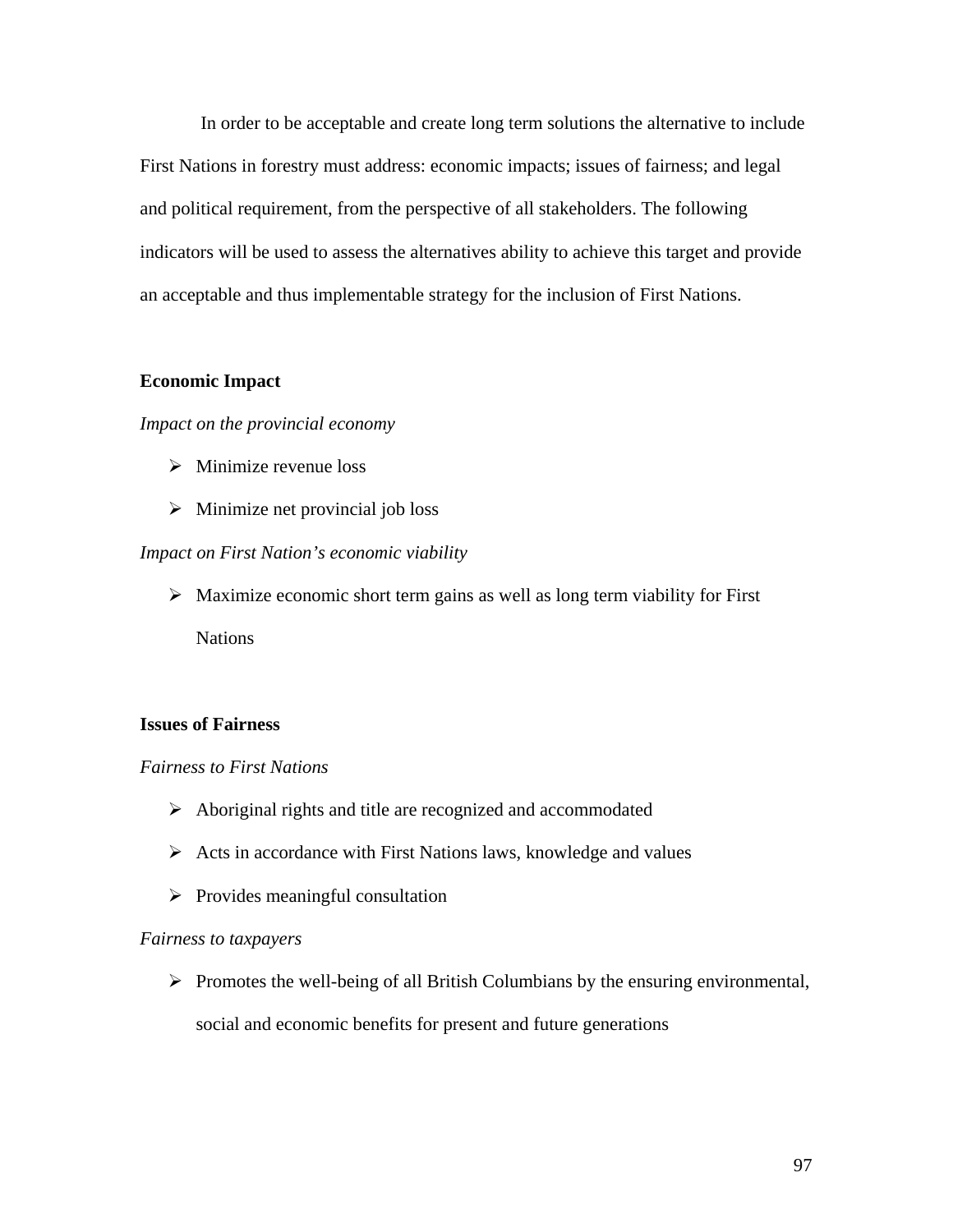In order to be acceptable and create long term solutions the alternative to include First Nations in forestry must address: economic impacts; issues of fairness; and legal and political requirement, from the perspective of all stakeholders. The following indicators will be used to assess the alternatives ability to achieve this target and provide an acceptable and thus implementable strategy for the inclusion of First Nations.

**Economic Impact**

*Impact on the provincial economy*

- Minimize revenue loss
- Minimize net provincial job loss

*Impact on First Nation's economic viability*

- Maximize economic short term gains as well as long term viability for First Nations

**Issues of Fairness**

*Fairness to First Nations*

- Aboriginal rights and title are recognized and accommodated
- Acts in accordance with First Nations laws, knowledge and values
- Provides meaningful consultation

*Fairness to taxpayers*

- Promotes the well-being of all British Columbians by the ensuring environmental, social and economic benefits for present and future generations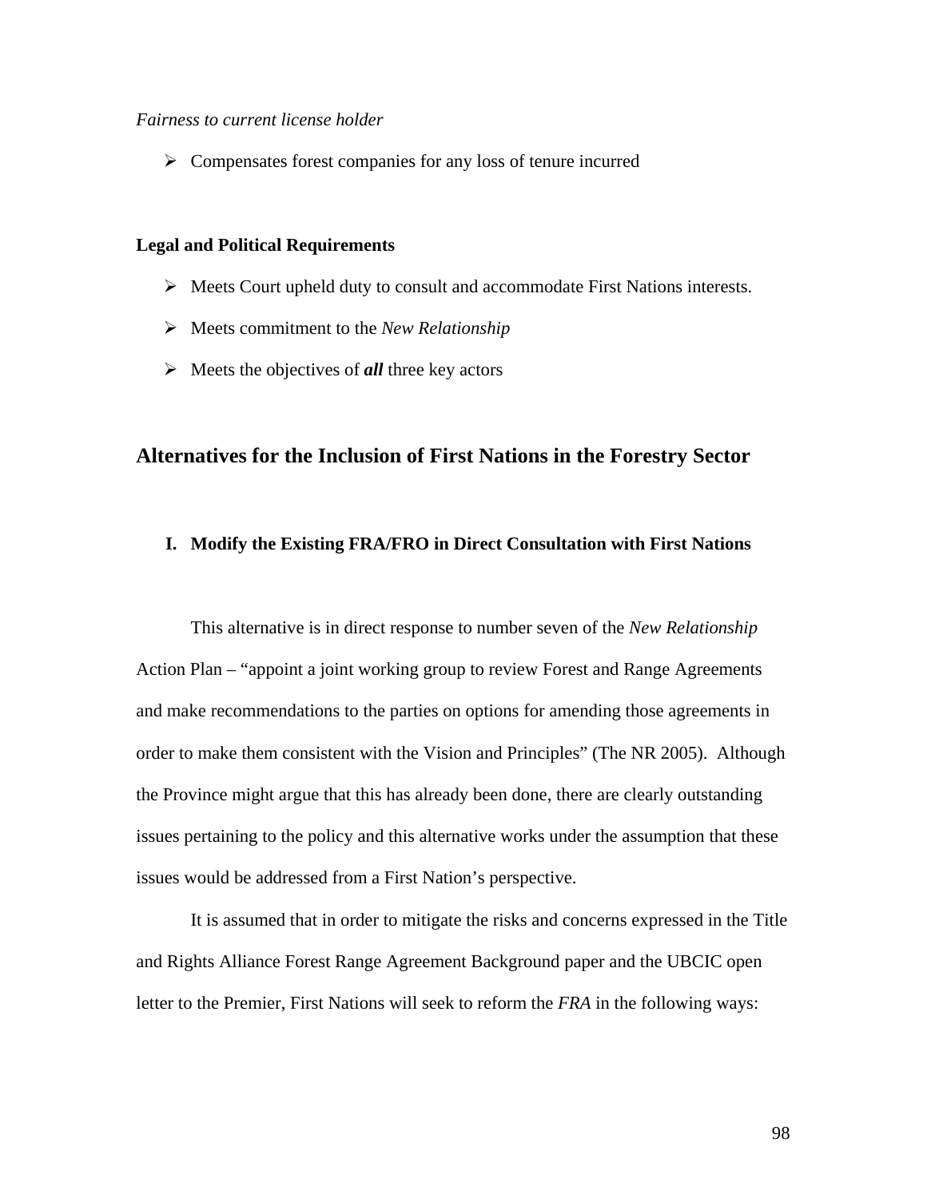*Fairness to current license holder*

- Compensates forest companies for any loss of tenure incurred

**Legal and Political Requirements**

- Meets Court upheld duty to consult and accommodate First Nations interests.
- Meets commitment to the *New Relationship*
- Meets the objectives of ***all*** three key actors

## Alternatives for the Inclusion of First Nations in the Forestry Sector

### I. Modify the Existing FRA/FRO in Direct Consultation with First Nations

This alternative is in direct response to number seven of the *New Relationship* Action Plan – "appoint a joint working group to review Forest and Range Agreements and make recommendations to the parties on options for amending those agreements in order to make them consistent with the Vision and Principles" (The NR 2005). Although the Province might argue that this has already been done, there are clearly outstanding issues pertaining to the policy and this alternative works under the assumption that these issues would be addressed from a First Nation's perspective.

It is assumed that in order to mitigate the risks and concerns expressed in the Title and Rights Alliance Forest Range Agreement Background paper and the UBCIC open letter to the Premier, First Nations will seek to reform the *FRA* in the following ways: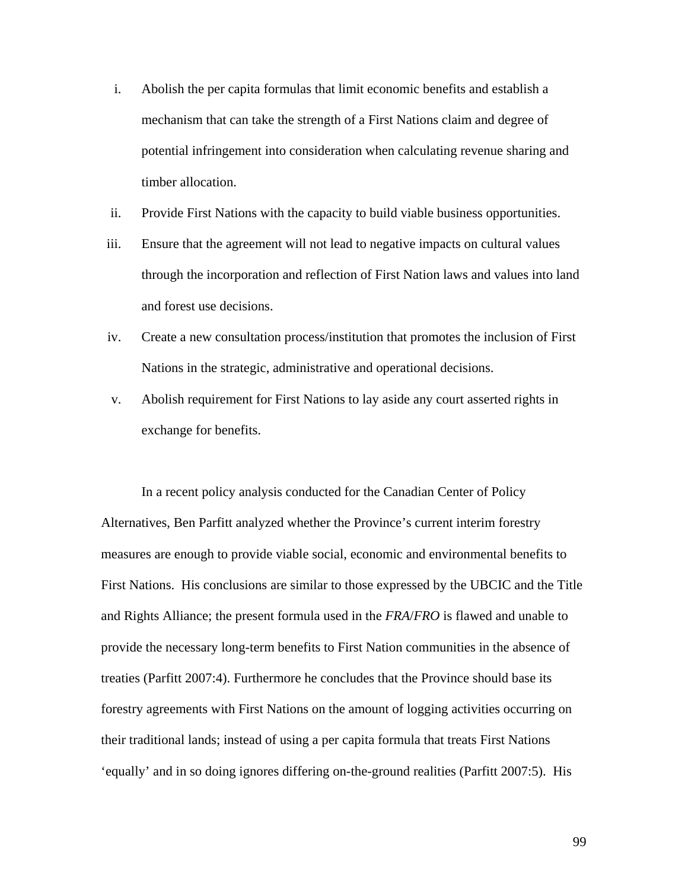i. Abolish the per capita formulas that limit economic benefits and establish a mechanism that can take the strength of a First Nations claim and degree of potential infringement into consideration when calculating revenue sharing and timber allocation.
ii. Provide First Nations with the capacity to build viable business opportunities.
iii. Ensure that the agreement will not lead to negative impacts on cultural values through the incorporation and reflection of First Nation laws and values into land and forest use decisions.
iv. Create a new consultation process/institution that promotes the inclusion of First Nations in the strategic, administrative and operational decisions.
v. Abolish requirement for First Nations to lay aside any court asserted rights in exchange for benefits.

In a recent policy analysis conducted for the Canadian Center of Policy Alternatives, Ben Parfitt analyzed whether the Province's current interim forestry measures are enough to provide viable social, economic and environmental benefits to First Nations. His conclusions are similar to those expressed by the UBCIC and the Title and Rights Alliance; the present formula used in the *FRA*/*FRO* is flawed and unable to provide the necessary long-term benefits to First Nation communities in the absence of treaties (Parfitt 2007:4). Furthermore he concludes that the Province should base its forestry agreements with First Nations on the amount of logging activities occurring on their traditional lands; instead of using a per capita formula that treats First Nations 'equally' and in so doing ignores differing on-the-ground realities (Parfitt 2007:5). His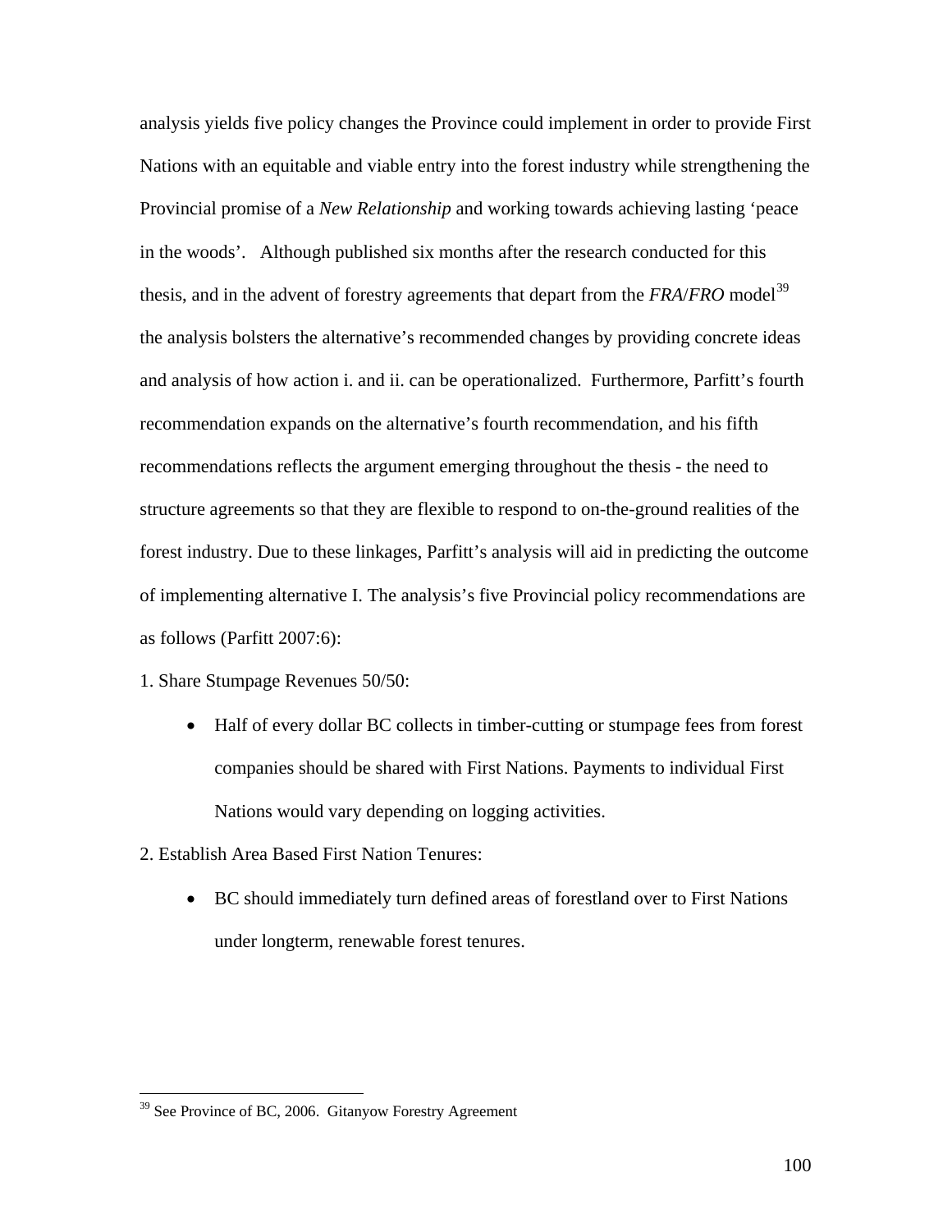analysis yields five policy changes the Province could implement in order to provide First Nations with an equitable and viable entry into the forest industry while strengthening the Provincial promise of a *New Relationship* and working towards achieving lasting 'peace in the woods'. Although published six months after the research conducted for this thesis, and in the advent of forestry agreements that depart from the *FRA*/*FRO* model[39] the analysis bolsters the alternative's recommended changes by providing concrete ideas and analysis of how action i. and ii. can be operationalized. Furthermore, Parfitt's fourth recommendation expands on the alternative's fourth recommendation, and his fifth recommendations reflects the argument emerging throughout the thesis - the need to structure agreements so that they are flexible to respond to on-the-ground realities of the forest industry. Due to these linkages, Parfitt's analysis will aid in predicting the outcome of implementing alternative I. The analysis's five Provincial policy recommendations are as follows (Parfitt 2007:6):

1. Share Stumpage Revenues 50/50:
   - Half of every dollar BC collects in timber-cutting or stumpage fees from forest companies should be shared with First Nations. Payments to individual First Nations would vary depending on logging activities.
2. Establish Area Based First Nation Tenures:
   - BC should immediately turn defined areas of forestland over to First Nations under longterm, renewable forest tenures.

---

[39] See Province of BC, 2006. Gitanyow Forestry Agreement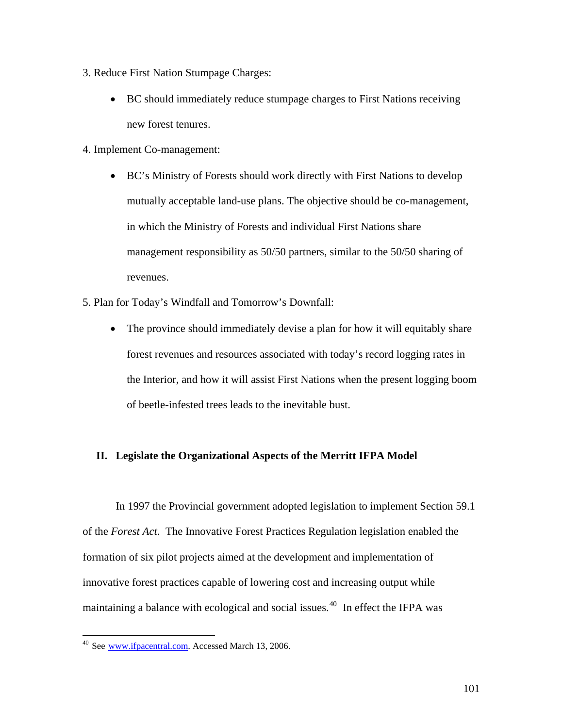3. Reduce First Nation Stumpage Charges:

- BC should immediately reduce stumpage charges to First Nations receiving new forest tenures.

4. Implement Co-management:

- BC's Ministry of Forests should work directly with First Nations to develop mutually acceptable land-use plans. The objective should be co-management, in which the Ministry of Forests and individual First Nations share management responsibility as 50/50 partners, similar to the 50/50 sharing of revenues.

5. Plan for Today's Windfall and Tomorrow's Downfall:

- The province should immediately devise a plan for how it will equitably share forest revenues and resources associated with today's record logging rates in the Interior, and how it will assist First Nations when the present logging boom of beetle-infested trees leads to the inevitable bust.

## II. Legislate the Organizational Aspects of the Merritt IFPA Model

In 1997 the Provincial government adopted legislation to implement Section 59.1 of the *Forest Act*. The Innovative Forest Practices Regulation legislation enabled the formation of six pilot projects aimed at the development and implementation of innovative forest practices capable of lowering cost and increasing output while maintaining a balance with ecological and social issues.[40] In effect the IFPA was

[40] See www.ifpacentral.com. Accessed March 13, 2006.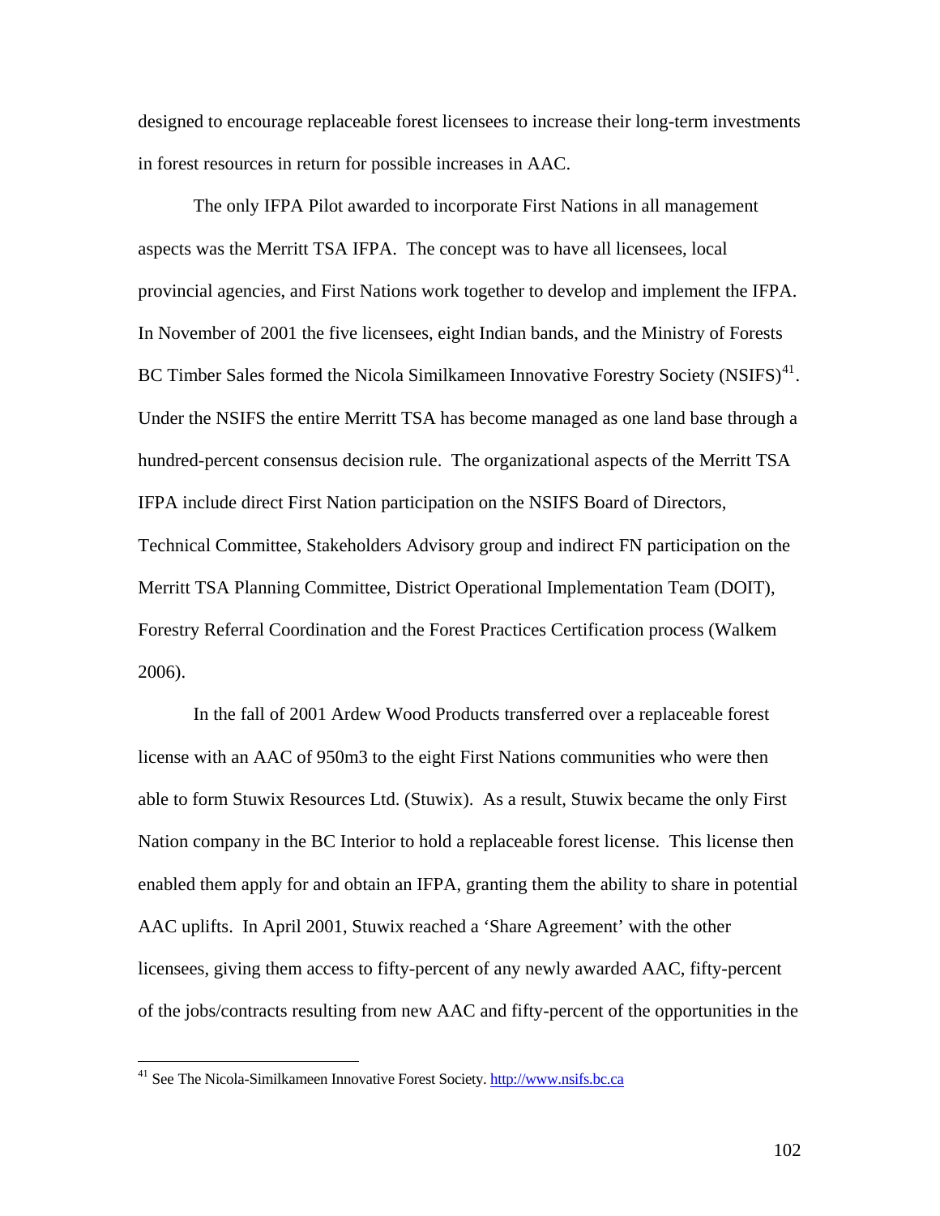designed to encourage replaceable forest licensees to increase their long-term investments in forest resources in return for possible increases in AAC.

The only IFPA Pilot awarded to incorporate First Nations in all management aspects was the Merritt TSA IFPA. The concept was to have all licensees, local provincial agencies, and First Nations work together to develop and implement the IFPA. In November of 2001 the five licensees, eight Indian bands, and the Ministry of Forests BC Timber Sales formed the Nicola Similkameen Innovative Forestry Society (NSIFS)[41]. Under the NSIFS the entire Merritt TSA has become managed as one land base through a hundred-percent consensus decision rule. The organizational aspects of the Merritt TSA IFPA include direct First Nation participation on the NSIFS Board of Directors, Technical Committee, Stakeholders Advisory group and indirect FN participation on the Merritt TSA Planning Committee, District Operational Implementation Team (DOIT), Forestry Referral Coordination and the Forest Practices Certification process (Walkem 2006).

In the fall of 2001 Ardew Wood Products transferred over a replaceable forest license with an AAC of 950m3 to the eight First Nations communities who were then able to form Stuwix Resources Ltd. (Stuwix). As a result, Stuwix became the only First Nation company in the BC Interior to hold a replaceable forest license. This license then enabled them apply for and obtain an IFPA, granting them the ability to share in potential AAC uplifts. In April 2001, Stuwix reached a 'Share Agreement' with the other licensees, giving them access to fifty-percent of any newly awarded AAC, fifty-percent of the jobs/contracts resulting from new AAC and fifty-percent of the opportunities in the

[41] See The Nicola-Similkameen Innovative Forest Society. http://www.nsifs.bc.ca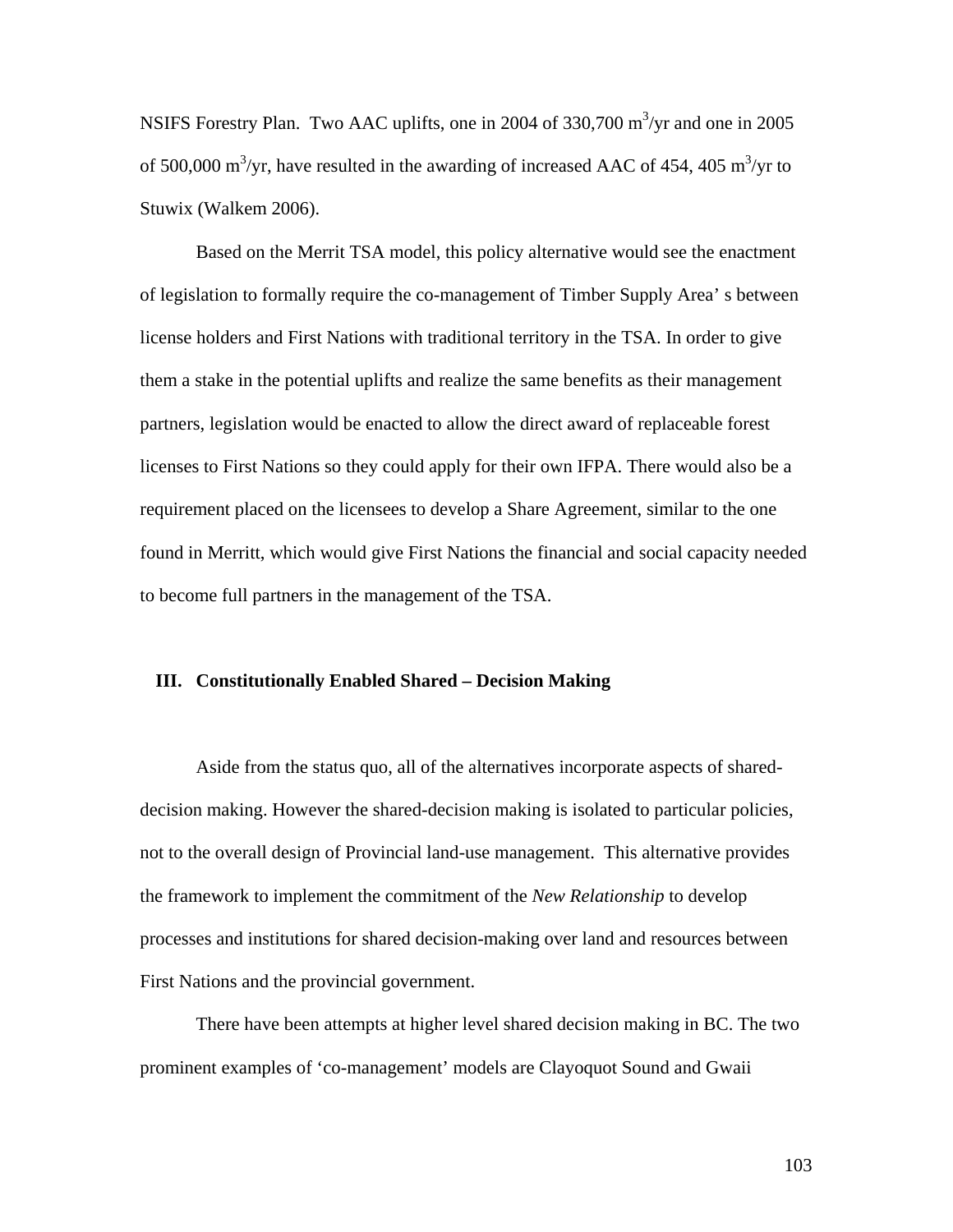NSIFS Forestry Plan. Two AAC uplifts, one in 2004 of 330,700 $m^3$/yr and one in 2005 of 500,000 $m^3$/yr, have resulted in the awarding of increased AAC of 454, 405 $m^3$/yr to Stuwix (Walkem 2006).

Based on the Merrit TSA model, this policy alternative would see the enactment of legislation to formally require the co-management of Timber Supply Area' s between license holders and First Nations with traditional territory in the TSA. In order to give them a stake in the potential uplifts and realize the same benefits as their management partners, legislation would be enacted to allow the direct award of replaceable forest licenses to First Nations so they could apply for their own IFPA. There would also be a requirement placed on the licensees to develop a Share Agreement, similar to the one found in Merritt, which would give First Nations the financial and social capacity needed to become full partners in the management of the TSA.

### III. Constitutionally Enabled Shared – Decision Making

Aside from the status quo, all of the alternatives incorporate aspects of shared-decision making. However the shared-decision making is isolated to particular policies, not to the overall design of Provincial land-use management. This alternative provides the framework to implement the commitment of the *New Relationship* to develop processes and institutions for shared decision-making over land and resources between First Nations and the provincial government.

There have been attempts at higher level shared decision making in BC. The two prominent examples of 'co-management' models are Clayoquot Sound and Gwaii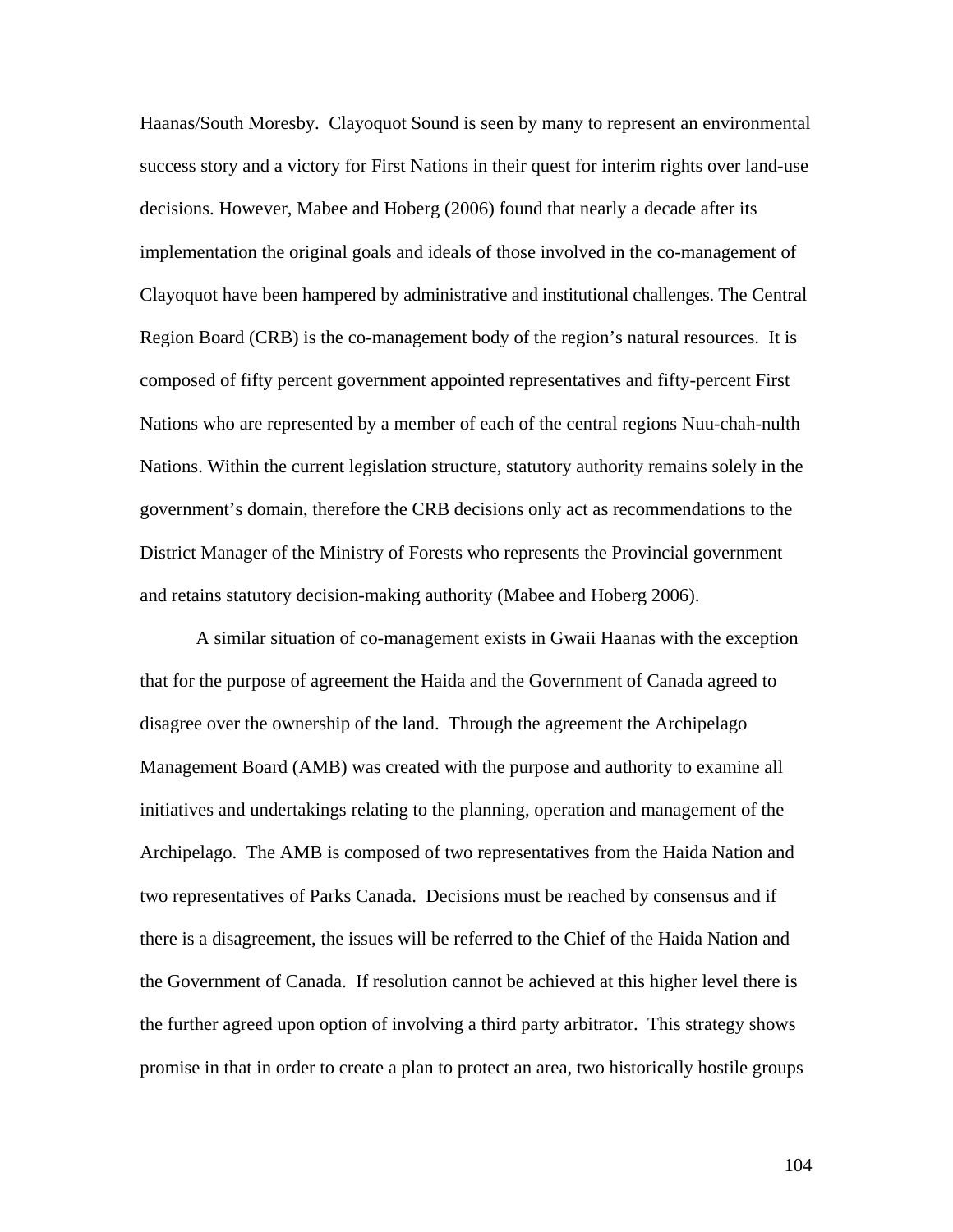Haanas/South Moresby. Clayoquot Sound is seen by many to represent an environmental success story and a victory for First Nations in their quest for interim rights over land-use decisions. However, Mabee and Hoberg (2006) found that nearly a decade after its implementation the original goals and ideals of those involved in the co-management of Clayoquot have been hampered by administrative and institutional challenges. The Central Region Board (CRB) is the co-management body of the region's natural resources. It is composed of fifty percent government appointed representatives and fifty-percent First Nations who are represented by a member of each of the central regions Nuu-chah-nulth Nations. Within the current legislation structure, statutory authority remains solely in the government's domain, therefore the CRB decisions only act as recommendations to the District Manager of the Ministry of Forests who represents the Provincial government and retains statutory decision-making authority (Mabee and Hoberg 2006).

A similar situation of co-management exists in Gwaii Haanas with the exception that for the purpose of agreement the Haida and the Government of Canada agreed to disagree over the ownership of the land. Through the agreement the Archipelago Management Board (AMB) was created with the purpose and authority to examine all initiatives and undertakings relating to the planning, operation and management of the Archipelago. The AMB is composed of two representatives from the Haida Nation and two representatives of Parks Canada. Decisions must be reached by consensus and if there is a disagreement, the issues will be referred to the Chief of the Haida Nation and the Government of Canada. If resolution cannot be achieved at this higher level there is the further agreed upon option of involving a third party arbitrator. This strategy shows promise in that in order to create a plan to protect an area, two historically hostile groups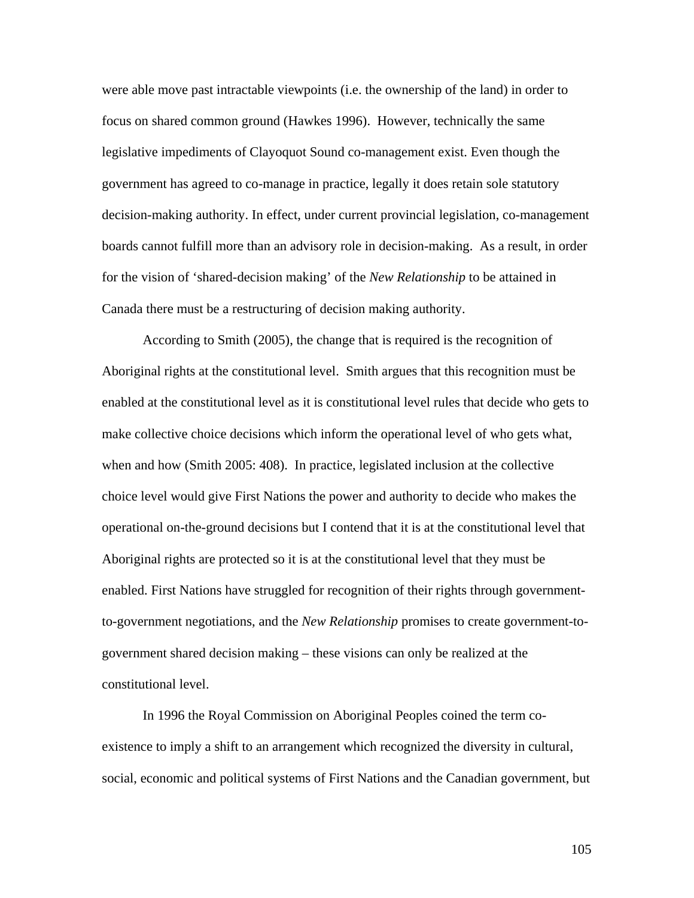were able move past intractable viewpoints (i.e. the ownership of the land) in order to focus on shared common ground (Hawkes 1996). However, technically the same legislative impediments of Clayoquot Sound co-management exist. Even though the government has agreed to co-manage in practice, legally it does retain sole statutory decision-making authority. In effect, under current provincial legislation, co-management boards cannot fulfill more than an advisory role in decision-making. As a result, in order for the vision of 'shared-decision making' of the *New Relationship* to be attained in Canada there must be a restructuring of decision making authority.

According to Smith (2005), the change that is required is the recognition of Aboriginal rights at the constitutional level. Smith argues that this recognition must be enabled at the constitutional level as it is constitutional level rules that decide who gets to make collective choice decisions which inform the operational level of who gets what, when and how (Smith 2005: 408). In practice, legislated inclusion at the collective choice level would give First Nations the power and authority to decide who makes the operational on-the-ground decisions but I contend that it is at the constitutional level that Aboriginal rights are protected so it is at the constitutional level that they must be enabled. First Nations have struggled for recognition of their rights through government-to-government negotiations, and the *New Relationship* promises to create government-to-government shared decision making – these visions can only be realized at the constitutional level.

In 1996 the Royal Commission on Aboriginal Peoples coined the term co-existence to imply a shift to an arrangement which recognized the diversity in cultural, social, economic and political systems of First Nations and the Canadian government, but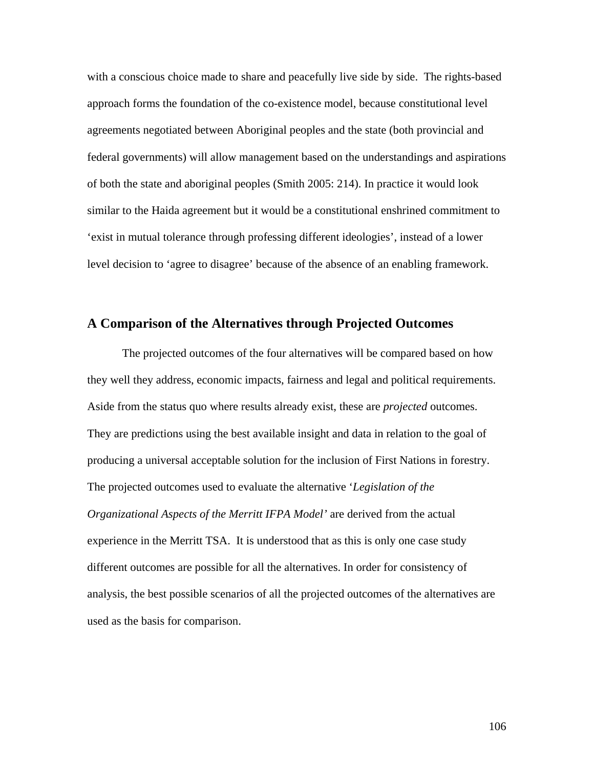with a conscious choice made to share and peacefully live side by side.  The rights-based approach forms the foundation of the co-existence model, because constitutional level agreements negotiated between Aboriginal peoples and the state (both provincial and federal governments) will allow management based on the understandings and aspirations of both the state and aboriginal peoples (Smith 2005: 214). In practice it would look similar to the Haida agreement but it would be a constitutional enshrined commitment to 'exist in mutual tolerance through professing different ideologies', instead of a lower level decision to 'agree to disagree' because of the absence of an enabling framework.

## A Comparison of the Alternatives through Projected Outcomes

The projected outcomes of the four alternatives will be compared based on how they well they address, economic impacts, fairness and legal and political requirements. Aside from the status quo where results already exist, these are *projected* outcomes. They are predictions using the best available insight and data in relation to the goal of producing a universal acceptable solution for the inclusion of First Nations in forestry. The projected outcomes used to evaluate the alternative '*Legislation of the Organizational Aspects of the Merritt IFPA Model'* are derived from the actual experience in the Merritt TSA.  It is understood that as this is only one case study different outcomes are possible for all the alternatives. In order for consistency of analysis, the best possible scenarios of all the projected outcomes of the alternatives are used as the basis for comparison.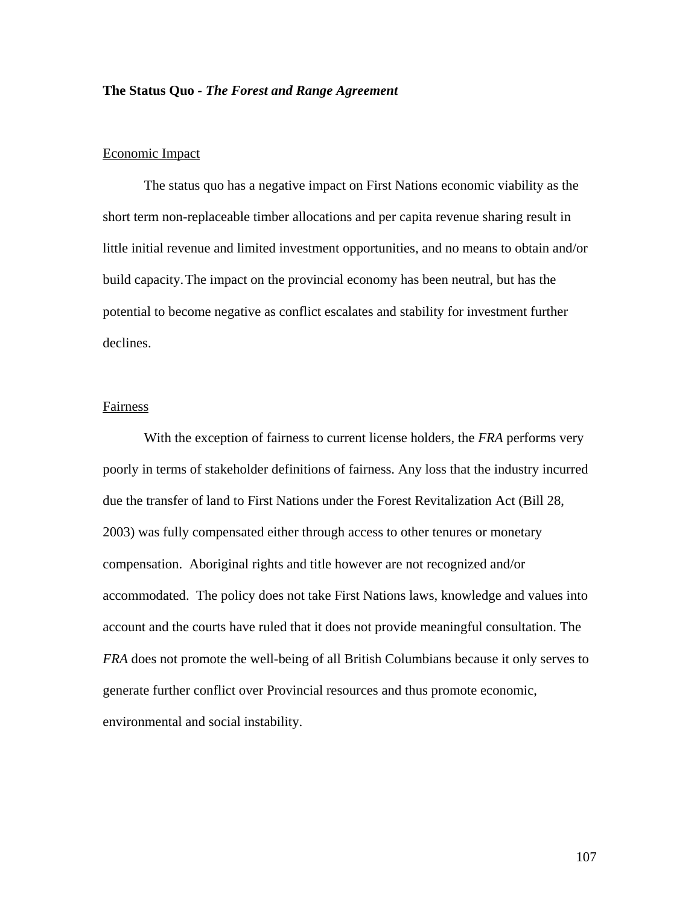**The Status Quo - *The Forest and Range Agreement***

Economic Impact

The status quo has a negative impact on First Nations economic viability as the short term non-replaceable timber allocations and per capita revenue sharing result in little initial revenue and limited investment opportunities, and no means to obtain and/or build capacity. The impact on the provincial economy has been neutral, but has the potential to become negative as conflict escalates and stability for investment further declines.

Fairness

With the exception of fairness to current license holders, the *FRA* performs very poorly in terms of stakeholder definitions of fairness. Any loss that the industry incurred due the transfer of land to First Nations under the Forest Revitalization Act (Bill 28, 2003) was fully compensated either through access to other tenures or monetary compensation. Aboriginal rights and title however are not recognized and/or accommodated. The policy does not take First Nations laws, knowledge and values into account and the courts have ruled that it does not provide meaningful consultation. The *FRA* does not promote the well-being of all British Columbians because it only serves to generate further conflict over Provincial resources and thus promote economic, environmental and social instability.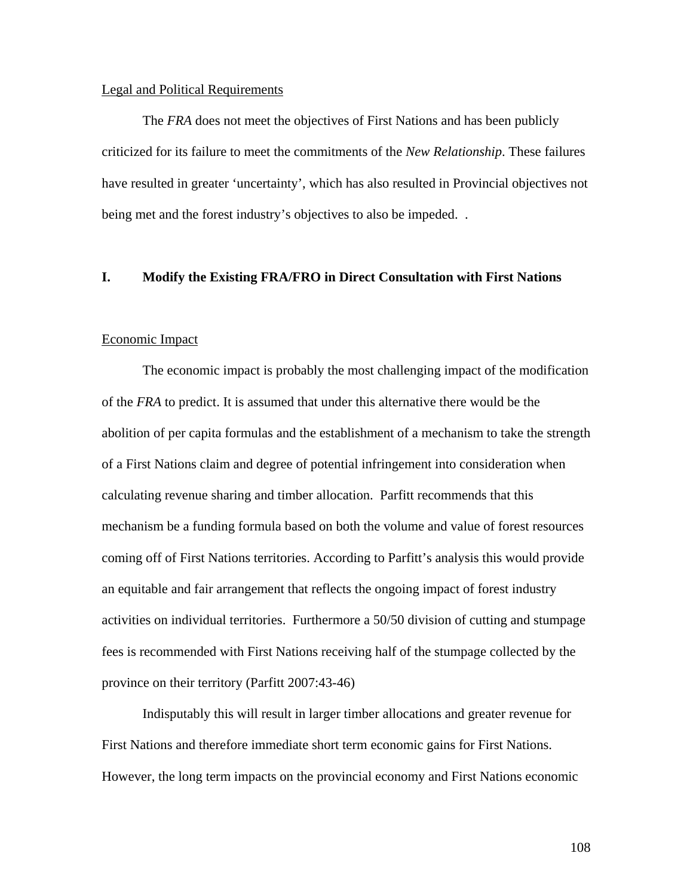Legal and Political Requirements

The *FRA* does not meet the objectives of First Nations and has been publicly criticized for its failure to meet the commitments of the *New Relationship*. These failures have resulted in greater 'uncertainty', which has also resulted in Provincial objectives not being met and the forest industry's objectives to also be impeded. .

## I. Modify the Existing FRA/FRO in Direct Consultation with First Nations

Economic Impact

The economic impact is probably the most challenging impact of the modification of the *FRA* to predict. It is assumed that under this alternative there would be the abolition of per capita formulas and the establishment of a mechanism to take the strength of a First Nations claim and degree of potential infringement into consideration when calculating revenue sharing and timber allocation. Parfitt recommends that this mechanism be a funding formula based on both the volume and value of forest resources coming off of First Nations territories. According to Parfitt's analysis this would provide an equitable and fair arrangement that reflects the ongoing impact of forest industry activities on individual territories. Furthermore a 50/50 division of cutting and stumpage fees is recommended with First Nations receiving half of the stumpage collected by the province on their territory (Parfitt 2007:43-46)

Indisputably this will result in larger timber allocations and greater revenue for First Nations and therefore immediate short term economic gains for First Nations. However, the long term impacts on the provincial economy and First Nations economic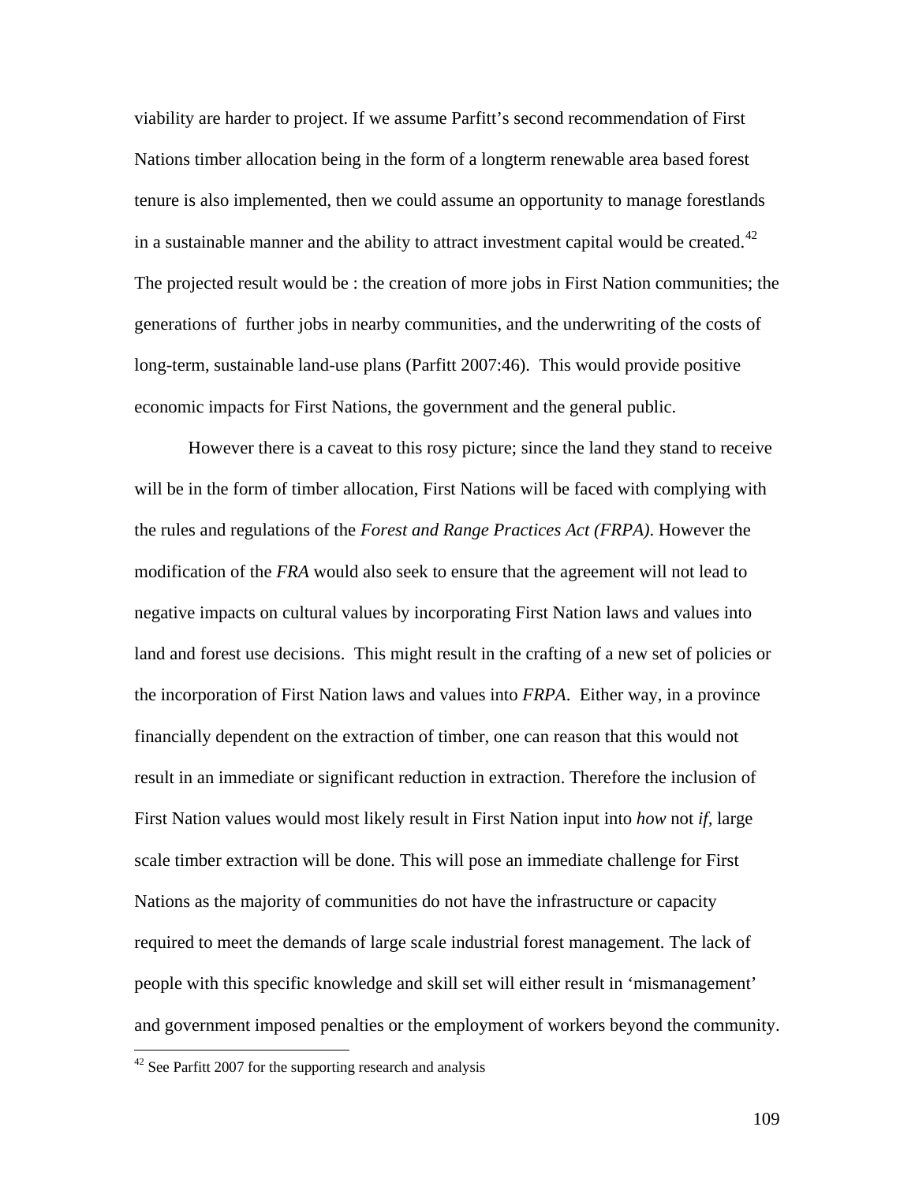viability are harder to project. If we assume Parfitt's second recommendation of First Nations timber allocation being in the form of a longterm renewable area based forest tenure is also implemented, then we could assume an opportunity to manage forestlands in a sustainable manner and the ability to attract investment capital would be created.[42] The projected result would be : the creation of more jobs in First Nation communities; the generations of further jobs in nearby communities, and the underwriting of the costs of long-term, sustainable land-use plans (Parfitt 2007:46). This would provide positive economic impacts for First Nations, the government and the general public.

However there is a caveat to this rosy picture; since the land they stand to receive will be in the form of timber allocation, First Nations will be faced with complying with the rules and regulations of the *Forest and Range Practices Act (FRPA)*. However the modification of the *FRA* would also seek to ensure that the agreement will not lead to negative impacts on cultural values by incorporating First Nation laws and values into land and forest use decisions. This might result in the crafting of a new set of policies or the incorporation of First Nation laws and values into *FRPA*. Either way, in a province financially dependent on the extraction of timber, one can reason that this would not result in an immediate or significant reduction in extraction. Therefore the inclusion of First Nation values would most likely result in First Nation input into *how* not *if*, large scale timber extraction will be done. This will pose an immediate challenge for First Nations as the majority of communities do not have the infrastructure or capacity required to meet the demands of large scale industrial forest management. The lack of people with this specific knowledge and skill set will either result in 'mismanagement' and government imposed penalties or the employment of workers beyond the community.

[42] See Parfitt 2007 for the supporting research and analysis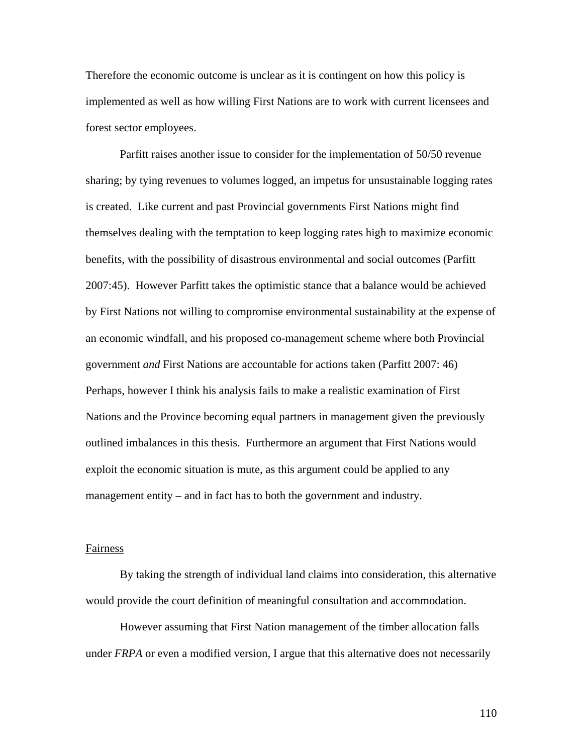Therefore the economic outcome is unclear as it is contingent on how this policy is implemented as well as how willing First Nations are to work with current licensees and forest sector employees.

Parfitt raises another issue to consider for the implementation of 50/50 revenue sharing; by tying revenues to volumes logged, an impetus for unsustainable logging rates is created. Like current and past Provincial governments First Nations might find themselves dealing with the temptation to keep logging rates high to maximize economic benefits, with the possibility of disastrous environmental and social outcomes (Parfitt 2007:45). However Parfitt takes the optimistic stance that a balance would be achieved by First Nations not willing to compromise environmental sustainability at the expense of an economic windfall, and his proposed co-management scheme where both Provincial government *and* First Nations are accountable for actions taken (Parfitt 2007: 46) Perhaps, however I think his analysis fails to make a realistic examination of First Nations and the Province becoming equal partners in management given the previously outlined imbalances in this thesis. Furthermore an argument that First Nations would exploit the economic situation is mute, as this argument could be applied to any management entity – and in fact has to both the government and industry.

<u>Fairness</u>

By taking the strength of individual land claims into consideration, this alternative would provide the court definition of meaningful consultation and accommodation.

However assuming that First Nation management of the timber allocation falls under *FRPA* or even a modified version, I argue that this alternative does not necessarily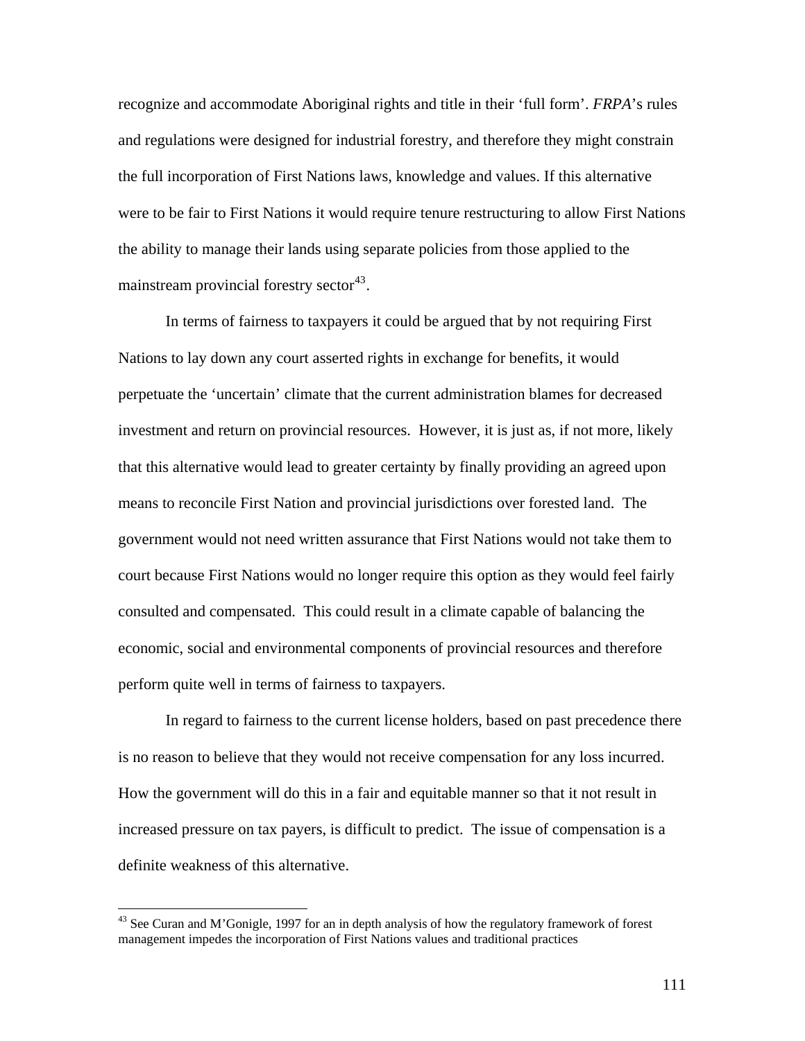recognize and accommodate Aboriginal rights and title in their 'full form'. *FRPA*'s rules and regulations were designed for industrial forestry, and therefore they might constrain the full incorporation of First Nations laws, knowledge and values. If this alternative were to be fair to First Nations it would require tenure restructuring to allow First Nations the ability to manage their lands using separate policies from those applied to the mainstream provincial forestry sector[43].

In terms of fairness to taxpayers it could be argued that by not requiring First Nations to lay down any court asserted rights in exchange for benefits, it would perpetuate the 'uncertain' climate that the current administration blames for decreased investment and return on provincial resources. However, it is just as, if not more, likely that this alternative would lead to greater certainty by finally providing an agreed upon means to reconcile First Nation and provincial jurisdictions over forested land. The government would not need written assurance that First Nations would not take them to court because First Nations would no longer require this option as they would feel fairly consulted and compensated. This could result in a climate capable of balancing the economic, social and environmental components of provincial resources and therefore perform quite well in terms of fairness to taxpayers.

In regard to fairness to the current license holders, based on past precedence there is no reason to believe that they would not receive compensation for any loss incurred. How the government will do this in a fair and equitable manner so that it not result in increased pressure on tax payers, is difficult to predict. The issue of compensation is a definite weakness of this alternative.

---

[43] See Curan and M'Gonigle, 1997 for an in depth analysis of how the regulatory framework of forest management impedes the incorporation of First Nations values and traditional practices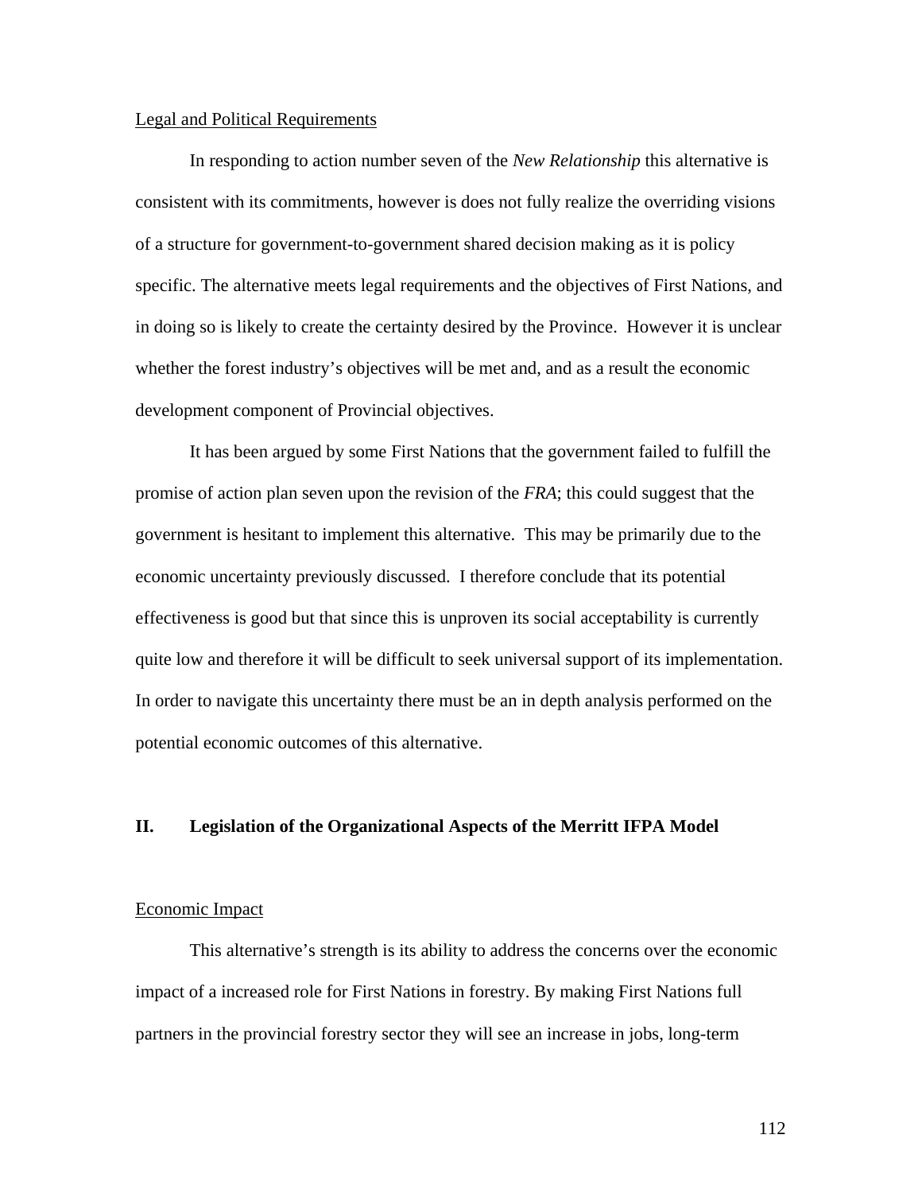Legal and Political Requirements

In responding to action number seven of the *New Relationship* this alternative is consistent with its commitments, however is does not fully realize the overriding visions of a structure for government-to-government shared decision making as it is policy specific. The alternative meets legal requirements and the objectives of First Nations, and in doing so is likely to create the certainty desired by the Province. However it is unclear whether the forest industry's objectives will be met and, and as a result the economic development component of Provincial objectives.

It has been argued by some First Nations that the government failed to fulfill the promise of action plan seven upon the revision of the *FRA*; this could suggest that the government is hesitant to implement this alternative. This may be primarily due to the economic uncertainty previously discussed. I therefore conclude that its potential effectiveness is good but that since this is unproven its social acceptability is currently quite low and therefore it will be difficult to seek universal support of its implementation. In order to navigate this uncertainty there must be an in depth analysis performed on the potential economic outcomes of this alternative.

## II. Legislation of the Organizational Aspects of the Merritt IFPA Model

Economic Impact

This alternative's strength is its ability to address the concerns over the economic impact of a increased role for First Nations in forestry. By making First Nations full partners in the provincial forestry sector they will see an increase in jobs, long-term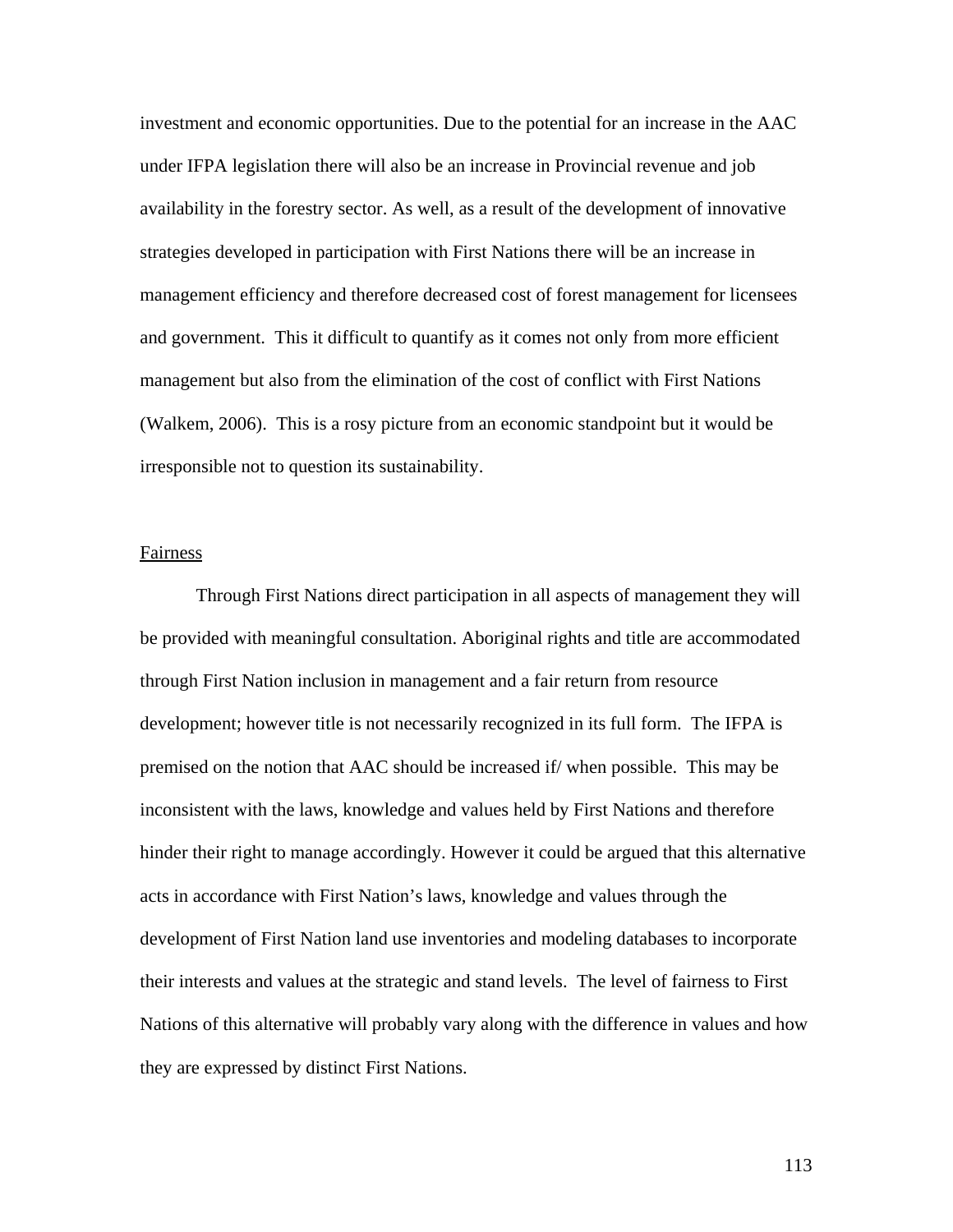investment and economic opportunities. Due to the potential for an increase in the AAC under IFPA legislation there will also be an increase in Provincial revenue and job availability in the forestry sector. As well, as a result of the development of innovative strategies developed in participation with First Nations there will be an increase in management efficiency and therefore decreased cost of forest management for licensees and government. This it difficult to quantify as it comes not only from more efficient management but also from the elimination of the cost of conflict with First Nations (Walkem, 2006). This is a rosy picture from an economic standpoint but it would be irresponsible not to question its sustainability.

Fairness

Through First Nations direct participation in all aspects of management they will be provided with meaningful consultation. Aboriginal rights and title are accommodated through First Nation inclusion in management and a fair return from resource development; however title is not necessarily recognized in its full form. The IFPA is premised on the notion that AAC should be increased if/ when possible. This may be inconsistent with the laws, knowledge and values held by First Nations and therefore hinder their right to manage accordingly. However it could be argued that this alternative acts in accordance with First Nation's laws, knowledge and values through the development of First Nation land use inventories and modeling databases to incorporate their interests and values at the strategic and stand levels. The level of fairness to First Nations of this alternative will probably vary along with the difference in values and how they are expressed by distinct First Nations.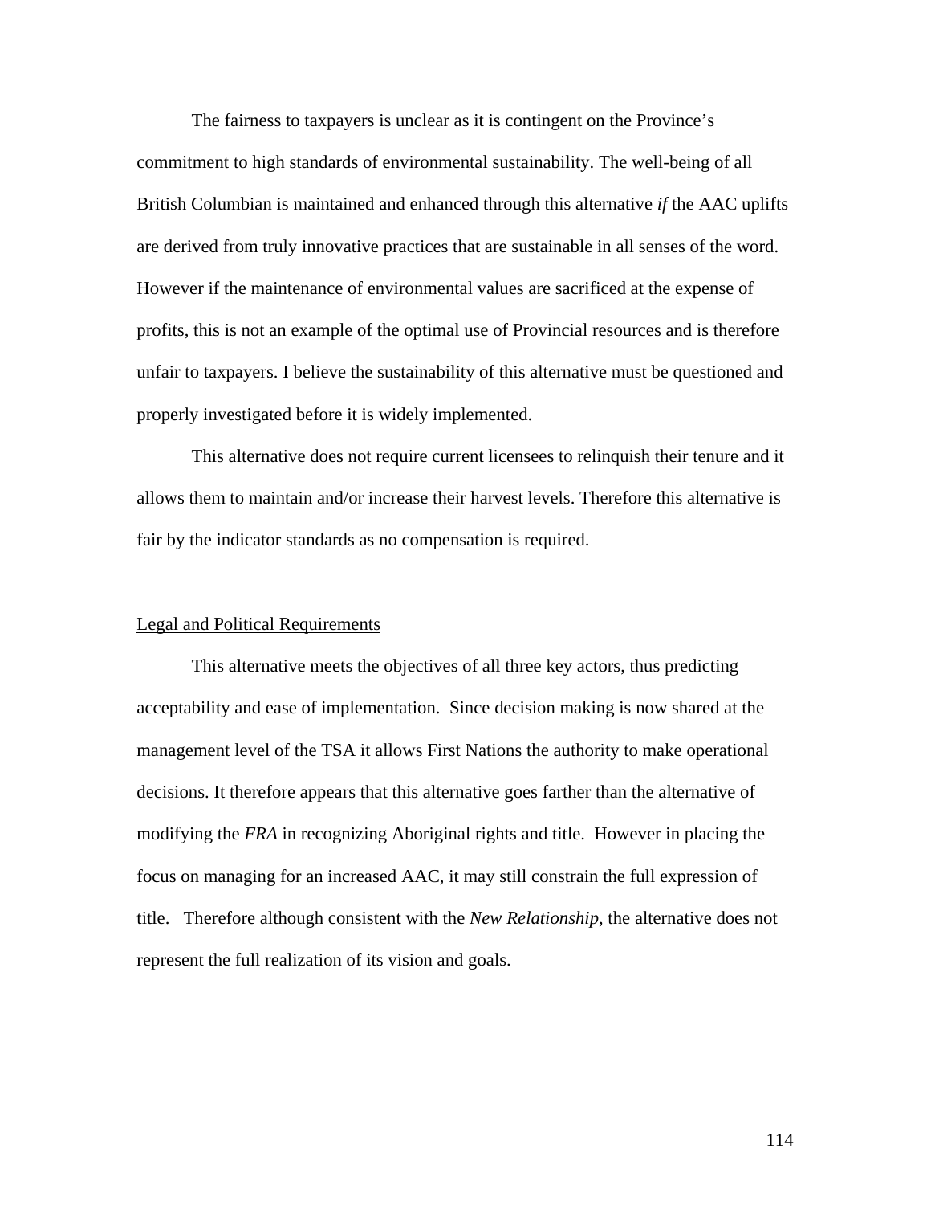The fairness to taxpayers is unclear as it is contingent on the Province's commitment to high standards of environmental sustainability. The well-being of all British Columbian is maintained and enhanced through this alternative *if* the AAC uplifts are derived from truly innovative practices that are sustainable in all senses of the word. However if the maintenance of environmental values are sacrificed at the expense of profits, this is not an example of the optimal use of Provincial resources and is therefore unfair to taxpayers. I believe the sustainability of this alternative must be questioned and properly investigated before it is widely implemented.

This alternative does not require current licensees to relinquish their tenure and it allows them to maintain and/or increase their harvest levels. Therefore this alternative is fair by the indicator standards as no compensation is required.

<u>Legal and Political Requirements</u>

This alternative meets the objectives of all three key actors, thus predicting acceptability and ease of implementation. Since decision making is now shared at the management level of the TSA it allows First Nations the authority to make operational decisions. It therefore appears that this alternative goes farther than the alternative of modifying the *FRA* in recognizing Aboriginal rights and title. However in placing the focus on managing for an increased AAC, it may still constrain the full expression of title. Therefore although consistent with the *New Relationship*, the alternative does not represent the full realization of its vision and goals.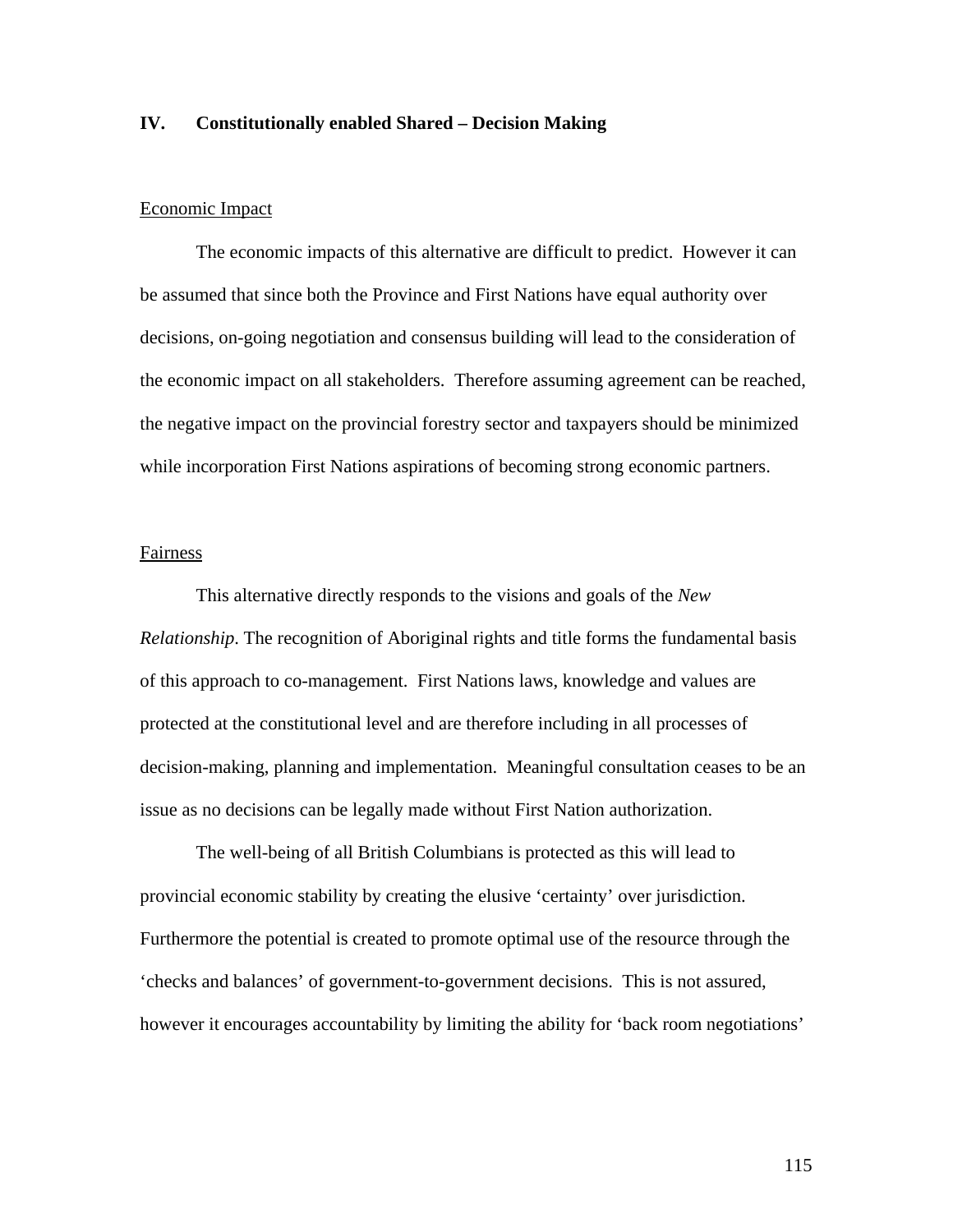## IV. Constitutionally enabled Shared – Decision Making

<u>Economic Impact</u>

The economic impacts of this alternative are difficult to predict. However it can be assumed that since both the Province and First Nations have equal authority over decisions, on-going negotiation and consensus building will lead to the consideration of the economic impact on all stakeholders. Therefore assuming agreement can be reached, the negative impact on the provincial forestry sector and taxpayers should be minimized while incorporation First Nations aspirations of becoming strong economic partners.

<u>Fairness</u>

This alternative directly responds to the visions and goals of the *New Relationship*. The recognition of Aboriginal rights and title forms the fundamental basis of this approach to co-management. First Nations laws, knowledge and values are protected at the constitutional level and are therefore including in all processes of decision-making, planning and implementation. Meaningful consultation ceases to be an issue as no decisions can be legally made without First Nation authorization.

The well-being of all British Columbians is protected as this will lead to provincial economic stability by creating the elusive 'certainty' over jurisdiction. Furthermore the potential is created to promote optimal use of the resource through the 'checks and balances' of government-to-government decisions. This is not assured, however it encourages accountability by limiting the ability for 'back room negotiations'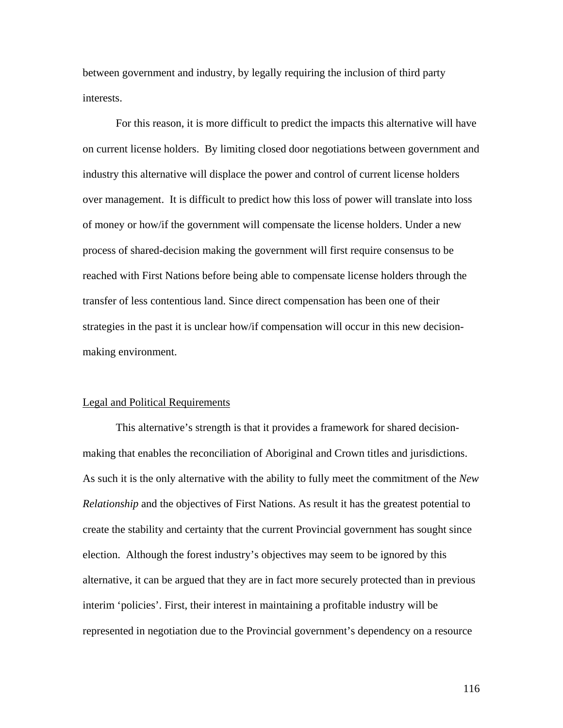between government and industry, by legally requiring the inclusion of third party interests.

For this reason, it is more difficult to predict the impacts this alternative will have on current license holders. By limiting closed door negotiations between government and industry this alternative will displace the power and control of current license holders over management. It is difficult to predict how this loss of power will translate into loss of money or how/if the government will compensate the license holders. Under a new process of shared-decision making the government will first require consensus to be reached with First Nations before being able to compensate license holders through the transfer of less contentious land. Since direct compensation has been one of their strategies in the past it is unclear how/if compensation will occur in this new decision-making environment.

<u>Legal and Political Requirements</u>

This alternative's strength is that it provides a framework for shared decision-making that enables the reconciliation of Aboriginal and Crown titles and jurisdictions. As such it is the only alternative with the ability to fully meet the commitment of the *New Relationship* and the objectives of First Nations. As result it has the greatest potential to create the stability and certainty that the current Provincial government has sought since election. Although the forest industry's objectives may seem to be ignored by this alternative, it can be argued that they are in fact more securely protected than in previous interim 'policies'. First, their interest in maintaining a profitable industry will be represented in negotiation due to the Provincial government's dependency on a resource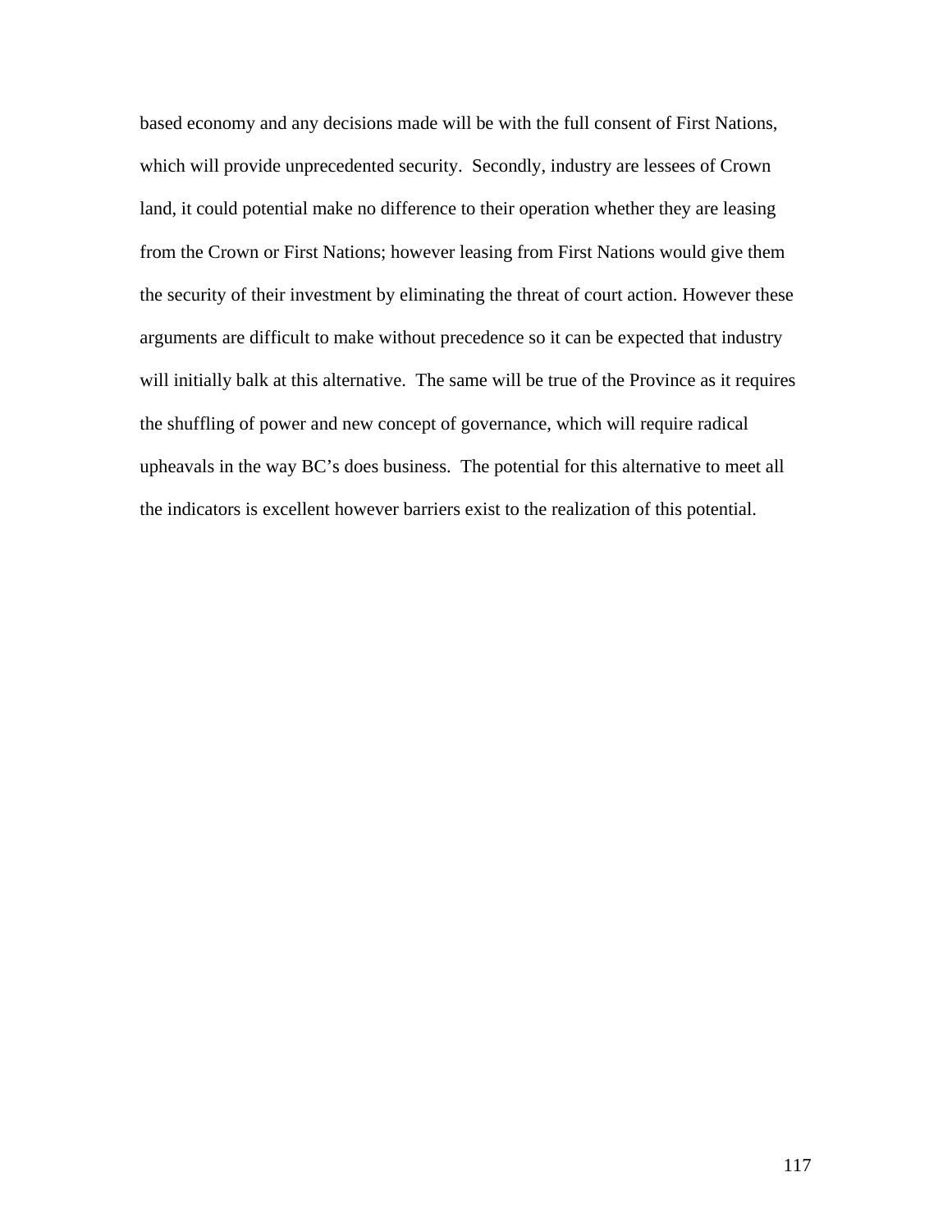based economy and any decisions made will be with the full consent of First Nations, which will provide unprecedented security. Secondly, industry are lessees of Crown land, it could potential make no difference to their operation whether they are leasing from the Crown or First Nations; however leasing from First Nations would give them the security of their investment by eliminating the threat of court action. However these arguments are difficult to make without precedence so it can be expected that industry will initially balk at this alternative. The same will be true of the Province as it requires the shuffling of power and new concept of governance, which will require radical upheavals in the way BC's does business. The potential for this alternative to meet all the indicators is excellent however barriers exist to the realization of this potential.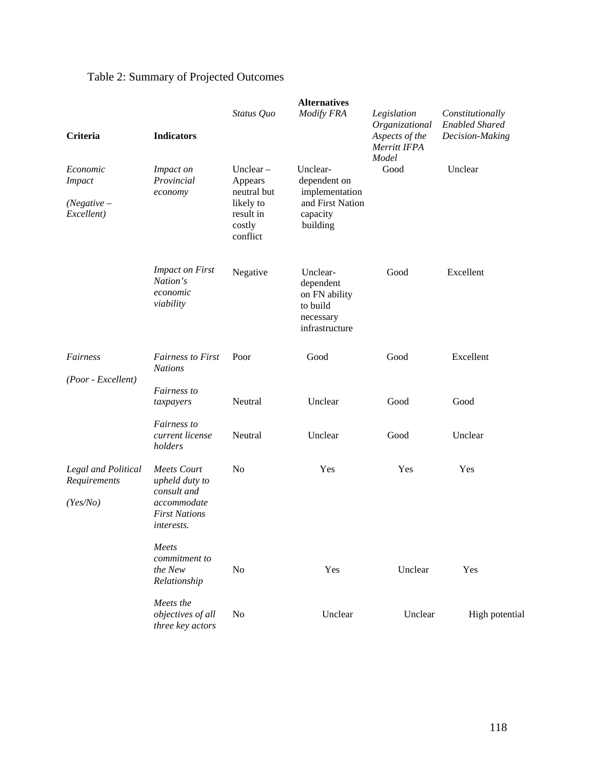Table 2: Summary of Projected Outcomes

| | | Alternatives | | | |
|---|---|---|---|---|---|
| **Criteria** | **Indicators** | *Status Quo* | *Modify FRA* | *Legislation Organizational Aspects of the Merritt IFPA Model* | *Constitutionally Enabled Shared Decision-Making* |
| *Economic Impact (Negative – Excellent)* | *Impact on Provincial economy* | Unclear – Appears neutral but likely to result in costly conflict | Unclear- dependent on implementation and First Nation capacity building | Good | Unclear |
| | *Impact on First Nation's economic viability* | Negative | Unclear- dependent on FN ability to build necessary infrastructure | Good | Excellent |
| *Fairness (Poor - Excellent)* | *Fairness to First Nations* | Poor | Good | Good | Excellent |
| | *Fairness to taxpayers* | Neutral | Unclear | Good | Good |
| | *Fairness to current license holders* | Neutral | Unclear | Good | Unclear |
| *Legal and Political Requirements (Yes/No)* | *Meets Court upheld duty to consult and accommodate First Nations interests.* | No | Yes | Yes | Yes |
| | *Meets commitment to the New Relationship* | No | Yes | Unclear | Yes |
| | *Meets the objectives of all three key actors* | No | Unclear | Unclear | High potential |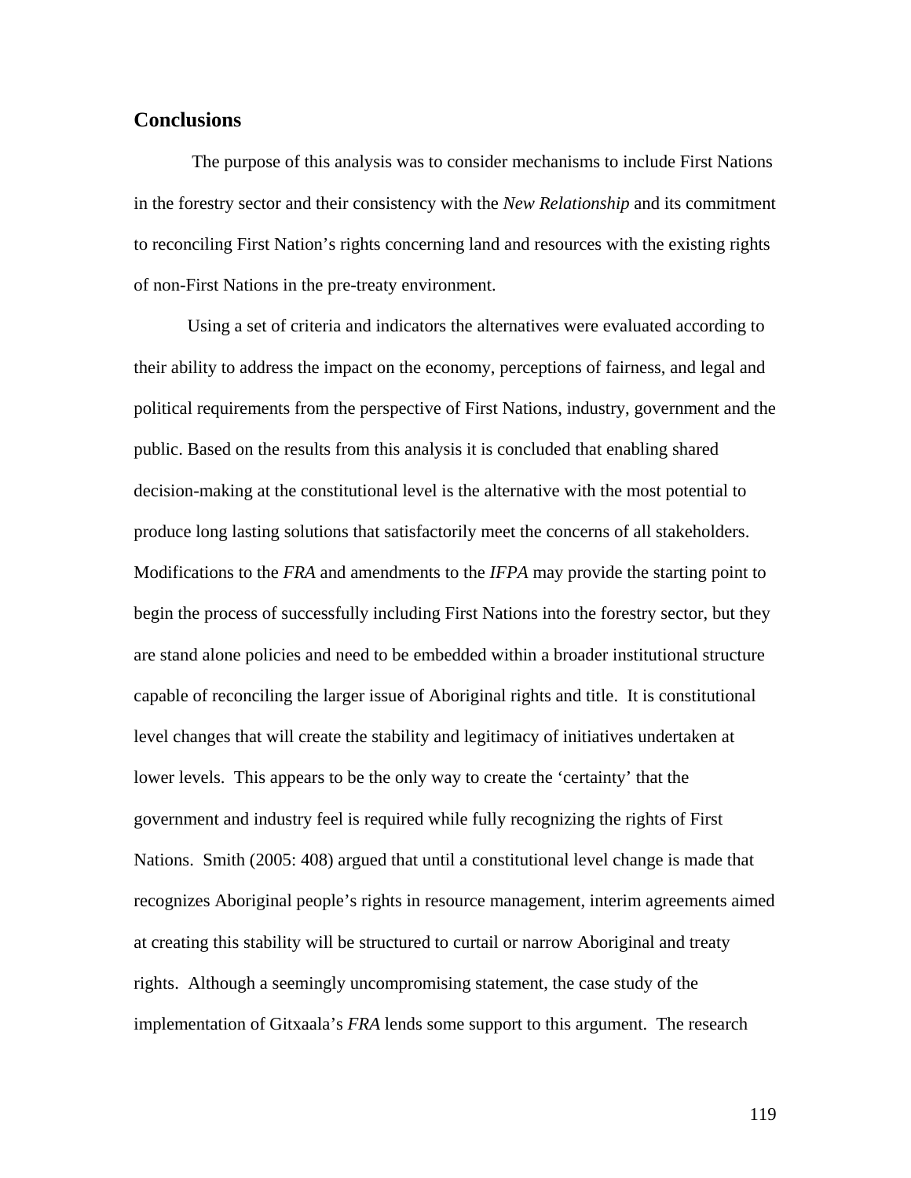## Conclusions

The purpose of this analysis was to consider mechanisms to include First Nations in the forestry sector and their consistency with the *New Relationship* and its commitment to reconciling First Nation's rights concerning land and resources with the existing rights of non-First Nations in the pre-treaty environment.

Using a set of criteria and indicators the alternatives were evaluated according to their ability to address the impact on the economy, perceptions of fairness, and legal and political requirements from the perspective of First Nations, industry, government and the public. Based on the results from this analysis it is concluded that enabling shared decision-making at the constitutional level is the alternative with the most potential to produce long lasting solutions that satisfactorily meet the concerns of all stakeholders. Modifications to the *FRA* and amendments to the *IFPA* may provide the starting point to begin the process of successfully including First Nations into the forestry sector, but they are stand alone policies and need to be embedded within a broader institutional structure capable of reconciling the larger issue of Aboriginal rights and title. It is constitutional level changes that will create the stability and legitimacy of initiatives undertaken at lower levels. This appears to be the only way to create the 'certainty' that the government and industry feel is required while fully recognizing the rights of First Nations. Smith (2005: 408) argued that until a constitutional level change is made that recognizes Aboriginal people's rights in resource management, interim agreements aimed at creating this stability will be structured to curtail or narrow Aboriginal and treaty rights. Although a seemingly uncompromising statement, the case study of the implementation of Gitxaala's *FRA* lends some support to this argument. The research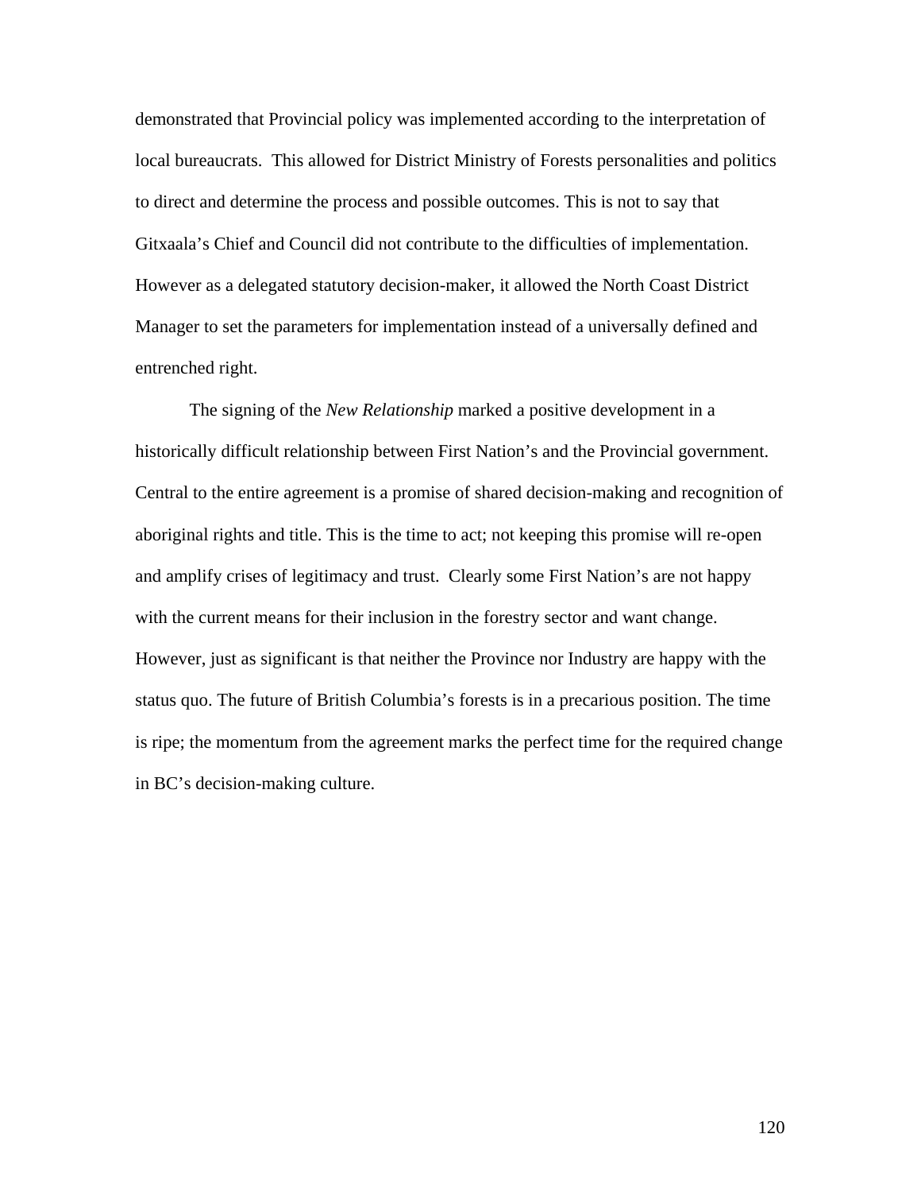demonstrated that Provincial policy was implemented according to the interpretation of local bureaucrats. This allowed for District Ministry of Forests personalities and politics to direct and determine the process and possible outcomes. This is not to say that Gitxaala's Chief and Council did not contribute to the difficulties of implementation. However as a delegated statutory decision-maker, it allowed the North Coast District Manager to set the parameters for implementation instead of a universally defined and entrenched right.

The signing of the *New Relationship* marked a positive development in a historically difficult relationship between First Nation's and the Provincial government. Central to the entire agreement is a promise of shared decision-making and recognition of aboriginal rights and title. This is the time to act; not keeping this promise will re-open and amplify crises of legitimacy and trust. Clearly some First Nation's are not happy with the current means for their inclusion in the forestry sector and want change. However, just as significant is that neither the Province nor Industry are happy with the status quo. The future of British Columbia's forests is in a precarious position. The time is ripe; the momentum from the agreement marks the perfect time for the required change in BC's decision-making culture.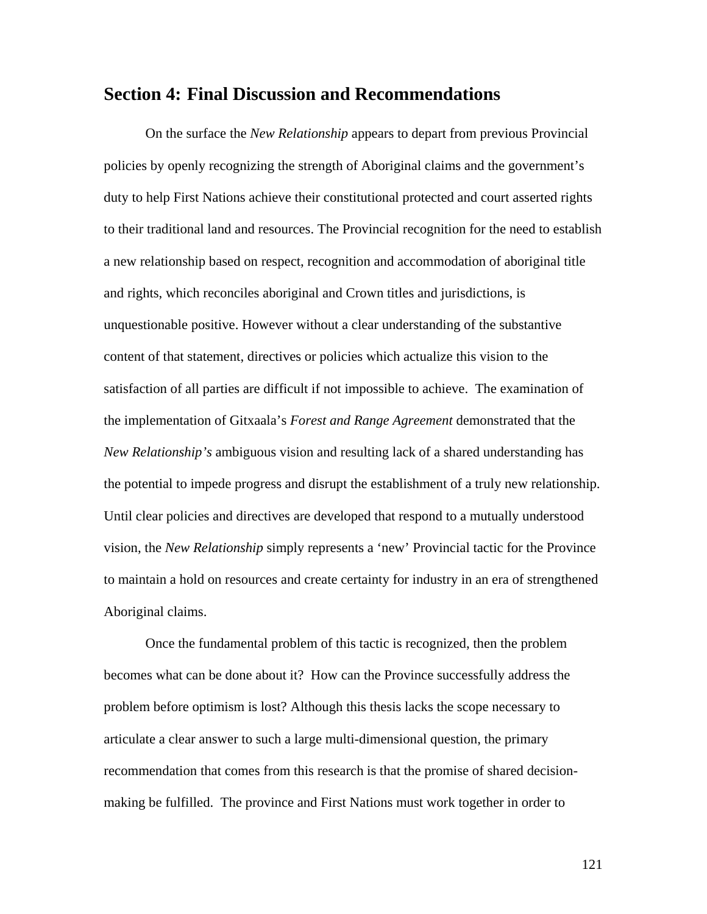## Section 4: Final Discussion and Recommendations

On the surface the *New Relationship* appears to depart from previous Provincial policies by openly recognizing the strength of Aboriginal claims and the government's duty to help First Nations achieve their constitutional protected and court asserted rights to their traditional land and resources. The Provincial recognition for the need to establish a new relationship based on respect, recognition and accommodation of aboriginal title and rights, which reconciles aboriginal and Crown titles and jurisdictions, is unquestionable positive. However without a clear understanding of the substantive content of that statement, directives or policies which actualize this vision to the satisfaction of all parties are difficult if not impossible to achieve. The examination of the implementation of Gitxaala's *Forest and Range Agreement* demonstrated that the *New Relationship's* ambiguous vision and resulting lack of a shared understanding has the potential to impede progress and disrupt the establishment of a truly new relationship. Until clear policies and directives are developed that respond to a mutually understood vision, the *New Relationship* simply represents a 'new' Provincial tactic for the Province to maintain a hold on resources and create certainty for industry in an era of strengthened Aboriginal claims.

Once the fundamental problem of this tactic is recognized, then the problem becomes what can be done about it? How can the Province successfully address the problem before optimism is lost? Although this thesis lacks the scope necessary to articulate a clear answer to such a large multi-dimensional question, the primary recommendation that comes from this research is that the promise of shared decision-making be fulfilled. The province and First Nations must work together in order to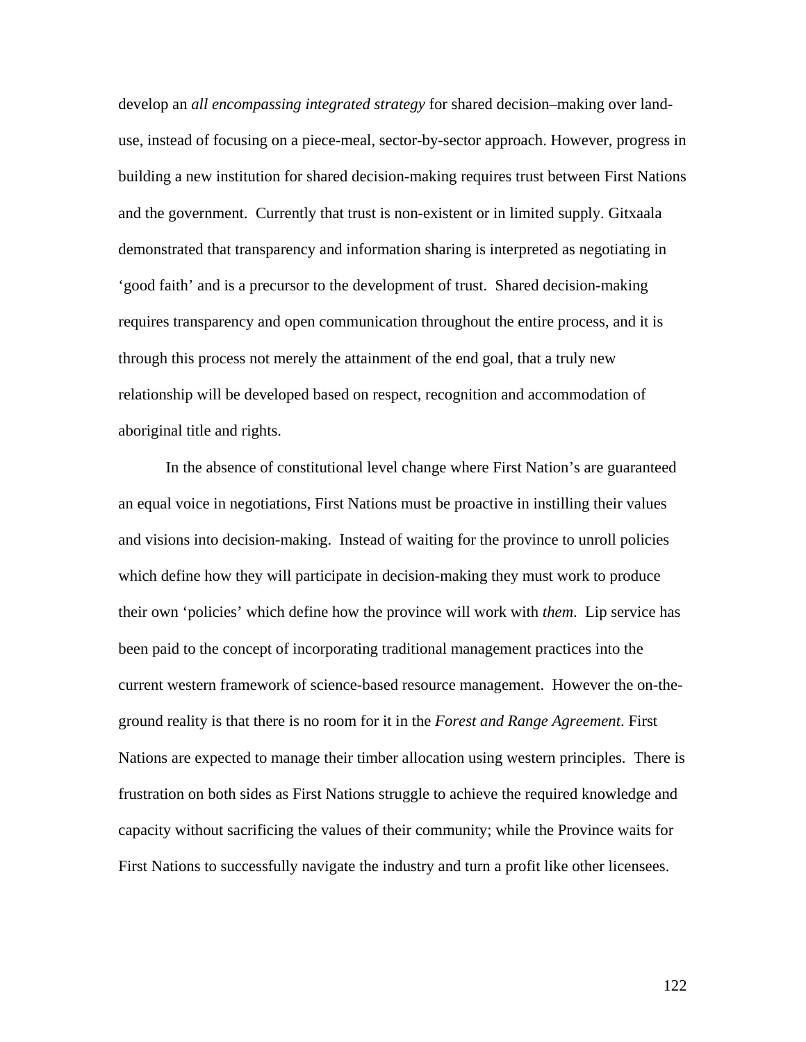develop an *all encompassing integrated strategy* for shared decision–making over land-use, instead of focusing on a piece-meal, sector-by-sector approach. However, progress in building a new institution for shared decision-making requires trust between First Nations and the government. Currently that trust is non-existent or in limited supply. Gitxaala demonstrated that transparency and information sharing is interpreted as negotiating in 'good faith' and is a precursor to the development of trust. Shared decision-making requires transparency and open communication throughout the entire process, and it is through this process not merely the attainment of the end goal, that a truly new relationship will be developed based on respect, recognition and accommodation of aboriginal title and rights.

In the absence of constitutional level change where First Nation's are guaranteed an equal voice in negotiations, First Nations must be proactive in instilling their values and visions into decision-making. Instead of waiting for the province to unroll policies which define how they will participate in decision-making they must work to produce their own 'policies' which define how the province will work with *them*. Lip service has been paid to the concept of incorporating traditional management practices into the current western framework of science-based resource management. However the on-the-ground reality is that there is no room for it in the *Forest and Range Agreement*. First Nations are expected to manage their timber allocation using western principles. There is frustration on both sides as First Nations struggle to achieve the required knowledge and capacity without sacrificing the values of their community; while the Province waits for First Nations to successfully navigate the industry and turn a profit like other licensees.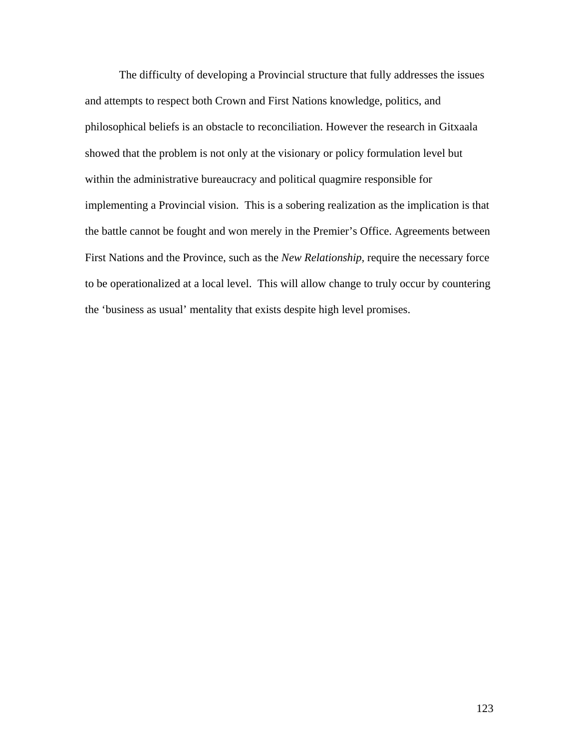The difficulty of developing a Provincial structure that fully addresses the issues and attempts to respect both Crown and First Nations knowledge, politics, and philosophical beliefs is an obstacle to reconciliation. However the research in Gitxaala showed that the problem is not only at the visionary or policy formulation level but within the administrative bureaucracy and political quagmire responsible for implementing a Provincial vision. This is a sobering realization as the implication is that the battle cannot be fought and won merely in the Premier's Office. Agreements between First Nations and the Province, such as the *New Relationship*, require the necessary force to be operationalized at a local level. This will allow change to truly occur by countering the 'business as usual' mentality that exists despite high level promises.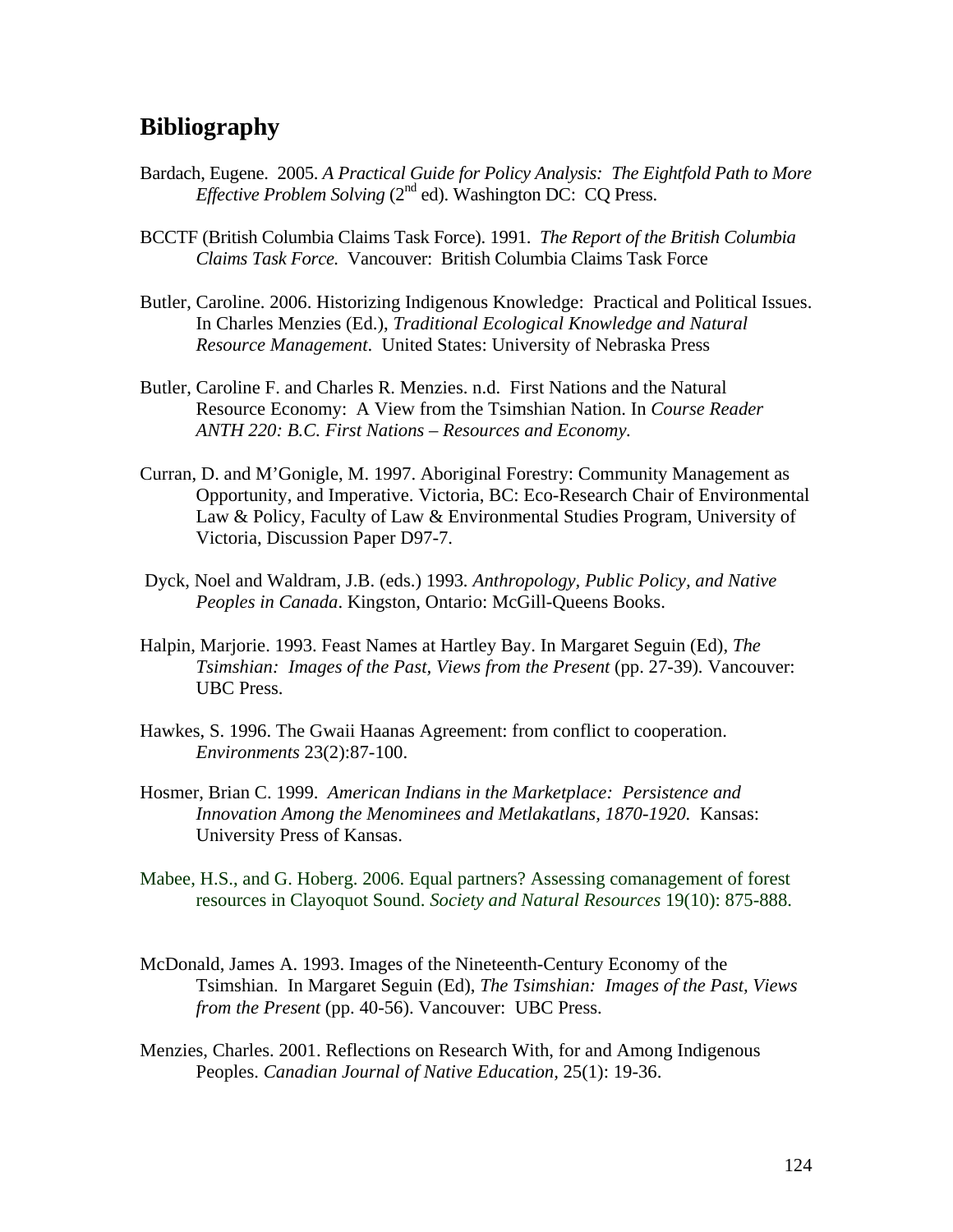## Bibliography

Bardach, Eugene. 2005. *A Practical Guide for Policy Analysis: The Eightfold Path to More Effective Problem Solving* (2nd ed). Washington DC: CQ Press.

BCCTF (British Columbia Claims Task Force). 1991. *The Report of the British Columbia Claims Task Force.* Vancouver: British Columbia Claims Task Force

Butler, Caroline. 2006. Historizing Indigenous Knowledge: Practical and Political Issues. In Charles Menzies (Ed.), *Traditional Ecological Knowledge and Natural Resource Management*. United States: University of Nebraska Press

Butler, Caroline F. and Charles R. Menzies. n.d. First Nations and the Natural Resource Economy: A View from the Tsimshian Nation. In *Course Reader ANTH 220: B.C. First Nations – Resources and Economy.*

Curran, D. and M'Gonigle, M. 1997. Aboriginal Forestry: Community Management as Opportunity, and Imperative. Victoria, BC: Eco-Research Chair of Environmental Law & Policy, Faculty of Law & Environmental Studies Program, University of Victoria, Discussion Paper D97-7.

Dyck, Noel and Waldram, J.B. (eds.) 1993. *Anthropology, Public Policy, and Native Peoples in Canada*. Kingston, Ontario: McGill-Queens Books.

Halpin, Marjorie. 1993. Feast Names at Hartley Bay. In Margaret Seguin (Ed), *The Tsimshian: Images of the Past, Views from the Present* (pp. 27-39). Vancouver: UBC Press.

Hawkes, S. 1996. The Gwaii Haanas Agreement: from conflict to cooperation. *Environments* 23(2):87-100.

Hosmer, Brian C. 1999. *American Indians in the Marketplace: Persistence and Innovation Among the Menominees and Metlakatlans, 1870-1920.* Kansas: University Press of Kansas.

Mabee, H.S., and G. Hoberg. 2006. Equal partners? Assessing comanagement of forest resources in Clayoquot Sound. *Society and Natural Resources* 19(10): 875-888.

McDonald, James A. 1993. Images of the Nineteenth-Century Economy of the Tsimshian. In Margaret Seguin (Ed), *The Tsimshian: Images of the Past, Views from the Present* (pp. 40-56). Vancouver: UBC Press.

Menzies, Charles. 2001. Reflections on Research With, for and Among Indigenous Peoples. *Canadian Journal of Native Education*, 25(1): 19-36.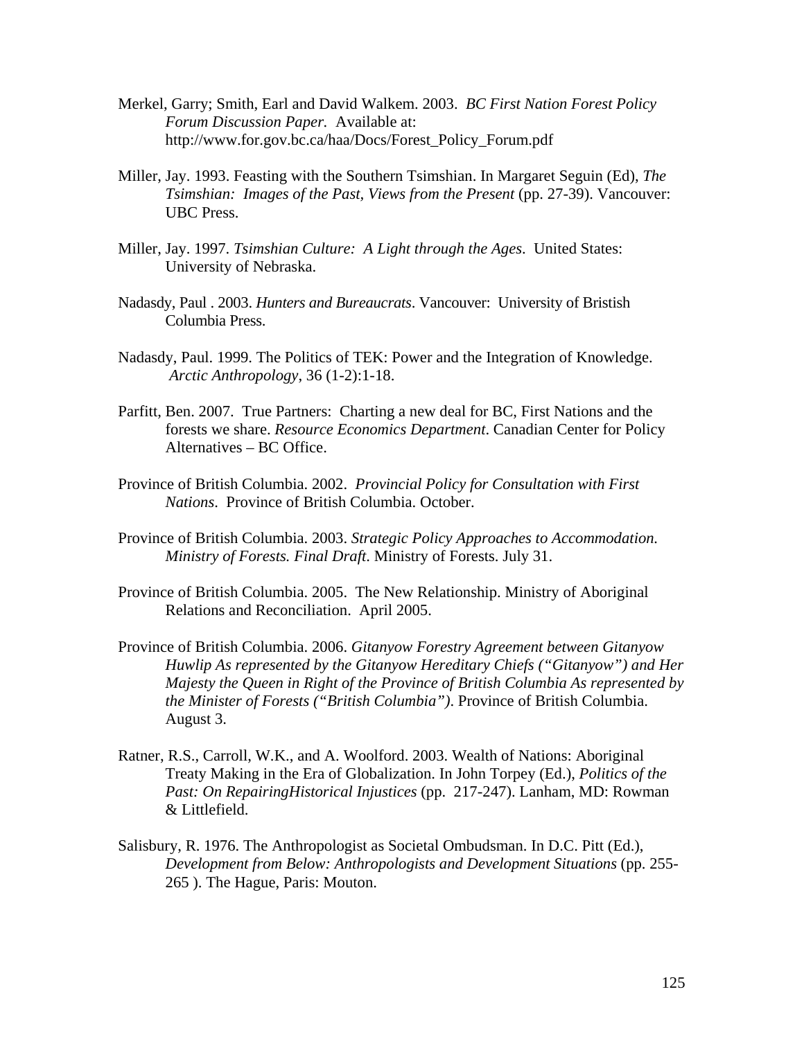Merkel, Garry; Smith, Earl and David Walkem. 2003. *BC First Nation Forest Policy Forum Discussion Paper.* Available at: http://www.for.gov.bc.ca/haa/Docs/Forest_Policy_Forum.pdf

Miller, Jay. 1993. Feasting with the Southern Tsimshian. In Margaret Seguin (Ed), *The Tsimshian: Images of the Past, Views from the Present* (pp. 27-39). Vancouver: UBC Press.

Miller, Jay. 1997. *Tsimshian Culture: A Light through the Ages*. United States: University of Nebraska.

Nadasdy, Paul . 2003. *Hunters and Bureaucrats*. Vancouver: University of Bristish Columbia Press.

Nadasdy, Paul. 1999. The Politics of TEK: Power and the Integration of Knowledge. *Arctic Anthropology*, 36 (1-2):1-18.

Parfitt, Ben. 2007. True Partners: Charting a new deal for BC, First Nations and the forests we share. *Resource Economics Department*. Canadian Center for Policy Alternatives – BC Office.

Province of British Columbia. 2002. *Provincial Policy for Consultation with First Nations*. Province of British Columbia. October.

Province of British Columbia. 2003. *Strategic Policy Approaches to Accommodation. Ministry of Forests. Final Draft*. Ministry of Forests. July 31.

Province of British Columbia. 2005. The New Relationship. Ministry of Aboriginal Relations and Reconciliation. April 2005.

Province of British Columbia. 2006. *Gitanyow Forestry Agreement between Gitanyow Huwlip As represented by the Gitanyow Hereditary Chiefs ("Gitanyow") and Her Majesty the Queen in Right of the Province of British Columbia As represented by the Minister of Forests ("British Columbia")*. Province of British Columbia. August 3.

Ratner, R.S., Carroll, W.K., and A. Woolford. 2003. Wealth of Nations: Aboriginal Treaty Making in the Era of Globalization. In John Torpey (Ed.), *Politics of the Past: On RepairingHistorical Injustices* (pp. 217-247). Lanham, MD: Rowman & Littlefield.

Salisbury, R. 1976. The Anthropologist as Societal Ombudsman. In D.C. Pitt (Ed.), *Development from Below: Anthropologists and Development Situations* (pp. 255-265 ). The Hague, Paris: Mouton.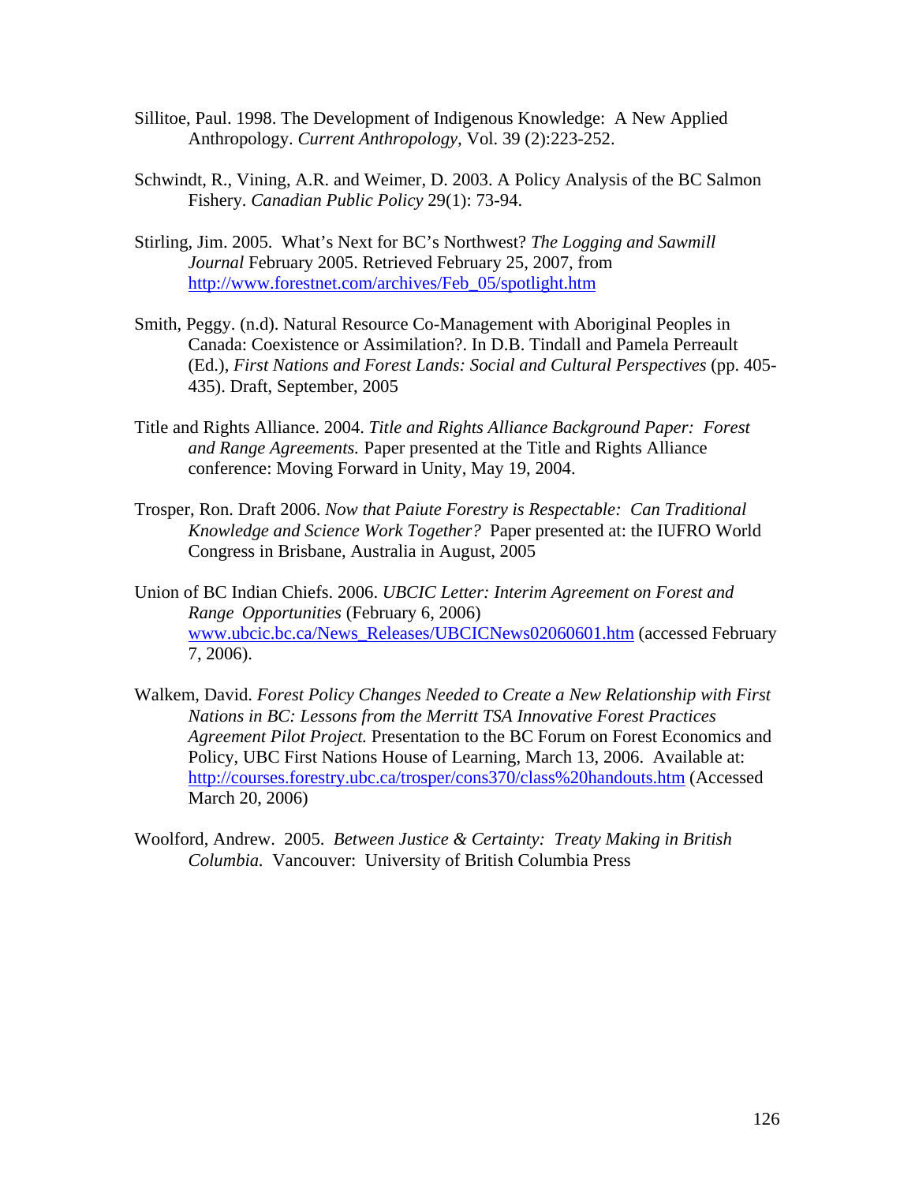Sillitoe, Paul. 1998. The Development of Indigenous Knowledge: A New Applied Anthropology. *Current Anthropology*, Vol. 39 (2):223-252.

Schwindt, R., Vining, A.R. and Weimer, D. 2003. A Policy Analysis of the BC Salmon Fishery. *Canadian Public Policy* 29(1): 73-94.

Stirling, Jim. 2005. What's Next for BC's Northwest? *The Logging and Sawmill Journal* February 2005. Retrieved February 25, 2007, from http://www.forestnet.com/archives/Feb_05/spotlight.htm

Smith, Peggy. (n.d). Natural Resource Co-Management with Aboriginal Peoples in Canada: Coexistence or Assimilation?. In D.B. Tindall and Pamela Perreault (Ed.), *First Nations and Forest Lands: Social and Cultural Perspectives* (pp. 405-435). Draft, September, 2005

Title and Rights Alliance. 2004. *Title and Rights Alliance Background Paper: Forest and Range Agreements.* Paper presented at the Title and Rights Alliance conference: Moving Forward in Unity, May 19, 2004.

Trosper, Ron. Draft 2006. *Now that Paiute Forestry is Respectable: Can Traditional Knowledge and Science Work Together?* Paper presented at: the IUFRO World Congress in Brisbane, Australia in August, 2005

Union of BC Indian Chiefs. 2006. *UBCIC Letter: Interim Agreement on Forest and Range Opportunities* (February 6, 2006) www.ubcic.bc.ca/News_Releases/UBCICNews02060601.htm (accessed February 7, 2006).

Walkem, David. *Forest Policy Changes Needed to Create a New Relationship with First Nations in BC: Lessons from the Merritt TSA Innovative Forest Practices Agreement Pilot Project.* Presentation to the BC Forum on Forest Economics and Policy, UBC First Nations House of Learning, March 13, 2006. Available at: http://courses.forestry.ubc.ca/trosper/cons370/class%20handouts.htm (Accessed March 20, 2006)

Woolford, Andrew. 2005. *Between Justice & Certainty: Treaty Making in British Columbia.* Vancouver: University of British Columbia Press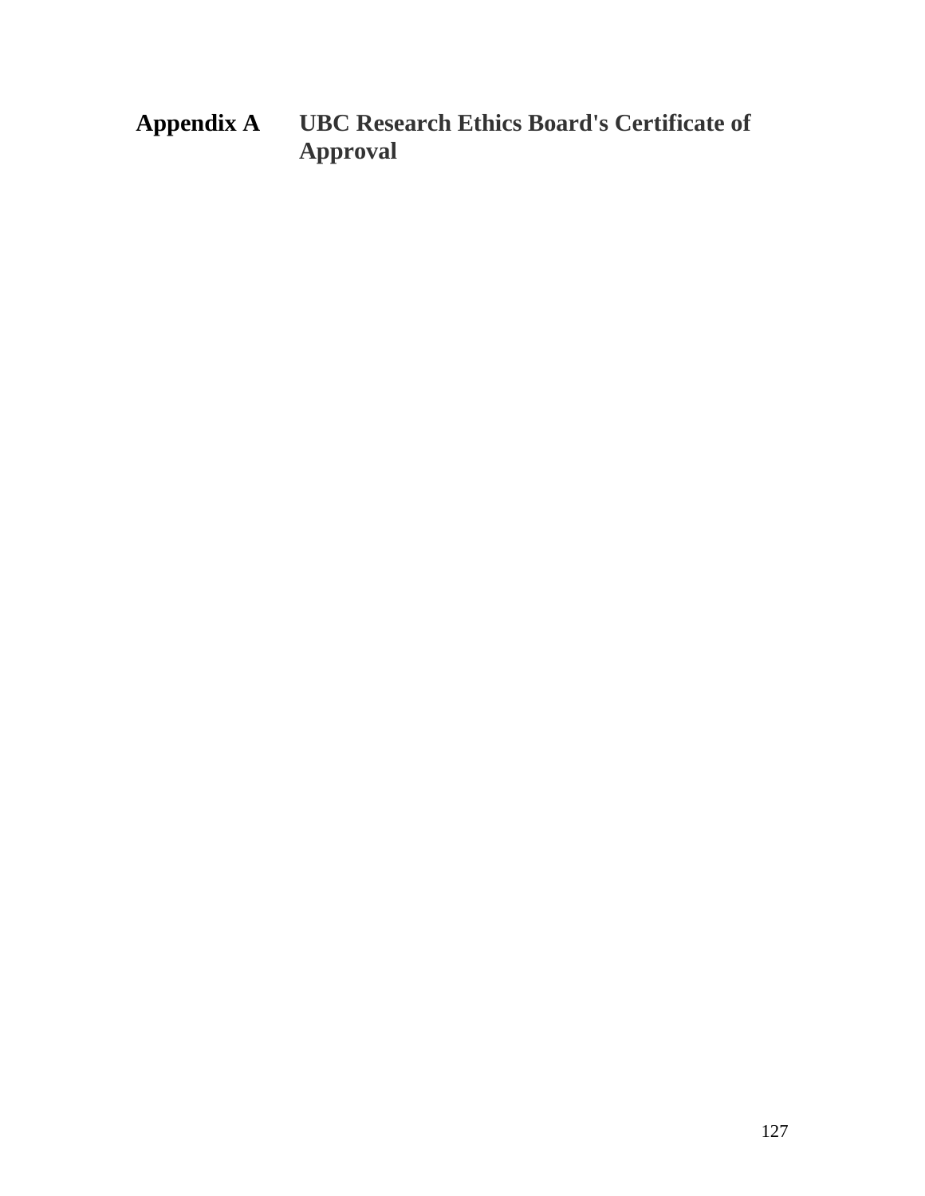# Appendix A UBC Research Ethics Board's Certificate of Approval